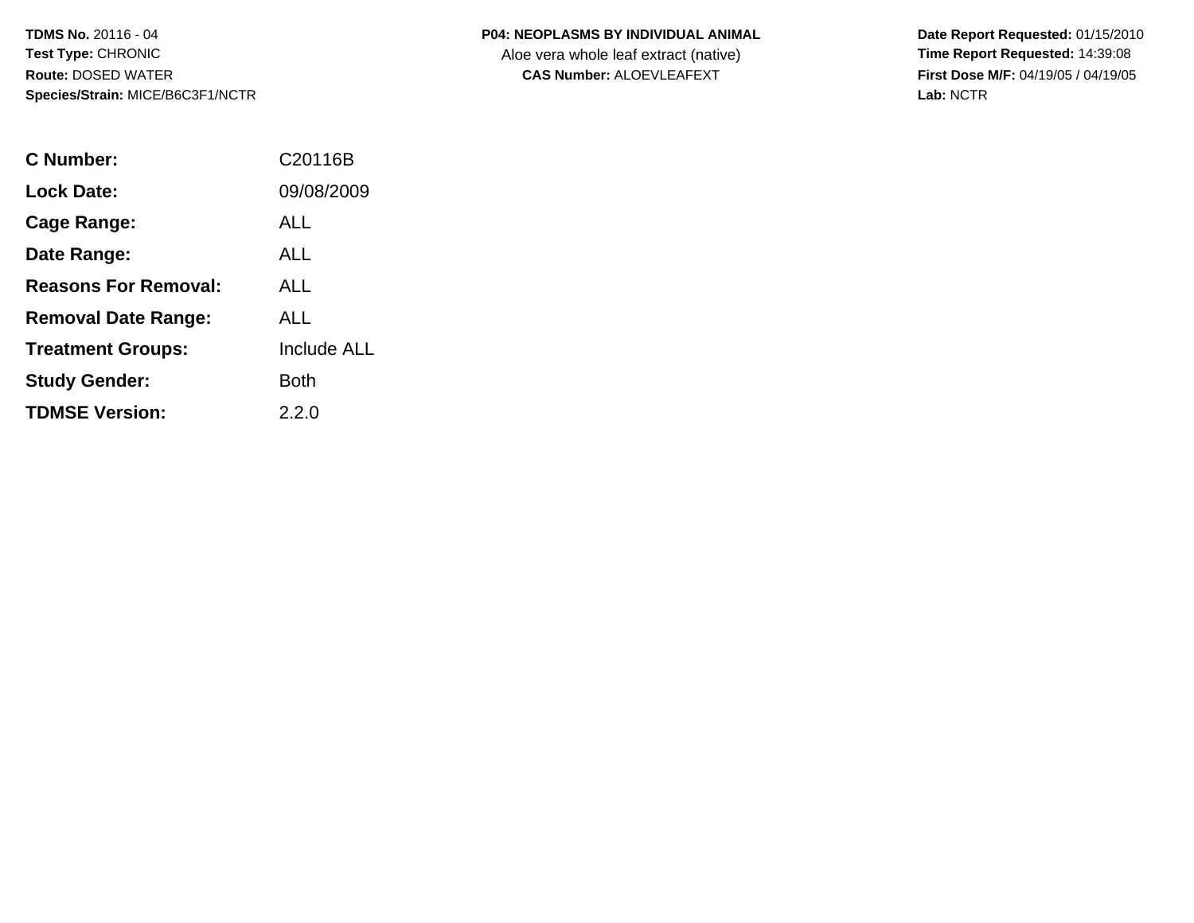**TDMS No.** 20116 - 04
**Test Type:** CHRONIC
**Route:** DOSED WATER
**Species/Strain:** MICE/B6C3F1/NCTR

**P04: NEOPLASMS BY INDIVIDUAL ANIMAL**
Aloe vera whole leaf extract (native)
**CAS Number:** ALOEVLEAFEXT

**Date Report Requested:** 01/15/2010
**Time Report Requested:** 14:39:08
**First Dose M/F:** 04/19/05 / 04/19/05
**Lab:** NCTR

| | |
|---|---|
| **C Number:** | C20116B |
| **Lock Date:** | 09/08/2009 |
| **Cage Range:** | ALL |
| **Date Range:** | ALL |
| **Reasons For Removal:** | ALL |
| **Removal Date Range:** | ALL |
| **Treatment Groups:** | Include ALL |
| **Study Gender:** | Both |
| **TDMSE Version:** | 2.2.0 |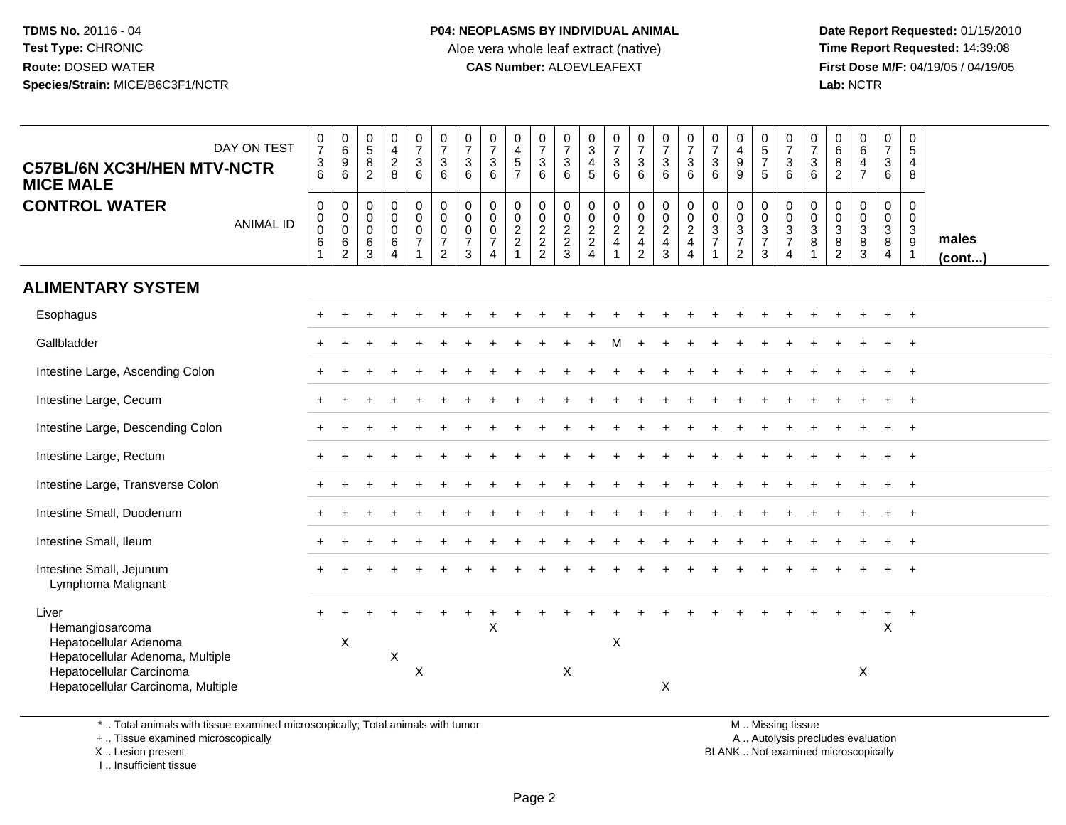**TDMS No.** 20116 - 04
**Test Type:** CHRONIC
**Route:** DOSED WATER
**Species/Strain:** MICE/B6C3F1/NCTR

**P04: NEOPLASMS BY INDIVIDUAL ANIMAL**
Aloe vera whole leaf extract (native)
**CAS Number:** ALOEVLEAFEXT

**Date Report Requested:** 01/15/2010
**Time Report Requested:** 14:39:08
**First Dose M/F:** 04/19/05 / 04/19/05
**Lab:** NCTR

## C57BL/6N XC3H/HEN MTV-NCTR MICE MALE
## CONTROL WATER

| DAY ON TEST | 0736 | 0696 | 0582 | 0428 | 0736 | 0736 | 0736 | 0736 | 0457 | 0736 | 0736 | 0345 | 0736 | 0736 | 0736 | 0736 | 0736 | 0499 | 0575 | 0736 | 0736 | 0682 | 0647 | 0736 | 0548 | |
|---|---|---|---|---|---|---|---|---|---|---|---|---|---|---|---|---|---|---|---|---|---|---|---|---|---|---|
| **ANIMAL ID** | 00061 | 00062 | 00063 | 00064 | 00071 | 00072 | 00073 | 00074 | 00221 | 00222 | 00223 | 00224 | 00241 | 00242 | 00243 | 00244 | 00371 | 00372 | 00373 | 00374 | 00381 | 00382 | 00383 | 00384 | 00391 | **males (cont...)** |
| **ALIMENTARY SYSTEM** | | | | | | | | | | | | | | | | | | | | | | | | | | |
| Esophagus | + | + | + | + | + | + | + | + | + | + | + | + | + | + | + | + | + | + | + | + | + | + | + | + | + | |
| Gallbladder | + | + | + | + | + | + | + | + | + | + | + | + | M | + | + | + | + | + | + | + | + | + | + | + | + | |
| Intestine Large, Ascending Colon | + | + | + | + | + | + | + | + | + | + | + | + | + | + | + | + | + | + | + | + | + | + | + | + | + | |
| Intestine Large, Cecum | + | + | + | + | + | + | + | + | + | + | + | + | + | + | + | + | + | + | + | + | + | + | + | + | + | |
| Intestine Large, Descending Colon | + | + | + | + | + | + | + | + | + | + | + | + | + | + | + | + | + | + | + | + | + | + | + | + | + | |
| Intestine Large, Rectum | + | + | + | + | + | + | + | + | + | + | + | + | + | + | + | + | + | + | + | + | + | + | + | + | + | |
| Intestine Large, Transverse Colon | + | + | + | + | + | + | + | + | + | + | + | + | + | + | + | + | + | + | + | + | + | + | + | + | + | |
| Intestine Small, Duodenum | + | + | + | + | + | + | + | + | + | + | + | + | + | + | + | + | + | + | + | + | + | + | + | + | + | |
| Intestine Small, Ileum | + | + | + | + | + | + | + | + | + | + | + | + | + | + | + | + | + | + | + | + | + | + | + | + | + | |
| Intestine Small, Jejunum | + | + | + | + | + | + | + | + | + | + | + | + | + | + | + | + | + | + | + | + | + | + | + | + | + | |
| Lymphoma Malignant | | | | | | | | | | | | | | | | | | | | | | | | | | |
| Liver | + | + | + | + | + | + | + | + | + | + | + | + | + | + | + | + | + | + | + | + | + | + | + | + | + | |
| Hemangiosarcoma | | | | | | | | X | | | | | | | | | | | | | | | | X | | |
| Hepatocellular Adenoma | | X | | | | | | | | | | | X | | | | | | | | | | | | | |
| Hepatocellular Adenoma, Multiple | | | | X | | | | | | | | | | | | | | | | | | | | | | |
| Hepatocellular Carcinoma | | | | | X | | | | | | X | | | | | | | | | | | | X | | | |
| Hepatocellular Carcinoma, Multiple | | | | | | | | | | | | | | | X | | | | | | | | | | | |

\* .. Total animals with tissue examined microscopically; Total animals with tumor
\+ .. Tissue examined microscopically
X .. Lesion present
I .. Insufficient tissue

M .. Missing tissue
A .. Autolysis precludes evaluation
BLANK .. Not examined microscopically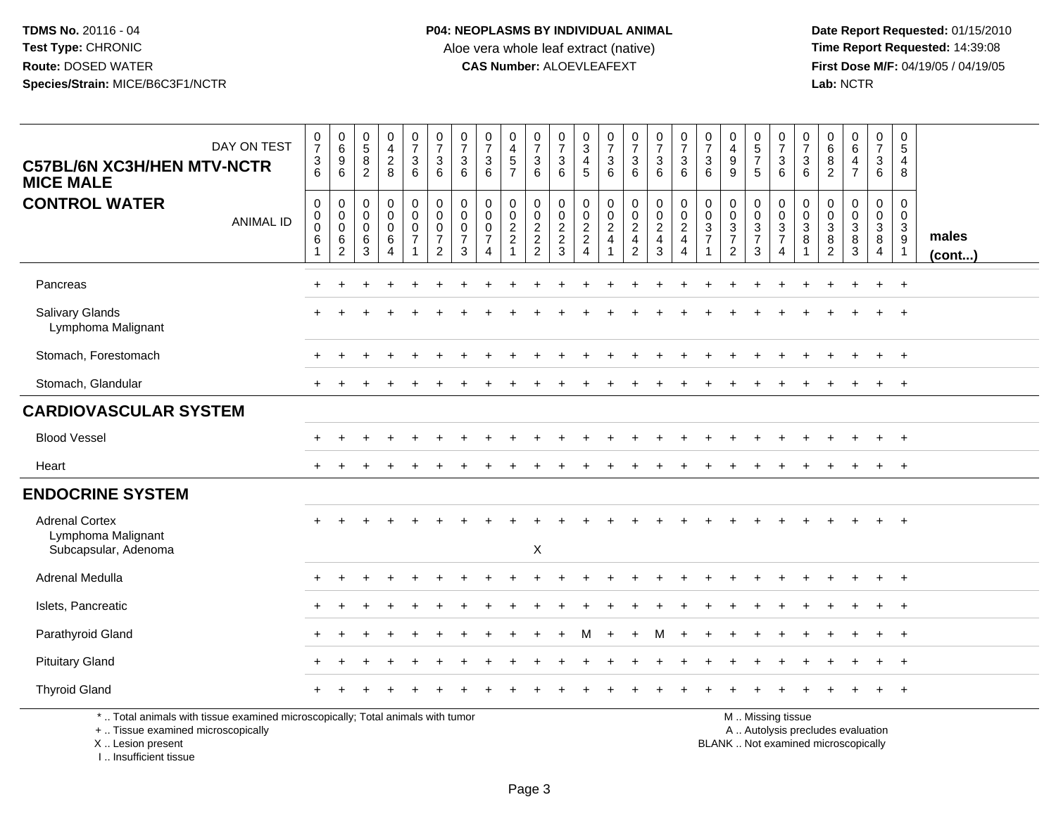**TDMS No.** 20116 - 04
**Test Type:** CHRONIC
**Route:** DOSED WATER
**Species/Strain:** MICE/B6C3F1/NCTR

**P04: NEOPLASMS BY INDIVIDUAL ANIMAL**
Aloe vera whole leaf extract (native)
**CAS Number:** ALOEVLEAFEXT

**Date Report Requested:** 01/15/2010
**Time Report Requested:** 14:39:08
**First Dose M/F:** 04/19/05 / 04/19/05
**Lab:** NCTR

**C57BL/6N XC3H/HEN MTV-NCTR MICE MALE**
**CONTROL WATER**

| DAY ON TEST | 0736 | 0696 | 0582 | 0428 | 0736 | 0736 | 0736 | 0736 | 0457 | 0736 | 0736 | 0345 | 0736 | 0736 | 0736 | 0736 | 0736 | 0499 | 0575 | 0736 | 0736 | 0682 | 0647 | 0736 | 0548 | |
|---|---|---|---|---|---|---|---|---|---|---|---|---|---|---|---|---|---|---|---|---|---|---|---|---|---|---|
| ANIMAL ID | 00061 | 00062 | 00063 | 00064 | 00071 | 00072 | 00073 | 00074 | 00221 | 00222 | 00223 | 00224 | 00241 | 00242 | 00243 | 00244 | 00371 | 00372 | 00373 | 00374 | 00381 | 00382 | 00383 | 00384 | 00391 | **males (cont...)** |
| Pancreas | + | + | + | + | + | + | + | + | + | + | + | + | + | + | + | + | + | + | + | + | + | + | + | + | + | |
| Salivary Glands | + | + | + | + | + | + | + | + | + | + | + | + | + | + | + | + | + | + | + | + | + | + | + | + | + | |
| Lymphoma Malignant | | | | | | | | | | | | | | | | | | | | | | | | | | |
| Stomach, Forestomach | + | + | + | + | + | + | + | + | + | + | + | + | + | + | + | + | + | + | + | + | + | + | + | + | + | |
| Stomach, Glandular | + | + | + | + | + | + | + | + | + | + | + | + | + | + | + | + | + | + | + | + | + | + | + | + | + | |
| **CARDIOVASCULAR SYSTEM** | | | | | | | | | | | | | | | | | | | | | | | | | | |
| Blood Vessel | + | + | + | + | + | + | + | + | + | + | + | + | + | + | + | + | + | + | + | + | + | + | + | + | + | |
| Heart | + | + | + | + | + | + | + | + | + | + | + | + | + | + | + | + | + | + | + | + | + | + | + | + | + | |
| **ENDOCRINE SYSTEM** | | | | | | | | | | | | | | | | | | | | | | | | | | |
| Adrenal Cortex | + | + | + | + | + | + | + | + | + | + | + | + | + | + | + | + | + | + | + | + | + | + | + | + | + | |
| Lymphoma Malignant | | | | | | | | | | | | | | | | | | | | | | | | | | |
| Subcapsular, Adenoma | | | | | | | | | | X | | | | | | | | | | | | | | | | |
| Adrenal Medulla | + | + | + | + | + | + | + | + | + | + | + | + | + | + | + | + | + | + | + | + | + | + | + | + | + | |
| Islets, Pancreatic | + | + | + | + | + | + | + | + | + | + | + | + | + | + | + | + | + | + | + | + | + | + | + | + | + | |
| Parathyroid Gland | + | + | + | + | + | + | + | + | + | + | + | M | + | + | M | + | + | + | + | + | + | + | + | + | + | |
| Pituitary Gland | + | + | + | + | + | + | + | + | + | + | + | + | + | + | + | + | + | + | + | + | + | + | + | + | + | |
| Thyroid Gland | + | + | + | + | + | + | + | + | + | + | + | + | + | + | + | + | + | + | + | + | + | + | + | + | + | |

\* .. Total animals with tissue examined microscopically; Total animals with tumor
\+ .. Tissue examined microscopically
X .. Lesion present
I .. Insufficient tissue

M .. Missing tissue
A .. Autolysis precludes evaluation
BLANK .. Not examined microscopically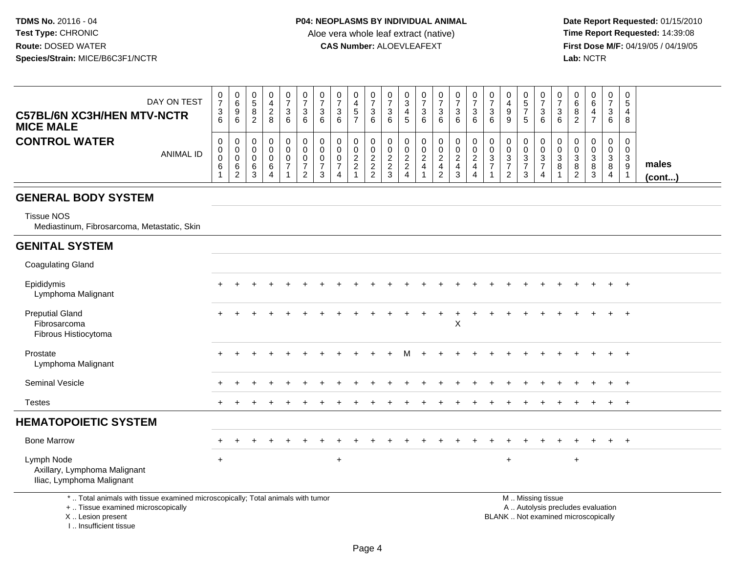**TDMS No.** 20116 - 04
**Test Type:** CHRONIC
**Route:** DOSED WATER
**Species/Strain:** MICE/B6C3F1/NCTR

**P04: NEOPLASMS BY INDIVIDUAL ANIMAL**
Aloe vera whole leaf extract (native)
**CAS Number:** ALOEVLEAFEXT

**Date Report Requested:** 01/15/2010
**Time Report Requested:** 14:39:08
**First Dose M/F:** 04/19/05 / 04/19/05
**Lab:** NCTR

## C57BL/6N XC3H/HEN MTV-NCTR MICE MALE
## CONTROL WATER

| DAY ON TEST | 0736 | 0696 | 0582 | 0428 | 0736 | 0736 | 0736 | 0736 | 0457 | 0736 | 0736 | 0345 | 0736 | 0736 | 0736 | 0736 | 0736 | 0499 | 0575 | 0736 | 0736 | 0682 | 0647 | 0736 | 0548 | |
|---|---|---|---|---|---|---|---|---|---|---|---|---|---|---|---|---|---|---|---|---|---|---|---|---|---|---|
| **ANIMAL ID** | 00061 | 00062 | 00063 | 00064 | 00071 | 00072 | 00073 | 00074 | 00221 | 00222 | 00223 | 00224 | 00241 | 00242 | 00243 | 00244 | 00371 | 00372 | 00373 | 00374 | 00381 | 00382 | 00383 | 00384 | 00391 | **males (cont...)** |
| **GENERAL BODY SYSTEM** | | | | | | | | | | | | | | | | | | | | | | | | | | |
| Tissue NOS | | | | | | | | | | | | | | | | | | | | | | | | | | |
| Mediastinum, Fibrosarcoma, Metastatic, Skin | | | | | | | | | | | | | | | | | | | | | | | | | | |
| **GENITAL SYSTEM** | | | | | | | | | | | | | | | | | | | | | | | | | | |
| Coagulating Gland | | | | | | | | | | | | | | | | | | | | | | | | | | |
| Epididymis | + | + | + | + | + | + | + | + | + | + | + | + | + | + | + | + | + | + | + | + | + | + | + | + | + | |
| Lymphoma Malignant | | | | | | | | | | | | | | | | | | | | | | | | | | |
| Preputial Gland | + | + | + | + | + | + | + | + | + | + | + | + | + | + | + | + | + | + | + | + | + | + | + | + | + | |
| Fibrosarcoma | | | | | | | | | | | | | | | X | | | | | | | | | | | |
| Fibrous Histiocytoma | | | | | | | | | | | | | | | | | | | | | | | | | | |
| Prostate | + | + | + | + | + | + | + | + | + | + | + | M | + | + | + | + | + | + | + | + | + | + | + | + | + | |
| Lymphoma Malignant | | | | | | | | | | | | | | | | | | | | | | | | | | |
| Seminal Vesicle | + | + | + | + | + | + | + | + | + | + | + | + | + | + | + | + | + | + | + | + | + | + | + | + | + | |
| Testes | + | + | + | + | + | + | + | + | + | + | + | + | + | + | + | + | + | + | + | + | + | + | + | + | + | |
| **HEMATOPOIETIC SYSTEM** | | | | | | | | | | | | | | | | | | | | | | | | | | |
| Bone Marrow | + | + | + | + | + | + | + | + | + | + | + | + | + | + | + | + | + | + | + | + | + | + | + | + | + | |
| Lymph Node | + | | | | | | | + | | | | | | | | | | + | | | | + | | | | |
| Axillary, Lymphoma Malignant | | | | | | | | | | | | | | | | | | | | | | | | | | |
| Iliac, Lymphoma Malignant | | | | | | | | | | | | | | | | | | | | | | | | | | |

\* .. Total animals with tissue examined microscopically; Total animals with tumor
\+ .. Tissue examined microscopically
X .. Lesion present
I .. Insufficient tissue

M .. Missing tissue
A .. Autolysis precludes evaluation
BLANK .. Not examined microscopically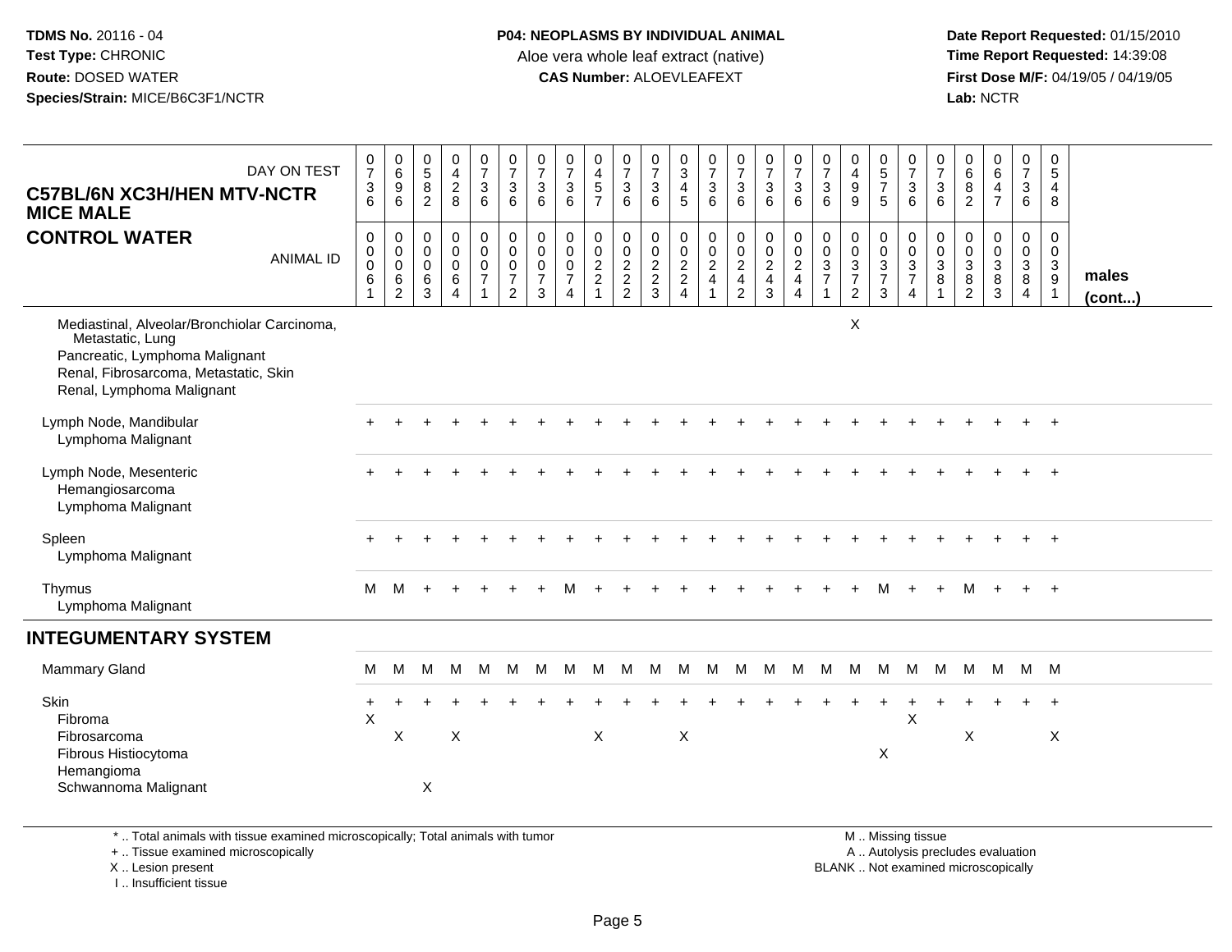**TDMS No.** 20116 - 04
**Test Type:** CHRONIC
**Route:** DOSED WATER
**Species/Strain:** MICE/B6C3F1/NCTR

**P04: NEOPLASMS BY INDIVIDUAL ANIMAL**
Aloe vera whole leaf extract (native)
**CAS Number:** ALOEVLEAFEXT

**Date Report Requested:** 01/15/2010
**Time Report Requested:** 14:39:08
**First Dose M/F:** 04/19/05 / 04/19/05
**Lab:** NCTR

## C57BL/6N XC3H/HEN MTV-NCTR MICE MALE
## CONTROL WATER

| DAY ON TEST | 0736 | 0696 | 0582 | 0428 | 0736 | 0736 | 0736 | 0736 | 0457 | 0736 | 0736 | 0345 | 0736 | 0736 | 0736 | 0736 | 0736 | 0499 | 0575 | 0736 | 0736 | 0682 | 0647 | 0736 | 0548 | |
|---|---|---|---|---|---|---|---|---|---|---|---|---|---|---|---|---|---|---|---|---|---|---|---|---|---|---|
| **ANIMAL ID** | 00061 | 00062 | 00063 | 00064 | 00071 | 00072 | 00073 | 00074 | 00221 | 00222 | 00223 | 00224 | 00241 | 00242 | 00243 | 00244 | 00371 | 00372 | 00373 | 00374 | 00381 | 00382 | 00383 | 00384 | 00391 | **males (cont...)** |
| Mediastinal, Alveolar/Bronchiolar Carcinoma, Metastatic, Lung | | | | | | | | | | | | | | | | | | X | | | | | | | | |
| Pancreatic, Lymphoma Malignant | | | | | | | | | | | | | | | | | | | | | | | | | | |
| Renal, Fibrosarcoma, Metastatic, Skin | | | | | | | | | | | | | | | | | | | | | | | | | | |
| Renal, Lymphoma Malignant | | | | | | | | | | | | | | | | | | | | | | | | | | |
| Lymph Node, Mandibular | + | + | + | + | + | + | + | + | + | + | + | + | + | + | + | + | + | + | + | + | + | + | + | + | + | |
| Lymphoma Malignant | | | | | | | | | | | | | | | | | | | | | | | | | | |
| Lymph Node, Mesenteric | + | + | + | + | + | + | + | + | + | + | + | + | + | + | + | + | + | + | + | + | + | + | + | + | + | |
| Hemangiosarcoma | | | | | | | | | | | | | | | | | | | | | | | | | | |
| Lymphoma Malignant | | | | | | | | | | | | | | | | | | | | | | | | | | |
| Spleen | + | + | + | + | + | + | + | + | + | + | + | + | + | + | + | + | + | + | + | + | + | + | + | + | + | |
| Lymphoma Malignant | | | | | | | | | | | | | | | | | | | | | | | | | | |
| Thymus | M | M | + | + | + | + | + | M | + | + | + | + | + | + | + | + | + | + | M | + | + | M | + | + | + | |
| Lymphoma Malignant | | | | | | | | | | | | | | | | | | | | | | | | | | |
| **INTEGUMENTARY SYSTEM** | | | | | | | | | | | | | | | | | | | | | | | | | | |
| Mammary Gland | M | M | M | M | M | M | M | M | M | M | M | M | M | M | M | M | M | M | M | M | M | M | M | M | M | |
| Skin | + | + | + | + | + | + | + | + | + | + | + | + | + | + | + | + | + | + | + | + | + | + | + | + | + | |
| Fibroma | X | | | | | | | | | | | | | | | | | | | X | | | | | | |
| Fibrosarcoma | | X | | X | | | | | X | | | X | | | | | | | | | | X | | | X | |
| Fibrous Histiocytoma | | | | | | | | | | | | | | | | | | | X | | | | | | | |
| Hemangioma | | | | | | | | | | | | | | | | | | | | | | | | | | |
| Schwannoma Malignant | | | X | | | | | | | | | | | | | | | | | | | | | | | |

\* .. Total animals with tissue examined microscopically; Total animals with tumor
\+ .. Tissue examined microscopically
X .. Lesion present
I .. Insufficient tissue

M .. Missing tissue
A .. Autolysis precludes evaluation
BLANK .. Not examined microscopically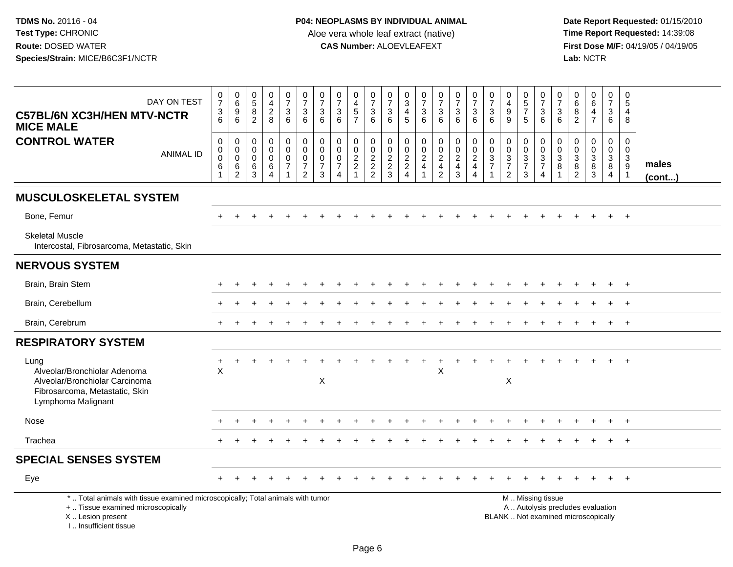**TDMS No.** 20116 - 04
**Test Type:** CHRONIC
**Route:** DOSED WATER
**Species/Strain:** MICE/B6C3F1/NCTR

**P04: NEOPLASMS BY INDIVIDUAL ANIMAL**
Aloe vera whole leaf extract (native)
**CAS Number:** ALOEVLEAFEXT

**Date Report Requested:** 01/15/2010
**Time Report Requested:** 14:39:08
**First Dose M/F:** 04/19/05 / 04/19/05
**Lab:** NCTR

**C57BL/6N XC3H/HEN MTV-NCTR MICE MALE**
**CONTROL WATER**

| DAY ON TEST | 0736 | 0696 | 0582 | 0428 | 0736 | 0736 | 0736 | 0736 | 0457 | 0736 | 0736 | 0345 | 0736 | 0736 | 0736 | 0736 | 0736 | 0499 | 0575 | 0736 | 0736 | 0682 | 0647 | 0736 | 0548 | |
|---|---|---|---|---|---|---|---|---|---|---|---|---|---|---|---|---|---|---|---|---|---|---|---|---|---|---|
| ANIMAL ID | 0006 1 | 0006 2 | 0006 3 | 0006 4 | 0007 1 | 0007 2 | 0007 3 | 0007 4 | 0022 1 | 0022 2 | 0022 3 | 0022 4 | 0024 1 | 0024 2 | 0024 3 | 0024 4 | 0037 1 | 0037 2 | 0037 3 | 0037 4 | 0038 1 | 0038 2 | 0038 3 | 0038 4 | 0039 1 | **males (cont...)** |
| **MUSCULOSKELETAL SYSTEM** | | | | | | | | | | | | | | | | | | | | | | | | | | |
| Bone, Femur | + | + | + | + | + | + | + | + | + | + | + | + | + | + | + | + | + | + | + | + | + | + | + | + | + | |
| Skeletal Muscle | | | | | | | | | | | | | | | | | | | | | | | | | | |
| Intercostal, Fibrosarcoma, Metastatic, Skin | | | | | | | | | | | | | | | | | | | | | | | | | | |
| **NERVOUS SYSTEM** | | | | | | | | | | | | | | | | | | | | | | | | | | |
| Brain, Brain Stem | + | + | + | + | + | + | + | + | + | + | + | + | + | + | + | + | + | + | + | + | + | + | + | + | + | |
| Brain, Cerebellum | + | + | + | + | + | + | + | + | + | + | + | + | + | + | + | + | + | + | + | + | + | + | + | + | + | |
| Brain, Cerebrum | + | + | + | + | + | + | + | + | + | + | + | + | + | + | + | + | + | + | + | + | + | + | + | + | + | |
| **RESPIRATORY SYSTEM** | | | | | | | | | | | | | | | | | | | | | | | | | | |
| Lung | + | + | + | + | + | + | + | + | + | + | + | + | + | + | + | + | + | + | + | + | + | + | + | + | + | |
| Alveolar/Bronchiolar Adenoma | X | | | | | | | | | | | | | X | | | | | | | | | | | | |
| Alveolar/Bronchiolar Carcinoma | | | | | | | X | | | | | | | | | | | X | | | | | | | | |
| Fibrosarcoma, Metastatic, Skin | | | | | | | | | | | | | | | | | | | | | | | | | | |
| Lymphoma Malignant | | | | | | | | | | | | | | | | | | | | | | | | | | |
| Nose | + | + | + | + | + | + | + | + | + | + | + | + | + | + | + | + | + | + | + | + | + | + | + | + | + | |
| Trachea | + | + | + | + | + | + | + | + | + | + | + | + | + | + | + | + | + | + | + | + | + | + | + | + | + | |
| **SPECIAL SENSES SYSTEM** | | | | | | | | | | | | | | | | | | | | | | | | | | |
| Eye | + | + | + | + | + | + | + | + | + | + | + | + | + | + | + | + | + | + | + | + | + | + | + | + | + | |

\* .. Total animals with tissue examined microscopically; Total animals with tumor
\+ .. Tissue examined microscopically
X .. Lesion present
I .. Insufficient tissue

M .. Missing tissue
A .. Autolysis precludes evaluation
BLANK .. Not examined microscopically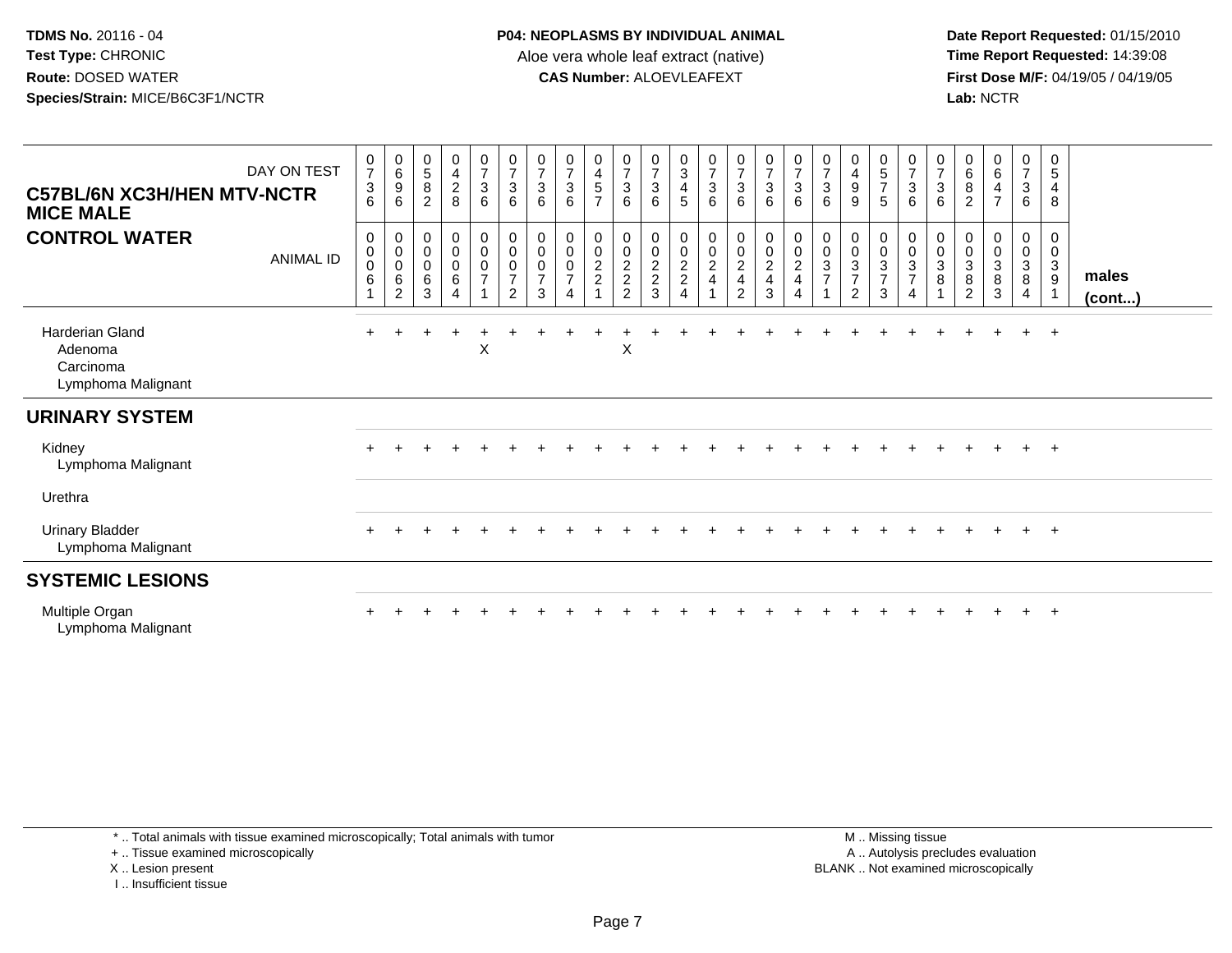**TDMS No.** 20116 - 04
**Test Type:** CHRONIC
**Route:** DOSED WATER
**Species/Strain:** MICE/B6C3F1/NCTR

**P04: NEOPLASMS BY INDIVIDUAL ANIMAL**
Aloe vera whole leaf extract (native)
**CAS Number:** ALOEVLEAFEXT

**Date Report Requested:** 01/15/2010
**Time Report Requested:** 14:39:08
**First Dose M/F:** 04/19/05 / 04/19/05
**Lab:** NCTR

| C57BL/6N XC3H/HEN MTV-NCTR MICE MALE — DAY ON TEST | 0736 | 0696 | 0582 | 0428 | 0736 | 0736 | 0736 | 0736 | 0457 | 0736 | 0736 | 0345 | 0736 | 0736 | 0736 | 0736 | 0736 | 0499 | 0575 | 0736 | 0736 | 0682 | 0647 | 0736 | 0548 | |
|---|---|---|---|---|---|---|---|---|---|---|---|---|---|---|---|---|---|---|---|---|---|---|---|---|---|---|
| **CONTROL WATER** — ANIMAL ID | 00061 | 00062 | 00063 | 00064 | 00071 | 00072 | 00073 | 00074 | 00221 | 00222 | 00223 | 00224 | 00241 | 00242 | 00243 | 00244 | 00371 | 00372 | 00373 | 00374 | 00381 | 00382 | 00383 | 00384 | 00391 | **males (cont...)** |
| Harderian Gland | + | + | + | + | + | + | + | + | + | + | + | + | + | + | + | + | + | + | + | + | + | + | + | + | + | |
| Adenoma | | | | | X | | | | | X | | | | | | | | | | | | | | | | |
| Carcinoma | | | | | | | | | | | | | | | | | | | | | | | | | | |
| Lymphoma Malignant | | | | | | | | | | | | | | | | | | | | | | | | | | |
| **URINARY SYSTEM** | | | | | | | | | | | | | | | | | | | | | | | | | | |
| Kidney | + | + | + | + | + | + | + | + | + | + | + | + | + | + | + | + | + | + | + | + | + | + | + | + | + | |
| Lymphoma Malignant | | | | | | | | | | | | | | | | | | | | | | | | | | |
| Urethra | | | | | | | | | | | | | | | | | | | | | | | | | | |
| Urinary Bladder | + | + | + | + | + | + | + | + | + | + | + | + | + | + | + | + | + | + | + | + | + | + | + | + | + | |
| Lymphoma Malignant | | | | | | | | | | | | | | | | | | | | | | | | | | |
| **SYSTEMIC LESIONS** | | | | | | | | | | | | | | | | | | | | | | | | | | |
| Multiple Organ | + | + | + | + | + | + | + | + | + | + | + | + | + | + | + | + | + | + | + | + | + | + | + | + | + | |
| Lymphoma Malignant | | | | | | | | | | | | | | | | | | | | | | | | | | |

\* .. Total animals with tissue examined microscopically; Total animals with tumor
\+ .. Tissue examined microscopically
X .. Lesion present
I .. Insufficient tissue

M .. Missing tissue
A .. Autolysis precludes evaluation
BLANK .. Not examined microscopically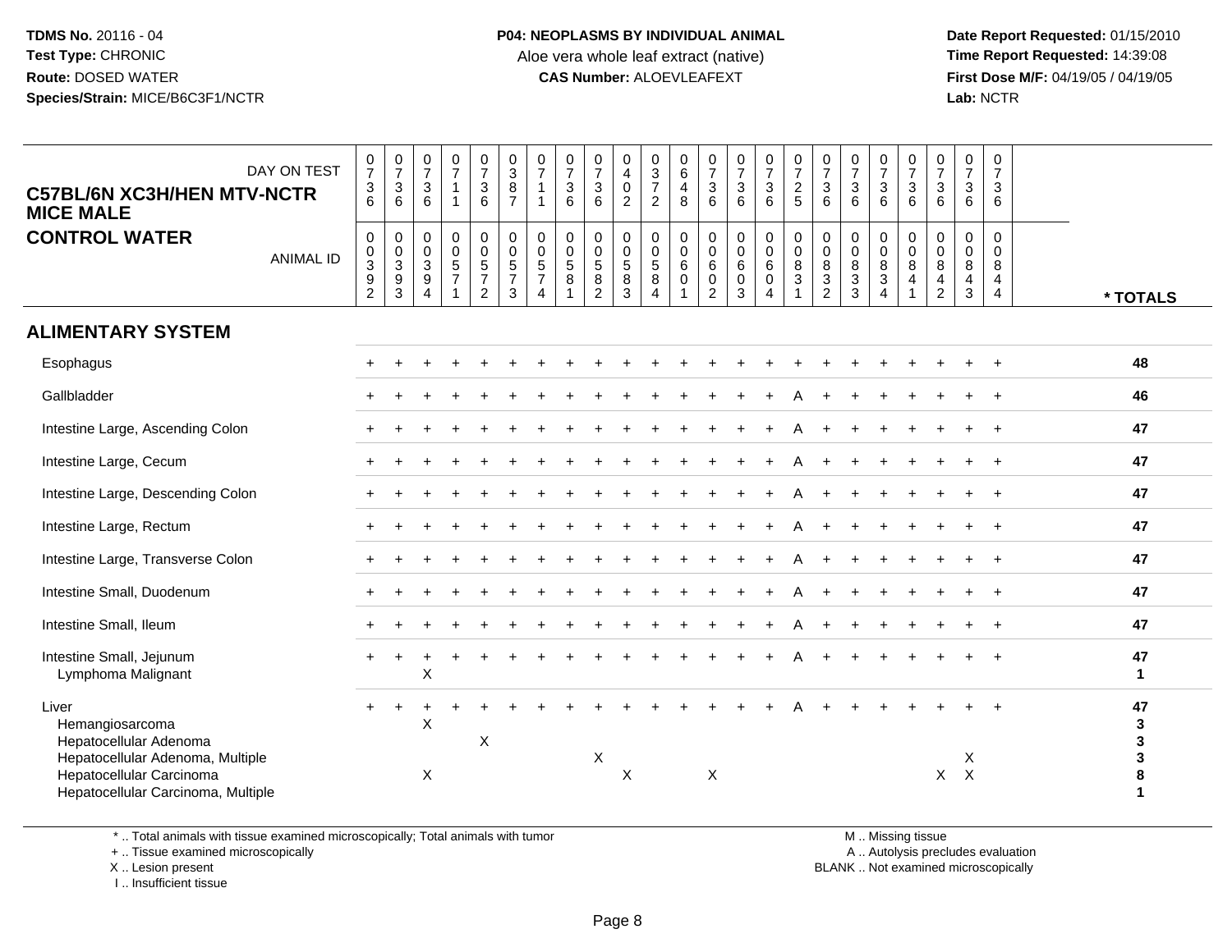**TDMS No.** 20116 - 04
**Test Type:** CHRONIC
**Route:** DOSED WATER
**Species/Strain:** MICE/B6C3F1/NCTR

**P04: NEOPLASMS BY INDIVIDUAL ANIMAL**
Aloe vera whole leaf extract (native)
**CAS Number:** ALOEVLEAFEXT

**Date Report Requested:** 01/15/2010
**Time Report Requested:** 14:39:08
**First Dose M/F:** 04/19/05 / 04/19/05
**Lab:** NCTR

**C57BL/6N XC3H/HEN MTV-NCTR MICE MALE**
**CONTROL WATER**

| DAY ON TEST | 0736 | 0736 | 0736 | 0711 | 0736 | 0387 | 0711 | 0736 | 0736 | 0402 | 0372 | 0648 | 0736 | 0736 | 0736 | 0725 | 0736 | 0736 | 0736 | 0736 | 0736 | 0736 | 0736 | |
|---|---|---|---|---|---|---|---|---|---|---|---|---|---|---|---|---|---|---|---|---|---|---|---|---|
| **ANIMAL ID** | 0392 | 0393 | 0394 | 0571 | 0572 | 0573 | 0574 | 0581 | 0582 | 0583 | 0584 | 0601 | 0602 | 0603 | 0604 | 0831 | 0832 | 0833 | 0834 | 0841 | 0842 | 0843 | 0844 | *** TOTALS** |
| **ALIMENTARY SYSTEM** | | | | | | | | | | | | | | | | | | | | | | | | |
| Esophagus | + | + | + | + | + | + | + | + | + | + | + | + | + | + | + | + | + | + | + | + | + | + | + | **48** |
| Gallbladder | + | + | + | + | + | + | + | + | + | + | + | + | + | + | + | A | + | + | + | + | + | + | + | **46** |
| Intestine Large, Ascending Colon | + | + | + | + | + | + | + | + | + | + | + | + | + | + | + | A | + | + | + | + | + | + | + | **47** |
| Intestine Large, Cecum | + | + | + | + | + | + | + | + | + | + | + | + | + | + | + | A | + | + | + | + | + | + | + | **47** |
| Intestine Large, Descending Colon | + | + | + | + | + | + | + | + | + | + | + | + | + | + | + | A | + | + | + | + | + | + | + | **47** |
| Intestine Large, Rectum | + | + | + | + | + | + | + | + | + | + | + | + | + | + | + | A | + | + | + | + | + | + | + | **47** |
| Intestine Large, Transverse Colon | + | + | + | + | + | + | + | + | + | + | + | + | + | + | + | A | + | + | + | + | + | + | + | **47** |
| Intestine Small, Duodenum | + | + | + | + | + | + | + | + | + | + | + | + | + | + | + | A | + | + | + | + | + | + | + | **47** |
| Intestine Small, Ileum | + | + | + | + | + | + | + | + | + | + | + | + | + | + | + | A | + | + | + | + | + | + | + | **47** |
| Intestine Small, Jejunum | + | + | + | + | + | + | + | + | + | + | + | + | + | + | + | A | + | + | + | + | + | + | + | **47** |
| Lymphoma Malignant | | | X | | | | | | | | | | | | | | | | | | | | | **1** |
| Liver | + | + | + | + | + | + | + | + | + | + | + | + | + | + | + | A | + | + | + | + | + | + | + | **47** |
| Hemangiosarcoma | | | X | | | | | | | | | | | | | | | | | | | | | **3** |
| Hepatocellular Adenoma | | | | | X | | | | | | | | | | | | | | | | | | | **3** |
| Hepatocellular Adenoma, Multiple | | | | | | | | | X | | | | | | | | | | | | | X | | **3** |
| Hepatocellular Carcinoma | | | X | | | | | | | X | | | X | | | | | | | | X | X | | **8** |
| Hepatocellular Carcinoma, Multiple | | | | | | | | | | | | | | | | | | | | | | | | **1** |

* .. Total animals with tissue examined microscopically; Total animals with tumor
+ .. Tissue examined microscopically
X .. Lesion present
I .. Insufficient tissue

M .. Missing tissue
A .. Autolysis precludes evaluation
BLANK .. Not examined microscopically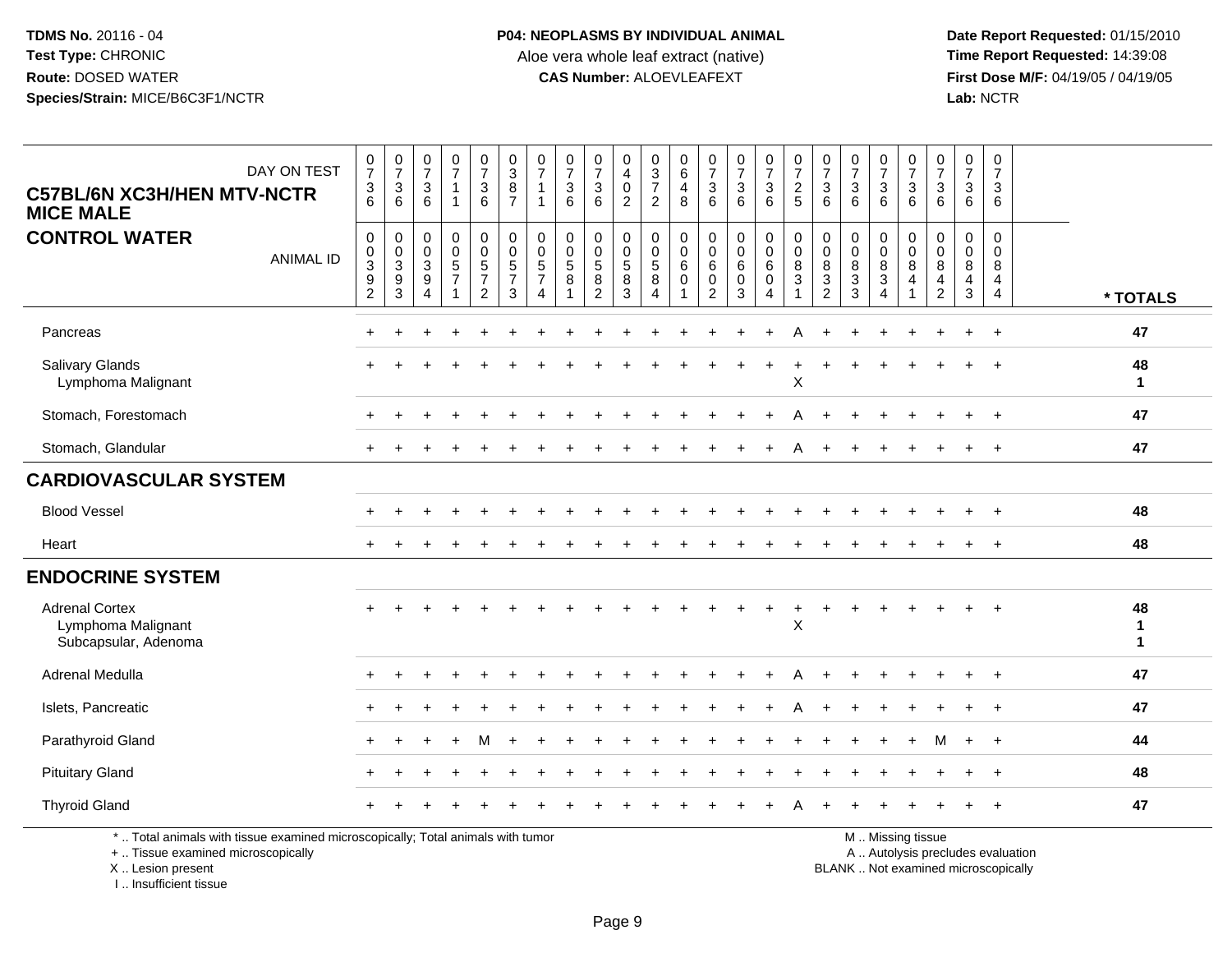**TDMS No.** 20116 - 04
**Test Type:** CHRONIC
**Route:** DOSED WATER
**Species/Strain:** MICE/B6C3F1/NCTR

**P04: NEOPLASMS BY INDIVIDUAL ANIMAL**
Aloe vera whole leaf extract (native)
**CAS Number:** ALOEVLEAFEXT

**Date Report Requested:** 01/15/2010
**Time Report Requested:** 14:39:08
**First Dose M/F:** 04/19/05 / 04/19/05
**Lab:** NCTR

## C57BL/6N XC3H/HEN MTV-NCTR MICE MALE
## CONTROL WATER

| DAY ON TEST | 0736 | 0736 | 0736 | 0711 | 0736 | 0387 | 0711 | 0736 | 0736 | 0402 | 0372 | 0648 | 0736 | 0736 | 0736 | 0725 | 0736 | 0736 | 0736 | 0736 | 0736 | 0736 | 0736 | |
|---|---|---|---|---|---|---|---|---|---|---|---|---|---|---|---|---|---|---|---|---|---|---|---|---|
| **ANIMAL ID** | 00392 | 00393 | 00394 | 00571 | 00572 | 00573 | 00574 | 00581 | 00582 | 00583 | 00584 | 00601 | 00602 | 00603 | 00604 | 00831 | 00832 | 00833 | 00834 | 00841 | 00842 | 00843 | 00844 | *** TOTALS** |
| Pancreas | + | + | + | + | + | + | + | + | + | + | + | + | + | + | + | A | + | + | + | + | + | + | + | 47 |
| Salivary Glands | + | + | + | + | + | + | + | + | + | + | + | + | + | + | + | + | + | + | + | + | + | + | + | 48 |
| Lymphoma Malignant | | | | | | | | | | | | | | | | X | | | | | | | | 1 |
| Stomach, Forestomach | + | + | + | + | + | + | + | + | + | + | + | + | + | + | + | A | + | + | + | + | + | + | + | 47 |
| Stomach, Glandular | + | + | + | + | + | + | + | + | + | + | + | + | + | + | + | A | + | + | + | + | + | + | + | 47 |
| **CARDIOVASCULAR SYSTEM** | | | | | | | | | | | | | | | | | | | | | | | | |
| Blood Vessel | + | + | + | + | + | + | + | + | + | + | + | + | + | + | + | + | + | + | + | + | + | + | + | 48 |
| Heart | + | + | + | + | + | + | + | + | + | + | + | + | + | + | + | + | + | + | + | + | + | + | + | 48 |
| **ENDOCRINE SYSTEM** | | | | | | | | | | | | | | | | | | | | | | | | |
| Adrenal Cortex | + | + | + | + | + | + | + | + | + | + | + | + | + | + | + | + | + | + | + | + | + | + | + | 48 |
| Lymphoma Malignant | | | | | | | | | | | | | | | | X | | | | | | | | 1 |
| Subcapsular, Adenoma | | | | | | | | | | | | | | | | | | | | | | | | 1 |
| Adrenal Medulla | + | + | + | + | + | + | + | + | + | + | + | + | + | + | + | A | + | + | + | + | + | + | + | 47 |
| Islets, Pancreatic | + | + | + | + | + | + | + | + | + | + | + | + | + | + | + | A | + | + | + | + | + | + | + | 47 |
| Parathyroid Gland | + | + | + | + | M | + | + | + | + | + | + | + | + | + | + | + | + | + | + | + | M | + | + | 44 |
| Pituitary Gland | + | + | + | + | + | + | + | + | + | + | + | + | + | + | + | + | + | + | + | + | + | + | + | 48 |
| Thyroid Gland | + | + | + | + | + | + | + | + | + | + | + | + | + | + | + | A | + | + | + | + | + | + | + | 47 |

* .. Total animals with tissue examined microscopically; Total animals with tumor
+ .. Tissue examined microscopically
X .. Lesion present
I .. Insufficient tissue

M .. Missing tissue
A .. Autolysis precludes evaluation
BLANK .. Not examined microscopically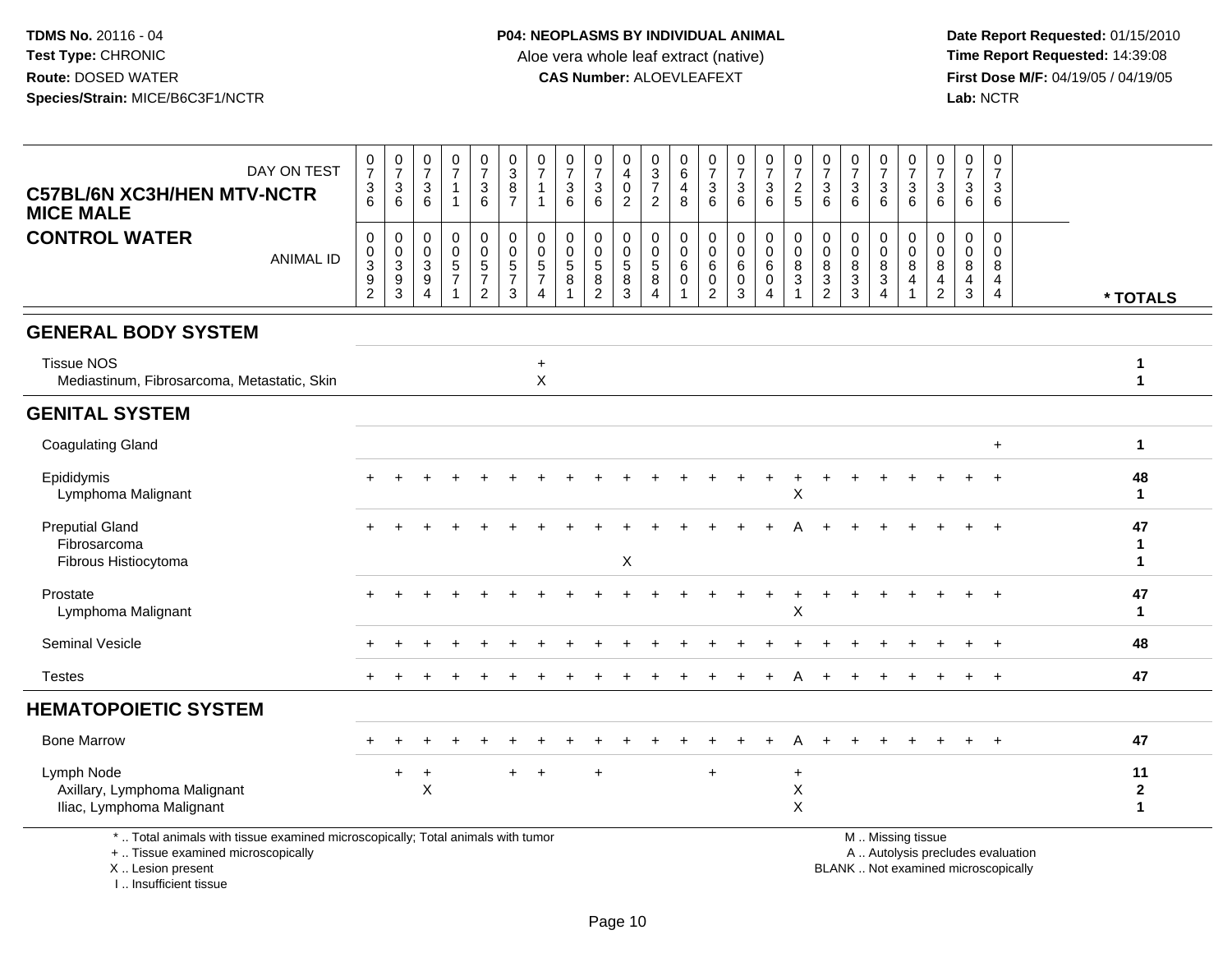**TDMS No.** 20116 - 04
**Test Type:** CHRONIC
**Route:** DOSED WATER
**Species/Strain:** MICE/B6C3F1/NCTR

**P04: NEOPLASMS BY INDIVIDUAL ANIMAL**
Aloe vera whole leaf extract (native)
**CAS Number:** ALOEVLEAFEXT

**Date Report Requested:** 01/15/2010
**Time Report Requested:** 14:39:08
**First Dose M/F:** 04/19/05 / 04/19/05
**Lab:** NCTR

**C57BL/6N XC3H/HEN MTV-NCTR MICE MALE**
**CONTROL WATER**

| DAY ON TEST | 0736 | 0736 | 0736 | 0711 | 0736 | 0387 | 0711 | 0736 | 0736 | 0402 | 0372 | 0648 | 0736 | 0736 | 0736 | 0725 | 0736 | 0736 | 0736 | 0736 | 0736 | 0736 | 0736 | |
|---|---|---|---|---|---|---|---|---|---|---|---|---|---|---|---|---|---|---|---|---|---|---|---|---|
| **ANIMAL ID** | 00392 | 00393 | 00394 | 00571 | 00572 | 00573 | 00574 | 00581 | 00582 | 00583 | 00584 | 00601 | 00602 | 00603 | 00604 | 00831 | 00832 | 00833 | 00834 | 00841 | 00842 | 00843 | 00844 | **\* TOTALS** |
| **GENERAL BODY SYSTEM** | | | | | | | | | | | | | | | | | | | | | | | | |
| Tissue NOS | | | | | | | + | | | | | | | | | | | | | | | | | 1 |
| Mediastinum, Fibrosarcoma, Metastatic, Skin | | | | | | | X | | | | | | | | | | | | | | | | | 1 |
| **GENITAL SYSTEM** | | | | | | | | | | | | | | | | | | | | | | | | |
| Coagulating Gland | | | | | | | | | | | | | | | | | | | | | | | + | 1 |
| Epididymis | + | + | + | + | + | + | + | + | + | + | + | + | + | + | + | + | + | + | + | + | + | + | + | 48 |
| Lymphoma Malignant | | | | | | | | | | | | | | | | X | | | | | | | | 1 |
| Preputial Gland | + | + | + | + | + | + | + | + | + | + | + | + | + | + | + | A | + | + | + | + | + | + | + | 47 |
| Fibrosarcoma | | | | | | | | | | | | | | | | | | | | | | | | 1 |
| Fibrous Histiocytoma | | | | | | | | | | X | | | | | | | | | | | | | | 1 |
| Prostate | + | + | + | + | + | + | + | + | + | + | + | + | + | + | + | + | + | + | + | + | + | + | + | 47 |
| Lymphoma Malignant | | | | | | | | | | | | | | | | X | | | | | | | | 1 |
| Seminal Vesicle | + | + | + | + | + | + | + | + | + | + | + | + | + | + | + | + | + | + | + | + | + | + | + | 48 |
| Testes | + | + | + | + | + | + | + | + | + | + | + | + | + | + | + | A | + | + | + | + | + | + | + | 47 |
| **HEMATOPOIETIC SYSTEM** | | | | | | | | | | | | | | | | | | | | | | | | |
| Bone Marrow | + | + | + | + | + | + | + | + | + | + | + | + | + | + | + | A | + | + | + | + | + | + | + | 47 |
| Lymph Node | | + | + | | | + | + | | + | | | | + | | | + | | | | | | | | 11 |
| Axillary, Lymphoma Malignant | | | X | | | | | | | | | | | | | X | | | | | | | | 2 |
| Iliac, Lymphoma Malignant | | | | | | | | | | | | | | | | X | | | | | | | | 1 |

\* .. Total animals with tissue examined microscopically; Total animals with tumor
\+ .. Tissue examined microscopically
X .. Lesion present
I .. Insufficient tissue

M .. Missing tissue
A .. Autolysis precludes evaluation
BLANK .. Not examined microscopically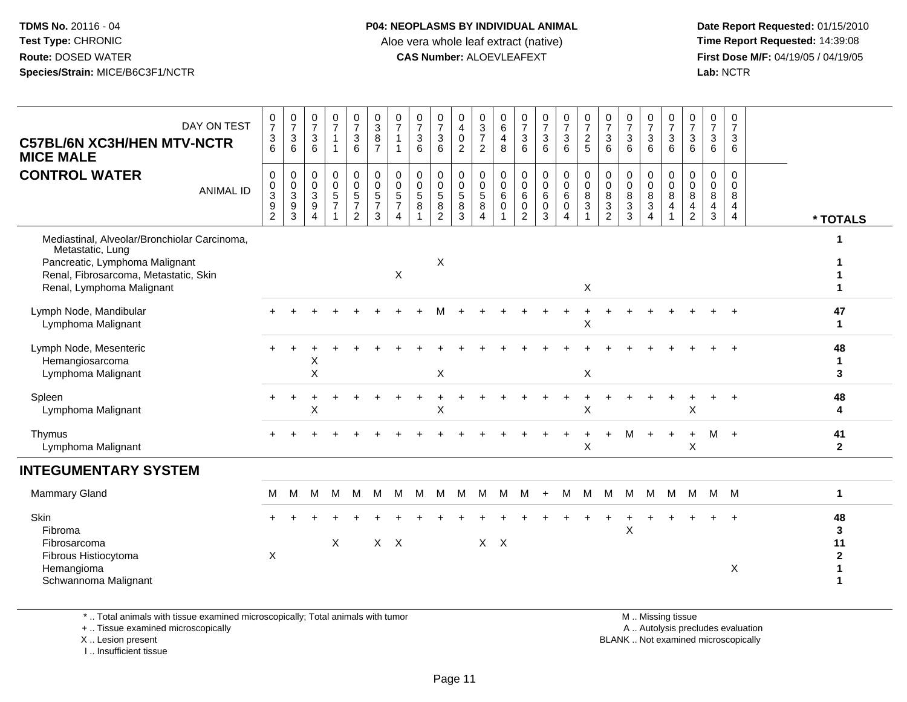**TDMS No.** 20116 - 04
**Test Type:** CHRONIC
**Route:** DOSED WATER
**Species/Strain:** MICE/B6C3F1/NCTR

**P04: NEOPLASMS BY INDIVIDUAL ANIMAL**
Aloe vera whole leaf extract (native)
**CAS Number:** ALOEVLEAFEXT

**Date Report Requested:** 01/15/2010
**Time Report Requested:** 14:39:08
**First Dose M/F:** 04/19/05 / 04/19/05
**Lab:** NCTR

## C57BL/6N XC3H/HEN MTV-NCTR MICE MALE
## CONTROL WATER

| DAY ON TEST | 0736 | 0736 | 0736 | 0711 | 0736 | 0387 | 0711 | 0736 | 0736 | 0402 | 0372 | 0648 | 0736 | 0736 | 0736 | 0725 | 0736 | 0736 | 0736 | 0736 | 0736 | 0736 | 0736 | |
|---|---|---|---|---|---|---|---|---|---|---|---|---|---|---|---|---|---|---|---|---|---|---|---|---|
| **ANIMAL ID** | 00392 | 00393 | 00394 | 00571 | 00572 | 00573 | 00574 | 00581 | 00582 | 00583 | 00584 | 00601 | 00602 | 00603 | 00604 | 00831 | 00832 | 00833 | 00834 | 00841 | 00842 | 00843 | 00844 | *** TOTALS** |
| Mediastinal, Alveolar/Bronchiolar Carcinoma, Metastatic, Lung | | | | | | | | | | | | | | | | | | | | | | | | 1 |
| Pancreatic, Lymphoma Malignant | | | | | | | | | X | | | | | | | | | | | | | | | 1 |
| Renal, Fibrosarcoma, Metastatic, Skin | | | | | | | X | | | | | | | | | | | | | | | | | 1 |
| Renal, Lymphoma Malignant | | | | | | | | | | | | | | | | X | | | | | | | | 1 |
| Lymph Node, Mandibular | + | + | + | + | + | + | + | + | M | + | + | + | + | + | + | + | + | + | + | + | + | + | + | 47 |
| Lymphoma Malignant | | | | | | | | | | | | | | | | X | | | | | | | | 1 |
| Lymph Node, Mesenteric | + | + | + | + | + | + | + | + | + | + | + | + | + | + | + | + | + | + | + | + | + | + | + | 48 |
| Hemangiosarcoma | | | X | | | | | | | | | | | | | | | | | | | | | 1 |
| Lymphoma Malignant | | | X | | | | | | X | | | | | | | X | | | | | | | | 3 |
| Spleen | + | + | + | + | + | + | + | + | + | + | + | + | + | + | + | + | + | + | + | + | + | + | + | 48 |
| Lymphoma Malignant | | | X | | | | | | X | | | | | | | X | | | | | X | | | 4 |
| Thymus | + | + | + | + | + | + | + | + | + | + | + | + | + | + | + | + | + | M | + | + | + | M | + | 41 |
| Lymphoma Malignant | | | | | | | | | | | | | | | | X | | | | | X | | | 2 |

## INTEGUMENTARY SYSTEM

| | | | | | | | | | | | | | | | | | | | | | | | | |
|---|---|---|---|---|---|---|---|---|---|---|---|---|---|---|---|---|---|---|---|---|---|---|---|---|
| Mammary Gland | M | M | M | M | M | M | M | M | M | M | M | M | M | + | M | M | M | M | M | M | M | M | M | 1 |
| Skin | + | + | + | + | + | + | + | + | + | + | + | + | + | + | + | + | + | + | + | + | + | + | + | 48 |
| Fibroma | | | | | | | | | | | | | | | | | | X | | | | | | 3 |
| Fibrosarcoma | | | | X | | X | X | | | | X | X | | | | | | | | | | | | 11 |
| Fibrous Histiocytoma | X | | | | | | | | | | | | | | | | | | | | | | | 2 |
| Hemangioma | | | | | | | | | | | | | | | | | | | | | | | X | 1 |
| Schwannoma Malignant | | | | | | | | | | | | | | | | | | | | | | | | 1 |

* .. Total animals with tissue examined microscopically; Total animals with tumor
+ .. Tissue examined microscopically
X .. Lesion present
I .. Insufficient tissue

M .. Missing tissue
A .. Autolysis precludes evaluation
BLANK .. Not examined microscopically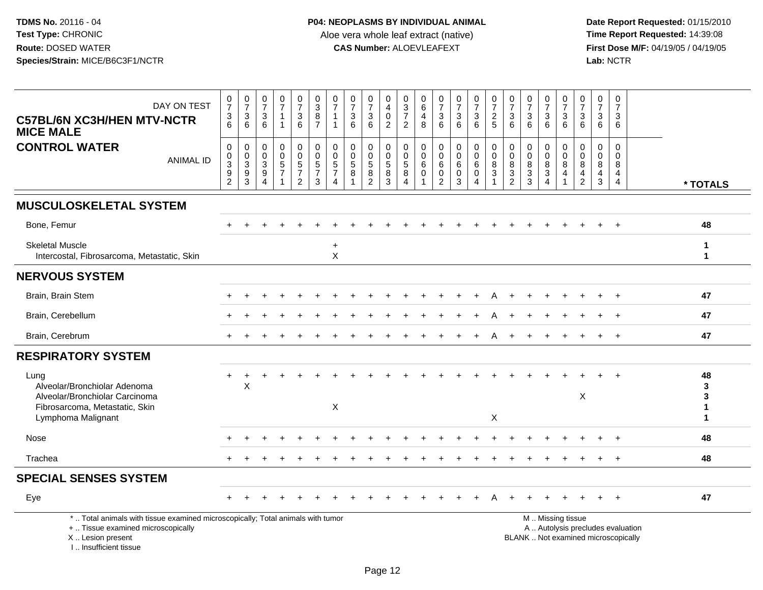**TDMS No.** 20116 - 04
**Test Type:** CHRONIC
**Route:** DOSED WATER
**Species/Strain:** MICE/B6C3F1/NCTR

**P04: NEOPLASMS BY INDIVIDUAL ANIMAL**
Aloe vera whole leaf extract (native)
**CAS Number:** ALOEVLEAFEXT

**Date Report Requested:** 01/15/2010
**Time Report Requested:** 14:39:08
**First Dose M/F:** 04/19/05 / 04/19/05
**Lab:** NCTR

**C57BL/6N XC3H/HEN MTV-NCTR MICE MALE**
**CONTROL WATER**

| DAY ON TEST | 0736 | 0736 | 0736 | 0711 | 0736 | 0387 | 0711 | 0736 | 0736 | 0402 | 0372 | 0648 | 0736 | 0736 | 0736 | 0725 | 0736 | 0736 | 0736 | 0736 | 0736 | 0736 | 0736 | |
|---|---|---|---|---|---|---|---|---|---|---|---|---|---|---|---|---|---|---|---|---|---|---|---|---|
| **ANIMAL ID** | 00392 | 00393 | 00394 | 00571 | 00572 | 00573 | 00574 | 00581 | 00582 | 00583 | 00584 | 00601 | 00602 | 00603 | 00604 | 00831 | 00832 | 00833 | 00834 | 00841 | 00842 | 00843 | 00844 | *** TOTALS** |
| **MUSCULOSKELETAL SYSTEM** | | | | | | | | | | | | | | | | | | | | | | | | |
| Bone, Femur | + | + | + | + | + | + | + | + | + | + | + | + | + | + | + | + | + | + | + | + | + | + | + | 48 |
| Skeletal Muscle | | | | | | | + | | | | | | | | | | | | | | | | | 1 |
| Intercostal, Fibrosarcoma, Metastatic, Skin | | | | | | | X | | | | | | | | | | | | | | | | | 1 |
| **NERVOUS SYSTEM** | | | | | | | | | | | | | | | | | | | | | | | | |
| Brain, Brain Stem | + | + | + | + | + | + | + | + | + | + | + | + | + | + | + | A | + | + | + | + | + | + | + | 47 |
| Brain, Cerebellum | + | + | + | + | + | + | + | + | + | + | + | + | + | + | + | A | + | + | + | + | + | + | + | 47 |
| Brain, Cerebrum | + | + | + | + | + | + | + | + | + | + | + | + | + | + | + | A | + | + | + | + | + | + | + | 47 |
| **RESPIRATORY SYSTEM** | | | | | | | | | | | | | | | | | | | | | | | | |
| Lung | + | + | + | + | + | + | + | + | + | + | + | + | + | + | + | + | + | + | + | + | + | + | + | 48 |
| Alveolar/Bronchiolar Adenoma | | X | | | | | | | | | | | | | | | | | | | | | | 3 |
| Alveolar/Bronchiolar Carcinoma | | | | | | | | | | | | | | | | | | | | | X | | | 3 |
| Fibrosarcoma, Metastatic, Skin | | | | | | | X | | | | | | | | | | | | | | | | | 1 |
| Lymphoma Malignant | | | | | | | | | | | | | | | | X | | | | | | | | 1 |
| Nose | + | + | + | + | + | + | + | + | + | + | + | + | + | + | + | + | + | + | + | + | + | + | + | 48 |
| Trachea | + | + | + | + | + | + | + | + | + | + | + | + | + | + | + | + | + | + | + | + | + | + | + | 48 |
| **SPECIAL SENSES SYSTEM** | | | | | | | | | | | | | | | | | | | | | | | | |
| Eye | + | + | + | + | + | + | + | + | + | + | + | + | + | + | + | A | + | + | + | + | + | + | + | 47 |

\* .. Total animals with tissue examined microscopically; Total animals with tumor
+ .. Tissue examined microscopically
X .. Lesion present
I .. Insufficient tissue

M .. Missing tissue
A .. Autolysis precludes evaluation
BLANK .. Not examined microscopically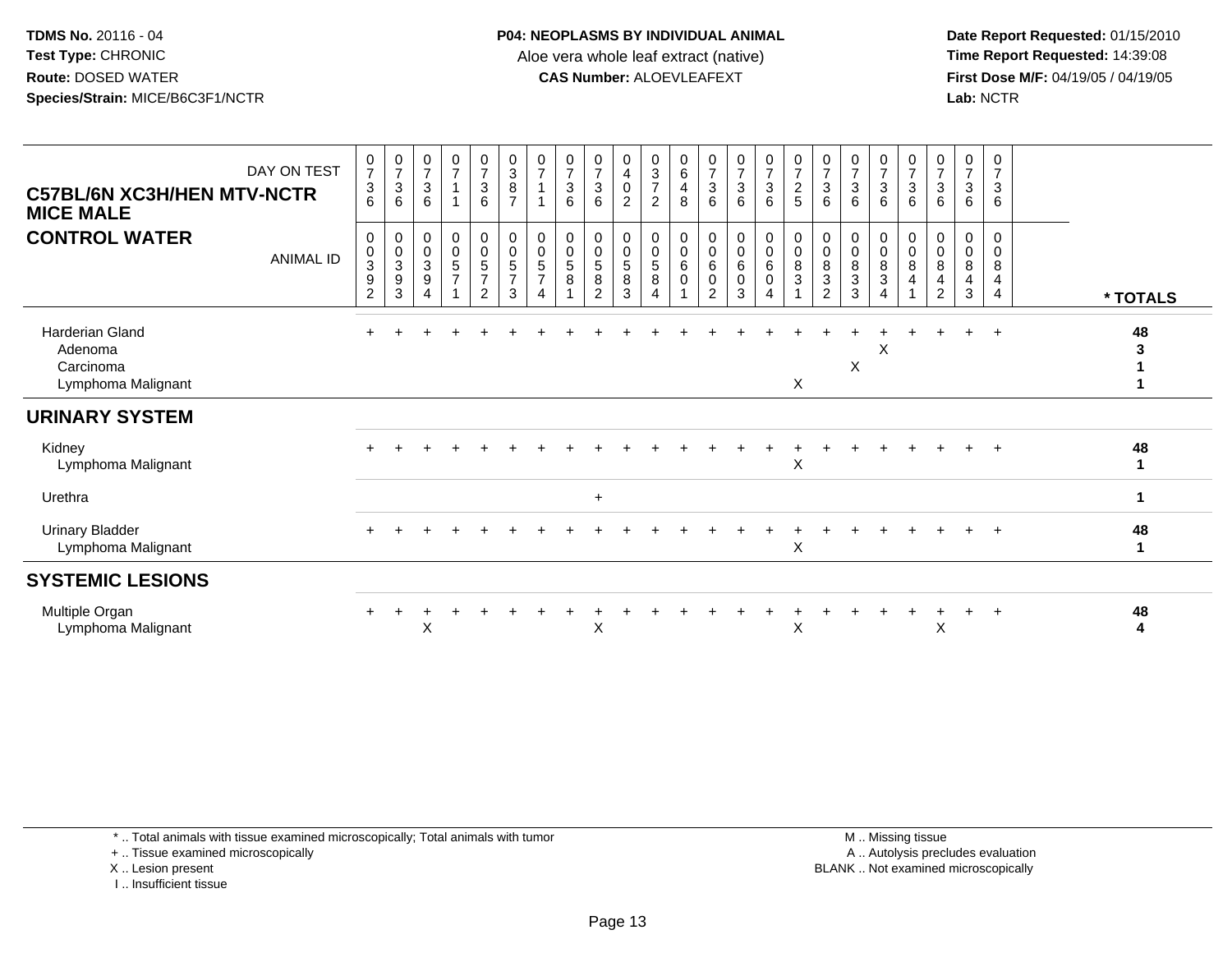**TDMS No.** 20116 - 04
**Test Type:** CHRONIC
**Route:** DOSED WATER
**Species/Strain:** MICE/B6C3F1/NCTR

**P04: NEOPLASMS BY INDIVIDUAL ANIMAL**
Aloe vera whole leaf extract (native)
**CAS Number:** ALOEVLEAFEXT

**Date Report Requested:** 01/15/2010
**Time Report Requested:** 14:39:08
**First Dose M/F:** 04/19/05 / 04/19/05
**Lab:** NCTR

## C57BL/6N XC3H/HEN MTV-NCTR MICE MALE
## CONTROL WATER

| DAY ON TEST | 0736 | 0736 | 0736 | 0711 | 0736 | 0387 | 0711 | 0736 | 0736 | 0402 | 0372 | 0648 | 0736 | 0736 | 0736 | 0725 | 0736 | 0736 | 0736 | 0736 | 0736 | 0736 | 0736 | |
|---|---|---|---|---|---|---|---|---|---|---|---|---|---|---|---|---|---|---|---|---|---|---|---|---|
| **ANIMAL ID** | 0392 | 0393 | 0394 | 0571 | 0572 | 0573 | 0574 | 0581 | 0582 | 0583 | 0584 | 0601 | 0602 | 0603 | 0604 | 0831 | 0832 | 0833 | 0834 | 0841 | 0842 | 0843 | 0844 | **\* TOTALS** |
| Harderian Gland | + | + | + | + | + | + | + | + | + | + | + | + | + | + | + | + | + | + | + | + | + | + | + | **48** |
| Adenoma | | | | | | | | | | | | | | | | | | | X | | | | | **3** |
| Carcinoma | | | | | | | | | | | | | | | | | | X | | | | | | **1** |
| Lymphoma Malignant | | | | | | | | | | | | | | | | X | | | | | | | | **1** |
| **URINARY SYSTEM** | | | | | | | | | | | | | | | | | | | | | | | | |
| Kidney | + | + | + | + | + | + | + | + | + | + | + | + | + | + | + | + | + | + | + | + | + | + | + | **48** |
| Lymphoma Malignant | | | | | | | | | | | | | | | | X | | | | | | | | **1** |
| Urethra | | | | | | | | | + | | | | | | | | | | | | | | | **1** |
| Urinary Bladder | + | + | + | + | + | + | + | + | + | + | + | + | + | + | + | + | + | + | + | + | + | + | + | **48** |
| Lymphoma Malignant | | | | | | | | | | | | | | | | X | | | | | | | | **1** |
| **SYSTEMIC LESIONS** | | | | | | | | | | | | | | | | | | | | | | | | |
| Multiple Organ | + | + | + | + | + | + | + | + | + | + | + | + | + | + | + | + | + | + | + | + | + | + | + | **48** |
| Lymphoma Malignant | | | X | | | | | | X | | | | | | | X | | | | | X | | | **4** |

\* .. Total animals with tissue examined microscopically; Total animals with tumor
\+ .. Tissue examined microscopically
X .. Lesion present
I .. Insufficient tissue

M .. Missing tissue
A .. Autolysis precludes evaluation
BLANK .. Not examined microscopically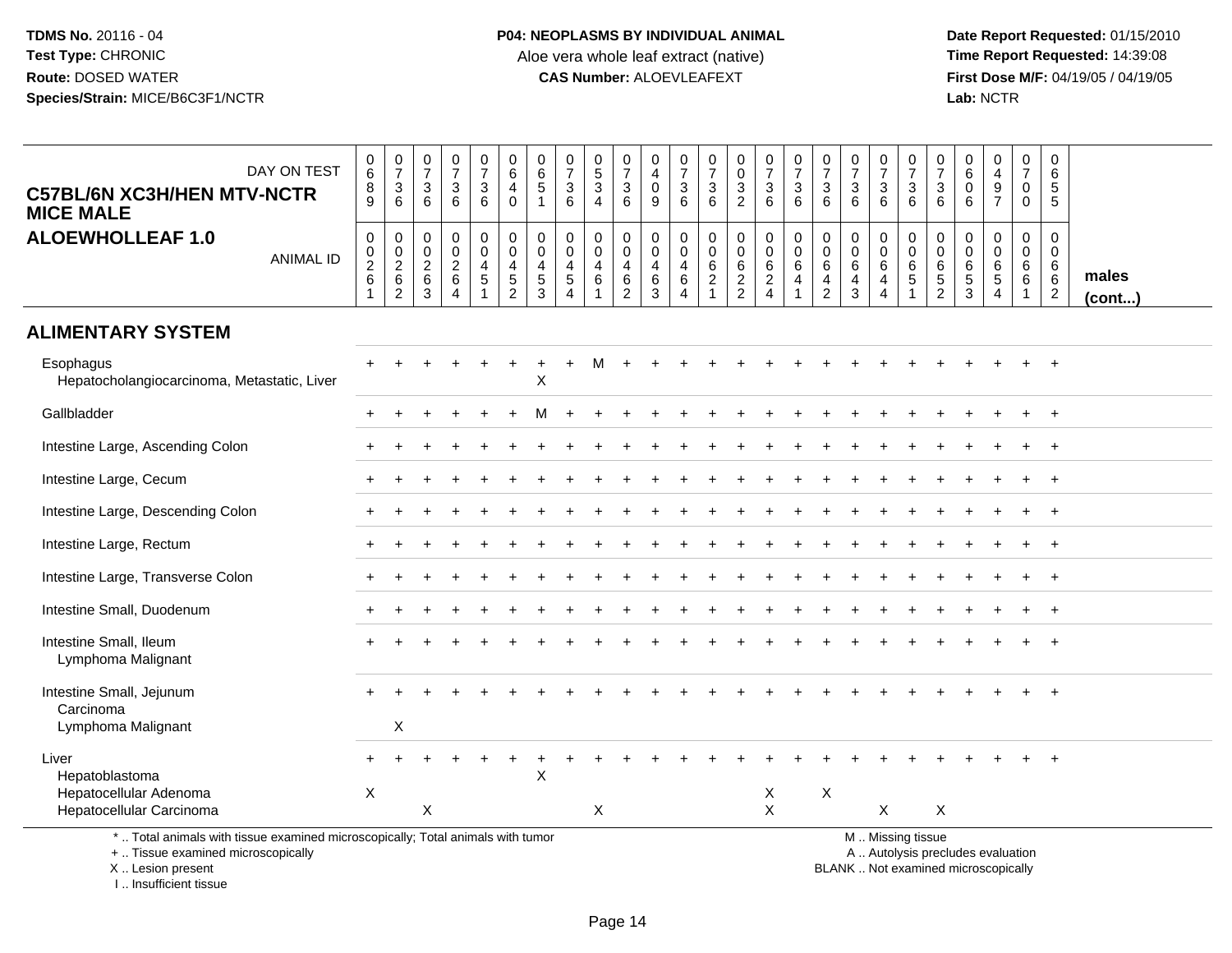TDMS No. 20116 - 04
Test Type: CHRONIC
Route: DOSED WATER
Species/Strain: MICE/B6C3F1/NCTR

**P04: NEOPLASMS BY INDIVIDUAL ANIMAL**
Aloe vera whole leaf extract (native)
**CAS Number:** ALOEVLEAFEXT

Date Report Requested: 01/15/2010
Time Report Requested: 14:39:08
First Dose M/F: 04/19/05 / 04/19/05
Lab: NCTR

| C57BL/6N XC3H/HEN MTV-NCTR MICE MALE — DAY ON TEST | 0689 | 0736 | 0736 | 0736 | 0736 | 0640 | 0651 | 0736 | 0534 | 0736 | 0409 | 0736 | 0736 | 0032 | 0736 | 0736 | 0736 | 0736 | 0736 | 0736 | 0736 | 0606 | 0497 | 0700 | 0655 | |
|---|---|---|---|---|---|---|---|---|---|---|---|---|---|---|---|---|---|---|---|---|---|---|---|---|---|---|
| **ALOEWHOLLEAF 1.0** — ANIMAL ID | 00261 | 00262 | 00263 | 00264 | 00451 | 00452 | 00453 | 00454 | 00461 | 00462 | 00463 | 00464 | 00621 | 00622 | 00624 | 00641 | 00642 | 00643 | 00644 | 00651 | 00652 | 00653 | 00654 | 00661 | 00662 | **males (cont...)** |
| **ALIMENTARY SYSTEM** | | | | | | | | | | | | | | | | | | | | | | | | | | |
| Esophagus | + | + | + | + | + | + | + | + | M | + | + | + | + | + | + | + | + | + | + | + | + | + | + | + | + | |
| Hepatocholangiocarcinoma, Metastatic, Liver | | | | | | | X | | | | | | | | | | | | | | | | | | | |
| Gallbladder | + | + | + | + | + | + | M | + | + | + | + | + | + | + | + | + | + | + | + | + | + | + | + | + | + | |
| Intestine Large, Ascending Colon | + | + | + | + | + | + | + | + | + | + | + | + | + | + | + | + | + | + | + | + | + | + | + | + | + | |
| Intestine Large, Cecum | + | + | + | + | + | + | + | + | + | + | + | + | + | + | + | + | + | + | + | + | + | + | + | + | + | |
| Intestine Large, Descending Colon | + | + | + | + | + | + | + | + | + | + | + | + | + | + | + | + | + | + | + | + | + | + | + | + | + | |
| Intestine Large, Rectum | + | + | + | + | + | + | + | + | + | + | + | + | + | + | + | + | + | + | + | + | + | + | + | + | + | |
| Intestine Large, Transverse Colon | + | + | + | + | + | + | + | + | + | + | + | + | + | + | + | + | + | + | + | + | + | + | + | + | + | |
| Intestine Small, Duodenum | + | + | + | + | + | + | + | + | + | + | + | + | + | + | + | + | + | + | + | + | + | + | + | + | + | |
| Intestine Small, Ileum | + | + | + | + | + | + | + | + | + | + | + | + | + | + | + | + | + | + | + | + | + | + | + | + | + | |
| Lymphoma Malignant | | | | | | | | | | | | | | | | | | | | | | | | | | |
| Intestine Small, Jejunum | + | + | + | + | + | + | + | + | + | + | + | + | + | + | + | + | + | + | + | + | + | + | + | + | + | |
| Carcinoma | | | | | | | | | | | | | | | | | | | | | | | | | | |
| Lymphoma Malignant | | X | | | | | | | | | | | | | | | | | | | | | | | | |
| Liver | + | + | + | + | + | + | + | + | + | + | + | + | + | + | + | + | + | + | + | + | + | + | + | + | + | |
| Hepatoblastoma | | | | | | | X | | | | | | | | | | | | | | | | | | | |
| Hepatocellular Adenoma | X | | | | | | | | | | | | | | X | | X | | | | | | | | | |
| Hepatocellular Carcinoma | | | X | | | | | | X | | | | | | X | | | | X | | X | | | | | |

\* .. Total animals with tissue examined microscopically; Total animals with tumor
\+ .. Tissue examined microscopically
X .. Lesion present
I .. Insufficient tissue

M .. Missing tissue
A .. Autolysis precludes evaluation
BLANK .. Not examined microscopically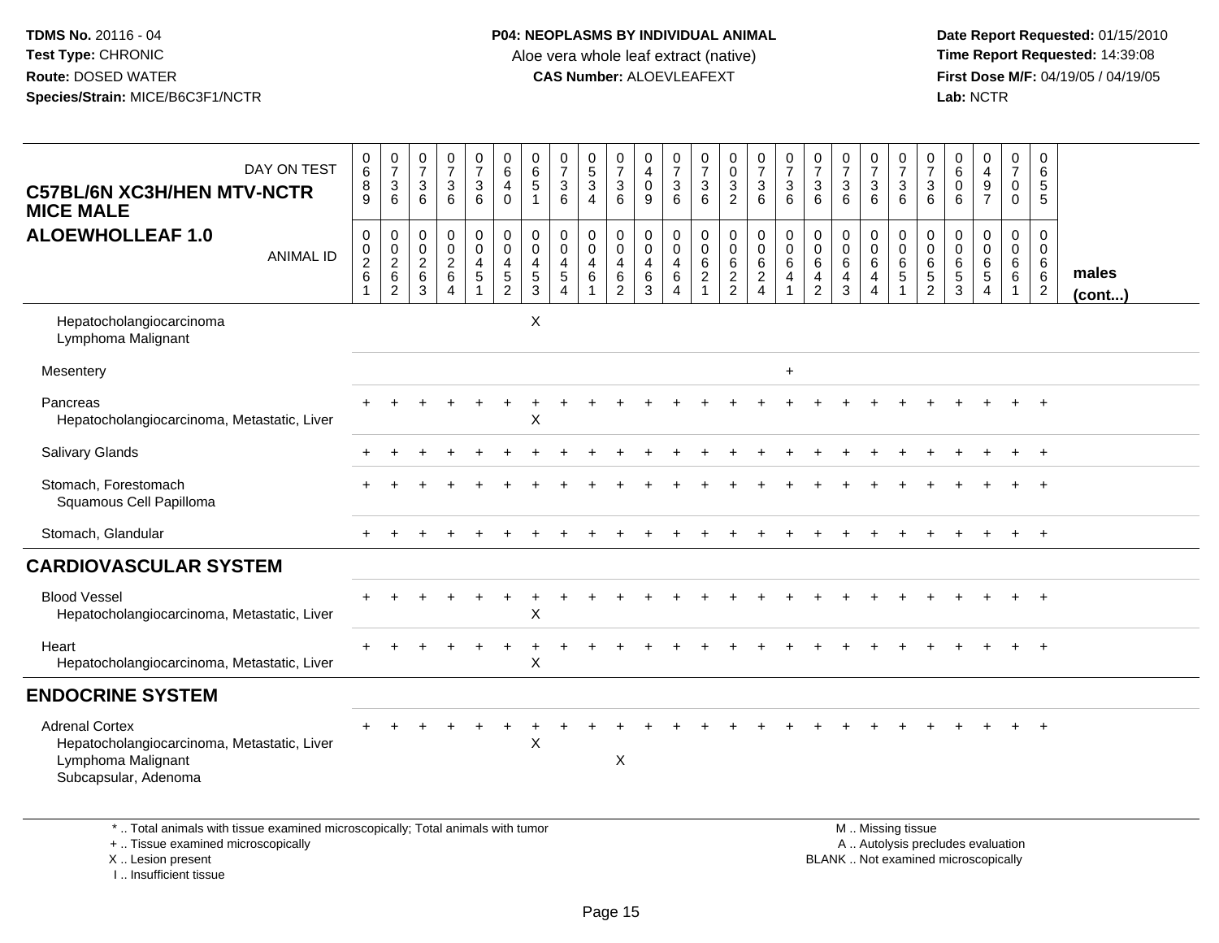**TDMS No.** 20116 - 04
**Test Type:** CHRONIC
**Route:** DOSED WATER
**Species/Strain:** MICE/B6C3F1/NCTR

**P04: NEOPLASMS BY INDIVIDUAL ANIMAL**
Aloe vera whole leaf extract (native)
**CAS Number:** ALOEVLEAFEXT

**Date Report Requested:** 01/15/2010
**Time Report Requested:** 14:39:08
**First Dose M/F:** 04/19/05 / 04/19/05
**Lab:** NCTR

**C57BL/6N XC3H/HEN MTV-NCTR MICE MALE**
**ALOEWHOLLEAF 1.0**

| DAY ON TEST | 0689 | 0736 | 0736 | 0736 | 0736 | 0640 | 0651 | 0736 | 0534 | 0736 | 0409 | 0736 | 0736 | 0032 | 0736 | 0736 | 0736 | 0736 | 0736 | 0736 | 0736 | 0606 | 0497 | 0700 | 0655 | |
|---|---|---|---|---|---|---|---|---|---|---|---|---|---|---|---|---|---|---|---|---|---|---|---|---|---|---|
| **ANIMAL ID** | 00261 | 00262 | 00263 | 00264 | 00451 | 00452 | 00453 | 00454 | 00461 | 00462 | 00463 | 00464 | 00621 | 00622 | 00624 | 00641 | 00642 | 00643 | 00644 | 00651 | 00652 | 00653 | 00654 | 00661 | 00662 | **males (cont...)** |
| Hepatocholangiocarcinoma | | | | | | | X | | | | | | | | | | | | | | | | | | | |
| Lymphoma Malignant | | | | | | | | | | | | | | | | | | | | | | | | | | |
| Mesentery | | | | | | | | | | | | | | | | + | | | | | | | | | | |
| Pancreas | + | + | + | + | + | + | + | + | + | + | + | + | + | + | + | + | + | + | + | + | + | + | + | + | + | |
| Hepatocholangiocarcinoma, Metastatic, Liver | | | | | | | X | | | | | | | | | | | | | | | | | | | |
| Salivary Glands | + | + | + | + | + | + | + | + | + | + | + | + | + | + | + | + | + | + | + | + | + | + | + | + | + | |
| Stomach, Forestomach | + | + | + | + | + | + | + | + | + | + | + | + | + | + | + | + | + | + | + | + | + | + | + | + | + | |
| Squamous Cell Papilloma | | | | | | | | | | | | | | | | | | | | | | | | | | |
| Stomach, Glandular | + | + | + | + | + | + | + | + | + | + | + | + | + | + | + | + | + | + | + | + | + | + | + | + | + | |
| **CARDIOVASCULAR SYSTEM** | | | | | | | | | | | | | | | | | | | | | | | | | | |
| Blood Vessel | + | + | + | + | + | + | + | + | + | + | + | + | + | + | + | + | + | + | + | + | + | + | + | + | + | |
| Hepatocholangiocarcinoma, Metastatic, Liver | | | | | | | X | | | | | | | | | | | | | | | | | | | |
| Heart | + | + | + | + | + | + | + | + | + | + | + | + | + | + | + | + | + | + | + | + | + | + | + | + | + | |
| Hepatocholangiocarcinoma, Metastatic, Liver | | | | | | | X | | | | | | | | | | | | | | | | | | | |
| **ENDOCRINE SYSTEM** | | | | | | | | | | | | | | | | | | | | | | | | | | |
| Adrenal Cortex | + | + | + | + | + | + | + | + | + | + | + | + | + | + | + | + | + | + | + | + | + | + | + | + | + | |
| Hepatocholangiocarcinoma, Metastatic, Liver | | | | | | | X | | | | | | | | | | | | | | | | | | | |
| Lymphoma Malignant | | | | | | | | | | X | | | | | | | | | | | | | | | | |
| Subcapsular, Adenoma | | | | | | | | | | | | | | | | | | | | | | | | | | |

\* .. Total animals with tissue examined microscopically; Total animals with tumor
\+ .. Tissue examined microscopically
X .. Lesion present
I .. Insufficient tissue

M .. Missing tissue
A .. Autolysis precludes evaluation
BLANK .. Not examined microscopically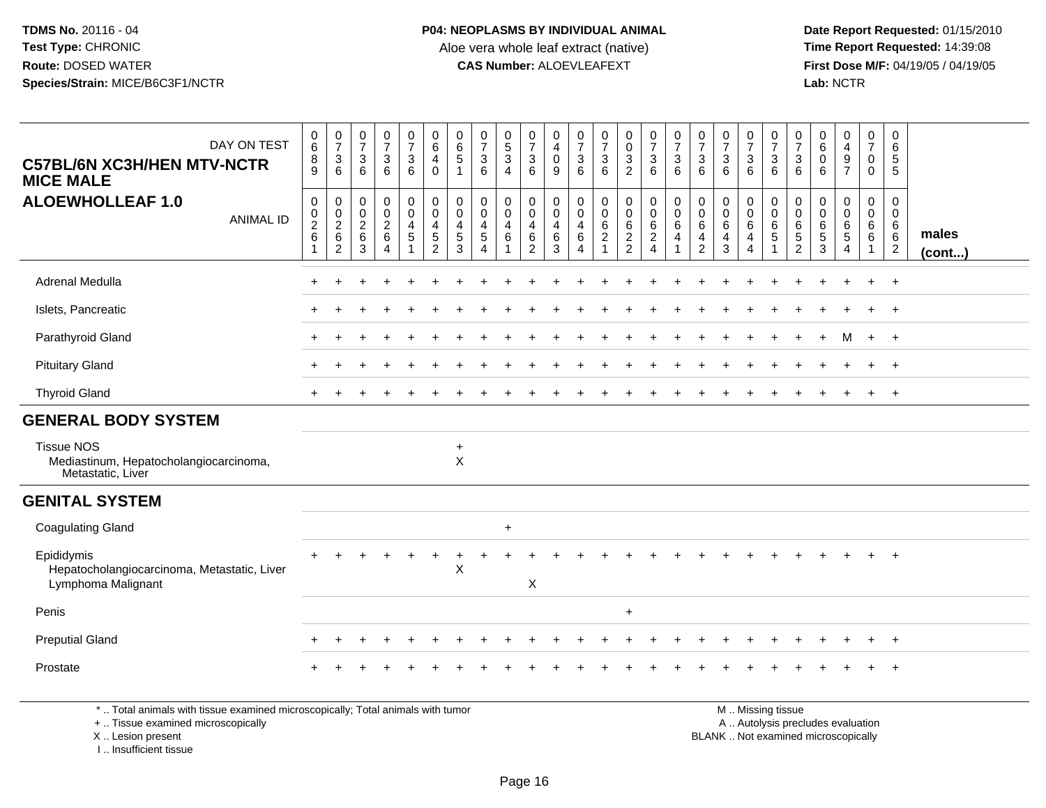TDMS No. 20116 - 04
Test Type: CHRONIC
Route: DOSED WATER
Species/Strain: MICE/B6C3F1/NCTR

**P04: NEOPLASMS BY INDIVIDUAL ANIMAL**
Aloe vera whole leaf extract (native)
**CAS Number:** ALOEVLEAFEXT

Date Report Requested: 01/15/2010
Time Report Requested: 14:39:08
First Dose M/F: 04/19/05 / 04/19/05
Lab: NCTR

**C57BL/6N XC3H/HEN MTV-NCTR MICE MALE**
**ALOEWHOLLEAF 1.0**

| DAY ON TEST | 0689 | 0736 | 0736 | 0736 | 0736 | 0640 | 0651 | 0736 | 0534 | 0736 | 0409 | 0736 | 0736 | 0032 | 0736 | 0736 | 0736 | 0736 | 0736 | 0736 | 0736 | 0606 | 0497 | 0700 | 0655 | |
|---|---|---|---|---|---|---|---|---|---|---|---|---|---|---|---|---|---|---|---|---|---|---|---|---|---|---|
| **ANIMAL ID** | 00261 | 00262 | 00263 | 00264 | 00451 | 00452 | 00453 | 00454 | 00461 | 00462 | 00463 | 00464 | 00621 | 00622 | 00624 | 00641 | 00642 | 00643 | 00644 | 00651 | 00652 | 00653 | 00654 | 00661 | 00662 | **males (cont...)** |
| Adrenal Medulla | + | + | + | + | + | + | + | + | + | + | + | + | + | + | + | + | + | + | + | + | + | + | + | + | + | |
| Islets, Pancreatic | + | + | + | + | + | + | + | + | + | + | + | + | + | + | + | + | + | + | + | + | + | + | + | + | + | |
| Parathyroid Gland | + | + | + | + | + | + | + | + | + | + | + | + | + | + | + | + | + | + | + | + | + | + | M | + | + | |
| Pituitary Gland | + | + | + | + | + | + | + | + | + | + | + | + | + | + | + | + | + | + | + | + | + | + | + | + | + | |
| Thyroid Gland | + | + | + | + | + | + | + | + | + | + | + | + | + | + | + | + | + | + | + | + | + | + | + | + | + | |
| **GENERAL BODY SYSTEM** | | | | | | | | | | | | | | | | | | | | | | | | | | |
| Tissue NOS | | | | | | | + | | | | | | | | | | | | | | | | | | | |
| Mediastinum, Hepatocholangiocarcinoma, Metastatic, Liver | | | | | | | X | | | | | | | | | | | | | | | | | | | |
| **GENITAL SYSTEM** | | | | | | | | | | | | | | | | | | | | | | | | | | |
| Coagulating Gland | | | | | | | | | + | | | | | | | | | | | | | | | | | |
| Epididymis | + | + | + | + | + | + | + | + | + | + | + | + | + | + | + | + | + | + | + | + | + | + | + | + | + | |
| Hepatocholangiocarcinoma, Metastatic, Liver | | | | | | | X | | | | | | | | | | | | | | | | | | | |
| Lymphoma Malignant | | | | | | | | | | X | | | | | | | | | | | | | | | | |
| Penis | | | | | | | | | | | | | | + | | | | | | | | | | | | |
| Preputial Gland | + | + | + | + | + | + | + | + | + | + | + | + | + | + | + | + | + | + | + | + | + | + | + | + | + | |
| Prostate | + | + | + | + | + | + | + | + | + | + | + | + | + | + | + | + | + | + | + | + | + | + | + | + | + | |

\* .. Total animals with tissue examined microscopically; Total animals with tumor
+ .. Tissue examined microscopically
X .. Lesion present
I .. Insufficient tissue

M .. Missing tissue
A .. Autolysis precludes evaluation
BLANK .. Not examined microscopically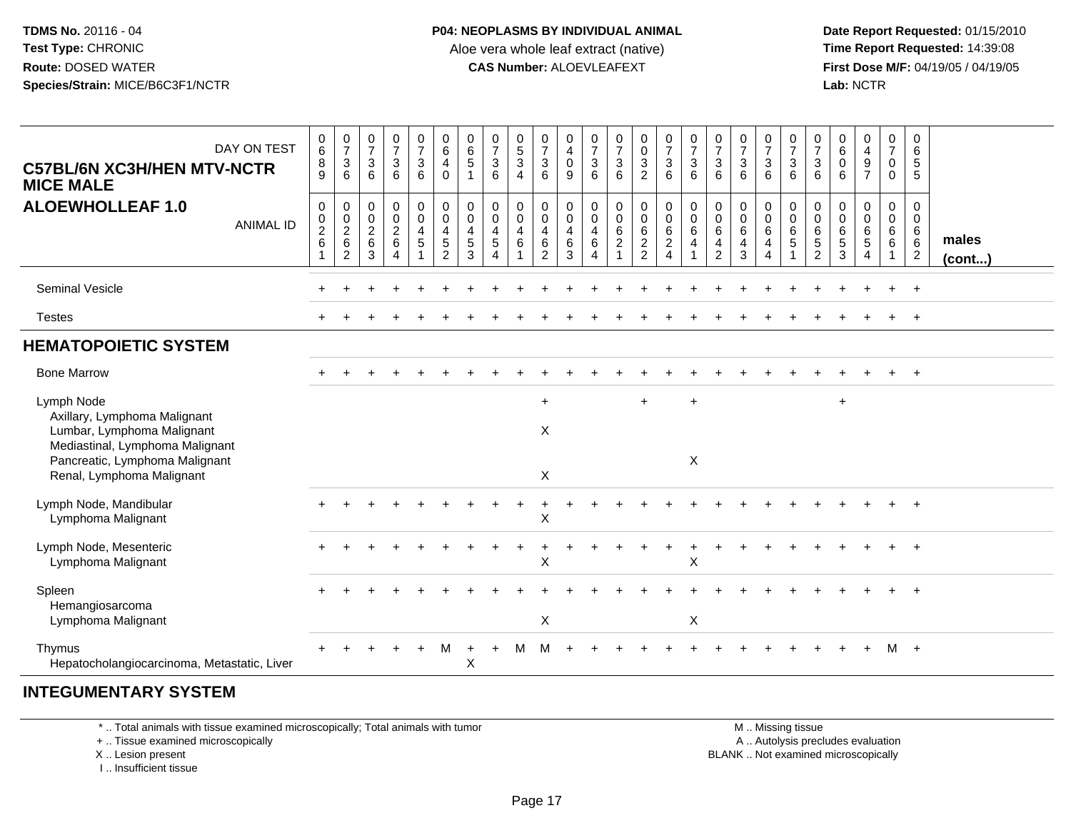**TDMS No.** 20116 - 04
**Test Type:** CHRONIC
**Route:** DOSED WATER
**Species/Strain:** MICE/B6C3F1/NCTR

**P04: NEOPLASMS BY INDIVIDUAL ANIMAL**
Aloe vera whole leaf extract (native)
**CAS Number:** ALOEVLEAFEXT

**Date Report Requested:** 01/15/2010
**Time Report Requested:** 14:39:08
**First Dose M/F:** 04/19/05 / 04/19/05
**Lab:** NCTR

## C57BL/6N XC3H/HEN MTV-NCTR MICE MALE
## ALOEWHOLLEAF 1.0

| DAY ON TEST | 0689 | 0736 | 0736 | 0736 | 0736 | 0640 | 0651 | 0736 | 0534 | 0736 | 0409 | 0736 | 0736 | 0032 | 0736 | 0736 | 0736 | 0736 | 0736 | 0736 | 0736 | 0606 | 0497 | 0700 | 0655 | |
|---|---|---|---|---|---|---|---|---|---|---|---|---|---|---|---|---|---|---|---|---|---|---|---|---|---|---|
| **ANIMAL ID** | 00261 | 00262 | 00263 | 00264 | 00451 | 00452 | 00453 | 00454 | 00461 | 00462 | 00463 | 00464 | 00621 | 00622 | 00624 | 00641 | 00642 | 00643 | 00644 | 00651 | 00652 | 00653 | 00654 | 00661 | 00662 | **males (cont...)** |
| Seminal Vesicle | + | + | + | + | + | + | + | + | + | + | + | + | + | + | + | + | + | + | + | + | + | + | + | + | + | |
| Testes | + | + | + | + | + | + | + | + | + | + | + | + | + | + | + | + | + | + | + | + | + | + | + | + | + | |
| **HEMATOPOIETIC SYSTEM** | | | | | | | | | | | | | | | | | | | | | | | | | | |
| Bone Marrow | + | + | + | + | + | + | + | + | + | + | + | + | + | + | + | + | + | + | + | + | + | + | + | + | + | |
| Lymph Node | | | | | | | | | | + | | | | + | | + | | | | | | + | | | | |
| Axillary, Lymphoma Malignant | | | | | | | | | | | | | | | | | | | | | | | | | | |
| Lumbar, Lymphoma Malignant | | | | | | | | | | X | | | | | | | | | | | | | | | | |
| Mediastinal, Lymphoma Malignant | | | | | | | | | | | | | | | | | | | | | | | | | | |
| Pancreatic, Lymphoma Malignant | | | | | | | | | | | | | | | | X | | | | | | | | | | |
| Renal, Lymphoma Malignant | | | | | | | | | | X | | | | | | | | | | | | | | | | |
| Lymph Node, Mandibular | + | + | + | + | + | + | + | + | + | + | + | + | + | + | + | + | + | + | + | + | + | + | + | + | + | |
| Lymphoma Malignant | | | | | | | | | | X | | | | | | | | | | | | | | | | |
| Lymph Node, Mesenteric | + | + | + | + | + | + | + | + | + | + | + | + | + | + | + | + | + | + | + | + | + | + | + | + | + | |
| Lymphoma Malignant | | | | | | | | | | X | | | | | | X | | | | | | | | | | |
| Spleen | + | + | + | + | + | + | + | + | + | + | + | + | + | + | + | + | + | + | + | + | + | + | + | + | + | |
| Hemangiosarcoma | | | | | | | | | | | | | | | | | | | | | | | | | | |
| Lymphoma Malignant | | | | | | | | | | X | | | | | | X | | | | | | | | | | |
| Thymus | + | + | + | + | + | M | + | + | M | M | + | + | + | + | + | + | + | + | + | + | + | + | + | M | + | |
| Hepatocholangiocarcinoma, Metastatic, Liver | | | | | | | X | | | | | | | | | | | | | | | | | | | |

## INTEGUMENTARY SYSTEM

\* .. Total animals with tissue examined microscopically; Total animals with tumor
\+ .. Tissue examined microscopically
X .. Lesion present
I .. Insufficient tissue

M .. Missing tissue
A .. Autolysis precludes evaluation
BLANK .. Not examined microscopically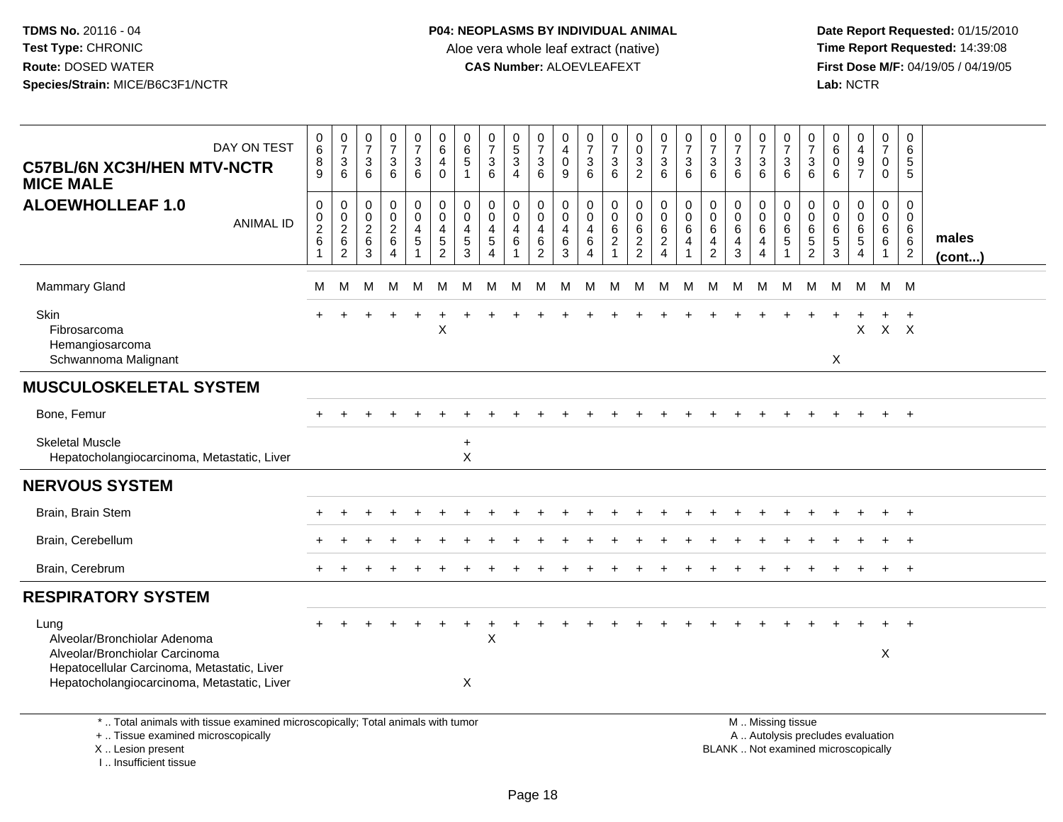TDMS No. 20116 - 04
Test Type: CHRONIC
Route: DOSED WATER
Species/Strain: MICE/B6C3F1/NCTR

**P04: NEOPLASMS BY INDIVIDUAL ANIMAL**
Aloe vera whole leaf extract (native)
**CAS Number:** ALOEVLEAFEXT

Date Report Requested: 01/15/2010
Time Report Requested: 14:39:08
First Dose M/F: 04/19/05 / 04/19/05
Lab: NCTR

**C57BL/6N XC3H/HEN MTV-NCTR MICE MALE**
**ALOEWHOLLEAF 1.0**

| DAY ON TEST | 0689 | 0736 | 0736 | 0736 | 0736 | 0640 | 0651 | 0736 | 0534 | 0736 | 0409 | 0736 | 0736 | 0032 | 0736 | 0736 | 0736 | 0736 | 0736 | 0736 | 0736 | 0606 | 0497 | 0700 | 0655 | |
|---|---|---|---|---|---|---|---|---|---|---|---|---|---|---|---|---|---|---|---|---|---|---|---|---|---|---|
| ANIMAL ID | 00261 | 00262 | 00263 | 00264 | 00451 | 00452 | 00453 | 00454 | 00461 | 00462 | 00463 | 00464 | 00621 | 00622 | 00624 | 00641 | 00642 | 00643 | 00644 | 00651 | 00652 | 00653 | 00654 | 00661 | 00662 | males (cont...) |
| Mammary Gland | M | M | M | M | M | M | M | M | M | M | M | M | M | M | M | M | M | M | M | M | M | M | M | M | M | |
| Skin | + | + | + | + | + | + | + | + | + | + | + | + | + | + | + | + | + | + | + | + | + | + | + | + | + | |
| Fibrosarcoma | | | | | | X | | | | | | | | | | | | | | | | | X | X | X | |
| Hemangiosarcoma | | | | | | | | | | | | | | | | | | | | | | | | | | |
| Schwannoma Malignant | | | | | | | | | | | | | | | | | | | | | | X | | | | |
| **MUSCULOSKELETAL SYSTEM** | | | | | | | | | | | | | | | | | | | | | | | | | | |
| Bone, Femur | + | + | + | + | + | + | + | + | + | + | + | + | + | + | + | + | + | + | + | + | + | + | + | + | + | |
| Skeletal Muscle | | | | | | | + | | | | | | | | | | | | | | | | | | | |
| Hepatocholangiocarcinoma, Metastatic, Liver | | | | | | | X | | | | | | | | | | | | | | | | | | | |
| **NERVOUS SYSTEM** | | | | | | | | | | | | | | | | | | | | | | | | | | |
| Brain, Brain Stem | + | + | + | + | + | + | + | + | + | + | + | + | + | + | + | + | + | + | + | + | + | + | + | + | + | |
| Brain, Cerebellum | + | + | + | + | + | + | + | + | + | + | + | + | + | + | + | + | + | + | + | + | + | + | + | + | + | |
| Brain, Cerebrum | + | + | + | + | + | + | + | + | + | + | + | + | + | + | + | + | + | + | + | + | + | + | + | + | + | |
| **RESPIRATORY SYSTEM** | | | | | | | | | | | | | | | | | | | | | | | | | | |
| Lung | + | + | + | + | + | + | + | + | + | + | + | + | + | + | + | + | + | + | + | + | + | + | + | + | + | |
| Alveolar/Bronchiolar Adenoma | | | | | | | | X | | | | | | | | | | | | | | | | | | |
| Alveolar/Bronchiolar Carcinoma | | | | | | | | | | | | | | | | | | | | | | | | X | | |
| Hepatocellular Carcinoma, Metastatic, Liver | | | | | | | | | | | | | | | | | | | | | | | | | | |
| Hepatocholangiocarcinoma, Metastatic, Liver | | | | | | | X | | | | | | | | | | | | | | | | | | | |

\* .. Total animals with tissue examined microscopically; Total animals with tumor
\+ .. Tissue examined microscopically
X .. Lesion present
I .. Insufficient tissue

M .. Missing tissue
A .. Autolysis precludes evaluation
BLANK .. Not examined microscopically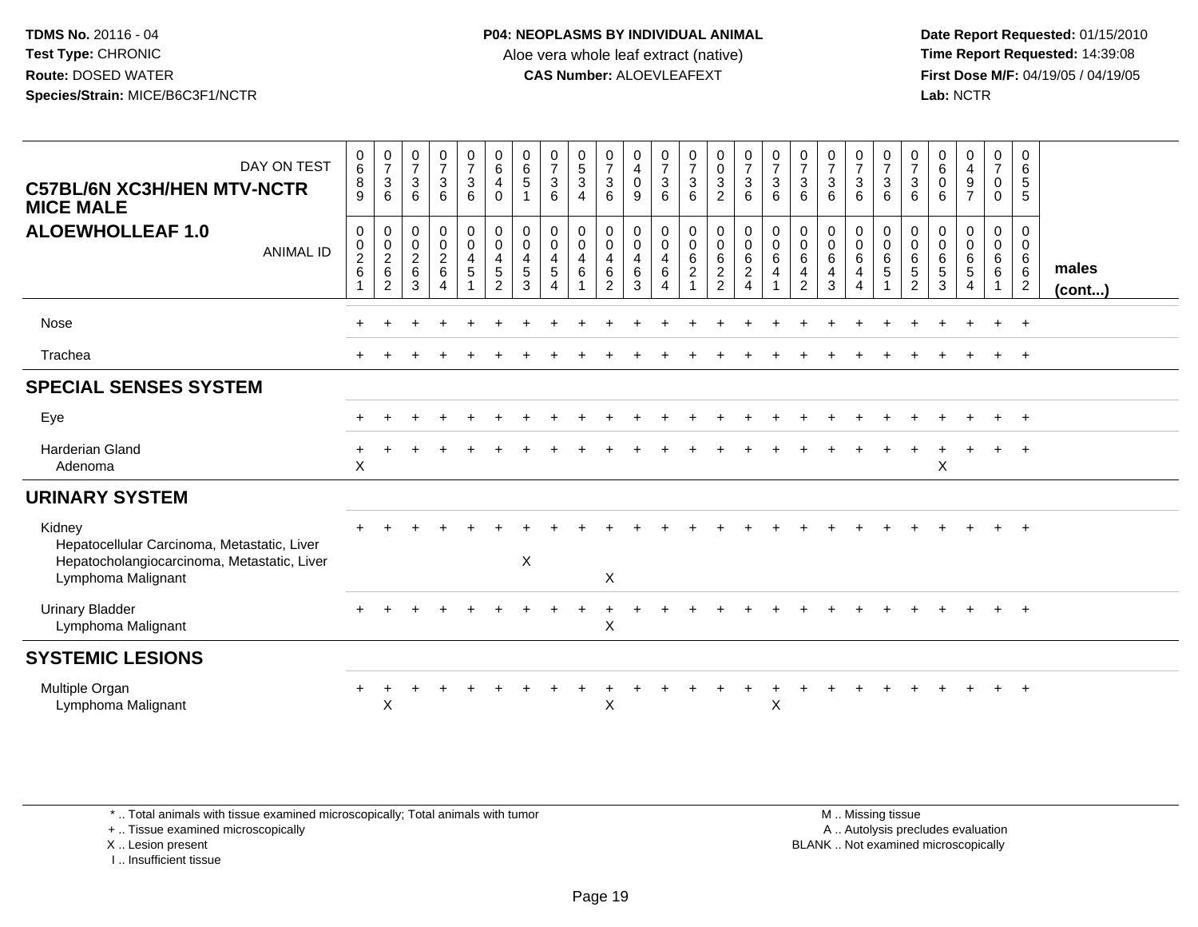**TDMS No.** 20116 - 04
**Test Type:** CHRONIC
**Route:** DOSED WATER
**Species/Strain:** MICE/B6C3F1/NCTR

**P04: NEOPLASMS BY INDIVIDUAL ANIMAL**
Aloe vera whole leaf extract (native)
**CAS Number:** ALOEVLEAFEXT

**Date Report Requested:** 01/15/2010
**Time Report Requested:** 14:39:08
**First Dose M/F:** 04/19/05 / 04/19/05
**Lab:** NCTR

## C57BL/6N XC3H/HEN MTV-NCTR MICE MALE
## ALOEWHOLLEAF 1.0

| DAY ON TEST | 0689 | 0736 | 0736 | 0736 | 0736 | 0640 | 0651 | 0736 | 0534 | 0736 | 0409 | 0736 | 0736 | 0032 | 0736 | 0736 | 0736 | 0736 | 0736 | 0736 | 0736 | 0606 | 0497 | 0700 | 0655 | |
|---|---|---|---|---|---|---|---|---|---|---|---|---|---|---|---|---|---|---|---|---|---|---|---|---|---|---|
| **ANIMAL ID** | 00261 | 00262 | 00263 | 00264 | 00451 | 00452 | 00453 | 00454 | 00461 | 00462 | 00463 | 00464 | 00621 | 00622 | 00624 | 00641 | 00642 | 00643 | 00644 | 00651 | 00652 | 00653 | 00654 | 00661 | 00662 | **males (cont...)** |
| Nose | + | + | + | + | + | + | + | + | + | + | + | + | + | + | + | + | + | + | + | + | + | + | + | + | + | |
| Trachea | + | + | + | + | + | + | + | + | + | + | + | + | + | + | + | + | + | + | + | + | + | + | + | + | + | |
| **SPECIAL SENSES SYSTEM** | | | | | | | | | | | | | | | | | | | | | | | | | | |
| Eye | + | + | + | + | + | + | + | + | + | + | + | + | + | + | + | + | + | + | + | + | + | + | + | + | + | |
| Harderian Gland | + | + | + | + | + | + | + | + | + | + | + | + | + | + | + | + | + | + | + | + | + | + | + | + | + | |
| Adenoma | X | | | | | | | | | | | | | | | | | | | | | X | | | | |
| **URINARY SYSTEM** | | | | | | | | | | | | | | | | | | | | | | | | | | |
| Kidney | + | + | + | + | + | + | + | + | + | + | + | + | + | + | + | + | + | + | + | + | + | + | + | + | + | |
| Hepatocellular Carcinoma, Metastatic, Liver | | | | | | | | | | | | | | | | | | | | | | | | | | |
| Hepatocholangiocarcinoma, Metastatic, Liver | | | | | | | X | | | | | | | | | | | | | | | | | | | |
| Lymphoma Malignant | | | | | | | | | | X | | | | | | | | | | | | | | | | |
| Urinary Bladder | + | + | + | + | + | + | + | + | + | + | + | + | + | + | + | + | + | + | + | + | + | + | + | + | + | |
| Lymphoma Malignant | | | | | | | | | | X | | | | | | | | | | | | | | | | |
| **SYSTEMIC LESIONS** | | | | | | | | | | | | | | | | | | | | | | | | | | |
| Multiple Organ | + | + | + | + | + | + | + | + | + | + | + | + | + | + | + | + | + | + | + | + | + | + | + | + | + | |
| Lymphoma Malignant | | X | | | | | | | | X | | | | | | X | | | | | | | | | | |

\* .. Total animals with tissue examined microscopically; Total animals with tumor
\+ .. Tissue examined microscopically
X .. Lesion present
I .. Insufficient tissue

M .. Missing tissue
A .. Autolysis precludes evaluation
BLANK .. Not examined microscopically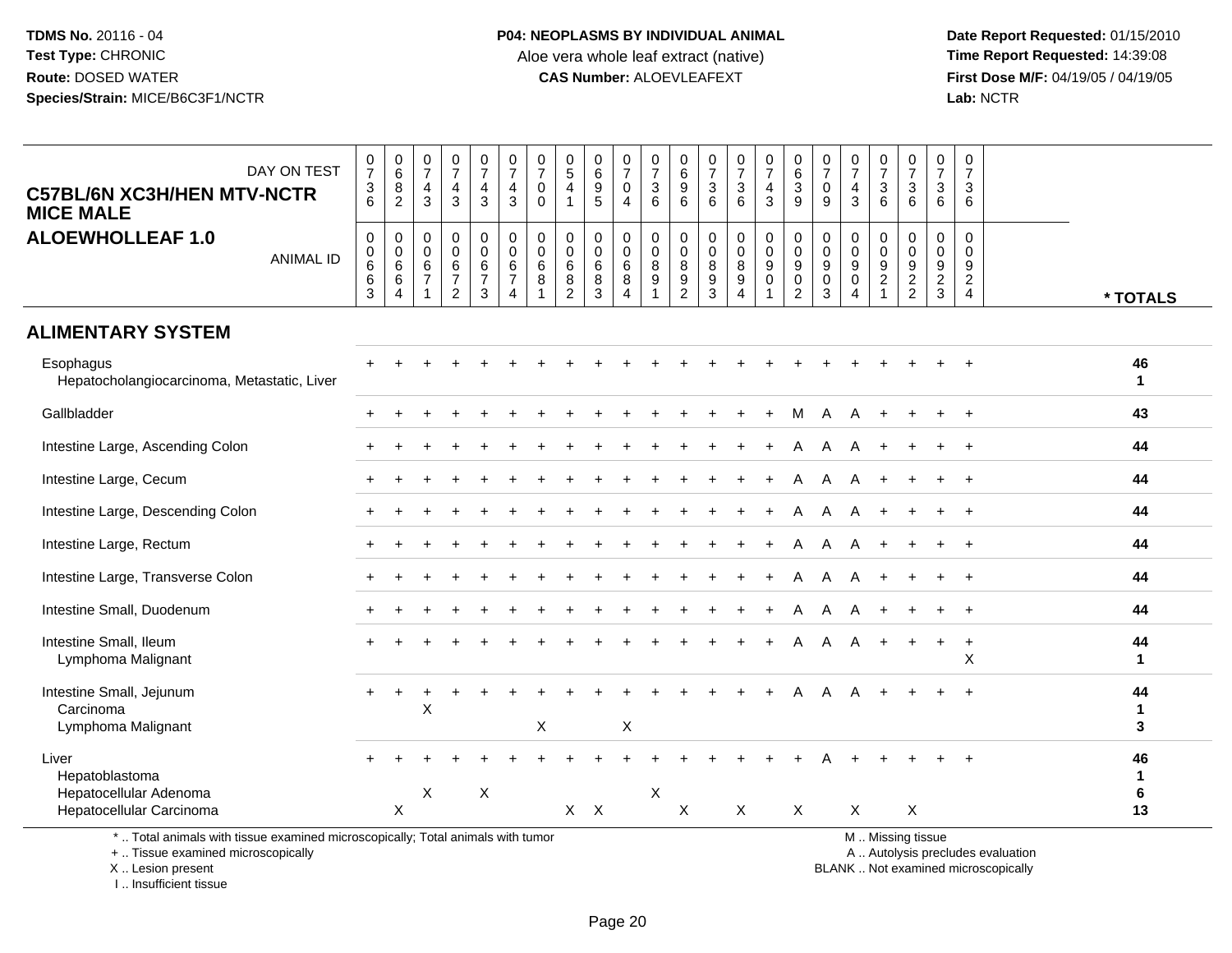**TDMS No.** 20116 - 04
**Test Type:** CHRONIC
**Route:** DOSED WATER
**Species/Strain:** MICE/B6C3F1/NCTR

**P04: NEOPLASMS BY INDIVIDUAL ANIMAL**
Aloe vera whole leaf extract (native)
**CAS Number:** ALOEVLEAFEXT

**Date Report Requested:** 01/15/2010
**Time Report Requested:** 14:39:08
**First Dose M/F:** 04/19/05 / 04/19/05
**Lab:** NCTR

**C57BL/6N XC3H/HEN MTV-NCTR MICE MALE**
**ALOEWHOLLEAF 1.0**

| DAY ON TEST | 0736 | 0682 | 0743 | 0743 | 0743 | 0743 | 0700 | 0541 | 0695 | 0704 | 0736 | 0696 | 0736 | 0736 | 0743 | 0639 | 0709 | 0743 | 0736 | 0736 | 0736 | 0736 | |
|---|---|---|---|---|---|---|---|---|---|---|---|---|---|---|---|---|---|---|---|---|---|---|---|
| **ANIMAL ID** | 00663 | 00664 | 00671 | 00672 | 00673 | 00674 | 00681 | 00682 | 00683 | 00684 | 00891 | 00892 | 00893 | 00894 | 00901 | 00902 | 00903 | 00904 | 00921 | 00922 | 00923 | 00924 | **\* TOTALS** |
| **ALIMENTARY SYSTEM** | | | | | | | | | | | | | | | | | | | | | | | |
| Esophagus | + | + | + | + | + | + | + | + | + | + | + | + | + | + | + | + | + | + | + | + | + | + | 46 |
| Hepatocholangiocarcinoma, Metastatic, Liver | | | | | | | | | | | | | | | | | | | | | | | 1 |
| Gallbladder | + | + | + | + | + | + | + | + | + | + | + | + | + | + | + | M | A | A | + | + | + | + | 43 |
| Intestine Large, Ascending Colon | + | + | + | + | + | + | + | + | + | + | + | + | + | + | + | A | A | A | + | + | + | + | 44 |
| Intestine Large, Cecum | + | + | + | + | + | + | + | + | + | + | + | + | + | + | + | A | A | A | + | + | + | + | 44 |
| Intestine Large, Descending Colon | + | + | + | + | + | + | + | + | + | + | + | + | + | + | + | A | A | A | + | + | + | + | 44 |
| Intestine Large, Rectum | + | + | + | + | + | + | + | + | + | + | + | + | + | + | + | A | A | A | + | + | + | + | 44 |
| Intestine Large, Transverse Colon | + | + | + | + | + | + | + | + | + | + | + | + | + | + | + | A | A | A | + | + | + | + | 44 |
| Intestine Small, Duodenum | + | + | + | + | + | + | + | + | + | + | + | + | + | + | + | A | A | A | + | + | + | + | 44 |
| Intestine Small, Ileum | + | + | + | + | + | + | + | + | + | + | + | + | + | + | + | A | A | A | + | + | + | + | 44 |
| Lymphoma Malignant | | | | | | | | | | | | | | | | | | | | | | X | 1 |
| Intestine Small, Jejunum | + | + | + | + | + | + | + | + | + | + | + | + | + | + | + | A | A | A | + | + | + | + | 44 |
| Carcinoma | | | X | | | | | | | | | | | | | | | | | | | | 1 |
| Lymphoma Malignant | | | | | | | X | | | X | | | | | | | | | | | | | 3 |
| Liver | + | + | + | + | + | + | + | + | + | + | + | + | + | + | + | + | A | + | + | + | + | + | 46 |
| Hepatoblastoma | | | | | | | | | | | | | | | | | | | | | | | 1 |
| Hepatocellular Adenoma | | | X | | X | | | | | | X | | | | | | | | | | | | 6 |
| Hepatocellular Carcinoma | | X | | | | | | X | X | | | X | | X | | X | | X | | X | | | 13 |

\* .. Total animals with tissue examined microscopically; Total animals with tumor
\+ .. Tissue examined microscopically
X .. Lesion present
I .. Insufficient tissue

M .. Missing tissue
A .. Autolysis precludes evaluation
BLANK .. Not examined microscopically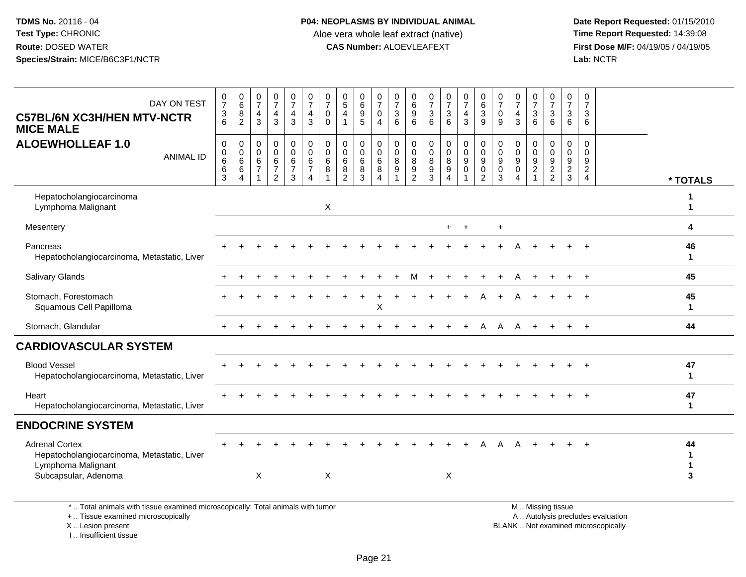TDMS No. 20116 - 04
Test Type: CHRONIC
Route: DOSED WATER
Species/Strain: MICE/B6C3F1/NCTR

**P04: NEOPLASMS BY INDIVIDUAL ANIMAL**
Aloe vera whole leaf extract (native)
**CAS Number:** ALOEVLEAFEXT

Date Report Requested: 01/15/2010
Time Report Requested: 14:39:08
First Dose M/F: 04/19/05 / 04/19/05
Lab: NCTR

**C57BL/6N XC3H/HEN MTV-NCTR MICE MALE**
**ALOEWHOLLEAF 1.0**

| DAY ON TEST | 0736 | 0682 | 0743 | 0743 | 0743 | 0743 | 0700 | 0541 | 0695 | 0704 | 0736 | 0696 | 0736 | 0736 | 0743 | 0639 | 0709 | 0743 | 0736 | 0736 | 0736 | 0736 | |
|---|---|---|---|---|---|---|---|---|---|---|---|---|---|---|---|---|---|---|---|---|---|---|---|
| ANIMAL ID | 00663 | 00664 | 00671 | 00672 | 00673 | 00674 | 00681 | 00682 | 00683 | 00684 | 00891 | 00892 | 00893 | 00894 | 00901 | 00902 | 00903 | 00904 | 00921 | 00922 | 00923 | 00924 | * TOTALS |
| Hepatocholangiocarcinoma | | | | | | | | | | | | | | | | | | | | | | | 1 |
| Lymphoma Malignant | | | | | | | X | | | | | | | | | | | | | | | | 1 |
| Mesentery | | | | | | | | | | | | | | + | + | | + | | | | | | 4 |
| Pancreas | + | + | + | + | + | + | + | + | + | + | + | + | + | + | + | + | + | A | + | + | + | + | 46 |
| Hepatocholangiocarcinoma, Metastatic, Liver | | | | | | | | | | | | | | | | | | | | | | | 1 |
| Salivary Glands | + | + | + | + | + | + | + | + | + | + | + | M | + | + | + | + | + | A | + | + | + | + | 45 |
| Stomach, Forestomach | + | + | + | + | + | + | + | + | + | + | + | + | + | + | + | A | + | A | + | + | + | + | 45 |
| Squamous Cell Papilloma | | | | | | | | | | X | | | | | | | | | | | | | 1 |
| Stomach, Glandular | + | + | + | + | + | + | + | + | + | + | + | + | + | + | + | A | A | A | + | + | + | + | 44 |
| **CARDIOVASCULAR SYSTEM** | | | | | | | | | | | | | | | | | | | | | | | |
| Blood Vessel | + | + | + | + | + | + | + | + | + | + | + | + | + | + | + | + | + | + | + | + | + | + | 47 |
| Hepatocholangiocarcinoma, Metastatic, Liver | | | | | | | | | | | | | | | | | | | | | | | 1 |
| Heart | + | + | + | + | + | + | + | + | + | + | + | + | + | + | + | + | + | + | + | + | + | + | 47 |
| Hepatocholangiocarcinoma, Metastatic, Liver | | | | | | | | | | | | | | | | | | | | | | | 1 |
| **ENDOCRINE SYSTEM** | | | | | | | | | | | | | | | | | | | | | | | |
| Adrenal Cortex | + | + | + | + | + | + | + | + | + | + | + | + | + | + | + | A | A | A | + | + | + | + | 44 |
| Hepatocholangiocarcinoma, Metastatic, Liver | | | | | | | | | | | | | | | | | | | | | | | 1 |
| Lymphoma Malignant | | | | | | | | | | | | | | | | | | | | | | | 1 |
| Subcapsular, Adenoma | | | X | | | | X | | | | | | | X | | | | | | | | | 3 |

\* .. Total animals with tissue examined microscopically; Total animals with tumor
\+ .. Tissue examined microscopically
X .. Lesion present
I .. Insufficient tissue

M .. Missing tissue
A .. Autolysis precludes evaluation
BLANK .. Not examined microscopically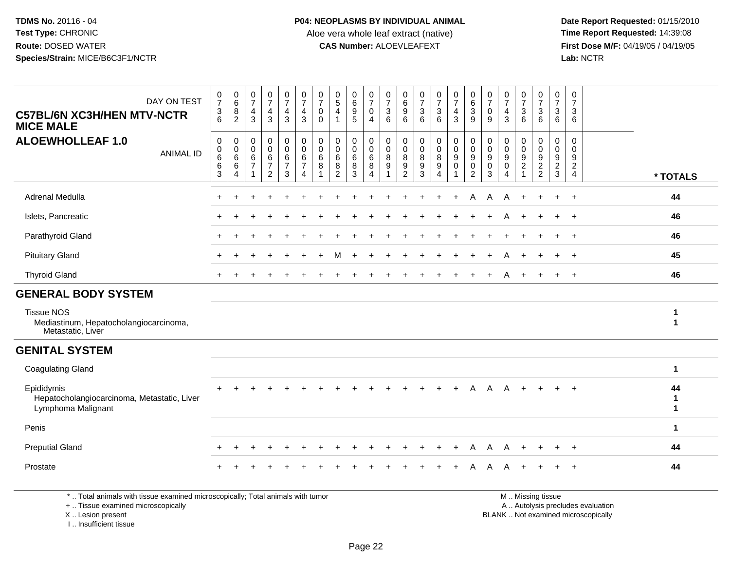**TDMS No.** 20116 - 04
**Test Type:** CHRONIC
**Route:** DOSED WATER
**Species/Strain:** MICE/B6C3F1/NCTR

**P04: NEOPLASMS BY INDIVIDUAL ANIMAL**
Aloe vera whole leaf extract (native)
**CAS Number:** ALOEVLEAFEXT

**Date Report Requested:** 01/15/2010
**Time Report Requested:** 14:39:08
**First Dose M/F:** 04/19/05 / 04/19/05
**Lab:** NCTR

## C57BL/6N XC3H/HEN MTV-NCTR MICE MALE
## ALOEWHOLLEAF 1.0

| DAY ON TEST | 0736 | 0682 | 0743 | 0743 | 0743 | 0743 | 0700 | 0541 | 0695 | 0704 | 0736 | 0696 | 0736 | 0736 | 0743 | 0639 | 0709 | 0743 | 0736 | 0736 | 0736 | 0736 | |
|---|---|---|---|---|---|---|---|---|---|---|---|---|---|---|---|---|---|---|---|---|---|---|---|
| **ANIMAL ID** | 00663 | 00664 | 00671 | 00672 | 00673 | 00674 | 00681 | 00682 | 00683 | 00684 | 00891 | 00892 | 00893 | 00894 | 00901 | 00902 | 00903 | 00904 | 00921 | 00922 | 00923 | 00924 | *** TOTALS** |
| Adrenal Medulla | + | + | + | + | + | + | + | + | + | + | + | + | + | + | + | A | A | A | + | + | + | + | 44 |
| Islets, Pancreatic | + | + | + | + | + | + | + | + | + | + | + | + | + | + | + | + | + | A | + | + | + | + | 46 |
| Parathyroid Gland | + | + | + | + | + | + | + | + | + | + | + | + | + | + | + | + | + | + | + | + | + | + | 46 |
| Pituitary Gland | + | + | + | + | + | + | + | M | + | + | + | + | + | + | + | + | + | A | + | + | + | + | 45 |
| Thyroid Gland | + | + | + | + | + | + | + | + | + | + | + | + | + | + | + | + | + | A | + | + | + | + | 46 |
| **GENERAL BODY SYSTEM** | | | | | | | | | | | | | | | | | | | | | | | |
| Tissue NOS | | | | | | | | | | | | | | | | | | | | | | | 1 |
| Mediastinum, Hepatocholangiocarcinoma, Metastatic, Liver | | | | | | | | | | | | | | | | | | | | | | | 1 |
| **GENITAL SYSTEM** | | | | | | | | | | | | | | | | | | | | | | | |
| Coagulating Gland | | | | | | | | | | | | | | | | | | | | | | | 1 |
| Epididymis | + | + | + | + | + | + | + | + | + | + | + | + | + | + | + | A | A | A | + | + | + | + | 44 |
| Hepatocholangiocarcinoma, Metastatic, Liver | | | | | | | | | | | | | | | | | | | | | | | 1 |
| Lymphoma Malignant | | | | | | | | | | | | | | | | | | | | | | | 1 |
| Penis | | | | | | | | | | | | | | | | | | | | | | | 1 |
| Preputial Gland | + | + | + | + | + | + | + | + | + | + | + | + | + | + | + | A | A | A | + | + | + | + | 44 |
| Prostate | + | + | + | + | + | + | + | + | + | + | + | + | + | + | + | A | A | A | + | + | + | + | 44 |

\* .. Total animals with tissue examined microscopically; Total animals with tumor
\+ .. Tissue examined microscopically
X .. Lesion present
I .. Insufficient tissue

M .. Missing tissue
A .. Autolysis precludes evaluation
BLANK .. Not examined microscopically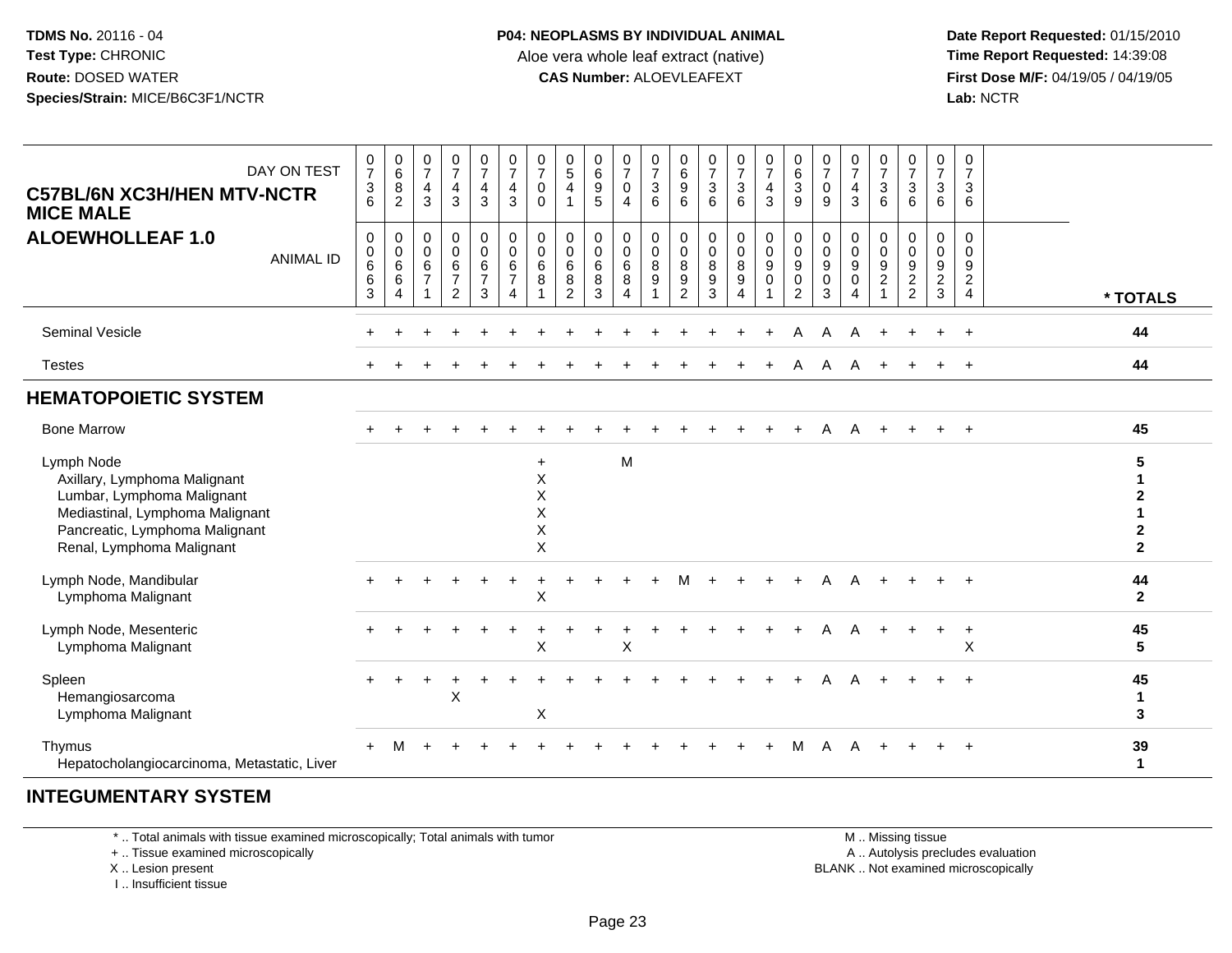**TDMS No.** 20116 - 04
**Test Type:** CHRONIC
**Route:** DOSED WATER
**Species/Strain:** MICE/B6C3F1/NCTR

**P04: NEOPLASMS BY INDIVIDUAL ANIMAL**
Aloe vera whole leaf extract (native)
**CAS Number:** ALOEVLEAFEXT

**Date Report Requested:** 01/15/2010
**Time Report Requested:** 14:39:08
**First Dose M/F:** 04/19/05 / 04/19/05
**Lab:** NCTR

## C57BL/6N XC3H/HEN MTV-NCTR MICE MALE
## ALOEWHOLLEAF 1.0

| DAY ON TEST | 0736 | 0682 | 0743 | 0743 | 0743 | 0743 | 0700 | 0541 | 0695 | 0704 | 0736 | 0696 | 0736 | 0736 | 0743 | 0639 | 0709 | 0743 | 0736 | 0736 | 0736 | 0736 | |
|---|---|---|---|---|---|---|---|---|---|---|---|---|---|---|---|---|---|---|---|---|---|---|---|
| ANIMAL ID | 0066 3 | 0066 4 | 0067 1 | 0067 2 | 0067 3 | 0067 4 | 0068 1 | 0068 2 | 0068 3 | 0068 4 | 0089 1 | 0089 2 | 0089 3 | 0089 4 | 0090 1 | 0090 2 | 0090 3 | 0090 4 | 0092 1 | 0092 2 | 0092 3 | 0092 4 | * TOTALS |
| Seminal Vesicle | + | + | + | + | + | + | + | + | + | + | + | + | + | + | + | A | A | A | + | + | + | + | 44 |
| Testes | + | + | + | + | + | + | + | + | + | + | + | + | + | + | + | A | A | A | + | + | + | + | 44 |
| **HEMATOPOIETIC SYSTEM** | | | | | | | | | | | | | | | | | | | | | | | |
| Bone Marrow | + | + | + | + | + | + | + | + | + | + | + | + | + | + | + | + | A | A | + | + | + | + | 45 |
| Lymph Node | | | | | | | + | | | M | | | | | | | | | | | | | 5 |
| Axillary, Lymphoma Malignant | | | | | | | X | | | | | | | | | | | | | | | | 1 |
| Lumbar, Lymphoma Malignant | | | | | | | X | | | | | | | | | | | | | | | | 2 |
| Mediastinal, Lymphoma Malignant | | | | | | | X | | | | | | | | | | | | | | | | 1 |
| Pancreatic, Lymphoma Malignant | | | | | | | X | | | | | | | | | | | | | | | | 2 |
| Renal, Lymphoma Malignant | | | | | | | X | | | | | | | | | | | | | | | | 2 |
| Lymph Node, Mandibular | + | + | + | + | + | + | + | + | + | + | + | M | + | + | + | + | A | A | + | + | + | + | 44 |
| Lymphoma Malignant | | | | | | | X | | | | | | | | | | | | | | | | 2 |
| Lymph Node, Mesenteric | + | + | + | + | + | + | + | + | + | + | + | + | + | + | + | + | A | A | + | + | + | + | 45 |
| Lymphoma Malignant | | | | | | | X | | | X | | | | | | | | | | | | X | 5 |
| Spleen | + | + | + | + | + | + | + | + | + | + | + | + | + | + | + | + | A | A | + | + | + | + | 45 |
| Hemangiosarcoma | | | | X | | | | | | | | | | | | | | | | | | | 1 |
| Lymphoma Malignant | | | | | | | X | | | | | | | | | | | | | | | | 3 |
| Thymus | + | M | + | + | + | + | + | + | + | + | + | + | + | + | + | M | A | A | + | + | + | + | 39 |
| Hepatocholangiocarcinoma, Metastatic, Liver | | | | | | | | | | | | | | | | | | | | | | | 1 |
| **INTEGUMENTARY SYSTEM** | | | | | | | | | | | | | | | | | | | | | | | |

\* .. Total animals with tissue examined microscopically; Total animals with tumor
\+ .. Tissue examined microscopically
X .. Lesion present
I .. Insufficient tissue

M .. Missing tissue
A .. Autolysis precludes evaluation
BLANK .. Not examined microscopically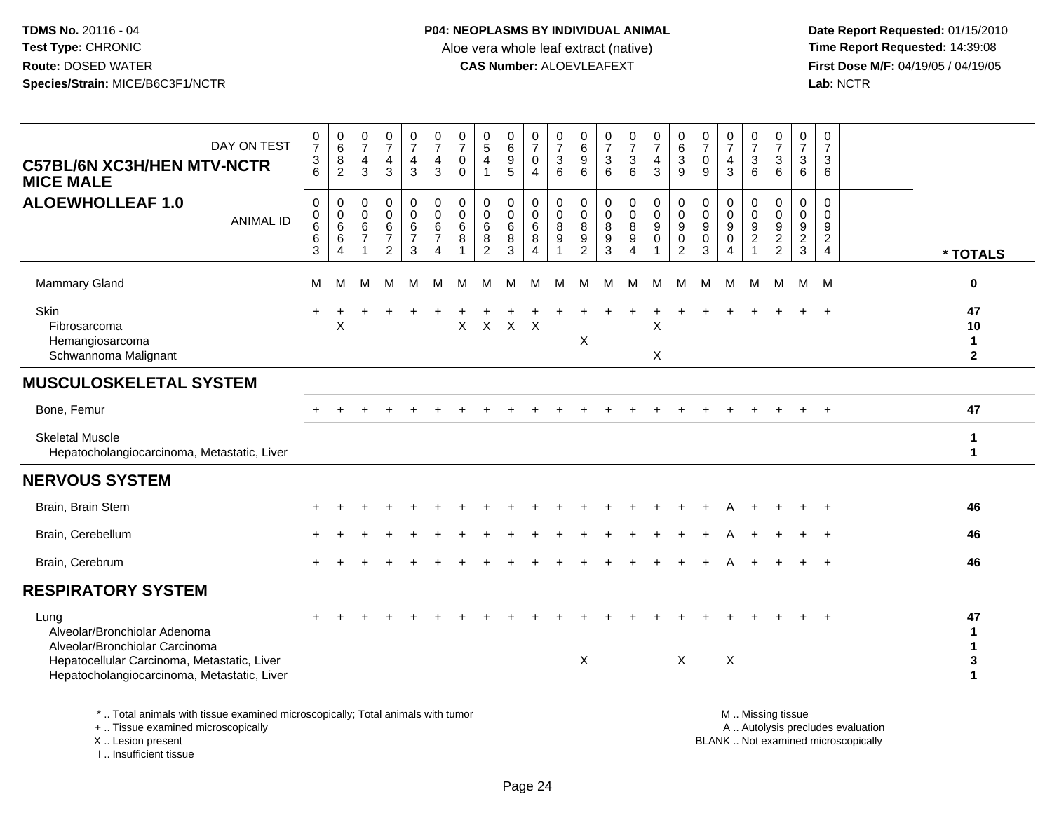**TDMS No.** 20116 - 04
**Test Type:** CHRONIC
**Route:** DOSED WATER
**Species/Strain:** MICE/B6C3F1/NCTR

**P04: NEOPLASMS BY INDIVIDUAL ANIMAL**
Aloe vera whole leaf extract (native)
**CAS Number:** ALOEVLEAFEXT

**Date Report Requested:** 01/15/2010
**Time Report Requested:** 14:39:08
**First Dose M/F:** 04/19/05 / 04/19/05
**Lab:** NCTR

**C57BL/6N XC3H/HEN MTV-NCTR MICE MALE**
**ALOEWHOLLEAF 1.0**

| DAY ON TEST | 0736 | 0682 | 0743 | 0743 | 0743 | 0743 | 0700 | 0541 | 0695 | 0704 | 0736 | 0696 | 0736 | 0736 | 0743 | 0639 | 0709 | 0743 | 0736 | 0736 | 0736 | 0736 | |
|---|---|---|---|---|---|---|---|---|---|---|---|---|---|---|---|---|---|---|---|---|---|---|---|
| **ANIMAL ID** | 00663 | 00664 | 00671 | 00672 | 00673 | 00674 | 00681 | 00682 | 00683 | 00684 | 00891 | 00892 | 00893 | 00894 | 00901 | 00902 | 00903 | 00904 | 00921 | 00922 | 00923 | 00924 | *** TOTALS** |
| Mammary Gland | M | M | M | M | M | M | M | M | M | M | M | M | M | M | M | M | M | M | M | M | M | M | 0 |
| Skin | + | + | + | + | + | + | + | + | + | + | + | + | + | + | + | + | + | + | + | + | + | + | 47 |
| Fibrosarcoma | | X | | | | | X | X | X | X | | | | | X | | | | | | | | 10 |
| Hemangiosarcoma | | | | | | | | | | | | X | | | | | | | | | | | 1 |
| Schwannoma Malignant | | | | | | | | | | | | | | | X | | | | | | | | 2 |
| **MUSCULOSKELETAL SYSTEM** | | | | | | | | | | | | | | | | | | | | | | | |
| Bone, Femur | + | + | + | + | + | + | + | + | + | + | + | + | + | + | + | + | + | + | + | + | + | + | 47 |
| Skeletal Muscle | | | | | | | | | | | | | | | | | | | | | | | 1 |
| Hepatocholangiocarcinoma, Metastatic, Liver | | | | | | | | | | | | | | | | | | | | | | | 1 |
| **NERVOUS SYSTEM** | | | | | | | | | | | | | | | | | | | | | | | |
| Brain, Brain Stem | + | + | + | + | + | + | + | + | + | + | + | + | + | + | + | + | + | A | + | + | + | + | 46 |
| Brain, Cerebellum | + | + | + | + | + | + | + | + | + | + | + | + | + | + | + | + | + | A | + | + | + | + | 46 |
| Brain, Cerebrum | + | + | + | + | + | + | + | + | + | + | + | + | + | + | + | + | + | A | + | + | + | + | 46 |
| **RESPIRATORY SYSTEM** | | | | | | | | | | | | | | | | | | | | | | | |
| Lung | + | + | + | + | + | + | + | + | + | + | + | + | + | + | + | + | + | + | + | + | + | + | 47 |
| Alveolar/Bronchiolar Adenoma | | | | | | | | | | | | | | | | | | | | | | | 1 |
| Alveolar/Bronchiolar Carcinoma | | | | | | | | | | | | | | | | | | | | | | | 1 |
| Hepatocellular Carcinoma, Metastatic, Liver | | | | | | | | | | | | X | | | | X | | X | | | | | 3 |
| Hepatocholangiocarcinoma, Metastatic, Liver | | | | | | | | | | | | | | | | | | | | | | | 1 |

* .. Total animals with tissue examined microscopically; Total animals with tumor
+ .. Tissue examined microscopically
X .. Lesion present
I .. Insufficient tissue

M .. Missing tissue
A .. Autolysis precludes evaluation
BLANK .. Not examined microscopically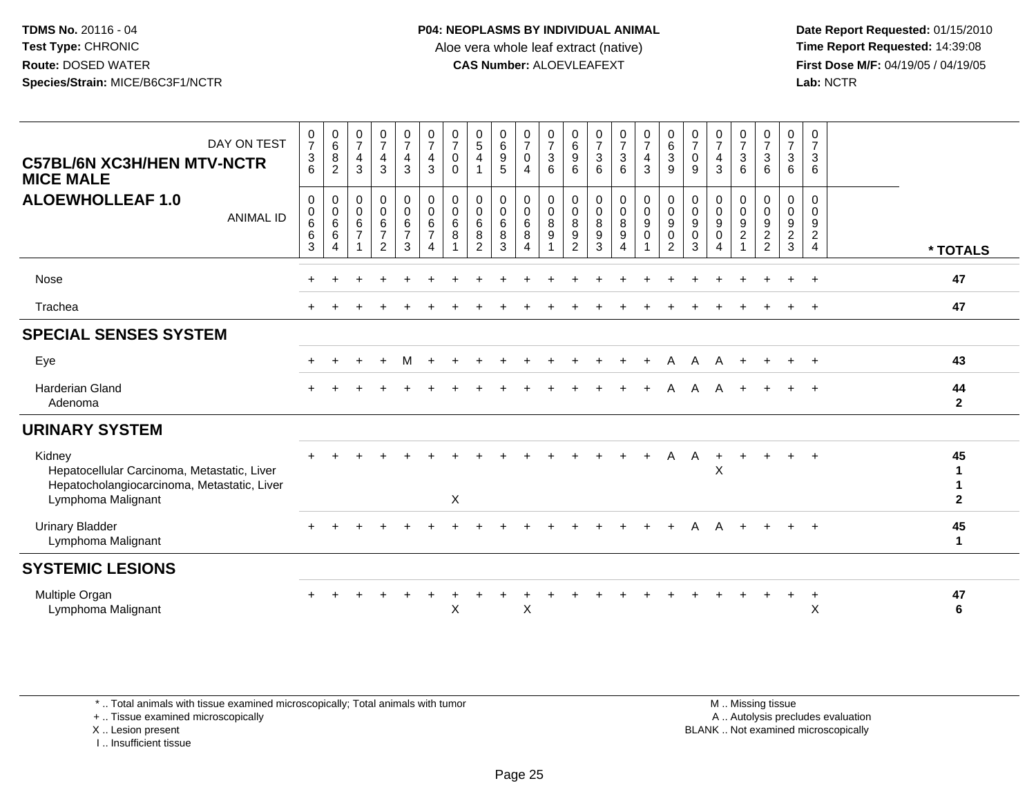**TDMS No.** 20116 - 04
**Test Type:** CHRONIC
**Route:** DOSED WATER
**Species/Strain:** MICE/B6C3F1/NCTR

**P04: NEOPLASMS BY INDIVIDUAL ANIMAL**
Aloe vera whole leaf extract (native)
**CAS Number:** ALOEVLEAFEXT

**Date Report Requested:** 01/15/2010
**Time Report Requested:** 14:39:08
**First Dose M/F:** 04/19/05 / 04/19/05
**Lab:** NCTR

## C57BL/6N XC3H/HEN MTV-NCTR MICE MALE
## ALOEWHOLLEAF 1.0

| DAY ON TEST | 0736 | 0682 | 0743 | 0743 | 0743 | 0743 | 0700 | 0541 | 0695 | 0704 | 0736 | 0696 | 0736 | 0736 | 0743 | 0639 | 0709 | 0743 | 0736 | 0736 | 0736 | 0736 | * TOTALS |
|---|---|---|---|---|---|---|---|---|---|---|---|---|---|---|---|---|---|---|---|---|---|---|---|
| ANIMAL ID | 00663 | 00664 | 00671 | 00672 | 00673 | 00674 | 00681 | 00682 | 00683 | 00684 | 00891 | 00892 | 00893 | 00894 | 00901 | 00902 | 00903 | 00904 | 00921 | 00922 | 00923 | 00924 | |
| Nose | + | + | + | + | + | + | + | + | + | + | + | + | + | + | + | + | + | + | + | + | + | + | 47 |
| Trachea | + | + | + | + | + | + | + | + | + | + | + | + | + | + | + | + | + | + | + | + | + | + | 47 |
| **SPECIAL SENSES SYSTEM** | | | | | | | | | | | | | | | | | | | | | | | |
| Eye | + | + | + | + | M | + | + | + | + | + | + | + | + | + | + | A | A | A | + | + | + | + | 43 |
| Harderian Gland | + | + | + | + | + | + | + | + | + | + | + | + | + | + | + | A | A | A | + | + | + | + | 44 |
| Adenoma | | | | | | | | | | | | | | | | | | | | | | | 2 |
| **URINARY SYSTEM** | | | | | | | | | | | | | | | | | | | | | | | |
| Kidney | + | + | + | + | + | + | + | + | + | + | + | + | + | + | + | A | A | + | + | + | + | + | 45 |
| Hepatocellular Carcinoma, Metastatic, Liver | | | | | | | | | | | | | | | | | | X | | | | | 1 |
| Hepatocholangiocarcinoma, Metastatic, Liver | | | | | | | | | | | | | | | | | | | | | | | 1 |
| Lymphoma Malignant | | | | | | | X | | | | | | | | | | | | | | | | 2 |
| Urinary Bladder | + | + | + | + | + | + | + | + | + | + | + | + | + | + | + | + | A | A | + | + | + | + | 45 |
| Lymphoma Malignant | | | | | | | | | | | | | | | | | | | | | | | 1 |
| **SYSTEMIC LESIONS** | | | | | | | | | | | | | | | | | | | | | | | |
| Multiple Organ | + | + | + | + | + | + | + | + | + | + | + | + | + | + | + | + | + | + | + | + | + | + | 47 |
| Lymphoma Malignant | | | | | | | X | | | X | | | | | | | | | | | | X | 6 |

\* .. Total animals with tissue examined microscopically; Total animals with tumor
\+ .. Tissue examined microscopically
X .. Lesion present
I .. Insufficient tissue

M .. Missing tissue
A .. Autolysis precludes evaluation
BLANK .. Not examined microscopically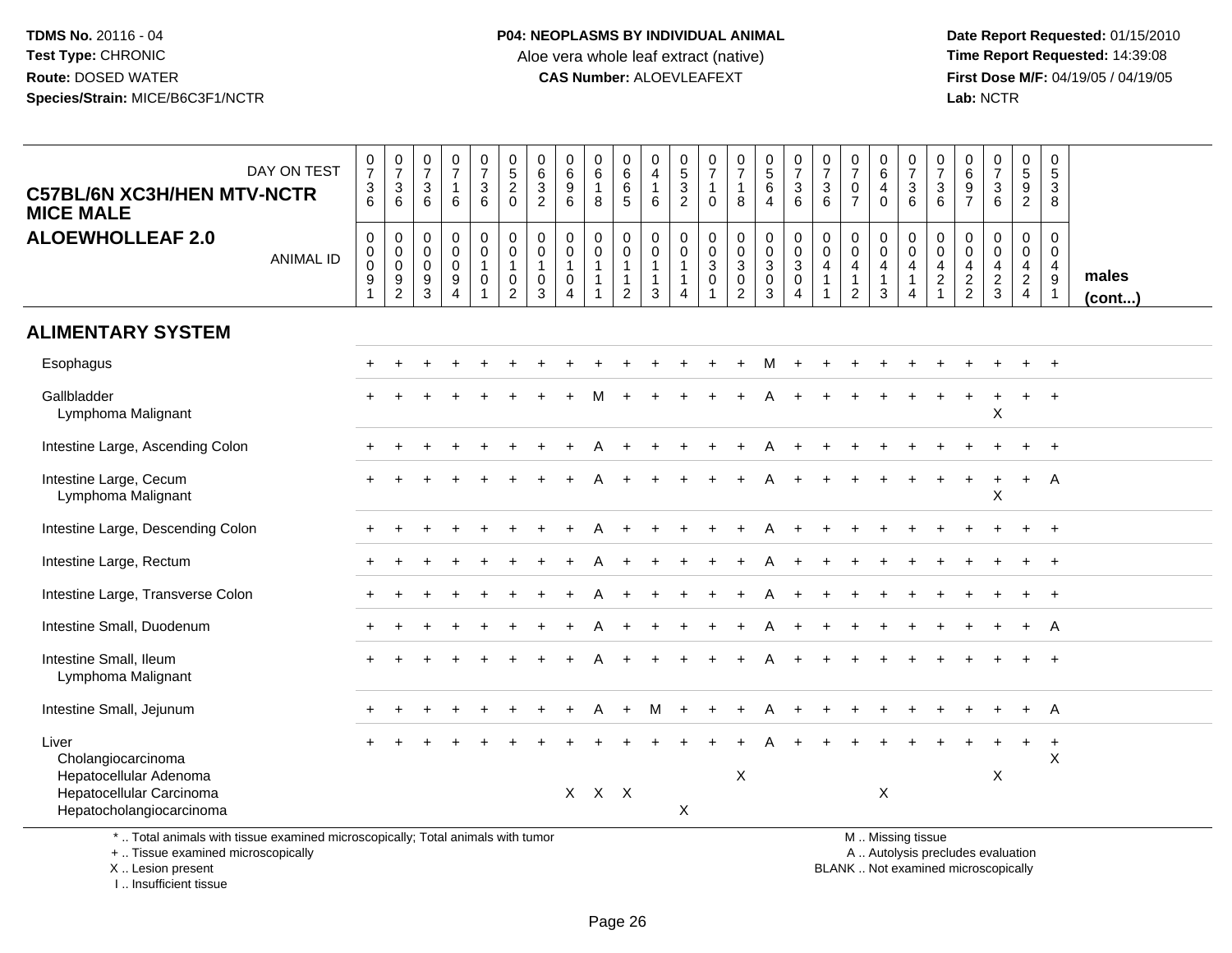**TDMS No.** 20116 - 04
**Test Type:** CHRONIC
**Route:** DOSED WATER
**Species/Strain:** MICE/B6C3F1/NCTR

**P04: NEOPLASMS BY INDIVIDUAL ANIMAL**
Aloe vera whole leaf extract (native)
**CAS Number:** ALOEVLEAFEXT

**Date Report Requested:** 01/15/2010
**Time Report Requested:** 14:39:08
**First Dose M/F:** 04/19/05 / 04/19/05
**Lab:** NCTR

## C57BL/6N XC3H/HEN MTV-NCTR MICE MALE
## ALOEWHOLLEAF 2.0

| DAY ON TEST | 0736 | 0736 | 0736 | 0716 | 0736 | 0520 | 0632 | 0696 | 0618 | 0665 | 0416 | 0532 | 0710 | 0718 | 0564 | 0736 | 0736 | 0707 | 0640 | 0736 | 0736 | 0697 | 0736 | 0592 | 0538 | |
|---|---|---|---|---|---|---|---|---|---|---|---|---|---|---|---|---|---|---|---|---|---|---|---|---|---|---|
| **ANIMAL ID** | 00091 | 00092 | 00093 | 00094 | 00101 | 00102 | 00103 | 00104 | 00111 | 00112 | 00113 | 00114 | 00301 | 00302 | 00303 | 00304 | 00411 | 00412 | 00413 | 00414 | 00421 | 00422 | 00423 | 00424 | 00491 | **males (cont...)** |
| **ALIMENTARY SYSTEM** | | | | | | | | | | | | | | | | | | | | | | | | | | |
| Esophagus | + | + | + | + | + | + | + | + | + | + | + | + | + | + | M | + | + | + | + | + | + | + | + | + | + | |
| Gallbladder | + | + | + | + | + | + | + | + | M | + | + | + | + | + | A | + | + | + | + | + | + | + | + | + | + | |
| Lymphoma Malignant | | | | | | | | | | | | | | | | | | | | | | | X | | | |
| Intestine Large, Ascending Colon | + | + | + | + | + | + | + | + | A | + | + | + | + | + | A | + | + | + | + | + | + | + | + | + | + | |
| Intestine Large, Cecum | + | + | + | + | + | + | + | + | A | + | + | + | + | + | A | + | + | + | + | + | + | + | + | + | A | |
| Lymphoma Malignant | | | | | | | | | | | | | | | | | | | | | | | X | | | |
| Intestine Large, Descending Colon | + | + | + | + | + | + | + | + | A | + | + | + | + | + | A | + | + | + | + | + | + | + | + | + | + | |
| Intestine Large, Rectum | + | + | + | + | + | + | + | + | A | + | + | + | + | + | A | + | + | + | + | + | + | + | + | + | + | |
| Intestine Large, Transverse Colon | + | + | + | + | + | + | + | + | A | + | + | + | + | + | A | + | + | + | + | + | + | + | + | + | + | |
| Intestine Small, Duodenum | + | + | + | + | + | + | + | + | A | + | + | + | + | + | A | + | + | + | + | + | + | + | + | + | A | |
| Intestine Small, Ileum | + | + | + | + | + | + | + | + | A | + | + | + | + | + | A | + | + | + | + | + | + | + | + | + | + | |
| Lymphoma Malignant | | | | | | | | | | | | | | | | | | | | | | | | | | |
| Intestine Small, Jejunum | + | + | + | + | + | + | + | + | A | + | M | + | + | + | A | + | + | + | + | + | + | + | + | + | A | |
| Liver | + | + | + | + | + | + | + | + | + | + | + | + | + | + | A | + | + | + | + | + | + | + | + | + | + | |
| Cholangiocarcinoma | | | | | | | | | | | | | | | | | | | | | | | | | X | |
| Hepatocellular Adenoma | | | | | | | | | | | | | | X | | | | | | | | | X | | | |
| Hepatocellular Carcinoma | | | | | | | | X | X | X | | | | | | | | | X | | | | | | | |
| Hepatocholangiocarcinoma | | | | | | | | | | | | X | | | | | | | | | | | | | | |

\* .. Total animals with tissue examined microscopically; Total animals with tumor
\+ .. Tissue examined microscopically
X .. Lesion present
I .. Insufficient tissue

M .. Missing tissue
A .. Autolysis precludes evaluation
BLANK .. Not examined microscopically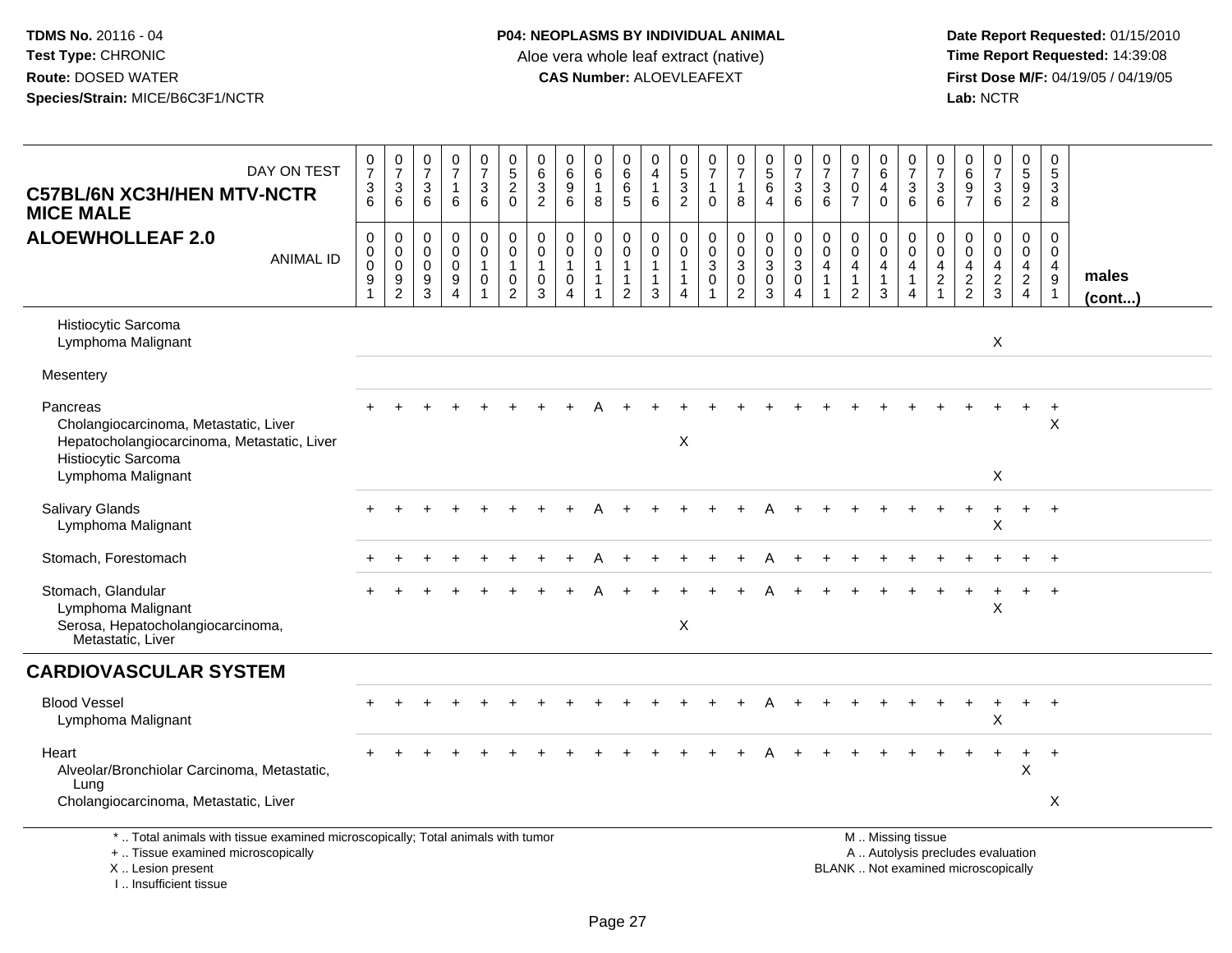TDMS No. 20116 - 04
Test Type: CHRONIC
Route: DOSED WATER
Species/Strain: MICE/B6C3F1/NCTR

**P04: NEOPLASMS BY INDIVIDUAL ANIMAL**
Aloe vera whole leaf extract (native)
**CAS Number:** ALOEVLEAFEXT

Date Report Requested: 01/15/2010
Time Report Requested: 14:39:08
First Dose M/F: 04/19/05 / 04/19/05
Lab: NCTR

| C57BL/6N XC3H/HEN MTV-NCTR MICE MALE — DAY ON TEST | 0736 | 0736 | 0736 | 0716 | 0736 | 0520 | 0632 | 0696 | 0618 | 0665 | 0416 | 0532 | 0710 | 0718 | 0564 | 0736 | 0736 | 0707 | 0640 | 0736 | 0736 | 0697 | 0736 | 0592 | 0538 | |
|---|---|---|---|---|---|---|---|---|---|---|---|---|---|---|---|---|---|---|---|---|---|---|---|---|---|---|
| **ALOEWHOLLEAF 2.0** — ANIMAL ID | 0091 | 0092 | 0093 | 0094 | 0101 | 0102 | 0103 | 0104 | 0111 | 0112 | 0113 | 0114 | 0301 | 0302 | 0303 | 0304 | 0411 | 0412 | 0413 | 0414 | 0421 | 0422 | 0423 | 0424 | 0491 | **males (cont...)** |
| Histiocytic Sarcoma | | | | | | | | | | | | | | | | | | | | | | | | | | |
| Lymphoma Malignant | | | | | | | | | | | | | | | | | | | | | | | X | | | |
| Mesentery | | | | | | | | | | | | | | | | | | | | | | | | | | |
| Pancreas | + | + | + | + | + | + | + | + | A | + | + | + | + | + | + | + | + | + | + | + | + | + | + | + | + | |
| Cholangiocarcinoma, Metastatic, Liver | | | | | | | | | | | | | | | | | | | | | | | | | X | |
| Hepatocholangiocarcinoma, Metastatic, Liver | | | | | | | | | | | | X | | | | | | | | | | | | | | |
| Histiocytic Sarcoma | | | | | | | | | | | | | | | | | | | | | | | | | | |
| Lymphoma Malignant | | | | | | | | | | | | | | | | | | | | | | | X | | | |
| Salivary Glands | + | + | + | + | + | + | + | + | A | + | + | + | + | + | A | + | + | + | + | + | + | + | + | + | + | |
| Lymphoma Malignant | | | | | | | | | | | | | | | | | | | | | | | X | | | |
| Stomach, Forestomach | + | + | + | + | + | + | + | + | A | + | + | + | + | + | A | + | + | + | + | + | + | + | + | + | + | |
| Stomach, Glandular | + | + | + | + | + | + | + | + | A | + | + | + | + | + | A | + | + | + | + | + | + | + | + | + | + | |
| Lymphoma Malignant | | | | | | | | | | | | | | | | | | | | | | | X | | | |
| Serosa, Hepatocholangiocarcinoma, Metastatic, Liver | | | | | | | | | | | | X | | | | | | | | | | | | | | |
| **CARDIOVASCULAR SYSTEM** | | | | | | | | | | | | | | | | | | | | | | | | | | |
| Blood Vessel | + | + | + | + | + | + | + | + | + | + | + | + | + | + | A | + | + | + | + | + | + | + | + | + | + | |
| Lymphoma Malignant | | | | | | | | | | | | | | | | | | | | | | | X | | | |
| Heart | + | + | + | + | + | + | + | + | + | + | + | + | + | + | A | + | + | + | + | + | + | + | + | + | + | |
| Alveolar/Bronchiolar Carcinoma, Metastatic, Lung | | | | | | | | | | | | | | | | | | | | | | | | X | | |
| Cholangiocarcinoma, Metastatic, Liver | | | | | | | | | | | | | | | | | | | | | | | | | X | |

\* .. Total animals with tissue examined microscopically; Total animals with tumor
\+ .. Tissue examined microscopically
X .. Lesion present
I .. Insufficient tissue

M .. Missing tissue
A .. Autolysis precludes evaluation
BLANK .. Not examined microscopically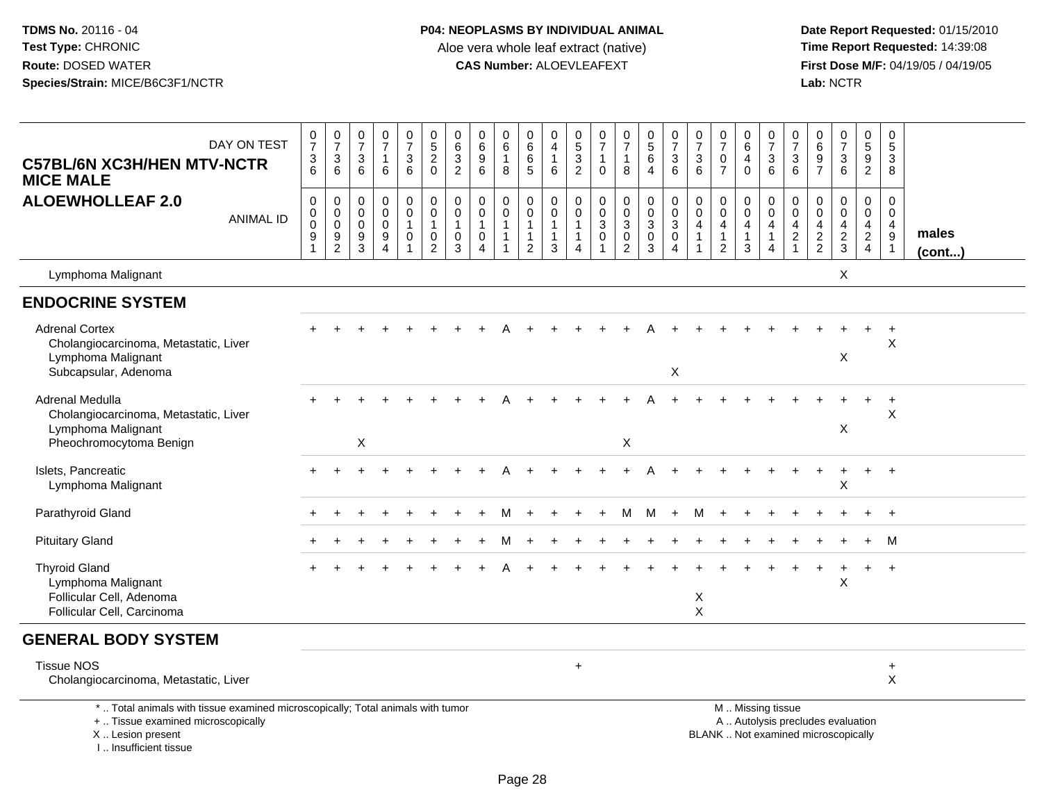**TDMS No.** 20116 - 04
**Test Type:** CHRONIC
**Route:** DOSED WATER
**Species/Strain:** MICE/B6C3F1/NCTR

**P04: NEOPLASMS BY INDIVIDUAL ANIMAL**
Aloe vera whole leaf extract (native)
**CAS Number:** ALOEVLEAFEXT

**Date Report Requested:** 01/15/2010
**Time Report Requested:** 14:39:08
**First Dose M/F:** 04/19/05 / 04/19/05
**Lab:** NCTR

**C57BL/6N XC3H/HEN MTV-NCTR MICE MALE**
**ALOEWHOLLEAF 2.0**

| DAY ON TEST | 0736 | 0736 | 0736 | 0716 | 0736 | 0520 | 0632 | 0696 | 0618 | 0665 | 0416 | 0532 | 0710 | 0718 | 0564 | 0736 | 0736 | 0707 | 0640 | 0736 | 0736 | 0697 | 0736 | 0592 | 0538 | |
|---|---|---|---|---|---|---|---|---|---|---|---|---|---|---|---|---|---|---|---|---|---|---|---|---|---|---|
| **ANIMAL ID** | 00091 | 00092 | 00093 | 00094 | 00101 | 00102 | 00103 | 00104 | 00111 | 00112 | 00113 | 00114 | 00301 | 00302 | 00303 | 00304 | 00411 | 00412 | 00413 | 00414 | 00421 | 00422 | 00423 | 00424 | 00491 | **males (cont...)** |
| Lymphoma Malignant | | | | | | | | | | | | | | | | | | | | | | | X | | | |
| **ENDOCRINE SYSTEM** | | | | | | | | | | | | | | | | | | | | | | | | | | |
| Adrenal Cortex | + | + | + | + | + | + | + | + | A | + | + | + | + | + | A | + | + | + | + | + | + | + | + | + | + | |
| Cholangiocarcinoma, Metastatic, Liver | | | | | | | | | | | | | | | | | | | | | | | | | X | |
| Lymphoma Malignant | | | | | | | | | | | | | | | | | | | | | | | X | | | |
| Subcapsular, Adenoma | | | | | | | | | | | | | | | | X | | | | | | | | | | |
| Adrenal Medulla | + | + | + | + | + | + | + | + | A | + | + | + | + | + | A | + | + | + | + | + | + | + | + | + | + | |
| Cholangiocarcinoma, Metastatic, Liver | | | | | | | | | | | | | | | | | | | | | | | | | X | |
| Lymphoma Malignant | | | | | | | | | | | | | | | | | | | | | | | X | | | |
| Pheochromocytoma Benign | | | X | | | | | | | | | | | X | | | | | | | | | | | | |
| Islets, Pancreatic | + | + | + | + | + | + | + | + | A | + | + | + | + | + | A | + | + | + | + | + | + | + | + | + | + | |
| Lymphoma Malignant | | | | | | | | | | | | | | | | | | | | | | | X | | | |
| Parathyroid Gland | + | + | + | + | + | + | + | + | M | + | + | + | + | M | M | + | M | + | + | + | + | + | + | + | + | |
| Pituitary Gland | + | + | + | + | + | + | + | + | M | + | + | + | + | + | + | + | + | + | + | + | + | + | + | + | M | |
| Thyroid Gland | + | + | + | + | + | + | + | + | A | + | + | + | + | + | + | + | + | + | + | + | + | + | + | + | + | |
| Lymphoma Malignant | | | | | | | | | | | | | | | | | | | | | | | X | | | |
| Follicular Cell, Adenoma | | | | | | | | | | | | | | | | | X | | | | | | | | | |
| Follicular Cell, Carcinoma | | | | | | | | | | | | | | | | | X | | | | | | | | | |
| **GENERAL BODY SYSTEM** | | | | | | | | | | | | | | | | | | | | | | | | | | |
| Tissue NOS | | | | | | | | | | | | + | | | | | | | | | | | | | + | |
| Cholangiocarcinoma, Metastatic, Liver | | | | | | | | | | | | | | | | | | | | | | | | | X | |

\* .. Total animals with tissue examined microscopically; Total animals with tumor
\+ .. Tissue examined microscopically
X .. Lesion present
I .. Insufficient tissue

M .. Missing tissue
A .. Autolysis precludes evaluation
BLANK .. Not examined microscopically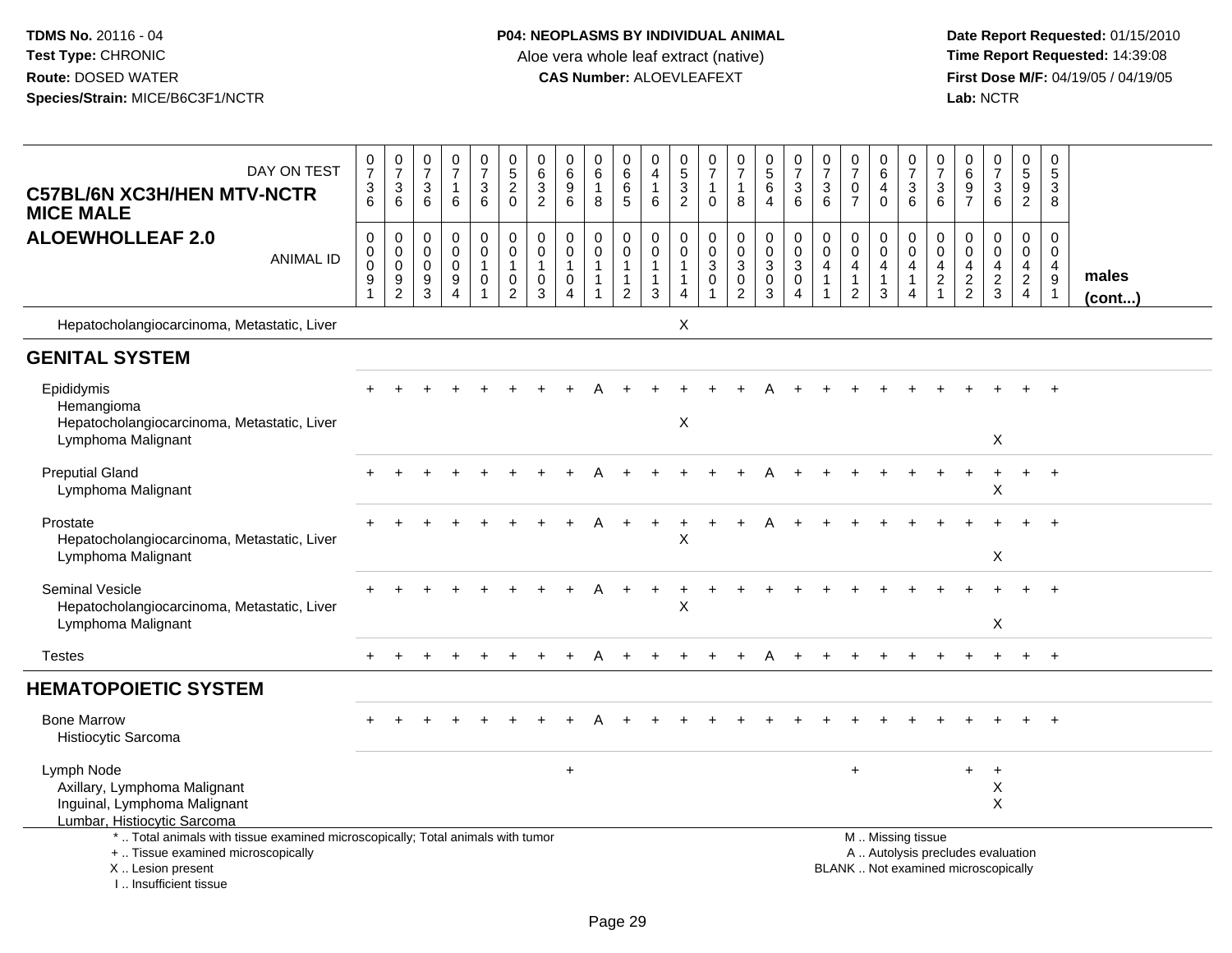**TDMS No.** 20116 - 04
**Test Type:** CHRONIC
**Route:** DOSED WATER
**Species/Strain:** MICE/B6C3F1/NCTR

**P04: NEOPLASMS BY INDIVIDUAL ANIMAL**
Aloe vera whole leaf extract (native)
**CAS Number:** ALOEVLEAFEXT

**Date Report Requested:** 01/15/2010
**Time Report Requested:** 14:39:08
**First Dose M/F:** 04/19/05 / 04/19/05
**Lab:** NCTR

**C57BL/6N XC3H/HEN MTV-NCTR MICE MALE**
**ALOEWHOLLEAF 2.0**

| DAY ON TEST | 0736 | 0736 | 0736 | 0716 | 0736 | 0520 | 0632 | 0696 | 0618 | 0665 | 0416 | 0532 | 0710 | 0718 | 0564 | 0736 | 0736 | 0707 | 0640 | 0736 | 0736 | 0697 | 0736 | 0592 | 0538 | |
|---|---|---|---|---|---|---|---|---|---|---|---|---|---|---|---|---|---|---|---|---|---|---|---|---|---|---|
| **ANIMAL ID** | 00091 | 00092 | 00093 | 00094 | 00101 | 00102 | 00103 | 00104 | 00111 | 00112 | 00113 | 00114 | 00301 | 00302 | 00303 | 00304 | 00411 | 00412 | 00413 | 00414 | 00421 | 00422 | 00423 | 00424 | 00491 | **males (cont...)** |
| Hepatocholangiocarcinoma, Metastatic, Liver | | | | | | | | | | | | X | | | | | | | | | | | | | | |
| **GENITAL SYSTEM** | | | | | | | | | | | | | | | | | | | | | | | | | | |
| Epididymis | + | + | + | + | + | + | + | + | A | + | + | + | + | + | A | + | + | + | + | + | + | + | + | + | + | |
| Hemangioma | | | | | | | | | | | | | | | | | | | | | | | | | | |
| Hepatocholangiocarcinoma, Metastatic, Liver | | | | | | | | | | | | X | | | | | | | | | | | | | | |
| Lymphoma Malignant | | | | | | | | | | | | | | | | | | | | | | | X | | | |
| Preputial Gland | + | + | + | + | + | + | + | + | A | + | + | + | + | + | A | + | + | + | + | + | + | + | + | + | + | |
| Lymphoma Malignant | | | | | | | | | | | | | | | | | | | | | | | X | | | |
| Prostate | + | + | + | + | + | + | + | + | A | + | + | + | + | + | A | + | + | + | + | + | + | + | + | + | + | |
| Hepatocholangiocarcinoma, Metastatic, Liver | | | | | | | | | | | | X | | | | | | | | | | | | | | |
| Lymphoma Malignant | | | | | | | | | | | | | | | | | | | | | | | X | | | |
| Seminal Vesicle | + | + | + | + | + | + | + | + | A | + | + | + | + | + | + | + | + | + | + | + | + | + | + | + | + | |
| Hepatocholangiocarcinoma, Metastatic, Liver | | | | | | | | | | | | X | | | | | | | | | | | | | | |
| Lymphoma Malignant | | | | | | | | | | | | | | | | | | | | | | | X | | | |
| Testes | + | + | + | + | + | + | + | + | A | + | + | + | + | + | A | + | + | + | + | + | + | + | + | + | + | |
| **HEMATOPOIETIC SYSTEM** | | | | | | | | | | | | | | | | | | | | | | | | | | |
| Bone Marrow | + | + | + | + | + | + | + | + | A | + | + | + | + | + | + | + | + | + | + | + | + | + | + | + | + | |
| Histiocytic Sarcoma | | | | | | | | | | | | | | | | | | | | | | | | | | |
| Lymph Node | | | | | | | | + | | | | | | | | | | + | | | | + | + | | | |
| Axillary, Lymphoma Malignant | | | | | | | | | | | | | | | | | | | | | | | X | | | |
| Inguinal, Lymphoma Malignant | | | | | | | | | | | | | | | | | | | | | | | X | | | |
| Lumbar, Histiocytic Sarcoma | | | | | | | | | | | | | | | | | | | | | | | | | | |

\* .. Total animals with tissue examined microscopically; Total animals with tumor
\+ .. Tissue examined microscopically
X .. Lesion present
I .. Insufficient tissue

M .. Missing tissue
A .. Autolysis precludes evaluation
BLANK .. Not examined microscopically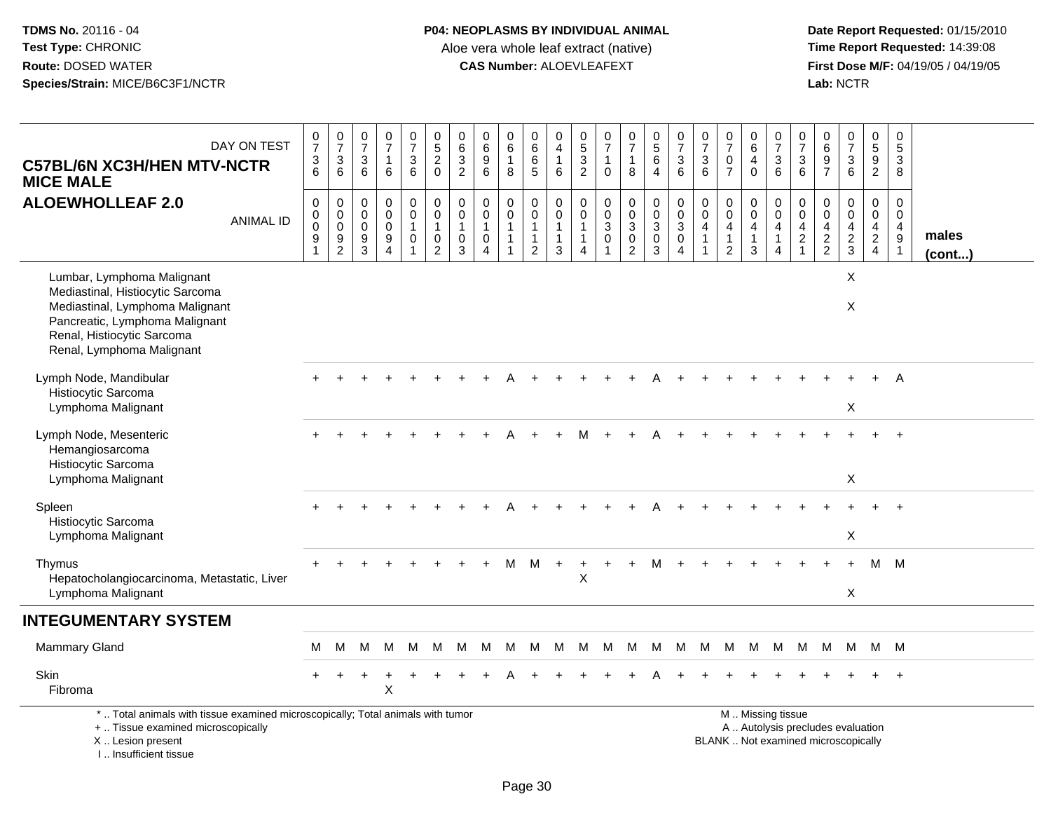TDMS No. 20116 - 04
Test Type: CHRONIC
Route: DOSED WATER
Species/Strain: MICE/B6C3F1/NCTR

**P04: NEOPLASMS BY INDIVIDUAL ANIMAL**
Aloe vera whole leaf extract (native)
**CAS Number:** ALOEVLEAFEXT

Date Report Requested: 01/15/2010
Time Report Requested: 14:39:08
First Dose M/F: 04/19/05 / 04/19/05
Lab: NCTR

| C57BL/6N XC3H/HEN MTV-NCTR MICE MALE — DAY ON TEST | 0736 | 0736 | 0736 | 0716 | 0736 | 0520 | 0632 | 0696 | 0618 | 0665 | 0416 | 0532 | 0710 | 0718 | 0564 | 0736 | 0736 | 0707 | 0640 | 0736 | 0736 | 0697 | 0736 | 0592 | 0538 | |
|---|---|---|---|---|---|---|---|---|---|---|---|---|---|---|---|---|---|---|---|---|---|---|---|---|---|---|
| **ALOEWHOLLEAF 2.0** — ANIMAL ID | 00091 | 00092 | 00093 | 00094 | 00101 | 00102 | 00103 | 00104 | 00111 | 00112 | 00113 | 00114 | 00301 | 00302 | 00303 | 00304 | 00411 | 00412 | 00413 | 00414 | 00421 | 00422 | 00423 | 00424 | 00491 | **males (cont...)** |
| Lumbar, Lymphoma Malignant | | | | | | | | | | | | | | | | | | | | | | | X | | | |
| Mediastinal, Histiocytic Sarcoma | | | | | | | | | | | | | | | | | | | | | | | | | | |
| Mediastinal, Lymphoma Malignant | | | | | | | | | | | | | | | | | | | | | | | X | | | |
| Pancreatic, Lymphoma Malignant | | | | | | | | | | | | | | | | | | | | | | | | | | |
| Renal, Histiocytic Sarcoma | | | | | | | | | | | | | | | | | | | | | | | | | | |
| Renal, Lymphoma Malignant | | | | | | | | | | | | | | | | | | | | | | | | | | |
| Lymph Node, Mandibular | + | + | + | + | + | + | + | + | A | + | + | + | + | + | A | + | + | + | + | + | + | + | + | + | A | |
| Histiocytic Sarcoma | | | | | | | | | | | | | | | | | | | | | | | | | | |
| Lymphoma Malignant | | | | | | | | | | | | | | | | | | | | | | | X | | | |
| Lymph Node, Mesenteric | + | + | + | + | + | + | + | + | A | + | + | M | + | + | A | + | + | + | + | + | + | + | + | + | + | |
| Hemangiosarcoma | | | | | | | | | | | | | | | | | | | | | | | | | | |
| Histiocytic Sarcoma | | | | | | | | | | | | | | | | | | | | | | | | | | |
| Lymphoma Malignant | | | | | | | | | | | | | | | | | | | | | | | X | | | |
| Spleen | + | + | + | + | + | + | + | + | A | + | + | + | + | + | A | + | + | + | + | + | + | + | + | + | + | |
| Histiocytic Sarcoma | | | | | | | | | | | | | | | | | | | | | | | | | | |
| Lymphoma Malignant | | | | | | | | | | | | | | | | | | | | | | | X | | | |
| Thymus | + | + | + | + | + | + | + | + | M | M | + | + | + | + | M | + | + | + | + | + | + | + | + | M | M | |
| Hepatocholangiocarcinoma, Metastatic, Liver | | | | | | | | | | | | X | | | | | | | | | | | | | | |
| Lymphoma Malignant | | | | | | | | | | | | | | | | | | | | | | | X | | | |
| **INTEGUMENTARY SYSTEM** | | | | | | | | | | | | | | | | | | | | | | | | | | |
| Mammary Gland | M | M | M | M | M | M | M | M | M | M | M | M | M | M | M | M | M | M | M | M | M | M | M | M | M | |
| Skin | + | + | + | + | + | + | + | + | A | + | + | + | + | + | A | + | + | + | + | + | + | + | + | + | + | |
| Fibroma | | | | X | | | | | | | | | | | | | | | | | | | | | | |

\* .. Total animals with tissue examined microscopically; Total animals with tumor
\+ .. Tissue examined microscopically
X .. Lesion present
I .. Insufficient tissue

M .. Missing tissue
A .. Autolysis precludes evaluation
BLANK .. Not examined microscopically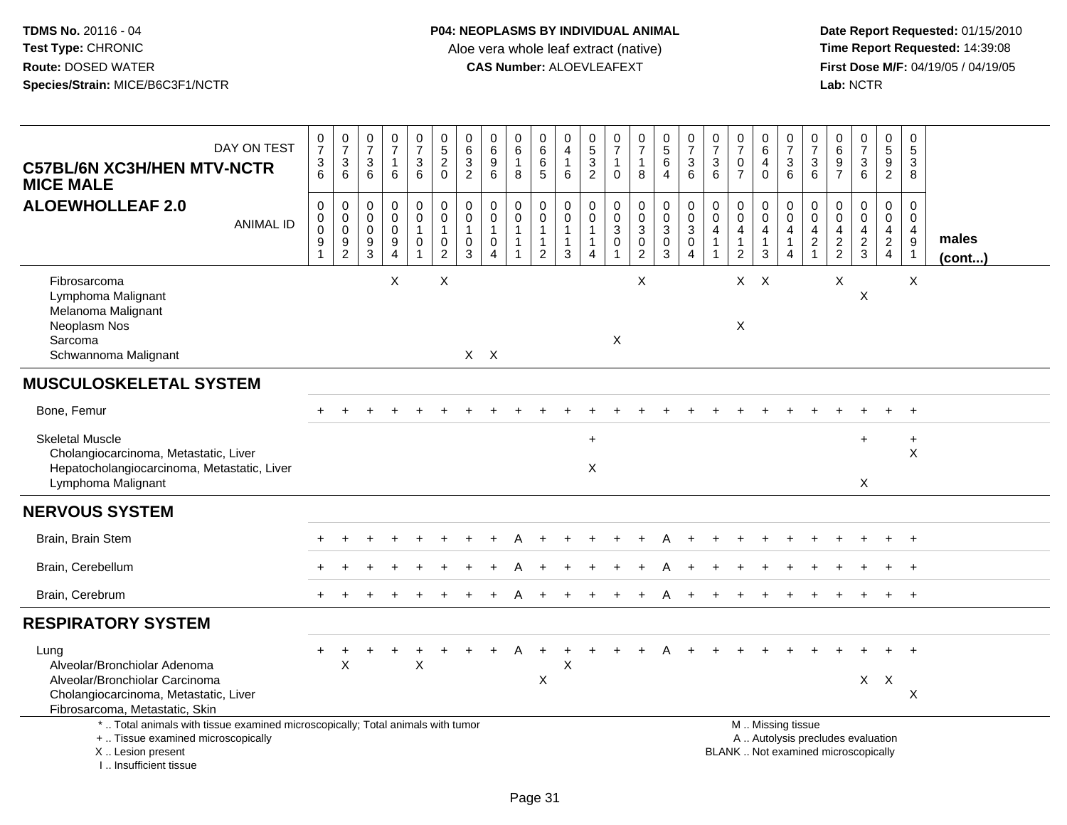TDMS No. 20116 - 04
Test Type: CHRONIC
Route: DOSED WATER
Species/Strain: MICE/B6C3F1/NCTR

**P04: NEOPLASMS BY INDIVIDUAL ANIMAL**
Aloe vera whole leaf extract (native)
**CAS Number:** ALOEVLEAFEXT

Date Report Requested: 01/15/2010
Time Report Requested: 14:39:08
First Dose M/F: 04/19/05 / 04/19/05
Lab: NCTR

## C57BL/6N XC3H/HEN MTV-NCTR MICE MALE
## ALOEWHOLLEAF 2.0

| DAY ON TEST | 0736 | 0736 | 0736 | 0716 | 0736 | 0520 | 0632 | 0696 | 0618 | 0665 | 0416 | 0532 | 0710 | 0718 | 0564 | 0736 | 0736 | 0707 | 0640 | 0736 | 0736 | 0697 | 0736 | 0592 | 0538 | |
|---|---|---|---|---|---|---|---|---|---|---|---|---|---|---|---|---|---|---|---|---|---|---|---|---|---|---|
| **ANIMAL ID** | 00091 | 00092 | 00093 | 00094 | 00101 | 00102 | 00103 | 00104 | 00111 | 00112 | 00113 | 00114 | 00301 | 00302 | 00303 | 00304 | 00411 | 00412 | 00413 | 00414 | 00421 | 00422 | 00423 | 00424 | 00491 | **males (cont...)** |
| Fibrosarcoma | | | | X | | X | | | | | | | | X | | | | X | X | | | X | | | X | |
| Lymphoma Malignant | | | | | | | | | | | | | | | | | | | | | | | X | | | |
| Melanoma Malignant | | | | | | | | | | | | | | | | | | | | | | | | | | |
| Neoplasm Nos | | | | | | | | | | | | | | | | | | X | | | | | | | | |
| Sarcoma | | | | | | | | | | | | | X | | | | | | | | | | | | | |
| Schwannoma Malignant | | | | | | | X | X | | | | | | | | | | | | | | | | | | |
| **MUSCULOSKELETAL SYSTEM** | | | | | | | | | | | | | | | | | | | | | | | | | | |
| Bone, Femur | + | + | + | + | + | + | + | + | + | + | + | + | + | + | + | + | + | + | + | + | + | + | + | + | + | |
| Skeletal Muscle | | | | | | | | | | | | + | | | | | | | | | | | + | | + | |
| Cholangiocarcinoma, Metastatic, Liver | | | | | | | | | | | | | | | | | | | | | | | | | X | |
| Hepatocholangiocarcinoma, Metastatic, Liver | | | | | | | | | | | | X | | | | | | | | | | | | | | |
| Lymphoma Malignant | | | | | | | | | | | | | | | | | | | | | | | X | | | |
| **NERVOUS SYSTEM** | | | | | | | | | | | | | | | | | | | | | | | | | | |
| Brain, Brain Stem | + | + | + | + | + | + | + | + | A | + | + | + | + | + | A | + | + | + | + | + | + | + | + | + | + | |
| Brain, Cerebellum | + | + | + | + | + | + | + | + | A | + | + | + | + | + | A | + | + | + | + | + | + | + | + | + | + | |
| Brain, Cerebrum | + | + | + | + | + | + | + | + | A | + | + | + | + | + | A | + | + | + | + | + | + | + | + | + | + | |
| **RESPIRATORY SYSTEM** | | | | | | | | | | | | | | | | | | | | | | | | | | |
| Lung | + | + | + | + | + | + | + | + | A | + | + | + | + | + | A | + | + | + | + | + | + | + | + | + | + | |
| Alveolar/Bronchiolar Adenoma | | X | | | X | | | | | | X | | | | | | | | | | | | | | | |
| Alveolar/Bronchiolar Carcinoma | | | | | | | | | | X | | | | | | | | | | | | | X | X | | |
| Cholangiocarcinoma, Metastatic, Liver | | | | | | | | | | | | | | | | | | | | | | | | | X | |
| Fibrosarcoma, Metastatic, Skin | | | | | | | | | | | | | | | | | | | | | | | | | | |

\* .. Total animals with tissue examined microscopically; Total animals with tumor
\+ .. Tissue examined microscopically
X .. Lesion present
I .. Insufficient tissue

M .. Missing tissue
A .. Autolysis precludes evaluation
BLANK .. Not examined microscopically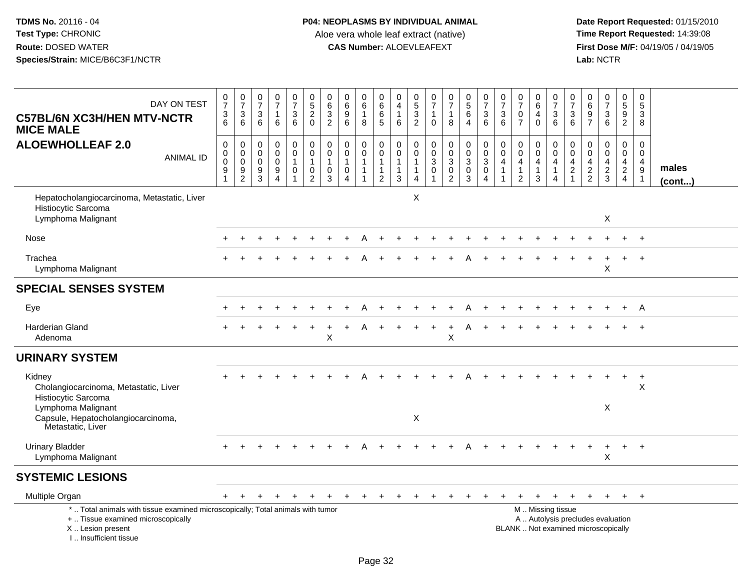**TDMS No.** 20116 - 04
**Test Type:** CHRONIC
**Route:** DOSED WATER
**Species/Strain:** MICE/B6C3F1/NCTR

**P04: NEOPLASMS BY INDIVIDUAL ANIMAL**
Aloe vera whole leaf extract (native)
**CAS Number:** ALOEVLEAFEXT

**Date Report Requested:** 01/15/2010
**Time Report Requested:** 14:39:08
**First Dose M/F:** 04/19/05 / 04/19/05
**Lab:** NCTR

## C57BL/6N XC3H/HEN MTV-NCTR MICE MALE
## ALOEWHOLLEAF 2.0

| DAY ON TEST | 0736 | 0736 | 0736 | 0716 | 0736 | 0520 | 0632 | 0696 | 0618 | 0665 | 0416 | 0532 | 0710 | 0718 | 0564 | 0736 | 0736 | 0707 | 0640 | 0736 | 0736 | 0697 | 0736 | 0592 | 0538 | |
|---|---|---|---|---|---|---|---|---|---|---|---|---|---|---|---|---|---|---|---|---|---|---|---|---|---|---|
| ANIMAL ID | 00091 | 00092 | 00093 | 00094 | 00101 | 00102 | 00103 | 00104 | 00111 | 00112 | 00113 | 00114 | 00301 | 00302 | 00303 | 00304 | 00411 | 00412 | 00413 | 00414 | 00421 | 00422 | 00423 | 00424 | 00491 | males (cont...) |
| Hepatocholangiocarcinoma, Metastatic, Liver | | | | | | | | | | | | X | | | | | | | | | | | | | | |
| Histiocytic Sarcoma | | | | | | | | | | | | | | | | | | | | | | | | | | |
| Lymphoma Malignant | | | | | | | | | | | | | | | | | | | | | | | X | | | |
| Nose | + | + | + | + | + | + | + | + | A | + | + | + | + | + | + | + | + | + | + | + | + | + | + | + | + | |
| Trachea | + | + | + | + | + | + | + | + | A | + | + | + | + | + | A | + | + | + | + | + | + | + | + | + | + | |
| Lymphoma Malignant | | | | | | | | | | | | | | | | | | | | | | | X | | | |
| **SPECIAL SENSES SYSTEM** | | | | | | | | | | | | | | | | | | | | | | | | | | |
| Eye | + | + | + | + | + | + | + | + | A | + | + | + | + | + | A | + | + | + | + | + | + | + | + | + | A | |
| Harderian Gland | + | + | + | + | + | + | + | + | A | + | + | + | + | + | A | + | + | + | + | + | + | + | + | + | + | |
| Adenoma | | | | | | | X | | | | | | | X | | | | | | | | | | | | |
| **URINARY SYSTEM** | | | | | | | | | | | | | | | | | | | | | | | | | | |
| Kidney | + | + | + | + | + | + | + | + | A | + | + | + | + | + | A | + | + | + | + | + | + | + | + | + | + | |
| Cholangiocarcinoma, Metastatic, Liver | | | | | | | | | | | | | | | | | | | | | | | | | X | |
| Histiocytic Sarcoma | | | | | | | | | | | | | | | | | | | | | | | | | | |
| Lymphoma Malignant | | | | | | | | | | | | | | | | | | | | | | | X | | | |
| Capsule, Hepatocholangiocarcinoma, Metastatic, Liver | | | | | | | | | | | | X | | | | | | | | | | | | | | |
| Urinary Bladder | + | + | + | + | + | + | + | + | A | + | + | + | + | + | A | + | + | + | + | + | + | + | + | + | + | |
| Lymphoma Malignant | | | | | | | | | | | | | | | | | | | | | | | X | | | |
| **SYSTEMIC LESIONS** | | | | | | | | | | | | | | | | | | | | | | | | | | |
| Multiple Organ | + | + | + | + | + | + | + | + | + | + | + | + | + | + | + | + | + | + | + | + | + | + | + | + | + | |

\* .. Total animals with tissue examined microscopically; Total animals with tumor
\+ .. Tissue examined microscopically
X .. Lesion present
I .. Insufficient tissue

M .. Missing tissue
A .. Autolysis precludes evaluation
BLANK .. Not examined microscopically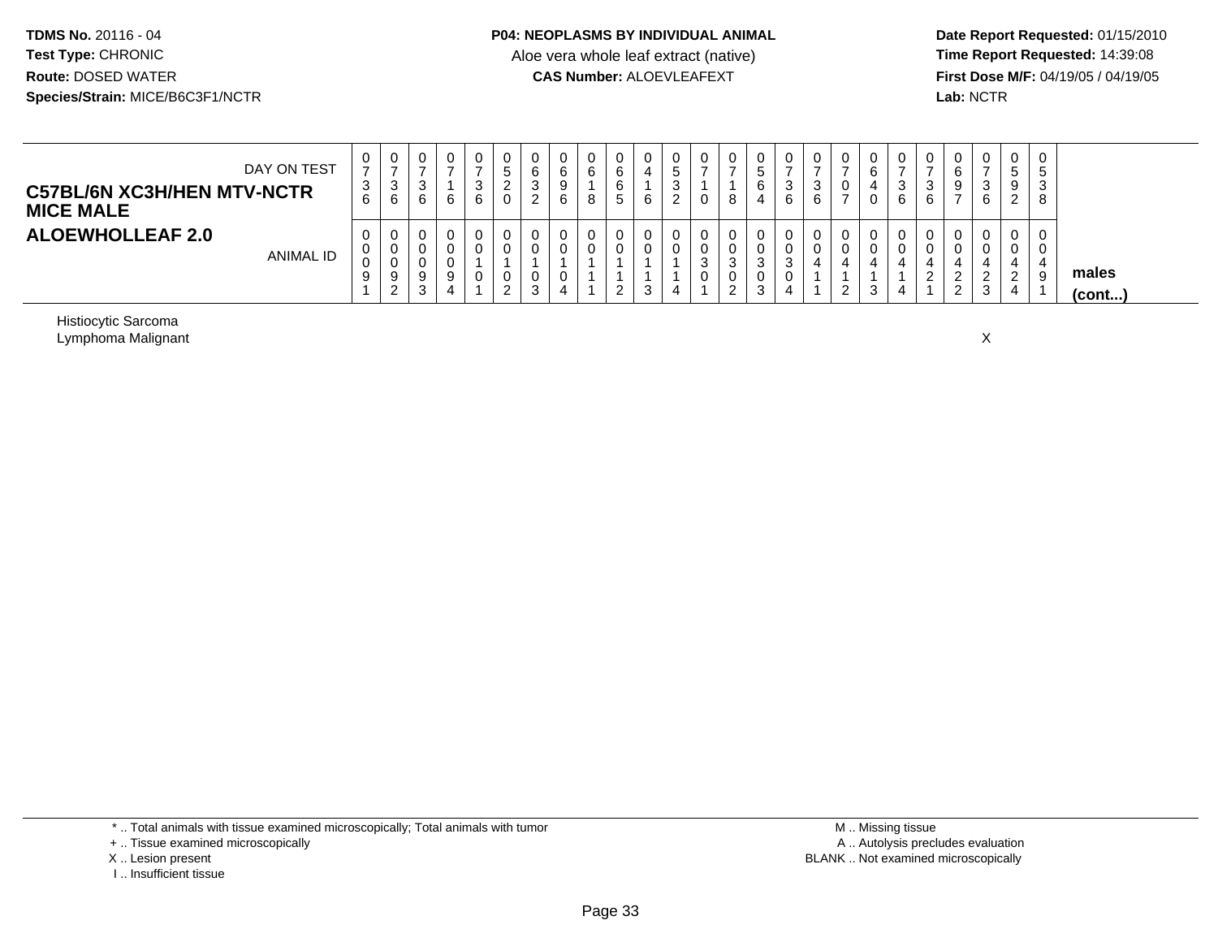**TDMS No.** 20116 - 04
**Test Type:** CHRONIC
**Route:** DOSED WATER
**Species/Strain:** MICE/B6C3F1/NCTR

**P04: NEOPLASMS BY INDIVIDUAL ANIMAL**
Aloe vera whole leaf extract (native)
**CAS Number:** ALOEVLEAFEXT

**Date Report Requested:** 01/15/2010
**Time Report Requested:** 14:39:08
**First Dose M/F:** 04/19/05 / 04/19/05
**Lab:** NCTR

**C57BL/6N XC3H/HEN MTV-NCTR MICE MALE**
**ALOEWHOLLEAF 2.0**

| DAY ON TEST | 0736 | 0736 | 0736 | 0716 | 0736 | 0520 | 0632 | 0696 | 0618 | 0665 | 0416 | 0532 | 0710 | 0718 | 0564 | 0736 | 0736 | 0707 | 0640 | 0736 | 0736 | 0697 | 0736 | 0592 | 0538 | |
|---|---|---|---|---|---|---|---|---|---|---|---|---|---|---|---|---|---|---|---|---|---|---|---|---|---|---|
| ANIMAL ID | 0091 | 0092 | 0093 | 0094 | 0101 | 0102 | 0103 | 0104 | 0111 | 0112 | 0113 | 0114 | 0301 | 0302 | 0303 | 0304 | 0411 | 0412 | 0413 | 0414 | 0421 | 0422 | 0423 | 0424 | 0491 | **males (cont...)** |
| Histiocytic Sarcoma | | | | | | | | | | | | | | | | | | | | | | | | | | |
| Lymphoma Malignant | | | | | | | | | | | | | | | | | | | | | | | X | | | |

\* .. Total animals with tissue examined microscopically; Total animals with tumor
\+ .. Tissue examined microscopically
X .. Lesion present
I .. Insufficient tissue

M .. Missing tissue
A .. Autolysis precludes evaluation
BLANK .. Not examined microscopically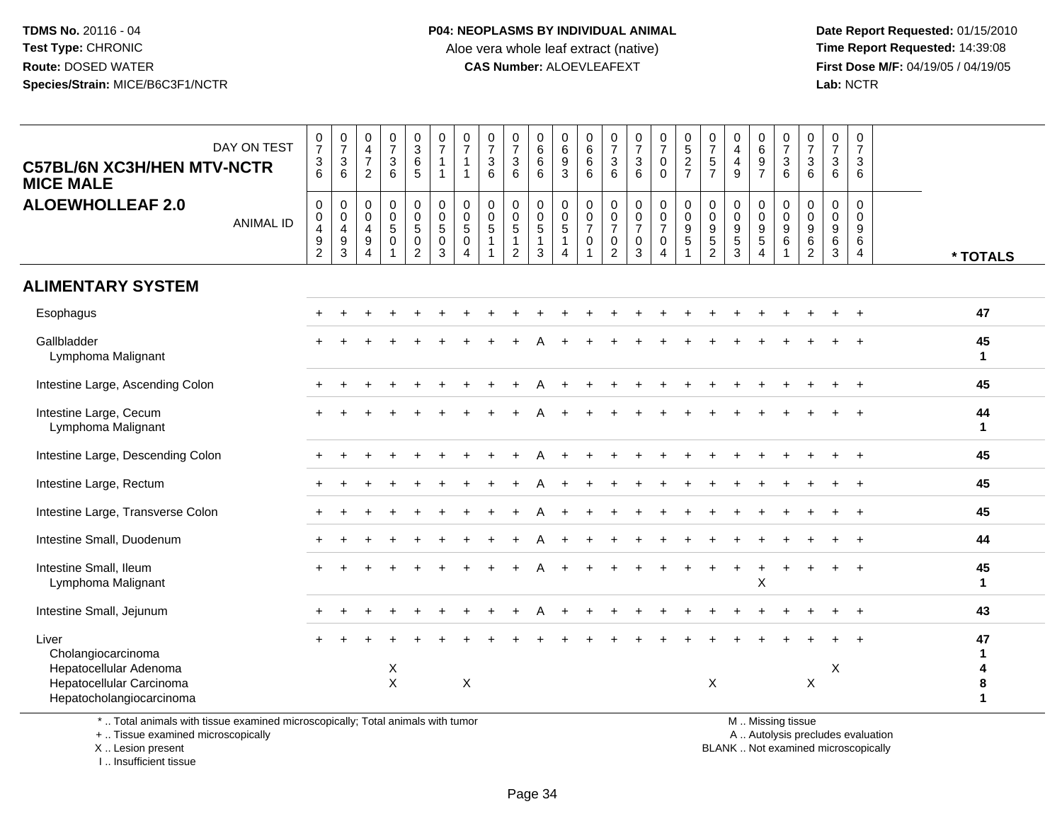**TDMS No.** 20116 - 04
**Test Type:** CHRONIC
**Route:** DOSED WATER
**Species/Strain:** MICE/B6C3F1/NCTR

**P04: NEOPLASMS BY INDIVIDUAL ANIMAL**
Aloe vera whole leaf extract (native)
**CAS Number:** ALOEVLEAFEXT

**Date Report Requested:** 01/15/2010
**Time Report Requested:** 14:39:08
**First Dose M/F:** 04/19/05 / 04/19/05
**Lab:** NCTR

## C57BL/6N XC3H/HEN MTV-NCTR MICE MALE
## ALOEWHOLLEAF 2.0

| DAY ON TEST | 0736 | 0736 | 0472 | 0736 | 0365 | 0711 | 0711 | 0736 | 0736 | 0666 | 0693 | 0666 | 0736 | 0736 | 0700 | 0527 | 0757 | 0449 | 0697 | 0736 | 0736 | 0736 | 0736 | |
|---|---|---|---|---|---|---|---|---|---|---|---|---|---|---|---|---|---|---|---|---|---|---|---|---|
| ANIMAL ID | 0049 2 | 0049 3 | 0049 4 | 0050 1 | 0050 2 | 0050 3 | 0050 4 | 0051 1 | 0051 2 | 0051 3 | 0051 4 | 0070 1 | 0070 2 | 0070 3 | 0070 4 | 0095 1 | 0095 2 | 0095 3 | 0095 4 | 0096 1 | 0096 2 | 0096 3 | 0096 4 | * TOTALS |
| **ALIMENTARY SYSTEM** | | | | | | | | | | | | | | | | | | | | | | | | |
| Esophagus | + | + | + | + | + | + | + | + | + | + | + | + | + | + | + | + | + | + | + | + | + | + | + | 47 |
| Gallbladder | + | + | + | + | + | + | + | + | + | A | + | + | + | + | + | + | + | + | + | + | + | + | + | 45 |
| Lymphoma Malignant | | | | | | | | | | | | | | | | | | | | | | | | 1 |
| Intestine Large, Ascending Colon | + | + | + | + | + | + | + | + | + | A | + | + | + | + | + | + | + | + | + | + | + | + | + | 45 |
| Intestine Large, Cecum | + | + | + | + | + | + | + | + | + | A | + | + | + | + | + | + | + | + | + | + | + | + | + | 44 |
| Lymphoma Malignant | | | | | | | | | | | | | | | | | | | | | | | | 1 |
| Intestine Large, Descending Colon | + | + | + | + | + | + | + | + | + | A | + | + | + | + | + | + | + | + | + | + | + | + | + | 45 |
| Intestine Large, Rectum | + | + | + | + | + | + | + | + | + | A | + | + | + | + | + | + | + | + | + | + | + | + | + | 45 |
| Intestine Large, Transverse Colon | + | + | + | + | + | + | + | + | + | A | + | + | + | + | + | + | + | + | + | + | + | + | + | 45 |
| Intestine Small, Duodenum | + | + | + | + | + | + | + | + | + | A | + | + | + | + | + | + | + | + | + | + | + | + | + | 44 |
| Intestine Small, Ileum | + | + | + | + | + | + | + | + | + | A | + | + | + | + | + | + | + | + | + | + | + | + | + | 45 |
| Lymphoma Malignant | | | | | | | | | | | | | | | | | | | X | | | | | 1 |
| Intestine Small, Jejunum | + | + | + | + | + | + | + | + | + | A | + | + | + | + | + | + | + | + | + | + | + | + | + | 43 |
| Liver | + | + | + | + | + | + | + | + | + | + | + | + | + | + | + | + | + | + | + | + | + | + | + | 47 |
| Cholangiocarcinoma | | | | | | | | | | | | | | | | | | | | | | | | 1 |
| Hepatocellular Adenoma | | | | X | | | | | | | | | | | | | | | | | | X | | 4 |
| Hepatocellular Carcinoma | | | | X | | | X | | | | | | | | | | X | | | | X | | | 8 |
| Hepatocholangiocarcinoma | | | | | | | | | | | | | | | | | | | | | | | | 1 |

\* .. Total animals with tissue examined microscopically; Total animals with tumor
\+ .. Tissue examined microscopically
X .. Lesion present
I .. Insufficient tissue

M .. Missing tissue
A .. Autolysis precludes evaluation
BLANK .. Not examined microscopically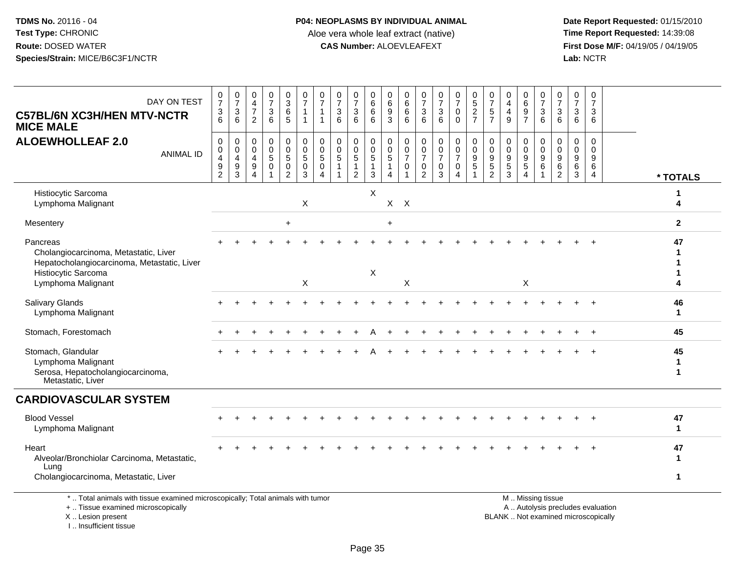**TDMS No.** 20116 - 04
**Test Type:** CHRONIC
**Route:** DOSED WATER
**Species/Strain:** MICE/B6C3F1/NCTR

**P04: NEOPLASMS BY INDIVIDUAL ANIMAL**
Aloe vera whole leaf extract (native)
**CAS Number:** ALOEVLEAFEXT

**Date Report Requested:** 01/15/2010
**Time Report Requested:** 14:39:08
**First Dose M/F:** 04/19/05 / 04/19/05
**Lab:** NCTR

**C57BL/6N XC3H/HEN MTV-NCTR MICE MALE**
**ALOEWHOLLEAF 2.0**

| DAY ON TEST | 0736 | 0736 | 0472 | 0736 | 0365 | 0711 | 0711 | 0736 | 0736 | 0666 | 0693 | 0666 | 0736 | 0736 | 0700 | 0527 | 0757 | 0449 | 0697 | 0736 | 0736 | 0736 | 0736 | |
|---|---|---|---|---|---|---|---|---|---|---|---|---|---|---|---|---|---|---|---|---|---|---|---|---|
| **ANIMAL ID** | 00492 | 00493 | 00494 | 00501 | 00502 | 00503 | 00504 | 00511 | 00512 | 00513 | 00514 | 00701 | 00702 | 00703 | 00704 | 00951 | 00952 | 00953 | 00954 | 00961 | 00962 | 00963 | 00964 | *** TOTALS** |
| Histiocytic Sarcoma | | | | | | | | | | X | | | | | | | | | | | | | | 1 |
| Lymphoma Malignant | | | | | | X | | | | | X | X | | | | | | | | | | | | 4 |
| Mesentery | | | | | + | | | | | | + | | | | | | | | | | | | | 2 |
| Pancreas | + | + | + | + | + | + | + | + | + | + | + | + | + | + | + | + | + | + | + | + | + | + | + | 47 |
| Cholangiocarcinoma, Metastatic, Liver | | | | | | | | | | | | | | | | | | | | | | | | 1 |
| Hepatocholangiocarcinoma, Metastatic, Liver | | | | | | | | | | | | | | | | | | | | | | | | 1 |
| Histiocytic Sarcoma | | | | | | | | | | X | | | | | | | | | | | | | | 1 |
| Lymphoma Malignant | | | | | | X | | | | | | X | | | | | | | X | | | | | 4 |
| Salivary Glands | + | + | + | + | + | + | + | + | + | + | + | + | + | + | + | + | + | + | + | + | + | + | + | 46 |
| Lymphoma Malignant | | | | | | | | | | | | | | | | | | | | | | | | 1 |
| Stomach, Forestomach | + | + | + | + | + | + | + | + | + | A | + | + | + | + | + | + | + | + | + | + | + | + | + | 45 |
| Stomach, Glandular | + | + | + | + | + | + | + | + | + | A | + | + | + | + | + | + | + | + | + | + | + | + | + | 45 |
| Lymphoma Malignant | | | | | | | | | | | | | | | | | | | | | | | | 1 |
| Serosa, Hepatocholangiocarcinoma, Metastatic, Liver | | | | | | | | | | | | | | | | | | | | | | | | 1 |
| **CARDIOVASCULAR SYSTEM** | | | | | | | | | | | | | | | | | | | | | | | | |
| Blood Vessel | + | + | + | + | + | + | + | + | + | + | + | + | + | + | + | + | + | + | + | + | + | + | + | 47 |
| Lymphoma Malignant | | | | | | | | | | | | | | | | | | | | | | | | 1 |
| Heart | + | + | + | + | + | + | + | + | + | + | + | + | + | + | + | + | + | + | + | + | + | + | + | 47 |
| Alveolar/Bronchiolar Carcinoma, Metastatic, Lung | | | | | | | | | | | | | | | | | | | | | | | | 1 |
| Cholangiocarcinoma, Metastatic, Liver | | | | | | | | | | | | | | | | | | | | | | | | 1 |

\* .. Total animals with tissue examined microscopically; Total animals with tumor
\+ .. Tissue examined microscopically
X .. Lesion present
I .. Insufficient tissue

M .. Missing tissue
A .. Autolysis precludes evaluation
BLANK .. Not examined microscopically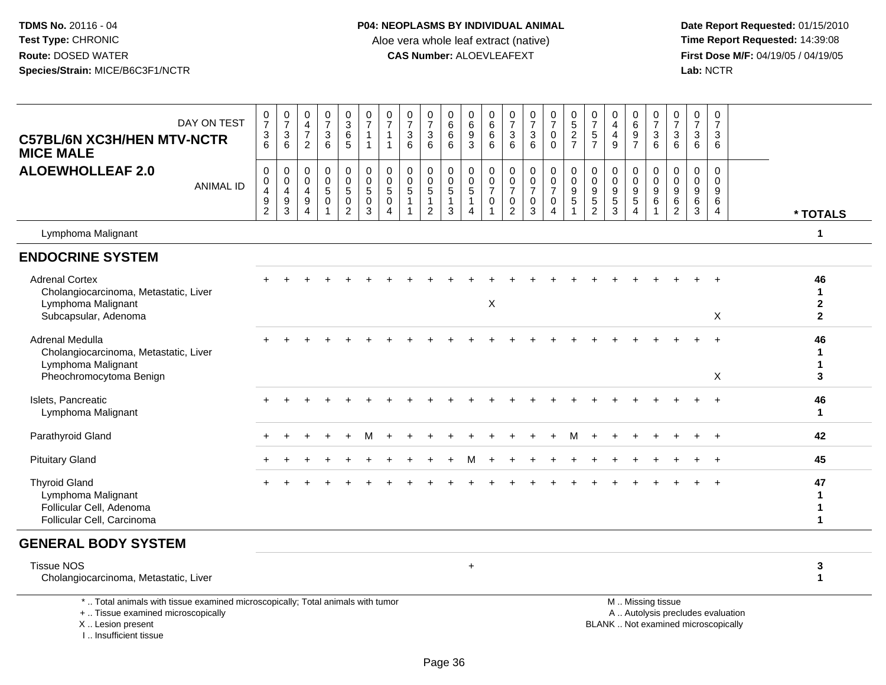**TDMS No.** 20116 - 04
**Test Type:** CHRONIC
**Route:** DOSED WATER
**Species/Strain:** MICE/B6C3F1/NCTR

**P04: NEOPLASMS BY INDIVIDUAL ANIMAL**
Aloe vera whole leaf extract (native)
**CAS Number:** ALOEVLEAFEXT

**Date Report Requested:** 01/15/2010
**Time Report Requested:** 14:39:08
**First Dose M/F:** 04/19/05 / 04/19/05
**Lab:** NCTR

## C57BL/6N XC3H/HEN MTV-NCTR MICE MALE
## ALOEWHOLLEAF 2.0

| DAY ON TEST | 0736 | 0736 | 0472 | 0736 | 0365 | 0711 | 0711 | 0736 | 0736 | 0666 | 0693 | 0666 | 0736 | 0736 | 0700 | 0527 | 0757 | 0449 | 0697 | 0736 | 0736 | 0736 | 0736 | |
|---|---|---|---|---|---|---|---|---|---|---|---|---|---|---|---|---|---|---|---|---|---|---|---|---|
| **ANIMAL ID** | 00492 | 00493 | 00494 | 00501 | 00502 | 00503 | 00504 | 00511 | 00512 | 00513 | 00514 | 00701 | 00702 | 00703 | 00704 | 00951 | 00952 | 00953 | 00954 | 00961 | 00962 | 00963 | 00964 | *** TOTALS** |
| Lymphoma Malignant | | | | | | | | | | | | | | | | | | | | | | | | 1 |
| **ENDOCRINE SYSTEM** | | | | | | | | | | | | | | | | | | | | | | | | |
| Adrenal Cortex | + | + | + | + | + | + | + | + | + | + | + | + | + | + | + | + | + | + | + | + | + | + | + | 46 |
| Cholangiocarcinoma, Metastatic, Liver | | | | | | | | | | | | | | | | | | | | | | | | 1 |
| Lymphoma Malignant | | | | | | | | | | | | X | | | | | | | | | | | | 2 |
| Subcapsular, Adenoma | | | | | | | | | | | | | | | | | | | | | | | X | 2 |
| Adrenal Medulla | + | + | + | + | + | + | + | + | + | + | + | + | + | + | + | + | + | + | + | + | + | + | + | 46 |
| Cholangiocarcinoma, Metastatic, Liver | | | | | | | | | | | | | | | | | | | | | | | | 1 |
| Lymphoma Malignant | | | | | | | | | | | | | | | | | | | | | | | | 1 |
| Pheochromocytoma Benign | | | | | | | | | | | | | | | | | | | | | | | X | 3 |
| Islets, Pancreatic | + | + | + | + | + | + | + | + | + | + | + | + | + | + | + | + | + | + | + | + | + | + | + | 46 |
| Lymphoma Malignant | | | | | | | | | | | | | | | | | | | | | | | | 1 |
| Parathyroid Gland | + | + | + | + | + | M | + | + | + | + | + | + | + | + | + | M | + | + | + | + | + | + | + | 42 |
| Pituitary Gland | + | + | + | + | + | + | + | + | + | + | M | + | + | + | + | + | + | + | + | + | + | + | + | 45 |
| Thyroid Gland | + | + | + | + | + | + | + | + | + | + | + | + | + | + | + | + | + | + | + | + | + | + | + | 47 |
| Lymphoma Malignant | | | | | | | | | | | | | | | | | | | | | | | | 1 |
| Follicular Cell, Adenoma | | | | | | | | | | | | | | | | | | | | | | | | 1 |
| Follicular Cell, Carcinoma | | | | | | | | | | | | | | | | | | | | | | | | 1 |
| **GENERAL BODY SYSTEM** | | | | | | | | | | | | | | | | | | | | | | | | |
| Tissue NOS | | | | | | | | | | | + | | | | | | | | | | | | | 3 |
| Cholangiocarcinoma, Metastatic, Liver | | | | | | | | | | | | | | | | | | | | | | | | 1 |

* .. Total animals with tissue examined microscopically; Total animals with tumor
+ .. Tissue examined microscopically
X .. Lesion present
I .. Insufficient tissue

M .. Missing tissue
A .. Autolysis precludes evaluation
BLANK .. Not examined microscopically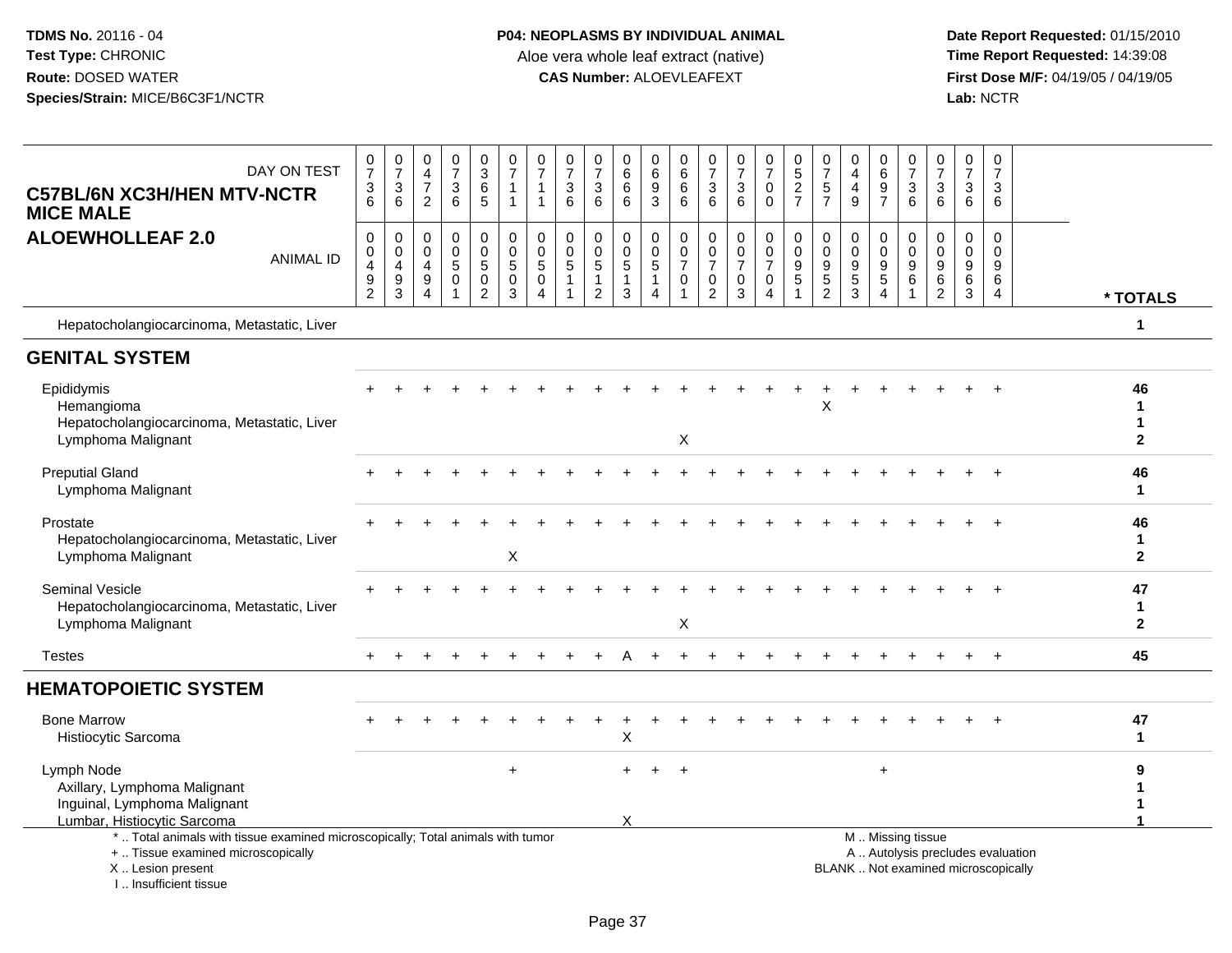**TDMS No.** 20116 - 04
**Test Type:** CHRONIC
**Route:** DOSED WATER
**Species/Strain:** MICE/B6C3F1/NCTR

**P04: NEOPLASMS BY INDIVIDUAL ANIMAL**
Aloe vera whole leaf extract (native)
**CAS Number:** ALOEVLEAFEXT

**Date Report Requested:** 01/15/2010
**Time Report Requested:** 14:39:08
**First Dose M/F:** 04/19/05 / 04/19/05
**Lab:** NCTR

**C57BL/6N XC3H/HEN MTV-NCTR MICE MALE**
**ALOEWHOLLEAF 2.0**

| DAY ON TEST | 0736 | 0736 | 0472 | 0736 | 0365 | 0711 | 0711 | 0736 | 0736 | 0666 | 0693 | 0666 | 0736 | 0736 | 0700 | 0527 | 0757 | 0449 | 0697 | 0736 | 0736 | 0736 | 0736 | |
|---|---|---|---|---|---|---|---|---|---|---|---|---|---|---|---|---|---|---|---|---|---|---|---|---|
| ANIMAL ID | 00492 | 00493 | 00494 | 00501 | 00502 | 00503 | 00504 | 00511 | 00512 | 00513 | 00514 | 00701 | 00702 | 00703 | 00704 | 00951 | 00952 | 00953 | 00954 | 00961 | 00962 | 00963 | 00964 | * TOTALS |
| Hepatocholangiocarcinoma, Metastatic, Liver | | | | | | | | | | | | | | | | | | | | | | | | 1 |
| **GENITAL SYSTEM** | | | | | | | | | | | | | | | | | | | | | | | | |
| Epididymis | + | + | + | + | + | + | + | + | + | + | + | + | + | + | + | + | + | + | + | + | + | + | + | 46 |
| Hemangioma | | | | | | | | | | | | | | | | | X | | | | | | | 1 |
| Hepatocholangiocarcinoma, Metastatic, Liver | | | | | | | | | | | | | | | | | | | | | | | | 1 |
| Lymphoma Malignant | | | | | | | | | | | | X | | | | | | | | | | | | 2 |
| Preputial Gland | + | + | + | + | + | + | + | + | + | + | + | + | + | + | + | + | + | + | + | + | + | + | + | 46 |
| Lymphoma Malignant | | | | | | | | | | | | | | | | | | | | | | | | 1 |
| Prostate | + | + | + | + | + | + | + | + | + | + | + | + | + | + | + | + | + | + | + | + | + | + | + | 46 |
| Hepatocholangiocarcinoma, Metastatic, Liver | | | | | | | | | | | | | | | | | | | | | | | | 1 |
| Lymphoma Malignant | | | | | | X | | | | | | | | | | | | | | | | | | 2 |
| Seminal Vesicle | + | + | + | + | + | + | + | + | + | + | + | + | + | + | + | + | + | + | + | + | + | + | + | 47 |
| Hepatocholangiocarcinoma, Metastatic, Liver | | | | | | | | | | | | | | | | | | | | | | | | 1 |
| Lymphoma Malignant | | | | | | | | | | | | X | | | | | | | | | | | | 2 |
| Testes | + | + | + | + | + | + | + | + | + | A | + | + | + | + | + | + | + | + | + | + | + | + | + | 45 |
| **HEMATOPOIETIC SYSTEM** | | | | | | | | | | | | | | | | | | | | | | | | |
| Bone Marrow | + | + | + | + | + | + | + | + | + | + | + | + | + | + | + | + | + | + | + | + | + | + | + | 47 |
| Histiocytic Sarcoma | | | | | | | | | | X | | | | | | | | | | | | | | 1 |
| Lymph Node | | | | | | + | | | | + | + | + | | | | | | | + | | | | | 9 |
| Axillary, Lymphoma Malignant | | | | | | | | | | | | | | | | | | | | | | | | 1 |
| Inguinal, Lymphoma Malignant | | | | | | | | | | | | | | | | | | | | | | | | 1 |
| Lumbar, Histiocytic Sarcoma | | | | | | | | | | X | | | | | | | | | | | | | | 1 |

\* .. Total animals with tissue examined microscopically; Total animals with tumor
\+ .. Tissue examined microscopically
X .. Lesion present
I .. Insufficient tissue

M .. Missing tissue
A .. Autolysis precludes evaluation
BLANK .. Not examined microscopically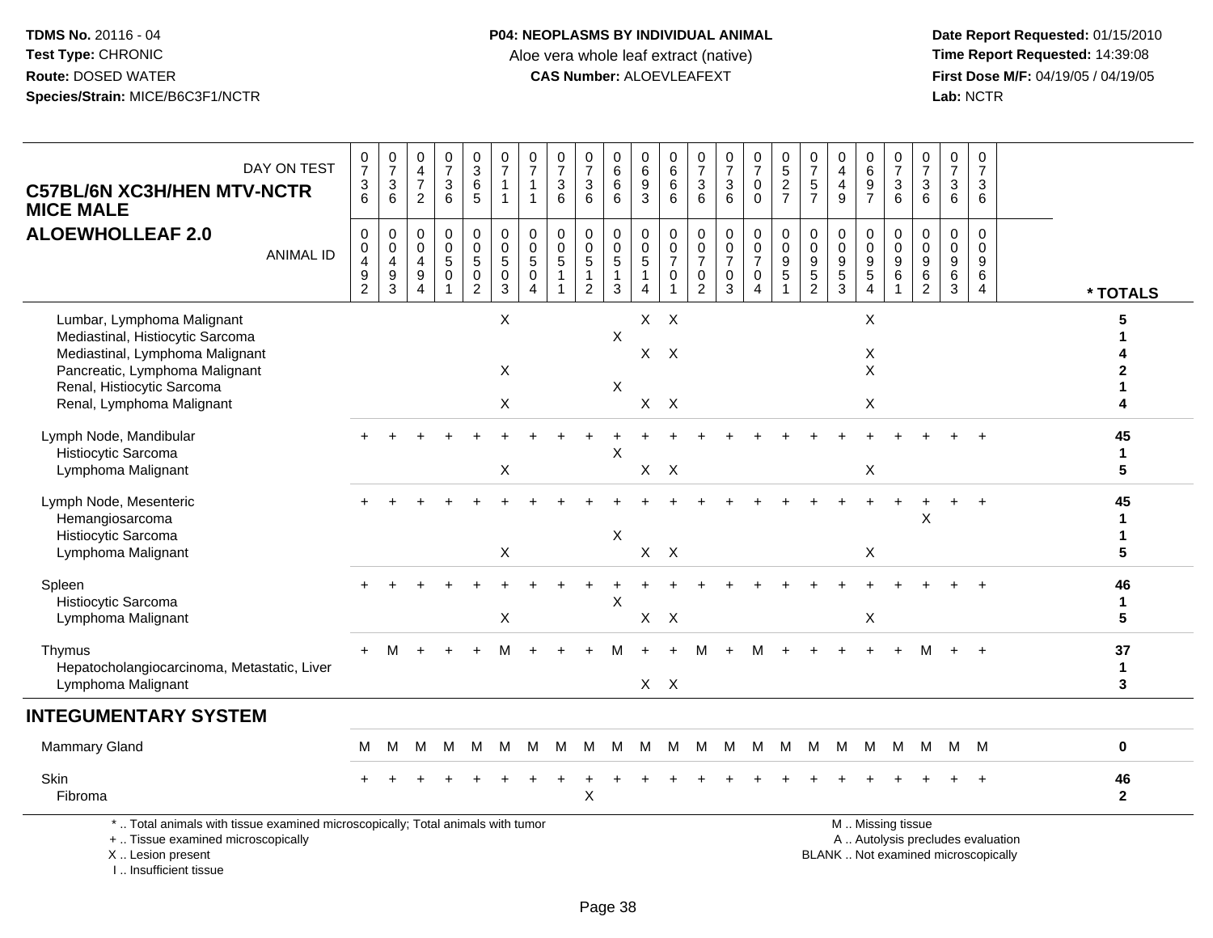TDMS No. 20116 - 04
Test Type: CHRONIC
Route: DOSED WATER
Species/Strain: MICE/B6C3F1/NCTR

**P04: NEOPLASMS BY INDIVIDUAL ANIMAL**
Aloe vera whole leaf extract (native)
**CAS Number:** ALOEVLEAFEXT

Date Report Requested: 01/15/2010
Time Report Requested: 14:39:08
First Dose M/F: 04/19/05 / 04/19/05
Lab: NCTR

**C57BL/6N XC3H/HEN MTV-NCTR MICE MALE**
**ALOEWHOLLEAF 2.0**

| DAY ON TEST | 0736 | 0736 | 0472 | 0736 | 0365 | 0711 | 0711 | 0736 | 0736 | 0666 | 0693 | 0666 | 0736 | 0736 | 0700 | 0527 | 0757 | 0449 | 0697 | 0736 | 0736 | 0736 | 0736 | |
|---|---|---|---|---|---|---|---|---|---|---|---|---|---|---|---|---|---|---|---|---|---|---|---|---|
| ANIMAL ID | 00492 | 00493 | 00494 | 00501 | 00502 | 00503 | 00504 | 00511 | 00512 | 00513 | 00514 | 00701 | 00702 | 00703 | 00704 | 00951 | 00952 | 00953 | 00954 | 00961 | 00962 | 00963 | 00964 | * TOTALS |
| Lumbar, Lymphoma Malignant | | | | | | X | | | | | X | X | | | | | | | X | | | | | 5 |
| Mediastinal, Histiocytic Sarcoma | | | | | | | | | | X | | | | | | | | | | | | | | 1 |
| Mediastinal, Lymphoma Malignant | | | | | | | | | | | X | X | | | | | | | X | | | | | 4 |
| Pancreatic, Lymphoma Malignant | | | | | | X | | | | | | | | | | | | | X | | | | | 2 |
| Renal, Histiocytic Sarcoma | | | | | | | | | | X | | | | | | | | | | | | | | 1 |
| Renal, Lymphoma Malignant | | | | | | X | | | | | X | X | | | | | | | X | | | | | 4 |
| Lymph Node, Mandibular | + | + | + | + | + | + | + | + | + | + | + | + | + | + | + | + | + | + | + | + | + | + | + | 45 |
| Histiocytic Sarcoma | | | | | | | | | | X | | | | | | | | | | | | | | 1 |
| Lymphoma Malignant | | | | | | X | | | | | X | X | | | | | | | X | | | | | 5 |
| Lymph Node, Mesenteric | + | + | + | + | + | + | + | + | + | + | + | + | + | + | + | + | + | + | + | + | + | + | + | 45 |
| Hemangiosarcoma | | | | | | | | | | | | | | | | | | | | | X | | | 1 |
| Histiocytic Sarcoma | | | | | | | | | | X | | | | | | | | | | | | | | 1 |
| Lymphoma Malignant | | | | | | X | | | | | X | X | | | | | | | X | | | | | 5 |
| Spleen | + | + | + | + | + | + | + | + | + | + | + | + | + | + | + | + | + | + | + | + | + | + | + | 46 |
| Histiocytic Sarcoma | | | | | | | | | | X | | | | | | | | | | | | | | 1 |
| Lymphoma Malignant | | | | | | X | | | | | X | X | | | | | | | X | | | | | 5 |
| Thymus | + | M | + | + | + | M | + | + | + | M | + | + | M | + | M | + | + | + | + | + | M | + | + | 37 |
| Hepatocholangiocarcinoma, Metastatic, Liver | | | | | | | | | | | | | | | | | | | | | | | | 1 |
| Lymphoma Malignant | | | | | | | | | | | X | X | | | | | | | | | | | | 3 |
| **INTEGUMENTARY SYSTEM** | | | | | | | | | | | | | | | | | | | | | | | | |
| Mammary Gland | M | M | M | M | M | M | M | M | M | M | M | M | M | M | M | M | M | M | M | M | M | M | M | 0 |
| Skin | + | + | + | + | + | + | + | + | + | + | + | + | + | + | + | + | + | + | + | + | + | + | + | 46 |
| Fibroma | | | | | | | | | X | | | | | | | | | | | | | | | 2 |

\* .. Total animals with tissue examined microscopically; Total animals with tumor
\+ .. Tissue examined microscopically
X .. Lesion present
I .. Insufficient tissue

M .. Missing tissue
A .. Autolysis precludes evaluation
BLANK .. Not examined microscopically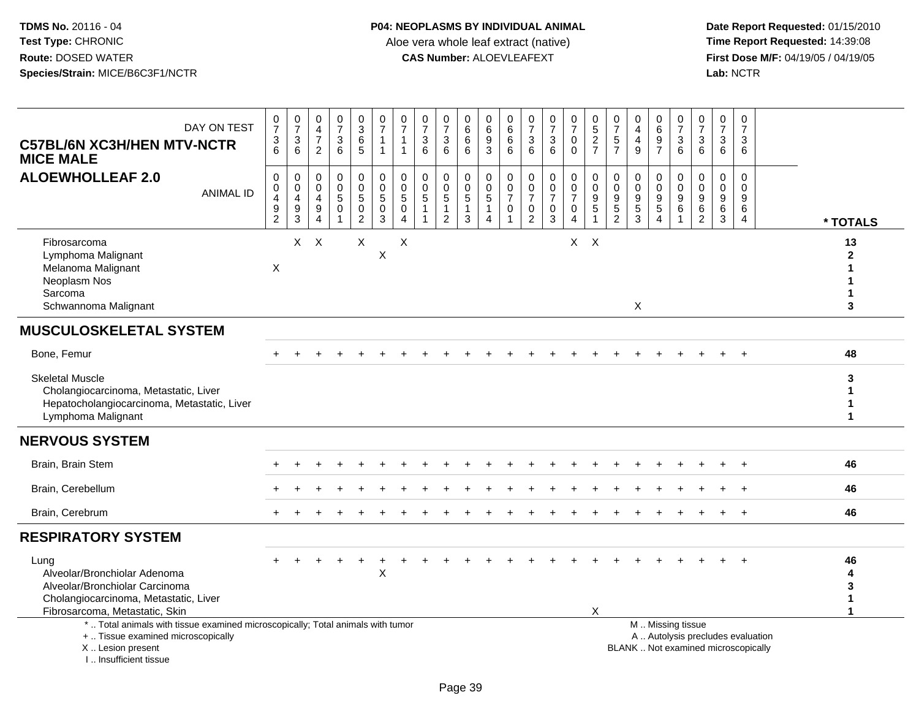**TDMS No.** 20116 - 04
**Test Type:** CHRONIC
**Route:** DOSED WATER
**Species/Strain:** MICE/B6C3F1/NCTR

**P04: NEOPLASMS BY INDIVIDUAL ANIMAL**
Aloe vera whole leaf extract (native)
**CAS Number:** ALOEVLEAFEXT

**Date Report Requested:** 01/15/2010
**Time Report Requested:** 14:39:08
**First Dose M/F:** 04/19/05 / 04/19/05
**Lab:** NCTR

| C57BL/6N XC3H/HEN MTV-NCTR MICE MALE — ALOEWHOLLEAF 2.0 | | | | | | | | | | | | | | | | | | | | | | | | |
|---|---|---|---|---|---|---|---|---|---|---|---|---|---|---|---|---|---|---|---|---|---|---|---|---|
| DAY ON TEST | 0736 | 0736 | 0472 | 0736 | 0365 | 0711 | 0711 | 0736 | 0736 | 0666 | 0693 | 0666 | 0736 | 0736 | 0700 | 0527 | 0757 | 0449 | 0697 | 0736 | 0736 | 0736 | 0736 | |
| ANIMAL ID | 00492 | 00493 | 00494 | 00501 | 00502 | 00503 | 00504 | 00511 | 00512 | 00513 | 00514 | 00701 | 00702 | 00703 | 00704 | 00951 | 00952 | 00953 | 00954 | 00961 | 00962 | 00963 | 00964 | * TOTALS |
| Fibrosarcoma | | X | X | | X | | X | | | | | | | | X | X | | | | | | | | 13 |
| Lymphoma Malignant | | | | | | X | | | | | | | | | | | | | | | | | | 2 |
| Melanoma Malignant | X | | | | | | | | | | | | | | | | | | | | | | | 1 |
| Neoplasm Nos | | | | | | | | | | | | | | | | | | | | | | | | 1 |
| Sarcoma | | | | | | | | | | | | | | | | | | | | | | | | 1 |
| Schwannoma Malignant | | | | | | | | | | | | | | | | | | X | | | | | | 3 |
| **MUSCULOSKELETAL SYSTEM** | | | | | | | | | | | | | | | | | | | | | | | | |
| Bone, Femur | + | + | + | + | + | + | + | + | + | + | + | + | + | + | + | + | + | + | + | + | + | + | + | 48 |
| Skeletal Muscle | | | | | | | | | | | | | | | | | | | | | | | | 3 |
| Cholangiocarcinoma, Metastatic, Liver | | | | | | | | | | | | | | | | | | | | | | | | 1 |
| Hepatocholangiocarcinoma, Metastatic, Liver | | | | | | | | | | | | | | | | | | | | | | | | 1 |
| Lymphoma Malignant | | | | | | | | | | | | | | | | | | | | | | | | 1 |
| **NERVOUS SYSTEM** | | | | | | | | | | | | | | | | | | | | | | | | |
| Brain, Brain Stem | + | + | + | + | + | + | + | + | + | + | + | + | + | + | + | + | + | + | + | + | + | + | + | 46 |
| Brain, Cerebellum | + | + | + | + | + | + | + | + | + | + | + | + | + | + | + | + | + | + | + | + | + | + | + | 46 |
| Brain, Cerebrum | + | + | + | + | + | + | + | + | + | + | + | + | + | + | + | + | + | + | + | + | + | + | + | 46 |
| **RESPIRATORY SYSTEM** | | | | | | | | | | | | | | | | | | | | | | | | |
| Lung | + | + | + | + | + | + | + | + | + | + | + | + | + | + | + | + | + | + | + | + | + | + | + | 46 |
| Alveolar/Bronchiolar Adenoma | | | | | | X | | | | | | | | | | | | | | | | | | 4 |
| Alveolar/Bronchiolar Carcinoma | | | | | | | | | | | | | | | | | | | | | | | | 3 |
| Cholangiocarcinoma, Metastatic, Liver | | | | | | | | | | | | | | | | | | | | | | | | 1 |
| Fibrosarcoma, Metastatic, Skin | | | | | | | | | | | | | | | | X | | | | | | | | 1 |

\* .. Total animals with tissue examined microscopically; Total animals with tumor
\+ .. Tissue examined microscopically
X .. Lesion present
I .. Insufficient tissue

M .. Missing tissue
A .. Autolysis precludes evaluation
BLANK .. Not examined microscopically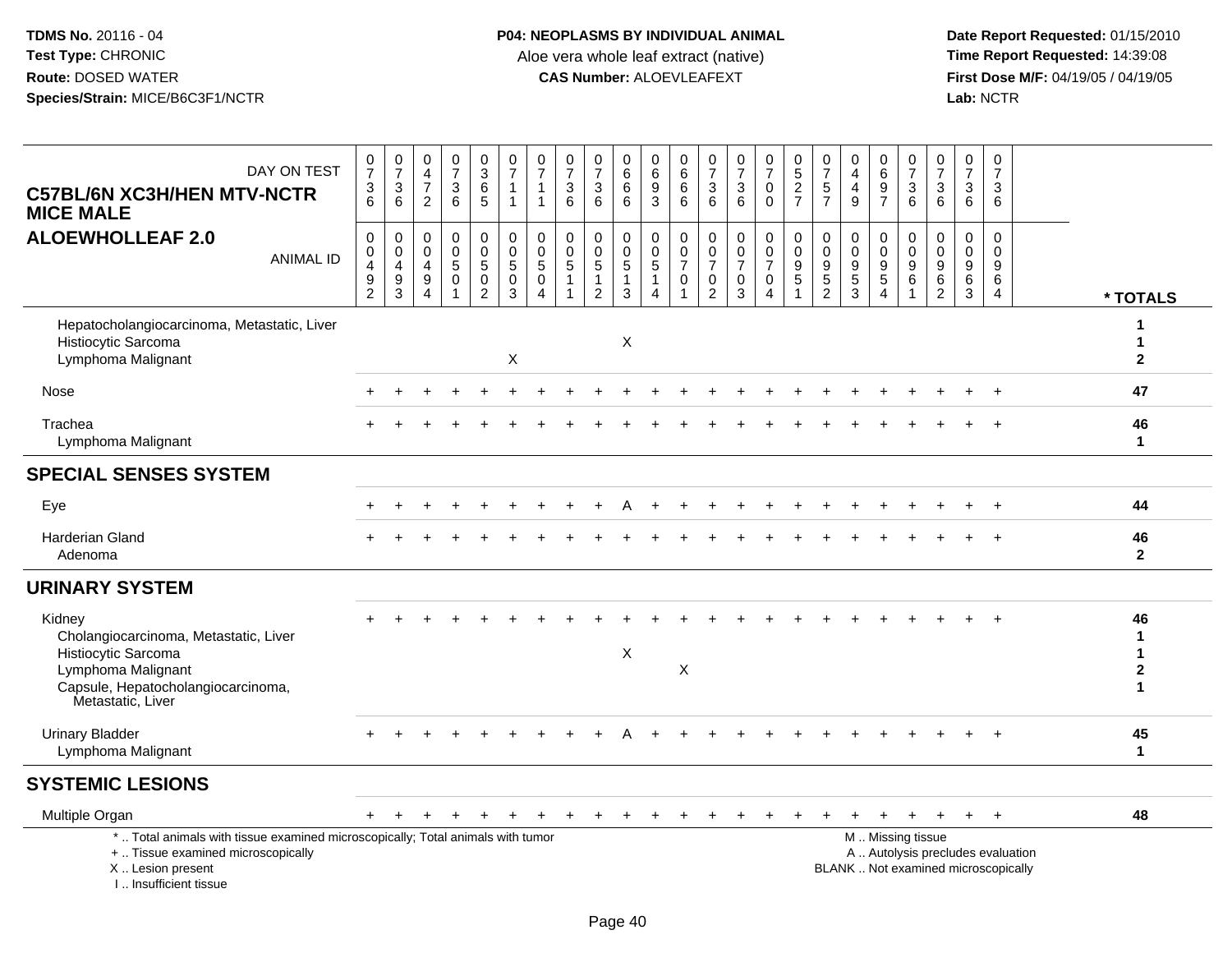TDMS No. 20116 - 04
Test Type: CHRONIC
Route: DOSED WATER
Species/Strain: MICE/B6C3F1/NCTR

**P04: NEOPLASMS BY INDIVIDUAL ANIMAL**
Aloe vera whole leaf extract (native)
**CAS Number:** ALOEVLEAFEXT

Date Report Requested: 01/15/2010
Time Report Requested: 14:39:08
First Dose M/F: 04/19/05 / 04/19/05
Lab: NCTR

**C57BL/6N XC3H/HEN MTV-NCTR MICE MALE**
**ALOEWHOLLEAF 2.0**

| DAY ON TEST | 0736 | 0736 | 0472 | 0736 | 0365 | 0711 | 0711 | 0736 | 0736 | 0666 | 0693 | 0666 | 0736 | 0736 | 0700 | 0527 | 0757 | 0449 | 0697 | 0736 | 0736 | 0736 | 0736 | |
|---|---|---|---|---|---|---|---|---|---|---|---|---|---|---|---|---|---|---|---|---|---|---|---|---|
| ANIMAL ID | 00492 | 00493 | 00494 | 00501 | 00502 | 00503 | 00504 | 00511 | 00512 | 00513 | 00514 | 00701 | 00702 | 00703 | 00704 | 00951 | 00952 | 00953 | 00954 | 00961 | 00962 | 00963 | 00964 | * TOTALS |
| Hepatocholangiocarcinoma, Metastatic, Liver | | | | | | | | | | | | | | | | | | | | | | | | 1 |
| Histiocytic Sarcoma | | | | | | | | | | X | | | | | | | | | | | | | | 1 |
| Lymphoma Malignant | | | | | | X | | | | | | | | | | | | | | | | | | 2 |
| Nose | + | + | + | + | + | + | + | + | + | + | + | + | + | + | + | + | + | + | + | + | + | + | + | 47 |
| Trachea | + | + | + | + | + | + | + | + | + | + | + | + | + | + | + | + | + | + | + | + | + | + | + | 46 |
| Lymphoma Malignant | | | | | | | | | | | | | | | | | | | | | | | | 1 |
| **SPECIAL SENSES SYSTEM** | | | | | | | | | | | | | | | | | | | | | | | | |
| Eye | + | + | + | + | + | + | + | + | + | A | + | + | + | + | + | + | + | + | + | + | + | + | + | 44 |
| Harderian Gland | + | + | + | + | + | + | + | + | + | + | + | + | + | + | + | + | + | + | + | + | + | + | + | 46 |
| Adenoma | | | | | | | | | | | | | | | | | | | | | | | | 2 |
| **URINARY SYSTEM** | | | | | | | | | | | | | | | | | | | | | | | | |
| Kidney | + | + | + | + | + | + | + | + | + | + | + | + | + | + | + | + | + | + | + | + | + | + | + | 46 |
| Cholangiocarcinoma, Metastatic, Liver | | | | | | | | | | | | | | | | | | | | | | | | 1 |
| Histiocytic Sarcoma | | | | | | | | | | X | | | | | | | | | | | | | | 1 |
| Lymphoma Malignant | | | | | | | | | | | | X | | | | | | | | | | | | 2 |
| Capsule, Hepatocholangiocarcinoma, Metastatic, Liver | | | | | | | | | | | | | | | | | | | | | | | | 1 |
| Urinary Bladder | + | + | + | + | + | + | + | + | + | A | + | + | + | + | + | + | + | + | + | + | + | + | + | 45 |
| Lymphoma Malignant | | | | | | | | | | | | | | | | | | | | | | | | 1 |
| **SYSTEMIC LESIONS** | | | | | | | | | | | | | | | | | | | | | | | | |
| Multiple Organ | + | + | + | + | + | + | + | + | + | + | + | + | + | + | + | + | + | + | + | + | + | + | + | 48 |

* .. Total animals with tissue examined microscopically; Total animals with tumor
+ .. Tissue examined microscopically
X .. Lesion present
I .. Insufficient tissue

M .. Missing tissue
A .. Autolysis precludes evaluation
BLANK .. Not examined microscopically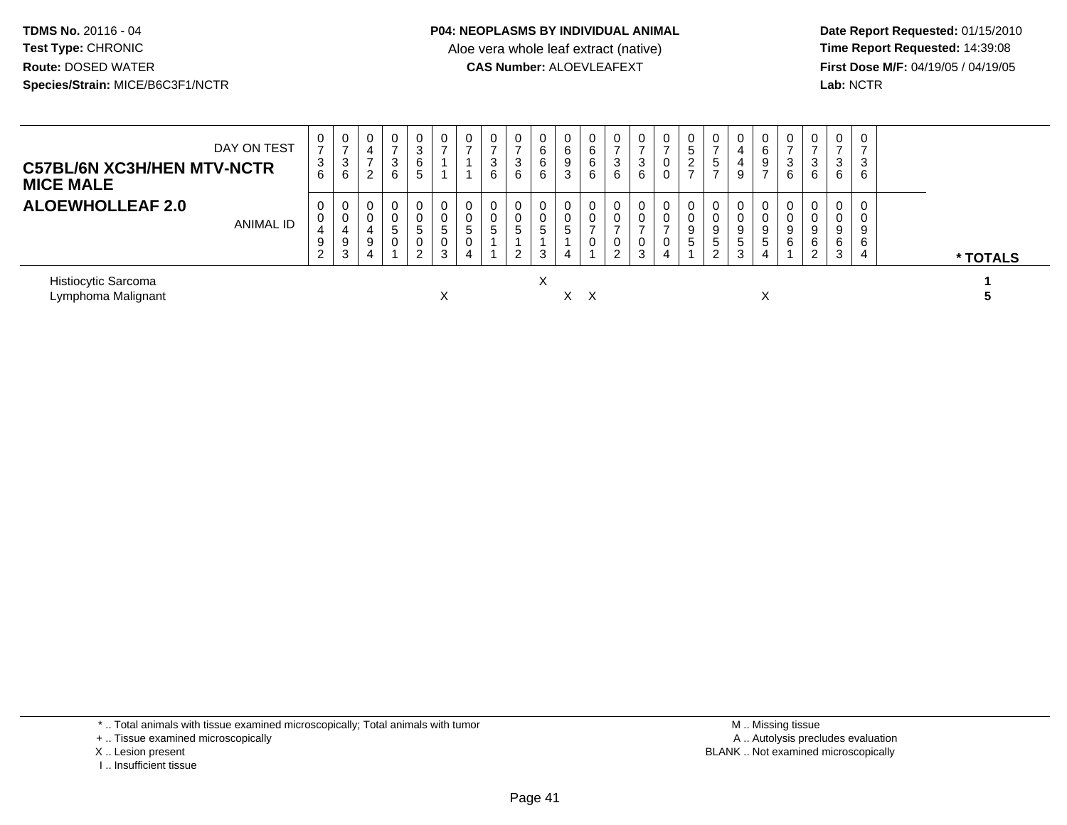**TDMS No.** 20116 - 04
**Test Type:** CHRONIC
**Route:** DOSED WATER
**Species/Strain:** MICE/B6C3F1/NCTR

**P04: NEOPLASMS BY INDIVIDUAL ANIMAL**
Aloe vera whole leaf extract (native)
**CAS Number:** ALOEVLEAFEXT

**Date Report Requested:** 01/15/2010
**Time Report Requested:** 14:39:08
**First Dose M/F:** 04/19/05 / 04/19/05
**Lab:** NCTR

**C57BL/6N XC3H/HEN MTV-NCTR MICE MALE**
**ALOEWHOLLEAF 2.0**

| DAY ON TEST | 0736 | 0736 | 0472 | 0736 | 0365 | 0711 | 0711 | 0736 | 0736 | 0666 | 0693 | 0666 | 0736 | 0736 | 0700 | 0527 | 0757 | 0449 | 0697 | 0736 | 0736 | 0736 | 0736 | |
|---|---|---|---|---|---|---|---|---|---|---|---|---|---|---|---|---|---|---|---|---|---|---|---|---|
| **ANIMAL ID** | 00492 | 00493 | 00494 | 00501 | 00502 | 00503 | 00504 | 00511 | 00512 | 00513 | 00514 | 00701 | 00702 | 00703 | 00704 | 00951 | 00952 | 00953 | 00954 | 00961 | 00962 | 00963 | 00964 | *** TOTALS** |
| Histiocytic Sarcoma | | | | | | | | | | X | | | | | | | | | | | | | | 1 |
| Lymphoma Malignant | | | | | | X | | | | | X | X | | | | | | | X | | | | | 5 |

* .. Total animals with tissue examined microscopically; Total animals with tumor
+ .. Tissue examined microscopically
X .. Lesion present
I .. Insufficient tissue

M .. Missing tissue
A .. Autolysis precludes evaluation
BLANK .. Not examined microscopically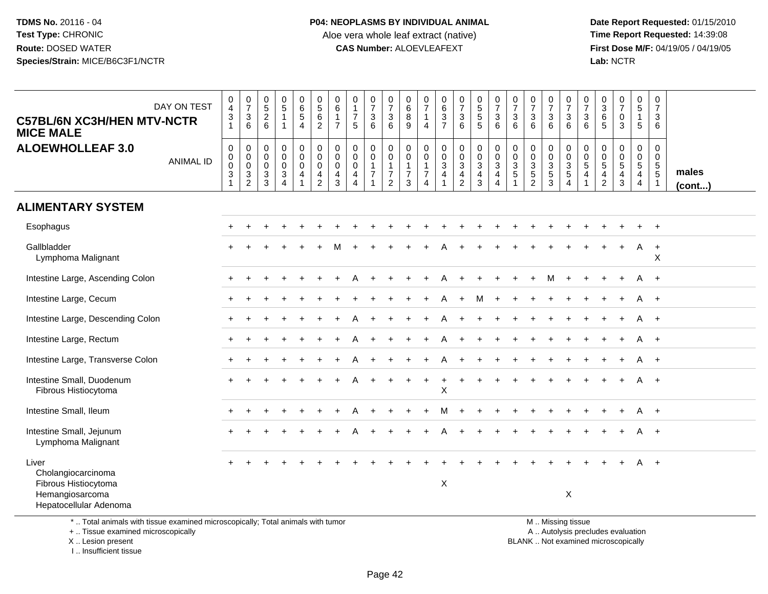**TDMS No.** 20116 - 04
**Test Type:** CHRONIC
**Route:** DOSED WATER
**Species/Strain:** MICE/B6C3F1/NCTR

**P04: NEOPLASMS BY INDIVIDUAL ANIMAL**
Aloe vera whole leaf extract (native)
**CAS Number:** ALOEVLEAFEXT

**Date Report Requested:** 01/15/2010
**Time Report Requested:** 14:39:08
**First Dose M/F:** 04/19/05 / 04/19/05
**Lab:** NCTR

## C57BL/6N XC3H/HEN MTV-NCTR MICE MALE
## ALOEWHOLLEAF 3.0

| DAY ON TEST | 0431 | 0736 | 0526 | 0511 | 0654 | 0562 | 0617 | 0175 | 0736 | 0736 | 0689 | 0714 | 0637 | 0736 | 0555 | 0736 | 0736 | 0736 | 0736 | 0736 | 0736 | 0365 | 0703 | 0515 | 0736 | |
|---|---|---|---|---|---|---|---|---|---|---|---|---|---|---|---|---|---|---|---|---|---|---|---|---|---|---|
| **ANIMAL ID** | 00031 | 00032 | 00033 | 00034 | 00041 | 00042 | 00043 | 00044 | 00171 | 00172 | 00173 | 00174 | 00341 | 00342 | 00343 | 00344 | 00351 | 00352 | 00353 | 00354 | 00541 | 00542 | 00543 | 00544 | 00551 | **males (cont...)** |
| **ALIMENTARY SYSTEM** | | | | | | | | | | | | | | | | | | | | | | | | | | |
| Esophagus | + | + | + | + | + | + | + | + | + | + | + | + | + | + | + | + | + | + | + | + | + | + | + | + | + | |
| Gallbladder | + | + | + | + | + | + | M | + | + | + | + | + | A | + | + | + | + | + | + | + | + | + | + | A | + | |
| Lymphoma Malignant | | | | | | | | | | | | | | | | | | | | | | | | | X | |
| Intestine Large, Ascending Colon | + | + | + | + | + | + | + | A | + | + | + | + | A | + | + | + | + | + | M | + | + | + | + | A | + | |
| Intestine Large, Cecum | + | + | + | + | + | + | + | + | + | + | + | + | A | + | M | + | + | + | + | + | + | + | + | A | + | |
| Intestine Large, Descending Colon | + | + | + | + | + | + | + | A | + | + | + | + | A | + | + | + | + | + | + | + | + | + | + | A | + | |
| Intestine Large, Rectum | + | + | + | + | + | + | + | A | + | + | + | + | A | + | + | + | + | + | + | + | + | + | + | A | + | |
| Intestine Large, Transverse Colon | + | + | + | + | + | + | + | A | + | + | + | + | A | + | + | + | + | + | + | + | + | + | + | A | + | |
| Intestine Small, Duodenum | + | + | + | + | + | + | + | A | + | + | + | + | + | + | + | + | + | + | + | + | + | + | + | A | + | |
| Fibrous Histiocytoma | | | | | | | | | | | | | X | | | | | | | | | | | | | |
| Intestine Small, Ileum | + | + | + | + | + | + | + | A | + | + | + | + | M | + | + | + | + | + | + | + | + | + | + | A | + | |
| Intestine Small, Jejunum | + | + | + | + | + | + | + | A | + | + | + | + | A | + | + | + | + | + | + | + | + | + | + | A | + | |
| Lymphoma Malignant | | | | | | | | | | | | | | | | | | | | | | | | | | |
| Liver | + | + | + | + | + | + | + | + | + | + | + | + | + | + | + | + | + | + | + | + | + | + | + | A | + | |
| Cholangiocarcinoma | | | | | | | | | | | | | | | | | | | | | | | | | | |
| Fibrous Histiocytoma | | | | | | | | | | | | | X | | | | | | | | | | | | | |
| Hemangiosarcoma | | | | | | | | | | | | | | | | | | | | X | | | | | | |
| Hepatocellular Adenoma | | | | | | | | | | | | | | | | | | | | | | | | | | |

\* .. Total animals with tissue examined microscopically; Total animals with tumor
\+ .. Tissue examined microscopically
X .. Lesion present
I .. Insufficient tissue

M .. Missing tissue
A .. Autolysis precludes evaluation
BLANK .. Not examined microscopically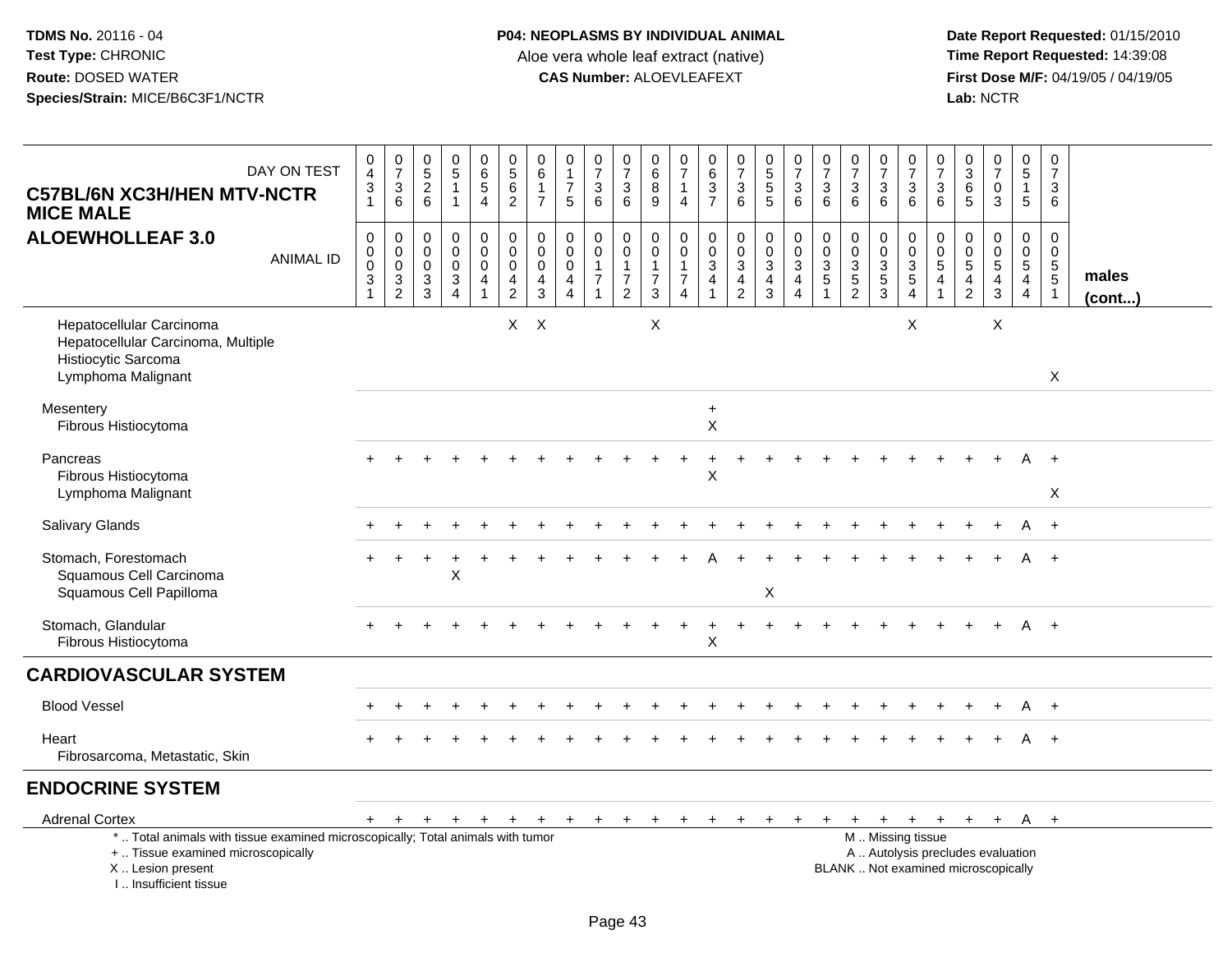**TDMS No.** 20116 - 04
**Test Type:** CHRONIC
**Route:** DOSED WATER
**Species/Strain:** MICE/B6C3F1/NCTR

**P04: NEOPLASMS BY INDIVIDUAL ANIMAL**
Aloe vera whole leaf extract (native)
**CAS Number:** ALOEVLEAFEXT

**Date Report Requested:** 01/15/2010
**Time Report Requested:** 14:39:08
**First Dose M/F:** 04/19/05 / 04/19/05
**Lab:** NCTR

| C57BL/6N XC3H/HEN MTV-NCTR MICE MALE ALOEWHOLLEAF 3.0 — DAY ON TEST | 0431 | 0736 | 0526 | 0511 | 0654 | 0562 | 0617 | 0175 | 0736 | 0736 | 0689 | 0714 | 0637 | 0736 | 0555 | 0736 | 0736 | 0736 | 0736 | 0736 | 0736 | 0365 | 0703 | 0515 | 0736 | |
|---|---|---|---|---|---|---|---|---|---|---|---|---|---|---|---|---|---|---|---|---|---|---|---|---|---|---|
| ANIMAL ID | 00031 | 00032 | 00033 | 00034 | 00041 | 00042 | 00043 | 00044 | 00171 | 00172 | 00173 | 00174 | 00341 | 00342 | 00343 | 00344 | 00351 | 00352 | 00353 | 00354 | 00541 | 00542 | 00543 | 00544 | 00551 | males (cont...) |
| Hepatocellular Carcinoma | | | | | | X | X | | | | X | | | | | | | | | X | | | X | | | |
| Hepatocellular Carcinoma, Multiple | | | | | | | | | | | | | | | | | | | | | | | | | | |
| Histiocytic Sarcoma | | | | | | | | | | | | | | | | | | | | | | | | | | |
| Lymphoma Malignant | | | | | | | | | | | | | | | | | | | | | | | | | X | |
| Mesentery | | | | | | | | | | | | | + | | | | | | | | | | | | | |
| Fibrous Histiocytoma | | | | | | | | | | | | | X | | | | | | | | | | | | | |
| Pancreas | + | + | + | + | + | + | + | + | + | + | + | + | + | + | + | + | + | + | + | + | + | + | + | A | + | |
| Fibrous Histiocytoma | | | | | | | | | | | | | X | | | | | | | | | | | | | |
| Lymphoma Malignant | | | | | | | | | | | | | | | | | | | | | | | | | X | |
| Salivary Glands | + | + | + | + | + | + | + | + | + | + | + | + | + | + | + | + | + | + | + | + | + | + | + | A | + | |
| Stomach, Forestomach | + | + | + | + | + | + | + | + | + | + | + | + | A | + | + | + | + | + | + | + | + | + | + | A | + | |
| Squamous Cell Carcinoma | | | | X | | | | | | | | | | | | | | | | | | | | | | |
| Squamous Cell Papilloma | | | | | | | | | | | | | | | X | | | | | | | | | | | |
| Stomach, Glandular | + | + | + | + | + | + | + | + | + | + | + | + | + | + | + | + | + | + | + | + | + | + | + | A | + | |
| Fibrous Histiocytoma | | | | | | | | | | | | | X | | | | | | | | | | | | | |
| **CARDIOVASCULAR SYSTEM** | | | | | | | | | | | | | | | | | | | | | | | | | | |
| Blood Vessel | + | + | + | + | + | + | + | + | + | + | + | + | + | + | + | + | + | + | + | + | + | + | + | A | + | |
| Heart | + | + | + | + | + | + | + | + | + | + | + | + | + | + | + | + | + | + | + | + | + | + | + | A | + | |
| Fibrosarcoma, Metastatic, Skin | | | | | | | | | | | | | | | | | | | | | | | | | | |
| **ENDOCRINE SYSTEM** | | | | | | | | | | | | | | | | | | | | | | | | | | |
| Adrenal Cortex | + | + | + | + | + | + | + | + | + | + | + | + | + | + | + | + | + | + | + | + | + | + | + | A | + | |

\* .. Total animals with tissue examined microscopically; Total animals with tumor
\+ .. Tissue examined microscopically
X .. Lesion present
I .. Insufficient tissue

M .. Missing tissue
A .. Autolysis precludes evaluation
BLANK .. Not examined microscopically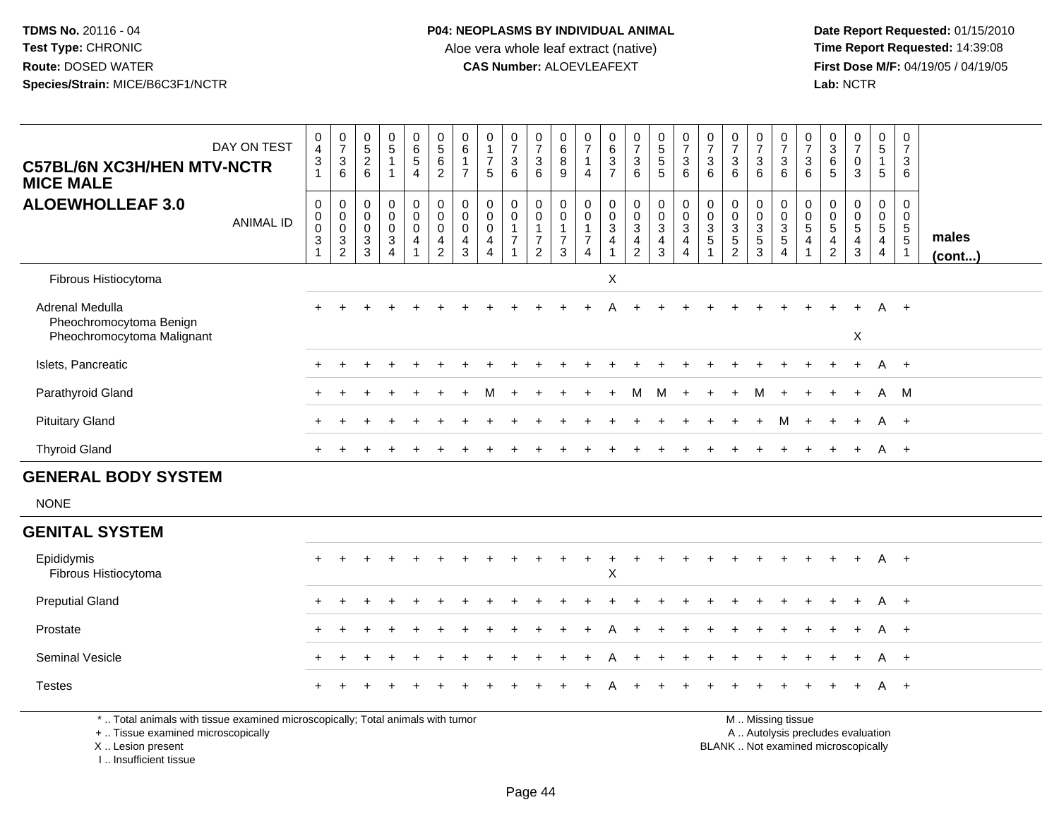**TDMS No.** 20116 - 04
**Test Type:** CHRONIC
**Route:** DOSED WATER
**Species/Strain:** MICE/B6C3F1/NCTR

**P04: NEOPLASMS BY INDIVIDUAL ANIMAL**
Aloe vera whole leaf extract (native)
**CAS Number:** ALOEVLEAFEXT

**Date Report Requested:** 01/15/2010
**Time Report Requested:** 14:39:08
**First Dose M/F:** 04/19/05 / 04/19/05
**Lab:** NCTR

## C57BL/6N XC3H/HEN MTV-NCTR MICE MALE
## ALOEWHOLLEAF 3.0

| DAY ON TEST | 0431 | 0736 | 0526 | 0511 | 0654 | 0562 | 0617 | 0175 | 0736 | 0736 | 0689 | 0714 | 0637 | 0736 | 0555 | 0736 | 0736 | 0736 | 0736 | 0736 | 0736 | 0365 | 0703 | 0515 | 0736 | |
|---|---|---|---|---|---|---|---|---|---|---|---|---|---|---|---|---|---|---|---|---|---|---|---|---|---|---|
| **ANIMAL ID** | 00031 | 00032 | 00033 | 00034 | 00041 | 00042 | 00043 | 00044 | 00171 | 00172 | 00173 | 00174 | 00341 | 00342 | 00343 | 00344 | 00351 | 00352 | 00353 | 00354 | 00541 | 00542 | 00543 | 00544 | 00551 | **males (cont...)** |
| Fibrous Histiocytoma | | | | | | | | | | | | | X | | | | | | | | | | | | | |
| Adrenal Medulla | + | + | + | + | + | + | + | + | + | + | + | + | A | + | + | + | + | + | + | + | + | + | + | A | + | |
| Pheochromocytoma Benign | | | | | | | | | | | | | | | | | | | | | | | | | | |
| Pheochromocytoma Malignant | | | | | | | | | | | | | | | | | | | | | | | X | | | |
| Islets, Pancreatic | + | + | + | + | + | + | + | + | + | + | + | + | + | + | + | + | + | + | + | + | + | + | + | A | + | |
| Parathyroid Gland | + | + | + | + | + | + | + | M | + | + | + | + | + | M | M | + | + | + | M | + | + | + | + | A | M | |
| Pituitary Gland | + | + | + | + | + | + | + | + | + | + | + | + | + | + | + | + | + | + | + | M | + | + | + | A | + | |
| Thyroid Gland | + | + | + | + | + | + | + | + | + | + | + | + | + | + | + | + | + | + | + | + | + | + | + | A | + | |
| **GENERAL BODY SYSTEM** | | | | | | | | | | | | | | | | | | | | | | | | | | |
| NONE | | | | | | | | | | | | | | | | | | | | | | | | | | |
| **GENITAL SYSTEM** | | | | | | | | | | | | | | | | | | | | | | | | | | |
| Epididymis | + | + | + | + | + | + | + | + | + | + | + | + | + | + | + | + | + | + | + | + | + | + | + | A | + | |
| Fibrous Histiocytoma | | | | | | | | | | | | | X | | | | | | | | | | | | | |
| Preputial Gland | + | + | + | + | + | + | + | + | + | + | + | + | + | + | + | + | + | + | + | + | + | + | + | A | + | |
| Prostate | + | + | + | + | + | + | + | + | + | + | + | + | A | + | + | + | + | + | + | + | + | + | + | A | + | |
| Seminal Vesicle | + | + | + | + | + | + | + | + | + | + | + | + | A | + | + | + | + | + | + | + | + | + | + | A | + | |
| Testes | + | + | + | + | + | + | + | + | + | + | + | + | A | + | + | + | + | + | + | + | + | + | + | A | + | |

\* .. Total animals with tissue examined microscopically; Total animals with tumor
\+ .. Tissue examined microscopically
X .. Lesion present
I .. Insufficient tissue

M .. Missing tissue
A .. Autolysis precludes evaluation
BLANK .. Not examined microscopically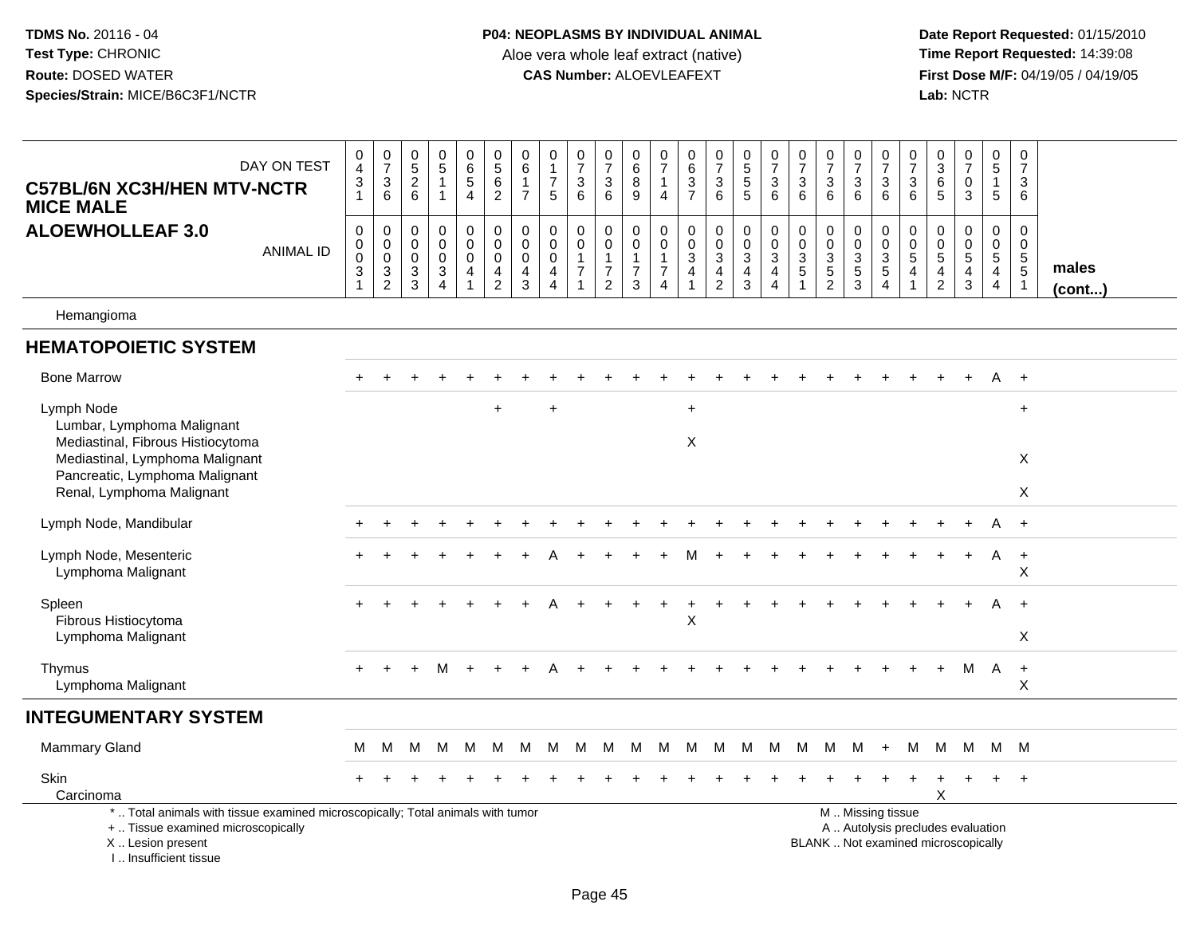**TDMS No.** 20116 - 04
**Test Type:** CHRONIC
**Route:** DOSED WATER
**Species/Strain:** MICE/B6C3F1/NCTR

**P04: NEOPLASMS BY INDIVIDUAL ANIMAL**
Aloe vera whole leaf extract (native)
**CAS Number:** ALOEVLEAFEXT

**Date Report Requested:** 01/15/2010
**Time Report Requested:** 14:39:08
**First Dose M/F:** 04/19/05 / 04/19/05
**Lab:** NCTR

**C57BL/6N XC3H/HEN MTV-NCTR MICE MALE**
**ALOEWHOLLEAF 3.0**

| DAY ON TEST | 0431 | 0736 | 0526 | 0511 | 0654 | 0562 | 0617 | 0175 | 0736 | 0736 | 0689 | 0714 | 0637 | 0736 | 0555 | 0736 | 0736 | 0736 | 0736 | 0736 | 0736 | 0365 | 0703 | 0515 | 0736 | |
|---|---|---|---|---|---|---|---|---|---|---|---|---|---|---|---|---|---|---|---|---|---|---|---|---|---|---|
| **ANIMAL ID** | 00031 | 00032 | 00033 | 00034 | 00041 | 00042 | 00043 | 00044 | 00171 | 00172 | 00173 | 00174 | 00341 | 00342 | 00343 | 00344 | 00351 | 00352 | 00353 | 00354 | 00541 | 00542 | 00543 | 00544 | 00551 | **males (cont...)** |
| Hemangioma | | | | | | | | | | | | | | | | | | | | | | | | | | |
| **HEMATOPOIETIC SYSTEM** | | | | | | | | | | | | | | | | | | | | | | | | | | |
| Bone Marrow | + | + | + | + | + | + | + | + | + | + | + | + | + | + | + | + | + | + | + | + | + | + | + | A | + | |
| Lymph Node | | | | | | + | | + | | | | | + | | | | | | | | | | | | + | |
| Lumbar, Lymphoma Malignant | | | | | | | | | | | | | | | | | | | | | | | | | | |
| Mediastinal, Fibrous Histiocytoma | | | | | | | | | | | | | X | | | | | | | | | | | | | |
| Mediastinal, Lymphoma Malignant | | | | | | | | | | | | | | | | | | | | | | | | | X | |
| Pancreatic, Lymphoma Malignant | | | | | | | | | | | | | | | | | | | | | | | | | | |
| Renal, Lymphoma Malignant | | | | | | | | | | | | | | | | | | | | | | | | | X | |
| Lymph Node, Mandibular | + | + | + | + | + | + | + | + | + | + | + | + | + | + | + | + | + | + | + | + | + | + | + | A | + | |
| Lymph Node, Mesenteric | + | + | + | + | + | + | + | A | + | + | + | + | M | + | + | + | + | + | + | + | + | + | + | A | + | |
| Lymphoma Malignant | | | | | | | | | | | | | | | | | | | | | | | | | X | |
| Spleen | + | + | + | + | + | + | + | A | + | + | + | + | + | + | + | + | + | + | + | + | + | + | + | A | + | |
| Fibrous Histiocytoma | | | | | | | | | | | | | X | | | | | | | | | | | | | |
| Lymphoma Malignant | | | | | | | | | | | | | | | | | | | | | | | | | X | |
| Thymus | + | + | + | M | + | + | + | A | + | + | + | + | + | + | + | + | + | + | + | + | + | + | M | A | + | |
| Lymphoma Malignant | | | | | | | | | | | | | | | | | | | | | | | | | X | |
| **INTEGUMENTARY SYSTEM** | | | | | | | | | | | | | | | | | | | | | | | | | | |
| Mammary Gland | M | M | M | M | M | M | M | M | M | M | M | M | M | M | M | M | M | M | M | + | M | M | M | M | M | |
| Skin | + | + | + | + | + | + | + | + | + | + | + | + | + | + | + | + | + | + | + | + | + | + | + | + | + | |
| Carcinoma | | | | | | | | | | | | | | | | | | | | | | X | | | | |

\* .. Total animals with tissue examined microscopically; Total animals with tumor
\+ .. Tissue examined microscopically
X .. Lesion present
I .. Insufficient tissue

M .. Missing tissue
A .. Autolysis precludes evaluation
BLANK .. Not examined microscopically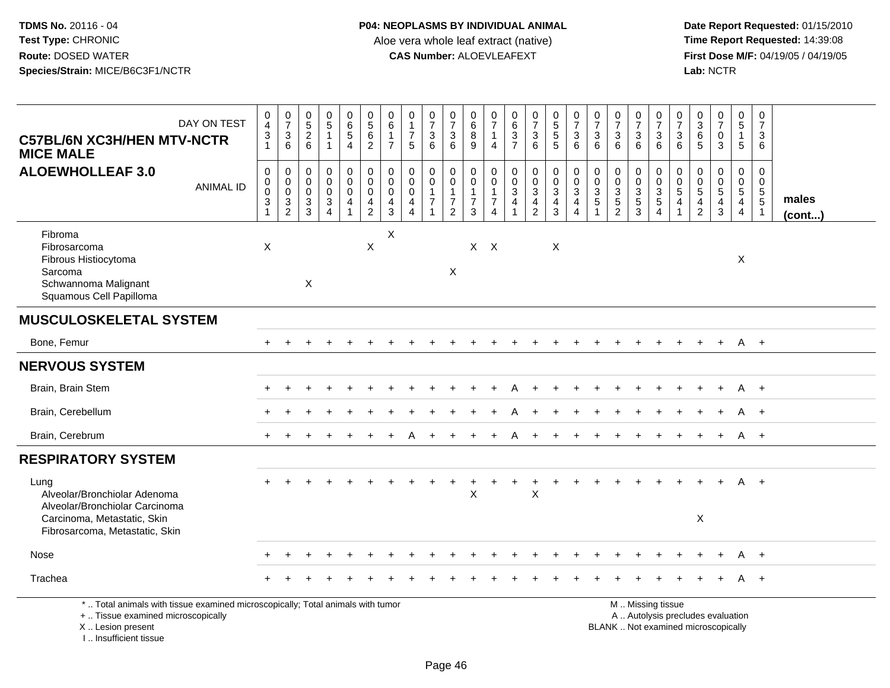**TDMS No.** 20116 - 04
**Test Type:** CHRONIC
**Route:** DOSED WATER
**Species/Strain:** MICE/B6C3F1/NCTR

**P04: NEOPLASMS BY INDIVIDUAL ANIMAL**
Aloe vera whole leaf extract (native)
**CAS Number:** ALOEVLEAFEXT

**Date Report Requested:** 01/15/2010
**Time Report Requested:** 14:39:08
**First Dose M/F:** 04/19/05 / 04/19/05
**Lab:** NCTR

**C57BL/6N XC3H/HEN MTV-NCTR MICE MALE**
**ALOEWHOLLEAF 3.0**

| DAY ON TEST | 0431 | 0736 | 0526 | 0511 | 0654 | 0562 | 0617 | 0175 | 0736 | 0736 | 0689 | 0714 | 0637 | 0736 | 0555 | 0736 | 0736 | 0736 | 0736 | 0736 | 0736 | 0365 | 0703 | 0515 | 0736 | |
|---|---|---|---|---|---|---|---|---|---|---|---|---|---|---|---|---|---|---|---|---|---|---|---|---|---|---|
| **ANIMAL ID** | 00031 | 00032 | 00033 | 00034 | 00041 | 00042 | 00043 | 00044 | 00171 | 00172 | 00173 | 00174 | 00341 | 00342 | 00343 | 00344 | 00351 | 00352 | 00353 | 00354 | 00541 | 00542 | 00543 | 00544 | 00551 | **males (cont...)** |
| Fibroma | | | | | | | X | | | | | | | | | | | | | | | | | | | |
| Fibrosarcoma | X | | | | | X | | | | | X | X | | | X | | | | | | | | | | | |
| Fibrous Histiocytoma | | | | | | | | | | | | | | | | | | | | | | | | X | | |
| Sarcoma | | | | | | | | | | X | | | | | | | | | | | | | | | | |
| Schwannoma Malignant | | | X | | | | | | | | | | | | | | | | | | | | | | | |
| Squamous Cell Papilloma | | | | | | | | | | | | | | | | | | | | | | | | | | |
| **MUSCULOSKELETAL SYSTEM** | | | | | | | | | | | | | | | | | | | | | | | | | | |
| Bone, Femur | + | + | + | + | + | + | + | + | + | + | + | + | + | + | + | + | + | + | + | + | + | + | + | A | + | |
| **NERVOUS SYSTEM** | | | | | | | | | | | | | | | | | | | | | | | | | | |
| Brain, Brain Stem | + | + | + | + | + | + | + | + | + | + | + | + | A | + | + | + | + | + | + | + | + | + | + | A | + | |
| Brain, Cerebellum | + | + | + | + | + | + | + | + | + | + | + | + | A | + | + | + | + | + | + | + | + | + | + | A | + | |
| Brain, Cerebrum | + | + | + | + | + | + | + | A | + | + | + | + | A | + | + | + | + | + | + | + | + | + | + | A | + | |
| **RESPIRATORY SYSTEM** | | | | | | | | | | | | | | | | | | | | | | | | | | |
| Lung | + | + | + | + | + | + | + | + | + | + | + | + | + | + | + | + | + | + | + | + | + | + | + | A | + | |
| Alveolar/Bronchiolar Adenoma | | | | | | | | | | | X | | | X | | | | | | | | | | | | |
| Alveolar/Bronchiolar Carcinoma | | | | | | | | | | | | | | | | | | | | | | | | | | |
| Carcinoma, Metastatic, Skin | | | | | | | | | | | | | | | | | | | | | | X | | | | |
| Fibrosarcoma, Metastatic, Skin | | | | | | | | | | | | | | | | | | | | | | | | | | |
| Nose | + | + | + | + | + | + | + | + | + | + | + | + | + | + | + | + | + | + | + | + | + | + | + | A | + | |
| Trachea | + | + | + | + | + | + | + | + | + | + | + | + | + | + | + | + | + | + | + | + | + | + | + | A | + | |

\* .. Total animals with tissue examined microscopically; Total animals with tumor
\+ .. Tissue examined microscopically
X .. Lesion present
I .. Insufficient tissue

M .. Missing tissue
A .. Autolysis precludes evaluation
BLANK .. Not examined microscopically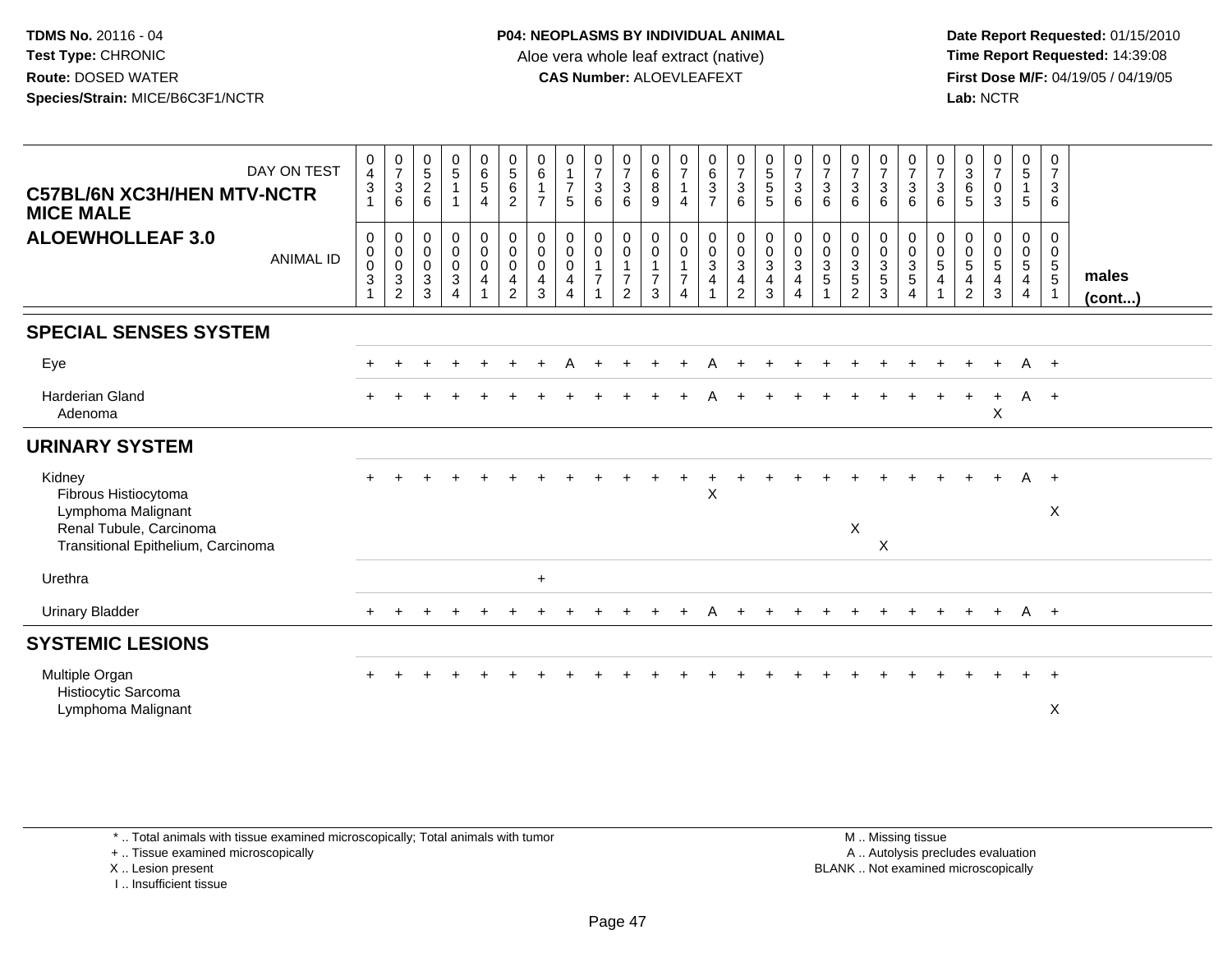**TDMS No.** 20116 - 04
**Test Type:** CHRONIC
**Route:** DOSED WATER
**Species/Strain:** MICE/B6C3F1/NCTR

**P04: NEOPLASMS BY INDIVIDUAL ANIMAL**
Aloe vera whole leaf extract (native)
**CAS Number:** ALOEVLEAFEXT

**Date Report Requested:** 01/15/2010
**Time Report Requested:** 14:39:08
**First Dose M/F:** 04/19/05 / 04/19/05
**Lab:** NCTR

| C57BL/6N XC3H/HEN MTV-NCTR MICE MALE — DAY ON TEST | 0431 | 0736 | 0526 | 0511 | 0654 | 0562 | 0617 | 0175 | 0736 | 0736 | 0689 | 0714 | 0637 | 0736 | 0555 | 0736 | 0736 | 0736 | 0736 | 0736 | 0736 | 0365 | 0703 | 0515 | 0736 | |
|---|---|---|---|---|---|---|---|---|---|---|---|---|---|---|---|---|---|---|---|---|---|---|---|---|---|---|
| **ALOEWHOLLEAF 3.0** — ANIMAL ID | 00031 | 00032 | 00033 | 00034 | 00041 | 00042 | 00043 | 00044 | 00171 | 00172 | 00173 | 00174 | 00341 | 00342 | 00343 | 00344 | 00351 | 00352 | 00353 | 00354 | 00541 | 00542 | 00543 | 00544 | 00551 | **males (cont...)** |
| **SPECIAL SENSES SYSTEM** | | | | | | | | | | | | | | | | | | | | | | | | | | |
| Eye | + | + | + | + | + | + | + | A | + | + | + | + | A | + | + | + | + | + | + | + | + | + | + | A | + | |
| Harderian Gland | + | + | + | + | + | + | + | + | + | + | + | + | A | + | + | + | + | + | + | + | + | + | + | A | + | |
| Adenoma | | | | | | | | | | | | | | | | | | | | | | | X | | | |
| **URINARY SYSTEM** | | | | | | | | | | | | | | | | | | | | | | | | | | |
| Kidney | + | + | + | + | + | + | + | + | + | + | + | + | + | + | + | + | + | + | + | + | + | + | + | A | + | |
| Fibrous Histiocytoma | | | | | | | | | | | | | X | | | | | | | | | | | | | |
| Lymphoma Malignant | | | | | | | | | | | | | | | | | | | | | | | | | X | |
| Renal Tubule, Carcinoma | | | | | | | | | | | | | | | | | | X | | | | | | | | |
| Transitional Epithelium, Carcinoma | | | | | | | | | | | | | | | | | | | X | | | | | | | |
| Urethra | | | | | | | + | | | | | | | | | | | | | | | | | | | |
| Urinary Bladder | + | + | + | + | + | + | + | + | + | + | + | + | A | + | + | + | + | + | + | + | + | + | + | A | + | |
| **SYSTEMIC LESIONS** | | | | | | | | | | | | | | | | | | | | | | | | | | |
| Multiple Organ | + | + | + | + | + | + | + | + | + | + | + | + | + | + | + | + | + | + | + | + | + | + | + | + | + | |
| Histiocytic Sarcoma | | | | | | | | | | | | | | | | | | | | | | | | | | |
| Lymphoma Malignant | | | | | | | | | | | | | | | | | | | | | | | | | X | |

\* .. Total animals with tissue examined microscopically; Total animals with tumor
\+ .. Tissue examined microscopically
X .. Lesion present
I .. Insufficient tissue

M .. Missing tissue
A .. Autolysis precludes evaluation
BLANK .. Not examined microscopically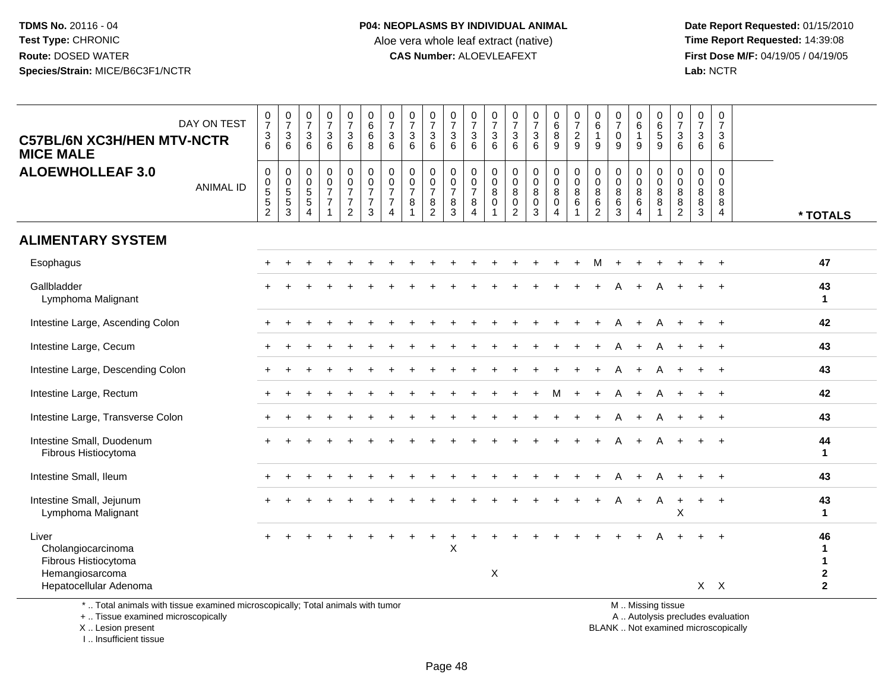**TDMS No.** 20116 - 04
**Test Type:** CHRONIC
**Route:** DOSED WATER
**Species/Strain:** MICE/B6C3F1/NCTR

**P04: NEOPLASMS BY INDIVIDUAL ANIMAL**
Aloe vera whole leaf extract (native)
**CAS Number:** ALOEVLEAFEXT

**Date Report Requested:** 01/15/2010
**Time Report Requested:** 14:39:08
**First Dose M/F:** 04/19/05 / 04/19/05
**Lab:** NCTR

**C57BL/6N XC3H/HEN MTV-NCTR MICE MALE**
**ALOEWHOLLEAF 3.0**

| DAY ON TEST | 0736 | 0736 | 0736 | 0736 | 0736 | 0668 | 0736 | 0736 | 0736 | 0736 | 0736 | 0736 | 0736 | 0736 | 0689 | 0729 | 0619 | 0709 | 0619 | 0659 | 0736 | 0736 | 0736 | |
|---|---|---|---|---|---|---|---|---|---|---|---|---|---|---|---|---|---|---|---|---|---|---|---|---|
| **ANIMAL ID** | 00552 | 00553 | 00554 | 00771 | 00772 | 00773 | 00774 | 00781 | 00782 | 00783 | 00784 | 00801 | 00802 | 00803 | 00804 | 00861 | 00862 | 00863 | 00864 | 00881 | 00882 | 00883 | 00884 | *** TOTALS** |
| **ALIMENTARY SYSTEM** | | | | | | | | | | | | | | | | | | | | | | | | |
| Esophagus | + | + | + | + | + | + | + | + | + | + | + | + | + | + | + | + | M | + | + | + | + | + | + | **47** |
| Gallbladder | + | + | + | + | + | + | + | + | + | + | + | + | + | + | + | + | + | A | + | A | + | + | + | **43** |
| Lymphoma Malignant | | | | | | | | | | | | | | | | | | | | | | | | **1** |
| Intestine Large, Ascending Colon | + | + | + | + | + | + | + | + | + | + | + | + | + | + | + | + | + | A | + | A | + | + | + | **42** |
| Intestine Large, Cecum | + | + | + | + | + | + | + | + | + | + | + | + | + | + | + | + | + | A | + | A | + | + | + | **43** |
| Intestine Large, Descending Colon | + | + | + | + | + | + | + | + | + | + | + | + | + | + | + | + | + | A | + | A | + | + | + | **43** |
| Intestine Large, Rectum | + | + | + | + | + | + | + | + | + | + | + | + | + | + | M | + | + | A | + | A | + | + | + | **42** |
| Intestine Large, Transverse Colon | + | + | + | + | + | + | + | + | + | + | + | + | + | + | + | + | + | A | + | A | + | + | + | **43** |
| Intestine Small, Duodenum | + | + | + | + | + | + | + | + | + | + | + | + | + | + | + | + | + | A | + | A | + | + | + | **44** |
| Fibrous Histiocytoma | | | | | | | | | | | | | | | | | | | | | | | | **1** |
| Intestine Small, Ileum | + | + | + | + | + | + | + | + | + | + | + | + | + | + | + | + | + | A | + | A | + | + | + | **43** |
| Intestine Small, Jejunum | + | + | + | + | + | + | + | + | + | + | + | + | + | + | + | + | + | A | + | A | + | + | + | **43** |
| Lymphoma Malignant | | | | | | | | | | | | | | | | | | | | | X | | | **1** |
| Liver | + | + | + | + | + | + | + | + | + | + | + | + | + | + | + | + | + | + | + | A | + | + | + | **46** |
| Cholangiocarcinoma | | | | | | | | | | X | | | | | | | | | | | | | | **1** |
| Fibrous Histiocytoma | | | | | | | | | | | | | | | | | | | | | | | | **1** |
| Hemangiosarcoma | | | | | | | | | | | | X | | | | | | | | | | | | **2** |
| Hepatocellular Adenoma | | | | | | | | | | | | | | | | | | | | | | X | X | **2** |

\* .. Total animals with tissue examined microscopically; Total animals with tumor
\+ .. Tissue examined microscopically
X .. Lesion present
I .. Insufficient tissue

M .. Missing tissue
A .. Autolysis precludes evaluation
BLANK .. Not examined microscopically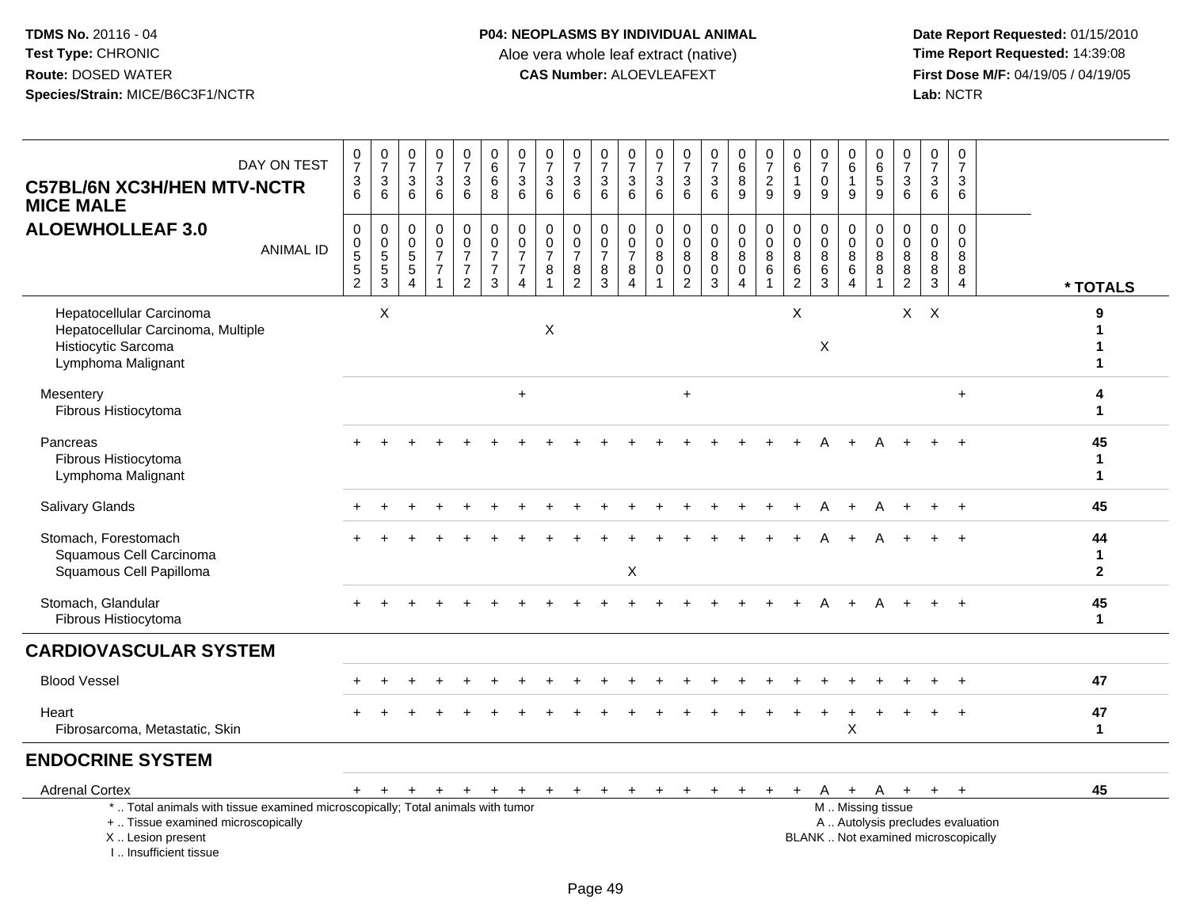**TDMS No.** 20116 - 04
**Test Type:** CHRONIC
**Route:** DOSED WATER
**Species/Strain:** MICE/B6C3F1/NCTR

**P04: NEOPLASMS BY INDIVIDUAL ANIMAL**
Aloe vera whole leaf extract (native)
**CAS Number:** ALOEVLEAFEXT

**Date Report Requested:** 01/15/2010
**Time Report Requested:** 14:39:08
**First Dose M/F:** 04/19/05 / 04/19/05
**Lab:** NCTR

## C57BL/6N XC3H/HEN MTV-NCTR MICE MALE
## ALOEWHOLLEAF 3.0

| DAY ON TEST | 0736 | 0736 | 0736 | 0736 | 0736 | 0668 | 0736 | 0736 | 0736 | 0736 | 0736 | 0736 | 0736 | 0736 | 0689 | 0729 | 0619 | 0709 | 0619 | 0659 | 0736 | 0736 | 0736 | |
|---|---|---|---|---|---|---|---|---|---|---|---|---|---|---|---|---|---|---|---|---|---|---|---|---|
| **ANIMAL ID** | 00552 | 00553 | 00554 | 00771 | 00772 | 00773 | 00774 | 00781 | 00782 | 00783 | 00784 | 00801 | 00802 | 00803 | 00804 | 00861 | 00862 | 00863 | 00864 | 00881 | 00882 | 00883 | 00884 | **\* TOTALS** |
| Hepatocellular Carcinoma | | X | | | | | | | | | | | | | | | X | | | | X | X | | **9** |
| Hepatocellular Carcinoma, Multiple | | | | | | | | X | | | | | | | | | | | | | | | | **1** |
| Histiocytic Sarcoma | | | | | | | | | | | | | | | | | | X | | | | | | **1** |
| Lymphoma Malignant | | | | | | | | | | | | | | | | | | | | | | | | **1** |
| Mesentery | | | | | | | + | | | | | | + | | | | | | | | | | + | **4** |
| Fibrous Histiocytoma | | | | | | | | | | | | | | | | | | | | | | | | **1** |
| Pancreas | + | + | + | + | + | + | + | + | + | + | + | + | + | + | + | + | + | A | + | A | + | + | + | **45** |
| Fibrous Histiocytoma | | | | | | | | | | | | | | | | | | | | | | | | **1** |
| Lymphoma Malignant | | | | | | | | | | | | | | | | | | | | | | | | **1** |
| Salivary Glands | + | + | + | + | + | + | + | + | + | + | + | + | + | + | + | + | + | A | + | A | + | + | + | **45** |
| Stomach, Forestomach | + | + | + | + | + | + | + | + | + | + | + | + | + | + | + | + | + | A | + | A | + | + | + | **44** |
| Squamous Cell Carcinoma | | | | | | | | | | | | | | | | | | | | | | | | **1** |
| Squamous Cell Papilloma | | | | | | | | | | | X | | | | | | | | | | | | | **2** |
| Stomach, Glandular | + | + | + | + | + | + | + | + | + | + | + | + | + | + | + | + | + | A | + | A | + | + | + | **45** |
| Fibrous Histiocytoma | | | | | | | | | | | | | | | | | | | | | | | | **1** |
| **CARDIOVASCULAR SYSTEM** | | | | | | | | | | | | | | | | | | | | | | | | |
| Blood Vessel | + | + | + | + | + | + | + | + | + | + | + | + | + | + | + | + | + | + | + | + | + | + | + | **47** |
| Heart | + | + | + | + | + | + | + | + | + | + | + | + | + | + | + | + | + | + | + | + | + | + | + | **47** |
| Fibrosarcoma, Metastatic, Skin | | | | | | | | | | | | | | | | | | | X | | | | | **1** |
| **ENDOCRINE SYSTEM** | | | | | | | | | | | | | | | | | | | | | | | | |
| Adrenal Cortex | + | + | + | + | + | + | + | + | + | + | + | + | + | + | + | + | + | A | + | A | + | + | + | **45** |

\* .. Total animals with tissue examined microscopically; Total animals with tumor
+ .. Tissue examined microscopically
X .. Lesion present
I .. Insufficient tissue

M .. Missing tissue
A .. Autolysis precludes evaluation
BLANK .. Not examined microscopically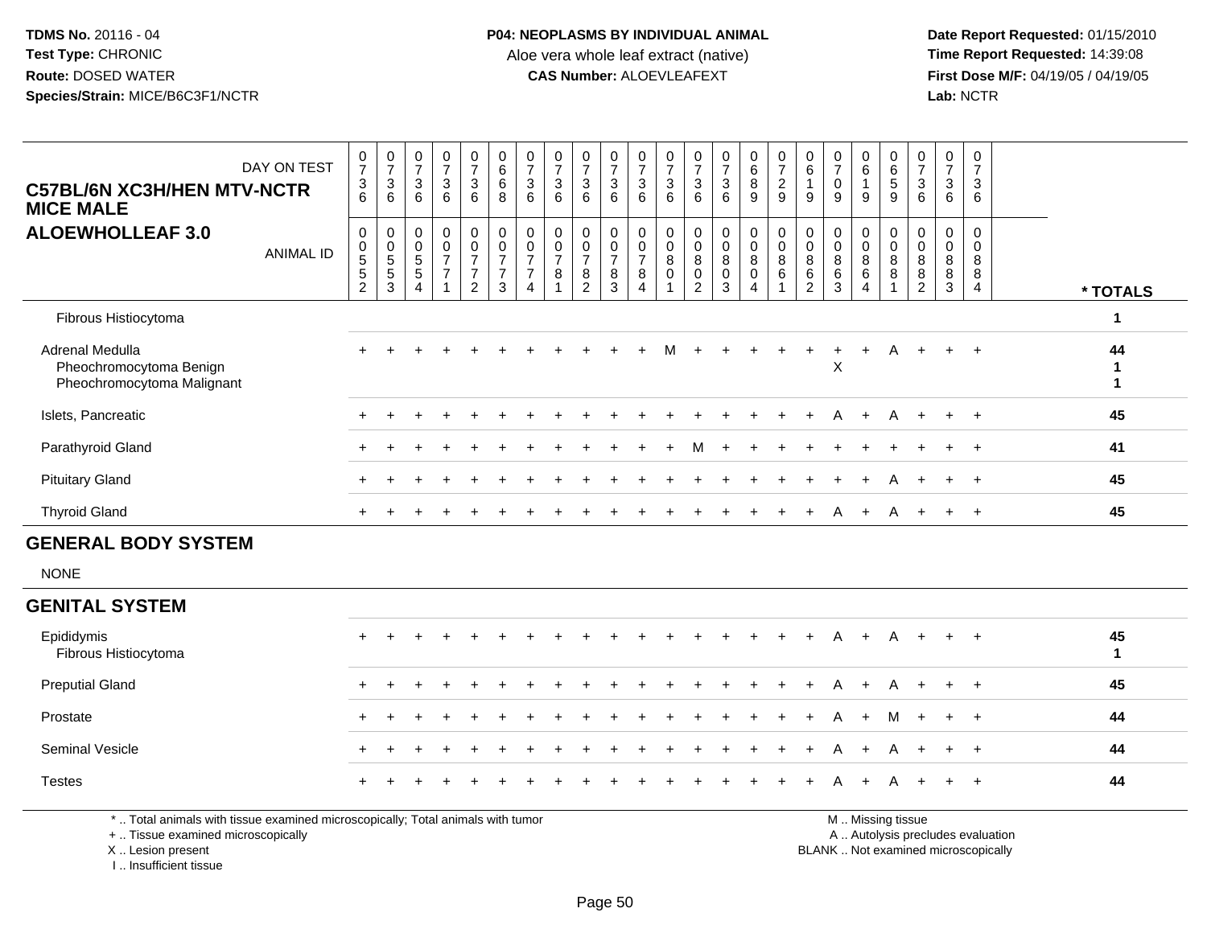**TDMS No.** 20116 - 04
**Test Type:** CHRONIC
**Route:** DOSED WATER
**Species/Strain:** MICE/B6C3F1/NCTR

**P04: NEOPLASMS BY INDIVIDUAL ANIMAL**
Aloe vera whole leaf extract (native)
**CAS Number:** ALOEVLEAFEXT

**Date Report Requested:** 01/15/2010
**Time Report Requested:** 14:39:08
**First Dose M/F:** 04/19/05 / 04/19/05
**Lab:** NCTR

**C57BL/6N XC3H/HEN MTV-NCTR MICE MALE**
**ALOEWHOLLEAF 3.0**

| DAY ON TEST | 0736 | 0736 | 0736 | 0736 | 0736 | 0668 | 0736 | 0736 | 0736 | 0736 | 0736 | 0736 | 0736 | 0736 | 0689 | 0729 | 0619 | 0709 | 0619 | 0659 | 0736 | 0736 | 0736 | |
|---|---|---|---|---|---|---|---|---|---|---|---|---|---|---|---|---|---|---|---|---|---|---|---|---|
| **ANIMAL ID** | 00552 | 00553 | 00554 | 00771 | 00772 | 00773 | 00774 | 00781 | 00782 | 00783 | 00784 | 00801 | 00802 | 00803 | 00804 | 00861 | 00862 | 00863 | 00864 | 00881 | 00882 | 00883 | 00884 | *** TOTALS** |
| Fibrous Histiocytoma | | | | | | | | | | | | | | | | | | | | | | | | 1 |
| Adrenal Medulla | + | + | + | + | + | + | + | + | + | + | + | M | + | + | + | + | + | + | + | A | + | + | + | 44 |
| Pheochromocytoma Benign | | | | | | | | | | | | | | | | | | X | | | | | | 1 |
| Pheochromocytoma Malignant | | | | | | | | | | | | | | | | | | | | | | | | 1 |
| Islets, Pancreatic | + | + | + | + | + | + | + | + | + | + | + | + | + | + | + | + | + | A | + | A | + | + | + | 45 |
| Parathyroid Gland | + | + | + | + | + | + | + | + | + | + | + | + | M | + | + | + | + | + | + | + | + | + | + | 41 |
| Pituitary Gland | + | + | + | + | + | + | + | + | + | + | + | + | + | + | + | + | + | + | + | A | + | + | + | 45 |
| Thyroid Gland | + | + | + | + | + | + | + | + | + | + | + | + | + | + | + | + | + | A | + | A | + | + | + | 45 |
| **GENERAL BODY SYSTEM** | | | | | | | | | | | | | | | | | | | | | | | | |
| NONE | | | | | | | | | | | | | | | | | | | | | | | | |
| **GENITAL SYSTEM** | | | | | | | | | | | | | | | | | | | | | | | | |
| Epididymis | + | + | + | + | + | + | + | + | + | + | + | + | + | + | + | + | + | A | + | A | + | + | + | 45 |
| Fibrous Histiocytoma | | | | | | | | | | | | | | | | | | | | | | | | 1 |
| Preputial Gland | + | + | + | + | + | + | + | + | + | + | + | + | + | + | + | + | + | A | + | A | + | + | + | 45 |
| Prostate | + | + | + | + | + | + | + | + | + | + | + | + | + | + | + | + | + | A | + | M | + | + | + | 44 |
| Seminal Vesicle | + | + | + | + | + | + | + | + | + | + | + | + | + | + | + | + | + | A | + | A | + | + | + | 44 |
| Testes | + | + | + | + | + | + | + | + | + | + | + | + | + | + | + | + | + | A | + | A | + | + | + | 44 |

* .. Total animals with tissue examined microscopically; Total animals with tumor
+ .. Tissue examined microscopically
X .. Lesion present
I .. Insufficient tissue

M .. Missing tissue
A .. Autolysis precludes evaluation
BLANK .. Not examined microscopically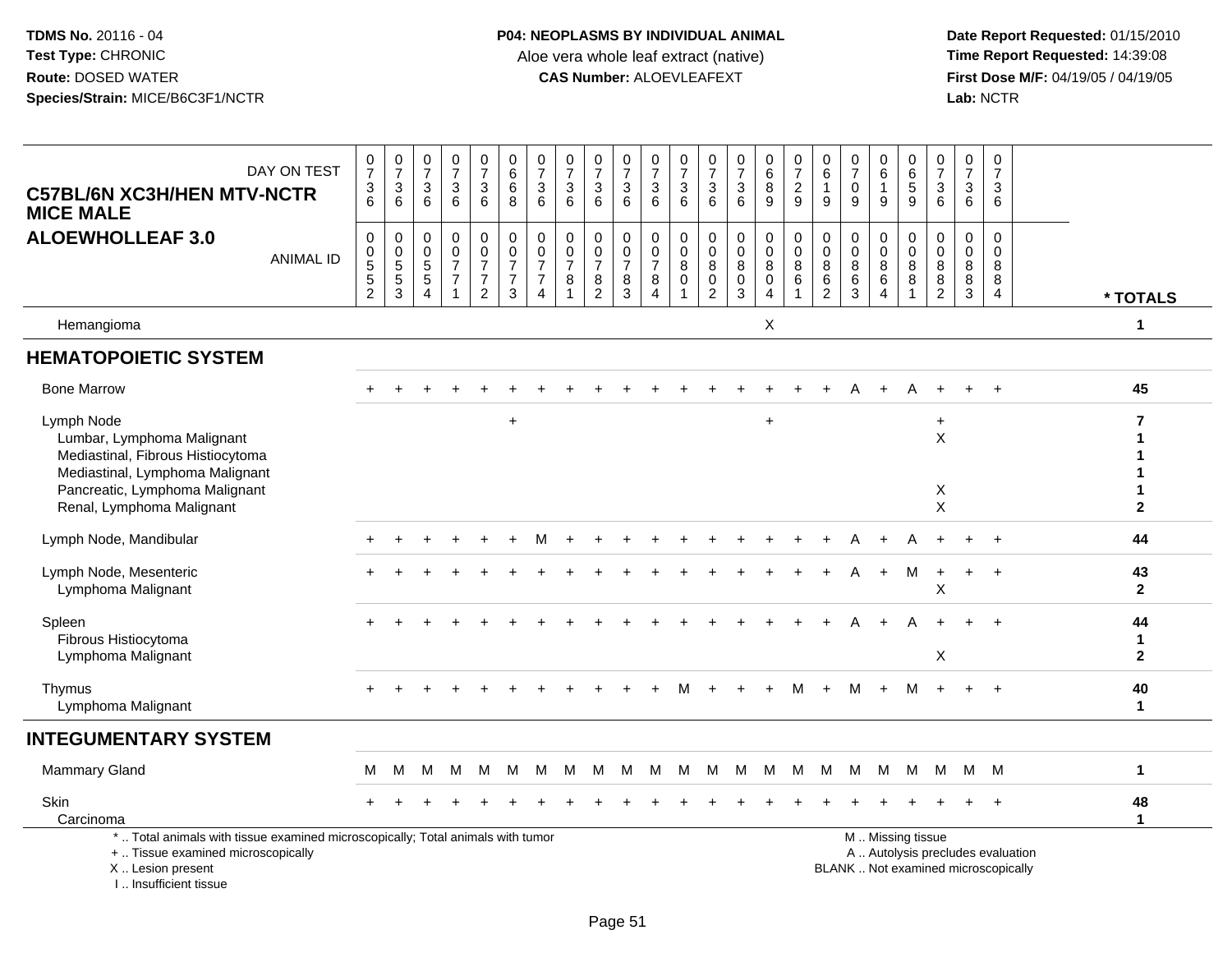**TDMS No.** 20116 - 04
**Test Type:** CHRONIC
**Route:** DOSED WATER
**Species/Strain:** MICE/B6C3F1/NCTR

**P04: NEOPLASMS BY INDIVIDUAL ANIMAL**
Aloe vera whole leaf extract (native)
**CAS Number:** ALOEVLEAFEXT

**Date Report Requested:** 01/15/2010
**Time Report Requested:** 14:39:08
**First Dose M/F:** 04/19/05 / 04/19/05
**Lab:** NCTR

**C57BL/6N XC3H/HEN MTV-NCTR MICE MALE**
**ALOEWHOLLEAF 3.0**

| DAY ON TEST | 0736 | 0736 | 0736 | 0736 | 0736 | 0668 | 0736 | 0736 | 0736 | 0736 | 0736 | 0736 | 0736 | 0736 | 0689 | 0729 | 0619 | 0709 | 0619 | 0659 | 0736 | 0736 | 0736 | |
|---|---|---|---|---|---|---|---|---|---|---|---|---|---|---|---|---|---|---|---|---|---|---|---|---|
| **ANIMAL ID** | 00552 | 00553 | 00554 | 00771 | 00772 | 00773 | 00774 | 00781 | 00782 | 00783 | 00784 | 00801 | 00802 | 00803 | 00804 | 00861 | 00862 | 00863 | 00864 | 00881 | 00882 | 00883 | 00884 | *** TOTALS** |
| Hemangioma | | | | | | | | | | | | | | | X | | | | | | | | | 1 |
| **HEMATOPOIETIC SYSTEM** | | | | | | | | | | | | | | | | | | | | | | | | |
| Bone Marrow | + | + | + | + | + | + | + | + | + | + | + | + | + | + | + | + | + | A | + | A | + | + | + | 45 |
| Lymph Node | | | | | | + | | | | | | | | | + | | | | | | + | | | 7 |
| Lumbar, Lymphoma Malignant | | | | | | | | | | | | | | | | | | | | | X | | | 1 |
| Mediastinal, Fibrous Histiocytoma | | | | | | | | | | | | | | | | | | | | | | | | 1 |
| Mediastinal, Lymphoma Malignant | | | | | | | | | | | | | | | | | | | | | | | | 1 |
| Pancreatic, Lymphoma Malignant | | | | | | | | | | | | | | | | | | | | | X | | | 1 |
| Renal, Lymphoma Malignant | | | | | | | | | | | | | | | | | | | | | X | | | 2 |
| Lymph Node, Mandibular | + | + | + | + | + | + | M | + | + | + | + | + | + | + | + | + | + | A | + | A | + | + | + | 44 |
| Lymph Node, Mesenteric | + | + | + | + | + | + | + | + | + | + | + | + | + | + | + | + | + | A | + | M | + | + | + | 43 |
| Lymphoma Malignant | | | | | | | | | | | | | | | | | | | | | X | | | 2 |
| Spleen | + | + | + | + | + | + | + | + | + | + | + | + | + | + | + | + | + | A | + | A | + | + | + | 44 |
| Fibrous Histiocytoma | | | | | | | | | | | | | | | | | | | | | | | | 1 |
| Lymphoma Malignant | | | | | | | | | | | | | | | | | | | | | X | | | 2 |
| Thymus | + | + | + | + | + | + | + | + | + | + | + | M | + | + | + | M | + | M | + | M | + | + | + | 40 |
| Lymphoma Malignant | | | | | | | | | | | | | | | | | | | | | | | | 1 |
| **INTEGUMENTARY SYSTEM** | | | | | | | | | | | | | | | | | | | | | | | | |
| Mammary Gland | M | M | M | M | M | M | M | M | M | M | M | M | M | M | M | M | M | M | M | M | M | M | M | 1 |
| Skin | + | + | + | + | + | + | + | + | + | + | + | + | + | + | + | + | + | + | + | + | + | + | + | 48 |
| Carcinoma | | | | | | | | | | | | | | | | | | | | | | | | 1 |

\* .. Total animals with tissue examined microscopically; Total animals with tumor
\+ .. Tissue examined microscopically
X .. Lesion present
I .. Insufficient tissue

M .. Missing tissue
A .. Autolysis precludes evaluation
BLANK .. Not examined microscopically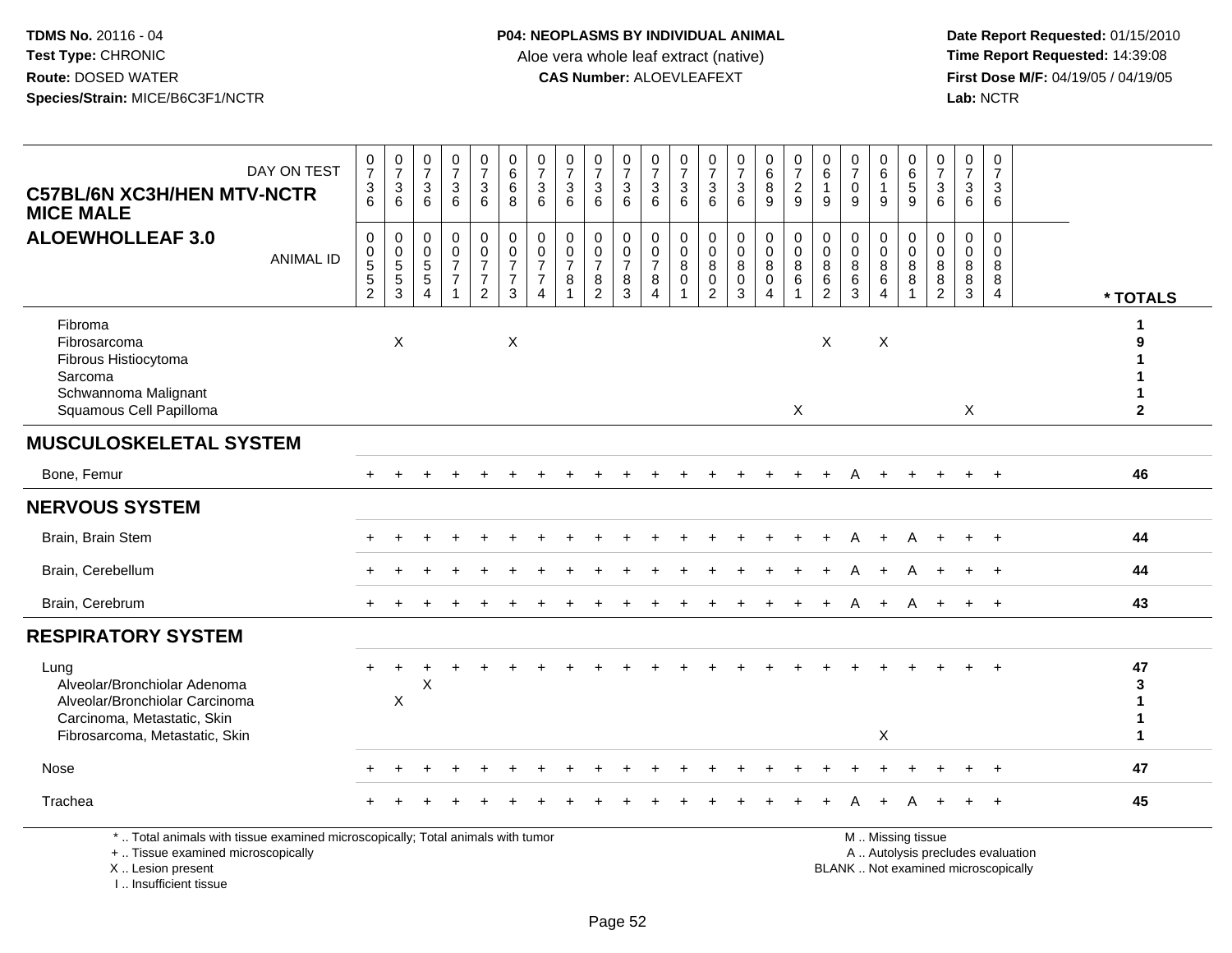**TDMS No.** 20116 - 04
**Test Type:** CHRONIC
**Route:** DOSED WATER
**Species/Strain:** MICE/B6C3F1/NCTR

**P04: NEOPLASMS BY INDIVIDUAL ANIMAL**
Aloe vera whole leaf extract (native)
**CAS Number:** ALOEVLEAFEXT

**Date Report Requested:** 01/15/2010
**Time Report Requested:** 14:39:08
**First Dose M/F:** 04/19/05 / 04/19/05
**Lab:** NCTR

| C57BL/6N XC3H/HEN MTV-NCTR MICE MALE — ALOEWHOLLEAF 3.0 | | | | | | | | | | | | | | | | | | | | | | | | | |
|---|---|---|---|---|---|---|---|---|---|---|---|---|---|---|---|---|---|---|---|---|---|---|---|---|---|
| DAY ON TEST | 0736 | 0736 | 0736 | 0736 | 0736 | 0668 | 0736 | 0736 | 0736 | 0736 | 0736 | 0736 | 0736 | 0736 | 0689 | 0729 | 0619 | 0709 | 0619 | 0659 | 0736 | 0736 | 0736 | |
| ANIMAL ID | 00552 | 00553 | 00554 | 00771 | 00772 | 00773 | 00774 | 00781 | 00782 | 00783 | 00784 | 00801 | 00802 | 00803 | 00804 | 00861 | 00862 | 00863 | 00864 | 00881 | 00882 | 00883 | 00884 | * TOTALS |
| Fibroma | | | | | | | | | | | | | | | | | | | | | | | | 1 |
| Fibrosarcoma | | X | | | | X | | | | | | | | | | | X | | X | | | | | 9 |
| Fibrous Histiocytoma | | | | | | | | | | | | | | | | | | | | | | | | 1 |
| Sarcoma | | | | | | | | | | | | | | | | | | | | | | | | 1 |
| Schwannoma Malignant | | | | | | | | | | | | | | | | | | | | | | | | 1 |
| Squamous Cell Papilloma | | | | | | | | | | | | | | | | X | | | | | | X | | 2 |
| **MUSCULOSKELETAL SYSTEM** | | | | | | | | | | | | | | | | | | | | | | | | |
| Bone, Femur | + | + | + | + | + | + | + | + | + | + | + | + | + | + | + | + | + | A | + | + | + | + | + | 46 |
| **NERVOUS SYSTEM** | | | | | | | | | | | | | | | | | | | | | | | | |
| Brain, Brain Stem | + | + | + | + | + | + | + | + | + | + | + | + | + | + | + | + | + | A | + | A | + | + | + | 44 |
| Brain, Cerebellum | + | + | + | + | + | + | + | + | + | + | + | + | + | + | + | + | + | A | + | A | + | + | + | 44 |
| Brain, Cerebrum | + | + | + | + | + | + | + | + | + | + | + | + | + | + | + | + | + | A | + | A | + | + | + | 43 |
| **RESPIRATORY SYSTEM** | | | | | | | | | | | | | | | | | | | | | | | | |
| Lung | + | + | + | + | + | + | + | + | + | + | + | + | + | + | + | + | + | + | + | + | + | + | + | 47 |
| Alveolar/Bronchiolar Adenoma | | | X | | | | | | | | | | | | | | | | | | | | | 3 |
| Alveolar/Bronchiolar Carcinoma | | X | | | | | | | | | | | | | | | | | | | | | | 1 |
| Carcinoma, Metastatic, Skin | | | | | | | | | | | | | | | | | | | | | | | | 1 |
| Fibrosarcoma, Metastatic, Skin | | | | | | | | | | | | | | | | | | | X | | | | | 1 |
| Nose | + | + | + | + | + | + | + | + | + | + | + | + | + | + | + | + | + | + | + | + | + | + | + | 47 |
| Trachea | + | + | + | + | + | + | + | + | + | + | + | + | + | + | + | + | + | A | + | A | + | + | + | 45 |

\* .. Total animals with tissue examined microscopically; Total animals with tumor
\+ .. Tissue examined microscopically
X .. Lesion present
I .. Insufficient tissue

M .. Missing tissue
A .. Autolysis precludes evaluation
BLANK .. Not examined microscopically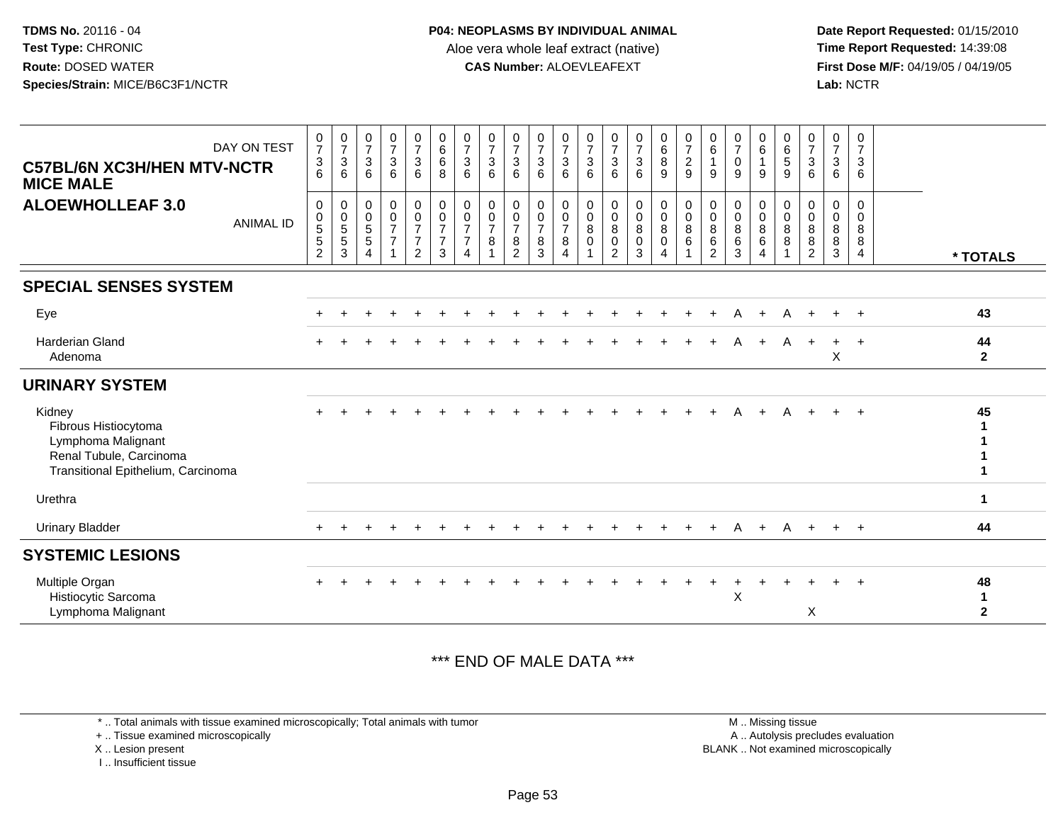**TDMS No.** 20116 - 04
**Test Type:** CHRONIC
**Route:** DOSED WATER
**Species/Strain:** MICE/B6C3F1/NCTR

**P04: NEOPLASMS BY INDIVIDUAL ANIMAL**
Aloe vera whole leaf extract (native)
**CAS Number:** ALOEVLEAFEXT

**Date Report Requested:** 01/15/2010
**Time Report Requested:** 14:39:08
**First Dose M/F:** 04/19/05 / 04/19/05
**Lab:** NCTR

## C57BL/6N XC3H/HEN MTV-NCTR MICE MALE
## ALOEWHOLLEAF 3.0

| DAY ON TEST | 0736 | 0736 | 0736 | 0736 | 0736 | 0668 | 0736 | 0736 | 0736 | 0736 | 0736 | 0736 | 0736 | 0736 | 0689 | 0729 | 0619 | 0709 | 0619 | 0659 | 0736 | 0736 | 0736 | |
|---|---|---|---|---|---|---|---|---|---|---|---|---|---|---|---|---|---|---|---|---|---|---|---|---|
| **ANIMAL ID** | 00552 | 00553 | 00554 | 00771 | 00772 | 00773 | 00774 | 00781 | 00782 | 00783 | 00784 | 00801 | 00802 | 00803 | 00804 | 00861 | 00862 | 00863 | 00864 | 00881 | 00882 | 00883 | 00884 | *** TOTALS** |
| **SPECIAL SENSES SYSTEM** | | | | | | | | | | | | | | | | | | | | | | | | |
| Eye | + | + | + | + | + | + | + | + | + | + | + | + | + | + | + | + | + | A | + | A | + | + | + | 43 |
| Harderian Gland | + | + | + | + | + | + | + | + | + | + | + | + | + | + | + | + | + | A | + | A | + | + | + | 44 |
| Adenoma | | | | | | | | | | | | | | | | | | | | | | X | | 2 |
| **URINARY SYSTEM** | | | | | | | | | | | | | | | | | | | | | | | | |
| Kidney | + | + | + | + | + | + | + | + | + | + | + | + | + | + | + | + | + | A | + | A | + | + | + | 45 |
| Fibrous Histiocytoma | | | | | | | | | | | | | | | | | | | | | | | | 1 |
| Lymphoma Malignant | | | | | | | | | | | | | | | | | | | | | | | | 1 |
| Renal Tubule, Carcinoma | | | | | | | | | | | | | | | | | | | | | | | | 1 |
| Transitional Epithelium, Carcinoma | | | | | | | | | | | | | | | | | | | | | | | | 1 |
| Urethra | | | | | | | | | | | | | | | | | | | | | | | | 1 |
| Urinary Bladder | + | + | + | + | + | + | + | + | + | + | + | + | + | + | + | + | + | A | + | A | + | + | + | 44 |
| **SYSTEMIC LESIONS** | | | | | | | | | | | | | | | | | | | | | | | | |
| Multiple Organ | + | + | + | + | + | + | + | + | + | + | + | + | + | + | + | + | + | + | + | + | + | + | + | 48 |
| Histiocytic Sarcoma | | | | | | | | | | | | | | | | | | X | | | | | | 1 |
| Lymphoma Malignant | | | | | | | | | | | | | | | | | | | | | X | | | 2 |

*** END OF MALE DATA ***

\* .. Total animals with tissue examined microscopically; Total animals with tumor
\+ .. Tissue examined microscopically
X .. Lesion present
I .. Insufficient tissue

M .. Missing tissue
A .. Autolysis precludes evaluation
BLANK .. Not examined microscopically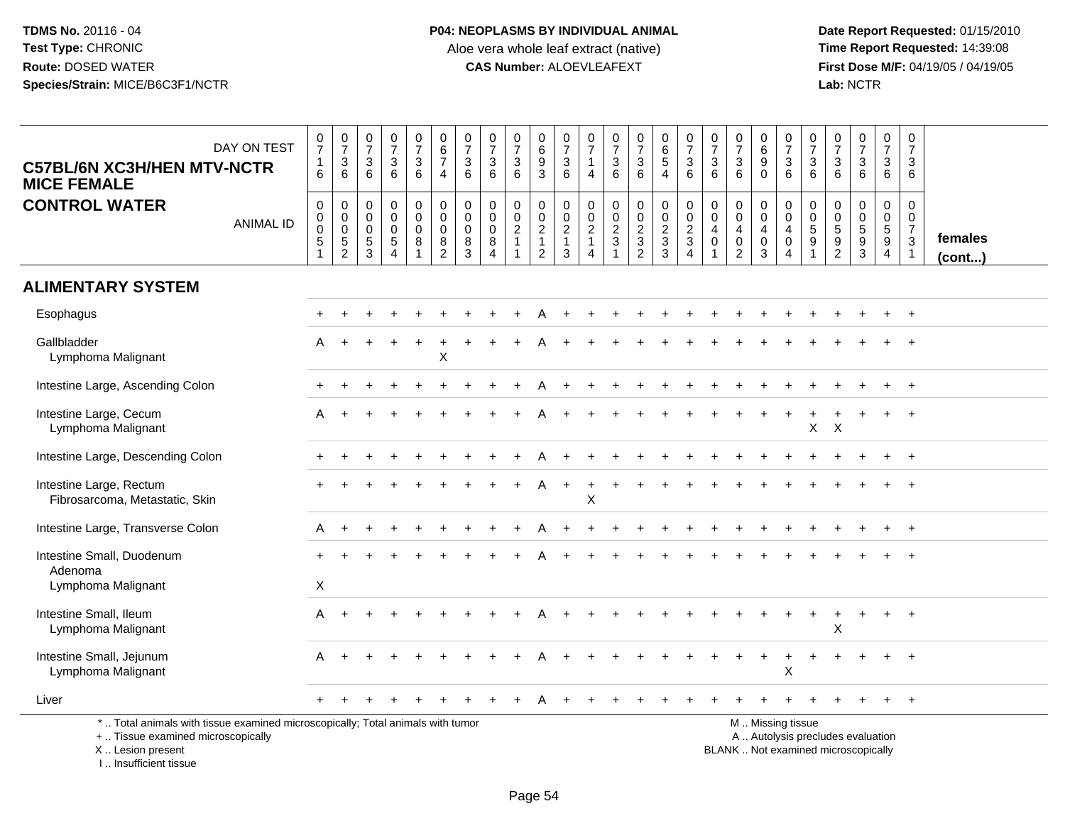**TDMS No.** 20116 - 04
**Test Type:** CHRONIC
**Route:** DOSED WATER
**Species/Strain:** MICE/B6C3F1/NCTR

**P04: NEOPLASMS BY INDIVIDUAL ANIMAL**
Aloe vera whole leaf extract (native)
**CAS Number:** ALOEVLEAFEXT

**Date Report Requested:** 01/15/2010
**Time Report Requested:** 14:39:08
**First Dose M/F:** 04/19/05 / 04/19/05
**Lab:** NCTR

## C57BL/6N XC3H/HEN MTV-NCTR MICE FEMALE
## CONTROL WATER

| DAY ON TEST | 0716 | 0736 | 0736 | 0736 | 0736 | 0674 | 0736 | 0736 | 0736 | 0693 | 0736 | 0714 | 0736 | 0736 | 0654 | 0736 | 0736 | 0736 | 0690 | 0736 | 0736 | 0736 | 0736 | 0736 | 0736 | |
|---|---|---|---|---|---|---|---|---|---|---|---|---|---|---|---|---|---|---|---|---|---|---|---|---|---|---|
| **ANIMAL ID** | 00051 | 00052 | 00053 | 00054 | 00081 | 00082 | 00083 | 00084 | 00211 | 00212 | 00213 | 00214 | 00231 | 00232 | 00233 | 00234 | 00401 | 00402 | 00403 | 00404 | 00591 | 00592 | 00593 | 00594 | 00731 | **females (cont...)** |
| **ALIMENTARY SYSTEM** | | | | | | | | | | | | | | | | | | | | | | | | | | |
| Esophagus | + | + | + | + | + | + | + | + | + | A | + | + | + | + | + | + | + | + | + | + | + | + | + | + | + | |
| Gallbladder | A | + | + | + | + | + | + | + | + | A | + | + | + | + | + | + | + | + | + | + | + | + | + | + | + | |
| Lymphoma Malignant | | | | | | X | | | | | | | | | | | | | | | | | | | | |
| Intestine Large, Ascending Colon | + | + | + | + | + | + | + | + | + | A | + | + | + | + | + | + | + | + | + | + | + | + | + | + | + | |
| Intestine Large, Cecum | A | + | + | + | + | + | + | + | + | A | + | + | + | + | + | + | + | + | + | + | + | + | + | + | + | |
| Lymphoma Malignant | | | | | | | | | | | | | | | | | | | | | X | X | | | | |
| Intestine Large, Descending Colon | + | + | + | + | + | + | + | + | + | A | + | + | + | + | + | + | + | + | + | + | + | + | + | + | + | |
| Intestine Large, Rectum | + | + | + | + | + | + | + | + | + | A | + | + | + | + | + | + | + | + | + | + | + | + | + | + | + | |
| Fibrosarcoma, Metastatic, Skin | | | | | | | | | | | | X | | | | | | | | | | | | | | |
| Intestine Large, Transverse Colon | A | + | + | + | + | + | + | + | + | A | + | + | + | + | + | + | + | + | + | + | + | + | + | + | + | |
| Intestine Small, Duodenum | + | + | + | + | + | + | + | + | + | A | + | + | + | + | + | + | + | + | + | + | + | + | + | + | + | |
| Adenoma | | | | | | | | | | | | | | | | | | | | | | | | | | |
| Lymphoma Malignant | X | | | | | | | | | | | | | | | | | | | | | | | | | |
| Intestine Small, Ileum | A | + | + | + | + | + | + | + | + | A | + | + | + | + | + | + | + | + | + | + | + | + | + | + | + | |
| Lymphoma Malignant | | | | | | | | | | | | | | | | | | | | | | X | | | | |
| Intestine Small, Jejunum | A | + | + | + | + | + | + | + | + | A | + | + | + | + | + | + | + | + | + | + | + | + | + | + | + | |
| Lymphoma Malignant | | | | | | | | | | | | | | | | | | | | X | | | | | | |
| Liver | + | + | + | + | + | + | + | + | + | A | + | + | + | + | + | + | + | + | + | + | + | + | + | + | + | |

\* .. Total animals with tissue examined microscopically; Total animals with tumor
\+ .. Tissue examined microscopically
X .. Lesion present
I .. Insufficient tissue

M .. Missing tissue
A .. Autolysis precludes evaluation
BLANK .. Not examined microscopically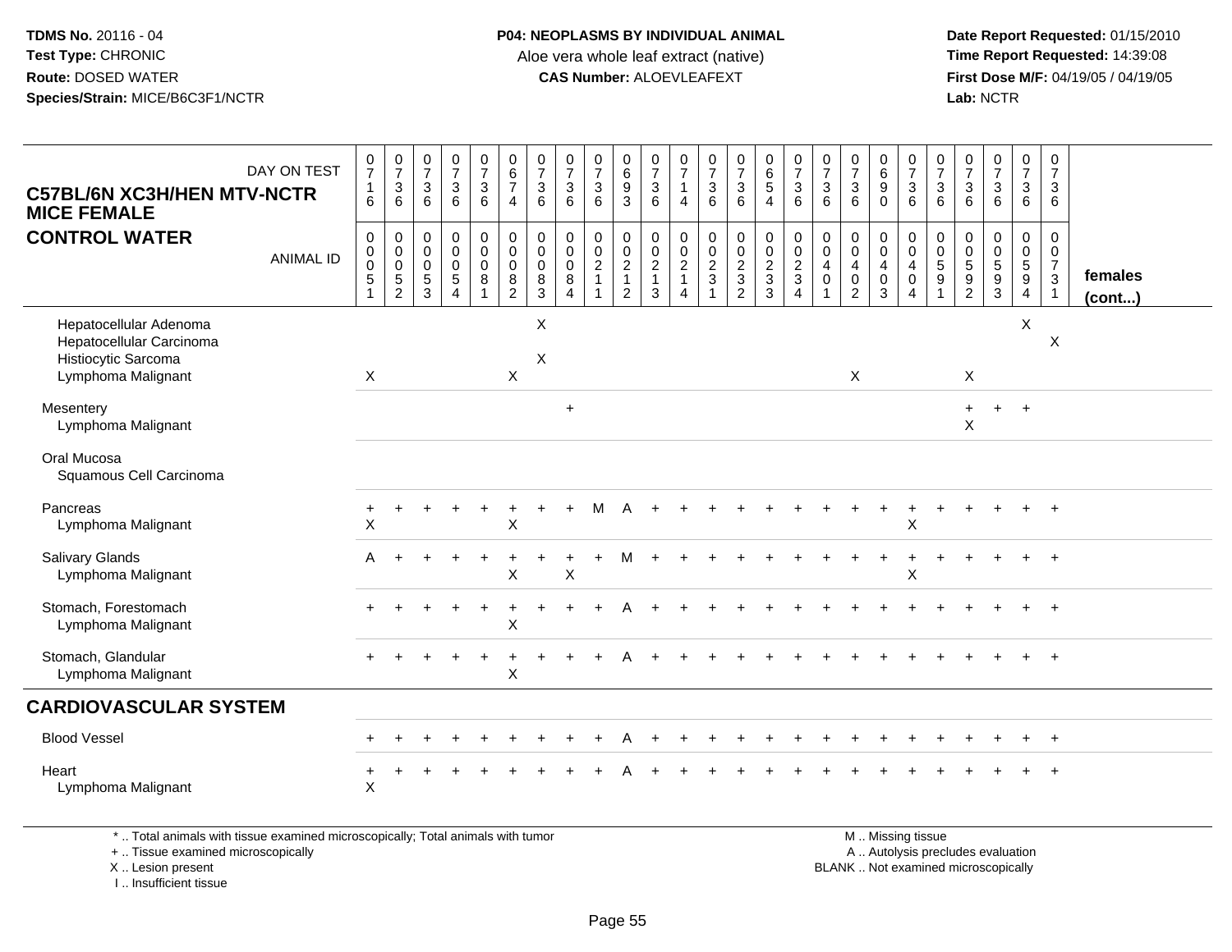**TDMS No.** 20116 - 04
**Test Type:** CHRONIC
**Route:** DOSED WATER
**Species/Strain:** MICE/B6C3F1/NCTR

**P04: NEOPLASMS BY INDIVIDUAL ANIMAL**
Aloe vera whole leaf extract (native)
**CAS Number:** ALOEVLEAFEXT

**Date Report Requested:** 01/15/2010
**Time Report Requested:** 14:39:08
**First Dose M/F:** 04/19/05 / 04/19/05
**Lab:** NCTR

**C57BL/6N XC3H/HEN MTV-NCTR MICE FEMALE**
**CONTROL WATER**

| DAY ON TEST | 0716 | 0736 | 0736 | 0736 | 0736 | 0674 | 0736 | 0736 | 0736 | 0693 | 0736 | 0714 | 0736 | 0736 | 0654 | 0736 | 0736 | 0736 | 0690 | 0736 | 0736 | 0736 | 0736 | 0736 | 0736 | |
|---|---|---|---|---|---|---|---|---|---|---|---|---|---|---|---|---|---|---|---|---|---|---|---|---|---|---|
| ANIMAL ID | 00051 | 00052 | 00053 | 00054 | 00081 | 00082 | 00083 | 00084 | 00211 | 00212 | 00213 | 00214 | 00231 | 00232 | 00233 | 00234 | 00401 | 00402 | 00403 | 00404 | 00591 | 00592 | 00593 | 00594 | 00731 | females (cont...) |
| Hepatocellular Adenoma | | | | | | | X | | | | | | | | | | | | | | | | | X | | |
| Hepatocellular Carcinoma | | | | | | | | | | | | | | | | | | | | | | | | | X | |
| Histiocytic Sarcoma | | | | | | | X | | | | | | | | | | | | | | | | | | | |
| Lymphoma Malignant | X | | | | | X | | | | | | | | | | | | X | | | | X | | | | |
| Mesentery | | | | | | | | + | | | | | | | | | | | | | | + | + | + | | |
| Lymphoma Malignant | | | | | | | | | | | | | | | | | | | | | | X | | | | |
| Oral Mucosa | | | | | | | | | | | | | | | | | | | | | | | | | | |
| Squamous Cell Carcinoma | | | | | | | | | | | | | | | | | | | | | | | | | | |
| Pancreas | + | + | + | + | + | + | + | + | M | A | + | + | + | + | + | + | + | + | + | + | + | + | + | + | + | |
| Lymphoma Malignant | X | | | | | X | | | | | | | | | | | | | | X | | | | | | |
| Salivary Glands | A | + | + | + | + | + | + | + | + | M | + | + | + | + | + | + | + | + | + | + | + | + | + | + | + | |
| Lymphoma Malignant | | | | | | X | | X | | | | | | | | | | | | X | | | | | | |
| Stomach, Forestomach | + | + | + | + | + | + | + | + | + | A | + | + | + | + | + | + | + | + | + | + | + | + | + | + | + | |
| Lymphoma Malignant | | | | | | X | | | | | | | | | | | | | | | | | | | | |
| Stomach, Glandular | + | + | + | + | + | + | + | + | + | A | + | + | + | + | + | + | + | + | + | + | + | + | + | + | + | |
| Lymphoma Malignant | | | | | | X | | | | | | | | | | | | | | | | | | | | |
| **CARDIOVASCULAR SYSTEM** | | | | | | | | | | | | | | | | | | | | | | | | | | |
| Blood Vessel | + | + | + | + | + | + | + | + | + | A | + | + | + | + | + | + | + | + | + | + | + | + | + | + | + | |
| Heart | + | + | + | + | + | + | + | + | + | A | + | + | + | + | + | + | + | + | + | + | + | + | + | + | + | |
| Lymphoma Malignant | X | | | | | | | | | | | | | | | | | | | | | | | | | |

\* .. Total animals with tissue examined microscopically; Total animals with tumor
\+ .. Tissue examined microscopically
X .. Lesion present
I .. Insufficient tissue

M .. Missing tissue
A .. Autolysis precludes evaluation
BLANK .. Not examined microscopically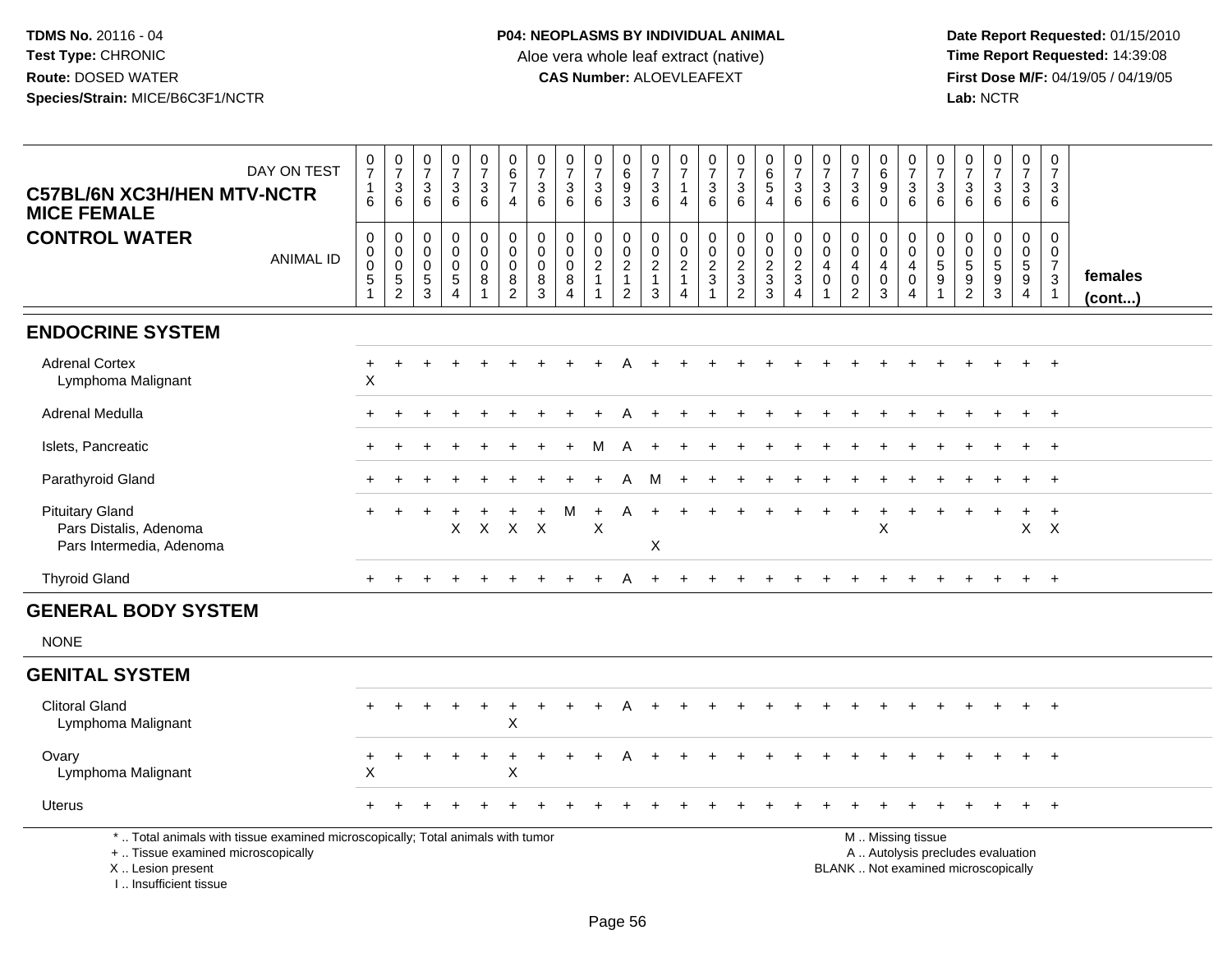**TDMS No.** 20116 - 04
**Test Type:** CHRONIC
**Route:** DOSED WATER
**Species/Strain:** MICE/B6C3F1/NCTR

**P04: NEOPLASMS BY INDIVIDUAL ANIMAL**
Aloe vera whole leaf extract (native)
**CAS Number:** ALOEVLEAFEXT

**Date Report Requested:** 01/15/2010
**Time Report Requested:** 14:39:08
**First Dose M/F:** 04/19/05 / 04/19/05
**Lab:** NCTR

**C57BL/6N XC3H/HEN MTV-NCTR MICE FEMALE**
**CONTROL WATER**

| DAY ON TEST | 0716 | 0736 | 0736 | 0736 | 0736 | 0674 | 0736 | 0736 | 0736 | 0693 | 0736 | 0714 | 0736 | 0736 | 0654 | 0736 | 0736 | 0736 | 0690 | 0736 | 0736 | 0736 | 0736 | 0736 | 0736 | |
|---|---|---|---|---|---|---|---|---|---|---|---|---|---|---|---|---|---|---|---|---|---|---|---|---|---|---|
| **ANIMAL ID** | 00051 | 00052 | 00053 | 00054 | 00081 | 00082 | 00083 | 00084 | 00211 | 00212 | 00213 | 00214 | 00231 | 00232 | 00233 | 00234 | 00401 | 00402 | 00403 | 00404 | 00591 | 00592 | 00593 | 00594 | 00731 | **females (cont...)** |
| **ENDOCRINE SYSTEM** | | | | | | | | | | | | | | | | | | | | | | | | | | |
| Adrenal Cortex | + | + | + | + | + | + | + | + | + | A | + | + | + | + | + | + | + | + | + | + | + | + | + | + | + | |
| Lymphoma Malignant | X | | | | | | | | | | | | | | | | | | | | | | | | | |
| Adrenal Medulla | + | + | + | + | + | + | + | + | + | A | + | + | + | + | + | + | + | + | + | + | + | + | + | + | + | |
| Islets, Pancreatic | + | + | + | + | + | + | + | + | M | A | + | + | + | + | + | + | + | + | + | + | + | + | + | + | + | |
| Parathyroid Gland | + | + | + | + | + | + | + | + | + | A | M | + | + | + | + | + | + | + | + | + | + | + | + | + | + | |
| Pituitary Gland | + | + | + | + | + | + | + | M | + | A | + | + | + | + | + | + | + | + | + | + | + | + | + | + | + | |
| Pars Distalis, Adenoma | | | | X | X | X | X | | X | | | | | | | | | | X | | | | | X | X | |
| Pars Intermedia, Adenoma | | | | | | | | | | | X | | | | | | | | | | | | | | | |
| Thyroid Gland | + | + | + | + | + | + | + | + | + | A | + | + | + | + | + | + | + | + | + | + | + | + | + | + | + | |
| **GENERAL BODY SYSTEM** | | | | | | | | | | | | | | | | | | | | | | | | | | |
| NONE | | | | | | | | | | | | | | | | | | | | | | | | | | |
| **GENITAL SYSTEM** | | | | | | | | | | | | | | | | | | | | | | | | | | |
| Clitoral Gland | + | + | + | + | + | + | + | + | + | A | + | + | + | + | + | + | + | + | + | + | + | + | + | + | + | |
| Lymphoma Malignant | | | | | | X | | | | | | | | | | | | | | | | | | | | |
| Ovary | + | + | + | + | + | + | + | + | + | A | + | + | + | + | + | + | + | + | + | + | + | + | + | + | + | |
| Lymphoma Malignant | X | | | | | X | | | | | | | | | | | | | | | | | | | | |
| Uterus | + | + | + | + | + | + | + | + | + | + | + | + | + | + | + | + | + | + | + | + | + | + | + | + | + | |

\* .. Total animals with tissue examined microscopically; Total animals with tumor
\+ .. Tissue examined microscopically
X .. Lesion present
I .. Insufficient tissue

M .. Missing tissue
A .. Autolysis precludes evaluation
BLANK .. Not examined microscopically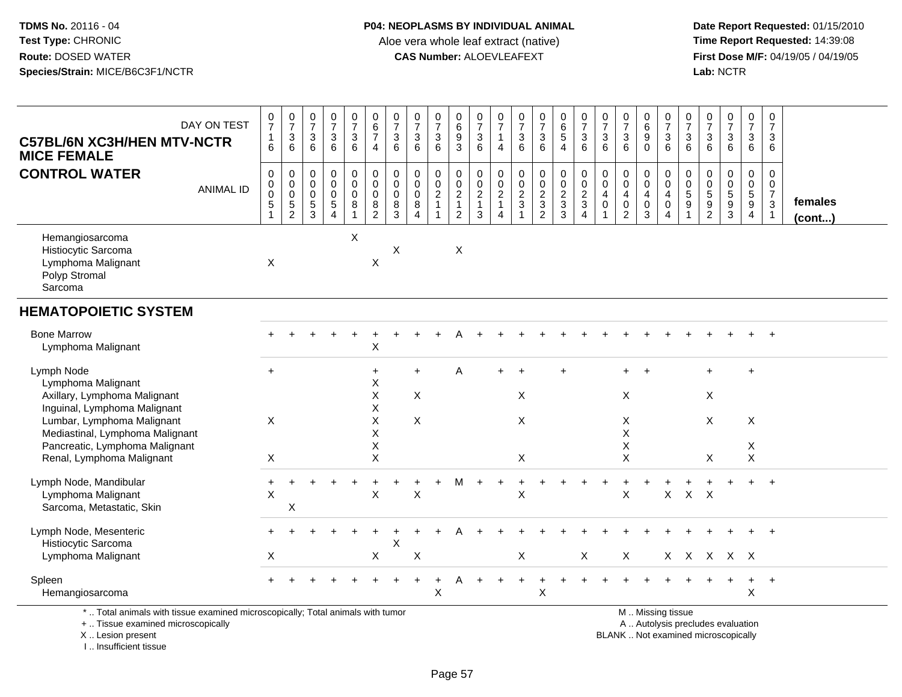**TDMS No.** 20116 - 04
**Test Type:** CHRONIC
**Route:** DOSED WATER
**Species/Strain:** MICE/B6C3F1/NCTR

**P04: NEOPLASMS BY INDIVIDUAL ANIMAL**
Aloe vera whole leaf extract (native)
**CAS Number:** ALOEVLEAFEXT

**Date Report Requested:** 01/15/2010
**Time Report Requested:** 14:39:08
**First Dose M/F:** 04/19/05 / 04/19/05
**Lab:** NCTR

## C57BL/6N XC3H/HEN MTV-NCTR MICE FEMALE
## CONTROL WATER

| DAY ON TEST | 0716 | 0736 | 0736 | 0736 | 0736 | 0674 | 0736 | 0736 | 0736 | 0693 | 0736 | 0714 | 0736 | 0736 | 0654 | 0736 | 0736 | 0736 | 0690 | 0736 | 0736 | 0736 | 0736 | 0736 | 0736 | |
|---|---|---|---|---|---|---|---|---|---|---|---|---|---|---|---|---|---|---|---|---|---|---|---|---|---|---|
| ANIMAL ID | 00051 | 00052 | 00053 | 00054 | 00081 | 00082 | 00083 | 00084 | 00211 | 00212 | 00213 | 00214 | 00231 | 00232 | 00233 | 00234 | 00401 | 00402 | 00403 | 00404 | 00591 | 00592 | 00593 | 00594 | 00731 | **females (cont...)** |
| Hemangiosarcoma | | | | | X | | | | | | | | | | | | | | | | | | | | | |
| Histiocytic Sarcoma | | | | | | | X | | | X | | | | | | | | | | | | | | | | |
| Lymphoma Malignant | X | | | | | X | | | | | | | | | | | | | | | | | | | | |
| Polyp Stromal | | | | | | | | | | | | | | | | | | | | | | | | | | |
| Sarcoma | | | | | | | | | | | | | | | | | | | | | | | | | | |
| **HEMATOPOIETIC SYSTEM** | | | | | | | | | | | | | | | | | | | | | | | | | | |
| Bone Marrow | + | + | + | + | + | + | + | + | + | A | + | + | + | + | + | + | + | + | + | + | + | + | + | + | + | |
| Lymphoma Malignant | | | | | | X | | | | | | | | | | | | | | | | | | | | |
| Lymph Node | + | | | | | + | | + | | A | | + | + | | + | | | + | + | | | + | | + | | |
| Lymphoma Malignant | | | | | | X | | | | | | | | | | | | | | | | | | | | |
| Axillary, Lymphoma Malignant | | | | | | X | | X | | | | | X | | | | | X | | | | X | | | | |
| Inguinal, Lymphoma Malignant | | | | | | X | | | | | | | | | | | | | | | | | | | | |
| Lumbar, Lymphoma Malignant | X | | | | | X | | X | | | | | X | | | | | X | | | | X | | X | | |
| Mediastinal, Lymphoma Malignant | | | | | | X | | | | | | | | | | | | X | | | | | | | | |
| Pancreatic, Lymphoma Malignant | | | | | | X | | | | | | | | | | | | X | | | | | | X | | |
| Renal, Lymphoma Malignant | X | | | | | X | | | | | | | X | | | | | X | | | | X | | X | | |
| Lymph Node, Mandibular | + | + | + | + | + | + | + | + | + | M | + | + | + | + | + | + | + | + | + | + | + | + | + | + | + | |
| Lymphoma Malignant | X | | | | | X | | X | | | | | X | | | | | X | | X | X | X | | | | |
| Sarcoma, Metastatic, Skin | | X | | | | | | | | | | | | | | | | | | | | | | | | |
| Lymph Node, Mesenteric | + | + | + | + | + | + | + | + | + | A | + | + | + | + | + | + | + | + | + | + | + | + | + | + | + | |
| Histiocytic Sarcoma | | | | | | | X | | | | | | | | | | | | | | | | | | | |
| Lymphoma Malignant | X | | | | | X | | X | | | | | X | | | X | | X | | X | X | X | X | X | | |
| Spleen | + | + | + | + | + | + | + | + | + | A | + | + | + | + | + | + | + | + | + | + | + | + | + | + | + | |
| Hemangiosarcoma | | | | | | | | | X | | | | | X | | | | | | | | | | X | | |

\* .. Total animals with tissue examined microscopically; Total animals with tumor
\+ .. Tissue examined microscopically
X .. Lesion present
I .. Insufficient tissue

M .. Missing tissue
A .. Autolysis precludes evaluation
BLANK .. Not examined microscopically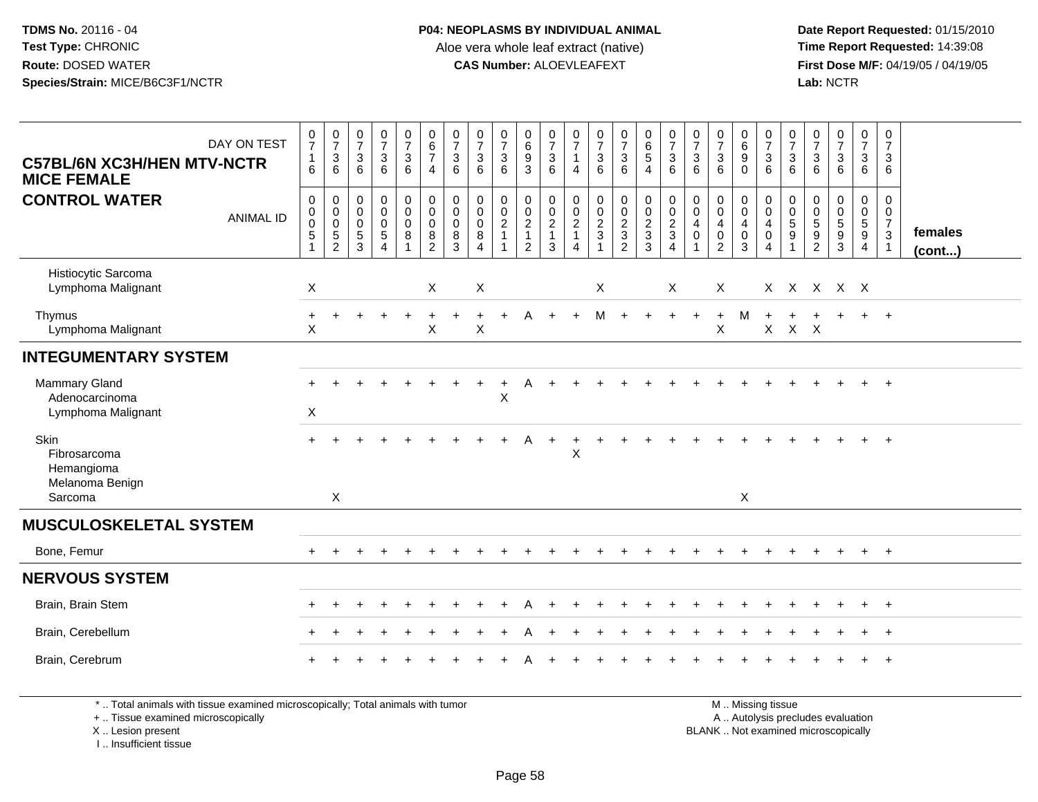**TDMS No.** 20116 - 04
**Test Type:** CHRONIC
**Route:** DOSED WATER
**Species/Strain:** MICE/B6C3F1/NCTR

**P04: NEOPLASMS BY INDIVIDUAL ANIMAL**
Aloe vera whole leaf extract (native)
**CAS Number:** ALOEVLEAFEXT

**Date Report Requested:** 01/15/2010
**Time Report Requested:** 14:39:08
**First Dose M/F:** 04/19/05 / 04/19/05
**Lab:** NCTR

| C57BL/6N XC3H/HEN MTV-NCTR MICE FEMALE — CONTROL WATER | DAY ON TEST | 0716 | 0736 | 0736 | 0736 | 0736 | 0674 | 0736 | 0736 | 0736 | 0693 | 0736 | 0714 | 0736 | 0736 | 0654 | 0736 | 0736 | 0736 | 0690 | 0736 | 0736 | 0736 | 0736 | 0736 | 0736 | |
|---|---|---|---|---|---|---|---|---|---|---|---|---|---|---|---|---|---|---|---|---|---|---|---|---|---|---|---|
| | **ANIMAL ID** | 0051 | 0052 | 0053 | 0054 | 0081 | 0082 | 0083 | 0084 | 0211 | 0212 | 0213 | 0214 | 0231 | 0232 | 0233 | 0234 | 0401 | 0402 | 0403 | 0404 | 0591 | 0592 | 0593 | 0594 | 0731 | **females (cont...)** |
| Histiocytic Sarcoma | | | | | | | | | | | | | | | | | | | | | | | | | | | |
| Lymphoma Malignant | | X | | | | | X | | X | | | | | X | | | X | | X | | X | X | X | X | X | | |
| Thymus | | + | + | + | + | + | + | + | + | + | A | + | + | M | + | + | + | + | + | M | + | + | + | + | + | + | |
| Lymphoma Malignant | | X | | | | | X | | X | | | | | | | | | | X | | X | X | X | | | | |
| **INTEGUMENTARY SYSTEM** | | | | | | | | | | | | | | | | | | | | | | | | | | | |
| Mammary Gland | | + | + | + | + | + | + | + | + | + | A | + | + | + | + | + | + | + | + | + | + | + | + | + | + | + | |
| Adenocarcinoma | | | | | | | | | | X | | | | | | | | | | | | | | | | | |
| Lymphoma Malignant | | X | | | | | | | | | | | | | | | | | | | | | | | | | |
| Skin | | + | + | + | + | + | + | + | + | + | A | + | + | + | + | + | + | + | + | + | + | + | + | + | + | + | |
| Fibrosarcoma | | | | | | | | | | | | | X | | | | | | | | | | | | | | |
| Hemangioma | | | | | | | | | | | | | | | | | | | | | | | | | | | |
| Melanoma Benign | | | | | | | | | | | | | | | | | | | | | | | | | | | |
| Sarcoma | | | X | | | | | | | | | | | | | | | | | X | | | | | | | |
| **MUSCULOSKELETAL SYSTEM** | | | | | | | | | | | | | | | | | | | | | | | | | | | |
| Bone, Femur | | + | + | + | + | + | + | + | + | + | + | + | + | + | + | + | + | + | + | + | + | + | + | + | + | + | |
| **NERVOUS SYSTEM** | | | | | | | | | | | | | | | | | | | | | | | | | | | |
| Brain, Brain Stem | | + | + | + | + | + | + | + | + | + | A | + | + | + | + | + | + | + | + | + | + | + | + | + | + | + | |
| Brain, Cerebellum | | + | + | + | + | + | + | + | + | + | A | + | + | + | + | + | + | + | + | + | + | + | + | + | + | + | |
| Brain, Cerebrum | | + | + | + | + | + | + | + | + | + | A | + | + | + | + | + | + | + | + | + | + | + | + | + | + | + | |

* .. Total animals with tissue examined microscopically; Total animals with tumor
+ .. Tissue examined microscopically
X .. Lesion present
I .. Insufficient tissue

M .. Missing tissue
A .. Autolysis precludes evaluation
BLANK .. Not examined microscopically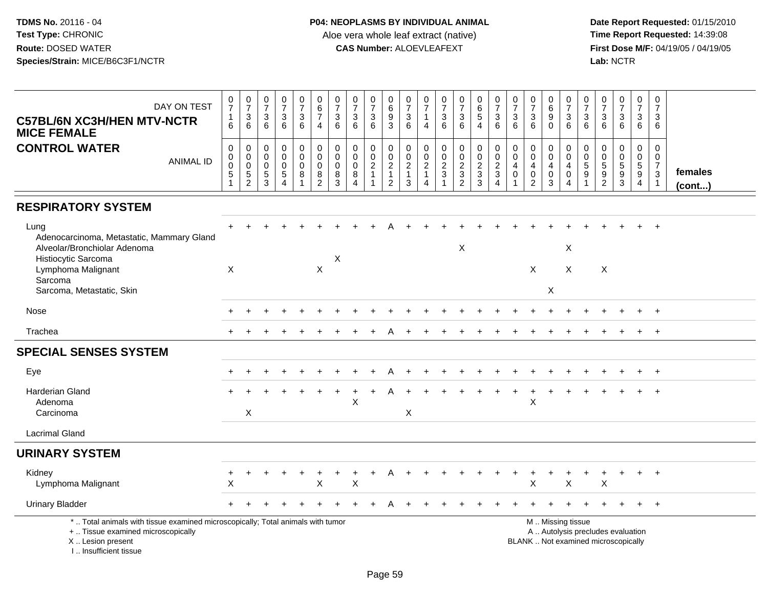**TDMS No.** 20116 - 04
**Test Type:** CHRONIC
**Route:** DOSED WATER
**Species/Strain:** MICE/B6C3F1/NCTR

**P04: NEOPLASMS BY INDIVIDUAL ANIMAL**
Aloe vera whole leaf extract (native)
**CAS Number:** ALOEVLEAFEXT

**Date Report Requested:** 01/15/2010
**Time Report Requested:** 14:39:08
**First Dose M/F:** 04/19/05 / 04/19/05
**Lab:** NCTR

## C57BL/6N XC3H/HEN MTV-NCTR MICE FEMALE
## CONTROL WATER

| DAY ON TEST | 0716 | 0736 | 0736 | 0736 | 0736 | 0674 | 0736 | 0736 | 0736 | 0693 | 0736 | 0714 | 0736 | 0736 | 0654 | 0736 | 0736 | 0736 | 0690 | 0736 | 0736 | 0736 | 0736 | 0736 | 0736 | |
|---|---|---|---|---|---|---|---|---|---|---|---|---|---|---|---|---|---|---|---|---|---|---|---|---|---|---|
| **ANIMAL ID** | 0051 | 0052 | 0053 | 0054 | 0081 | 0082 | 0083 | 0084 | 0211 | 0212 | 0213 | 0214 | 0231 | 0232 | 0233 | 0234 | 0401 | 0402 | 0403 | 0404 | 0591 | 0592 | 0593 | 0594 | 0731 | **females (cont...)** |
| **RESPIRATORY SYSTEM** | | | | | | | | | | | | | | | | | | | | | | | | | | |
| Lung | + | + | + | + | + | + | + | + | + | A | + | + | + | + | + | + | + | + | + | + | + | + | + | + | + | |
| Adenocarcinoma, Metastatic, Mammary Gland | | | | | | | | | | | | | | | | | | | | | | | | | | |
| Alveolar/Bronchiolar Adenoma | | | | | | | | | | | | | | X | | | | | | X | | | | | | |
| Histiocytic Sarcoma | | | | | | | X | | | | | | | | | | | | | | | | | | | |
| Lymphoma Malignant | X | | | | | X | | | | | | | | | | | | X | | X | | X | | | | |
| Sarcoma | | | | | | | | | | | | | | | | | | | | | | | | | | |
| Sarcoma, Metastatic, Skin | | | | | | | | | | | | | | | | | | | X | | | | | | | |
| Nose | + | + | + | + | + | + | + | + | + | + | + | + | + | + | + | + | + | + | + | + | + | + | + | + | + | |
| Trachea | + | + | + | + | + | + | + | + | + | A | + | + | + | + | + | + | + | + | + | + | + | + | + | + | + | |
| **SPECIAL SENSES SYSTEM** | | | | | | | | | | | | | | | | | | | | | | | | | | |
| Eye | + | + | + | + | + | + | + | + | + | A | + | + | + | + | + | + | + | + | + | + | + | + | + | + | + | |
| Harderian Gland | + | + | + | + | + | + | + | + | + | A | + | + | + | + | + | + | + | + | + | + | + | + | + | + | + | |
| Adenoma | | | | | | | | X | | | | | | | | | | X | | | | | | | | |
| Carcinoma | | X | | | | | | | | | X | | | | | | | | | | | | | | | |
| Lacrimal Gland | | | | | | | | | | | | | | | | | | | | | | | | | | |
| **URINARY SYSTEM** | | | | | | | | | | | | | | | | | | | | | | | | | | |
| Kidney | + | + | + | + | + | + | + | + | + | A | + | + | + | + | + | + | + | + | + | + | + | + | + | + | + | |
| Lymphoma Malignant | X | | | | | X | | X | | | | | | | | | | X | | X | | X | | | | |
| Urinary Bladder | + | + | + | + | + | + | + | + | + | A | + | + | + | + | + | + | + | + | + | + | + | + | + | + | + | |

\* .. Total animals with tissue examined microscopically; Total animals with tumor
\+ .. Tissue examined microscopically
X .. Lesion present
I .. Insufficient tissue

M .. Missing tissue
A .. Autolysis precludes evaluation
BLANK .. Not examined microscopically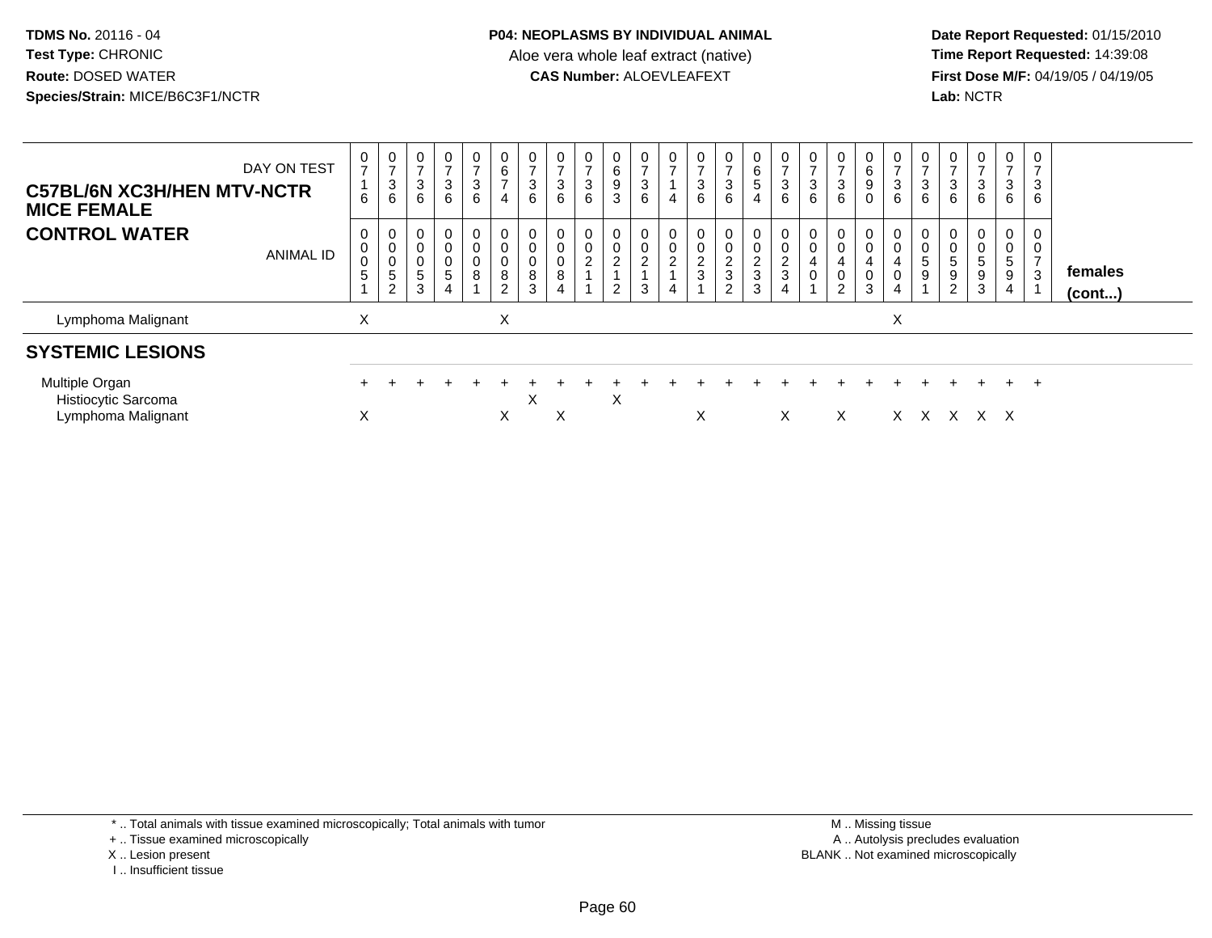**TDMS No.** 20116 - 04
**Test Type:** CHRONIC
**Route:** DOSED WATER
**Species/Strain:** MICE/B6C3F1/NCTR

**P04: NEOPLASMS BY INDIVIDUAL ANIMAL**
Aloe vera whole leaf extract (native)
**CAS Number:** ALOEVLEAFEXT

**Date Report Requested:** 01/15/2010
**Time Report Requested:** 14:39:08
**First Dose M/F:** 04/19/05 / 04/19/05
**Lab:** NCTR

| **C57BL/6N XC3H/HEN MTV-NCTR MICE FEMALE** DAY ON TEST | 0716 | 0736 | 0736 | 0736 | 0736 | 0674 | 0736 | 0736 | 0736 | 0693 | 0736 | 0714 | 0736 | 0736 | 0654 | 0736 | 0736 | 0736 | 0690 | 0736 | 0736 | 0736 | 0736 | 0736 | 0736 | |
|---|---|---|---|---|---|---|---|---|---|---|---|---|---|---|---|---|---|---|---|---|---|---|---|---|---|---|
| **CONTROL WATER** ANIMAL ID | 00051 | 00052 | 00053 | 00054 | 00081 | 00082 | 00083 | 00084 | 00211 | 00212 | 00213 | 00214 | 00231 | 00232 | 00233 | 00234 | 00401 | 00402 | 00403 | 00404 | 00591 | 00592 | 00593 | 00594 | 00731 | **females (cont...)** |
| Lymphoma Malignant | X | | | | | X | | | | | | | | | | | | | | X | | | | | | |
| **SYSTEMIC LESIONS** | | | | | | | | | | | | | | | | | | | | | | | | | | |
| Multiple Organ | + | + | + | + | + | + | + | + | + | + | + | + | + | + | + | + | + | + | + | + | + | + | + | + | + | |
| Histiocytic Sarcoma | | | | | | | X | | | X | | | | | | | | | | | | | | | | |
| Lymphoma Malignant | X | | | | | X | | X | | | | | X | | | X | | X | | X | X | X | X | X | | |

\* .. Total animals with tissue examined microscopically; Total animals with tumor
\+ .. Tissue examined microscopically
X .. Lesion present
I .. Insufficient tissue

M .. Missing tissue
A .. Autolysis precludes evaluation
BLANK .. Not examined microscopically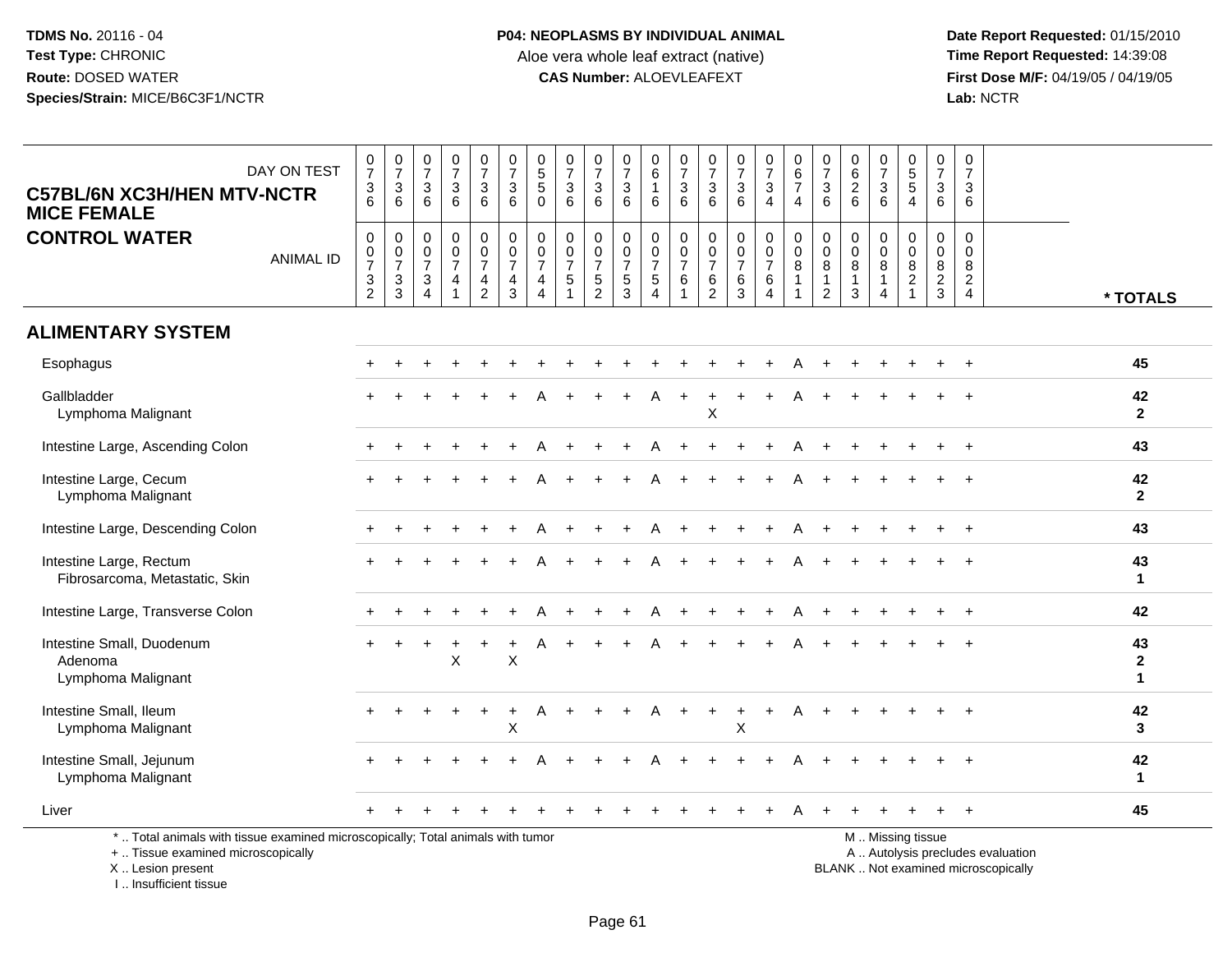**TDMS No.** 20116 - 04
**Test Type:** CHRONIC
**Route:** DOSED WATER
**Species/Strain:** MICE/B6C3F1/NCTR

**P04: NEOPLASMS BY INDIVIDUAL ANIMAL**
Aloe vera whole leaf extract (native)
**CAS Number:** ALOEVLEAFEXT

**Date Report Requested:** 01/15/2010
**Time Report Requested:** 14:39:08
**First Dose M/F:** 04/19/05 / 04/19/05
**Lab:** NCTR

**C57BL/6N XC3H/HEN MTV-NCTR MICE FEMALE**
**CONTROL WATER**

| DAY ON TEST | 0736 | 0736 | 0736 | 0736 | 0736 | 0736 | 0550 | 0736 | 0736 | 0736 | 0616 | 0736 | 0736 | 0736 | 0734 | 0674 | 0736 | 0626 | 0736 | 0554 | 0736 | 0736 | |
|---|---|---|---|---|---|---|---|---|---|---|---|---|---|---|---|---|---|---|---|---|---|---|---|
| ANIMAL ID | 00732 | 00733 | 00734 | 00741 | 00742 | 00743 | 00744 | 00751 | 00752 | 00753 | 00754 | 00761 | 00762 | 00763 | 00764 | 00811 | 00812 | 00813 | 00814 | 00821 | 00823 | 00824 | * TOTALS |
| **ALIMENTARY SYSTEM** | | | | | | | | | | | | | | | | | | | | | | | |
| Esophagus | + | + | + | + | + | + | + | + | + | + | + | + | + | + | + | A | + | + | + | + | + | + | **45** |
| Gallbladder | + | + | + | + | + | + | A | + | + | + | A | + | + | + | + | A | + | + | + | + | + | + | **42** |
| Lymphoma Malignant | | | | | | | | | | | | | X | | | | | | | | | | **2** |
| Intestine Large, Ascending Colon | + | + | + | + | + | + | A | + | + | + | A | + | + | + | + | A | + | + | + | + | + | + | **43** |
| Intestine Large, Cecum | + | + | + | + | + | + | A | + | + | + | A | + | + | + | + | A | + | + | + | + | + | + | **42** |
| Lymphoma Malignant | | | | | | | | | | | | | | | | | | | | | | | **2** |
| Intestine Large, Descending Colon | + | + | + | + | + | + | A | + | + | + | A | + | + | + | + | A | + | + | + | + | + | + | **43** |
| Intestine Large, Rectum | + | + | + | + | + | + | A | + | + | + | A | + | + | + | + | A | + | + | + | + | + | + | **43** |
| Fibrosarcoma, Metastatic, Skin | | | | | | | | | | | | | | | | | | | | | | | **1** |
| Intestine Large, Transverse Colon | + | + | + | + | + | + | A | + | + | + | A | + | + | + | + | A | + | + | + | + | + | + | **42** |
| Intestine Small, Duodenum | + | + | + | + | + | + | A | + | + | + | A | + | + | + | + | A | + | + | + | + | + | + | **43** |
| Adenoma | | | | X | | X | | | | | | | | | | | | | | | | | **2** |
| Lymphoma Malignant | | | | | | | | | | | | | | | | | | | | | | | **1** |
| Intestine Small, Ileum | + | + | + | + | + | + | A | + | + | + | A | + | + | + | + | A | + | + | + | + | + | + | **42** |
| Lymphoma Malignant | | | | | | X | | | | | | | | X | | | | | | | | | **3** |
| Intestine Small, Jejunum | + | + | + | + | + | + | A | + | + | + | A | + | + | + | + | A | + | + | + | + | + | + | **42** |
| Lymphoma Malignant | | | | | | | | | | | | | | | | | | | | | | | **1** |
| Liver | + | + | + | + | + | + | + | + | + | + | + | + | + | + | + | A | + | + | + | + | + | + | **45** |

\* .. Total animals with tissue examined microscopically; Total animals with tumor
\+ .. Tissue examined microscopically
X .. Lesion present
I .. Insufficient tissue

M .. Missing tissue
A .. Autolysis precludes evaluation
BLANK .. Not examined microscopically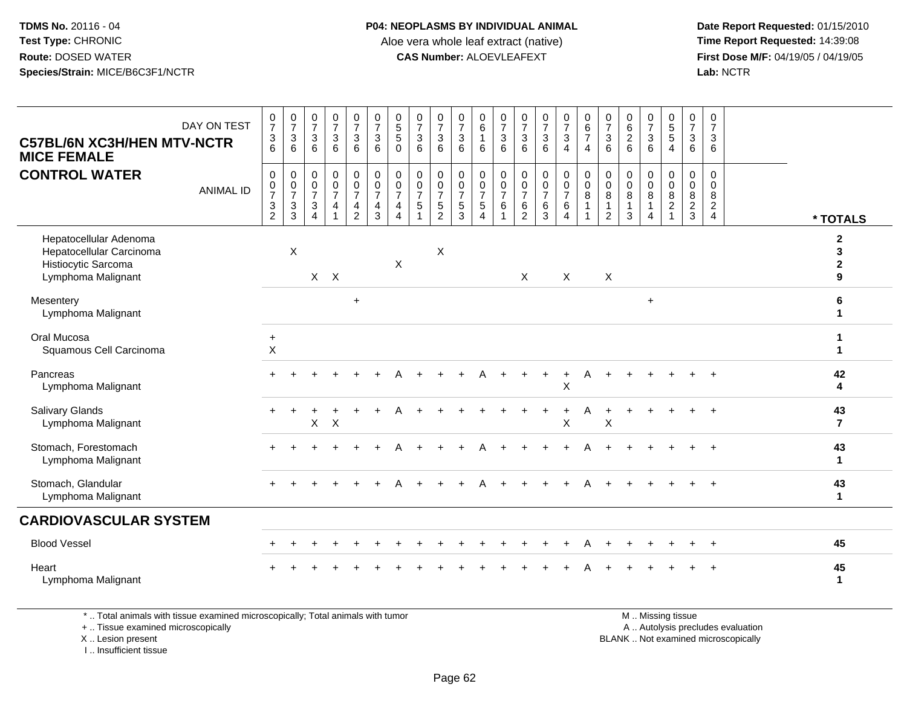TDMS No. 20116 - 04
Test Type: CHRONIC
Route: DOSED WATER
Species/Strain: MICE/B6C3F1/NCTR

**P04: NEOPLASMS BY INDIVIDUAL ANIMAL**
Aloe vera whole leaf extract (native)
**CAS Number:** ALOEVLEAFEXT

Date Report Requested: 01/15/2010
Time Report Requested: 14:39:08
First Dose M/F: 04/19/05 / 04/19/05
Lab: NCTR

**C57BL/6N XC3H/HEN MTV-NCTR MICE FEMALE**
**CONTROL WATER**

| DAY ON TEST | 0736 | 0736 | 0736 | 0736 | 0736 | 0736 | 0550 | 0736 | 0736 | 0736 | 0616 | 0736 | 0736 | 0736 | 0734 | 0674 | 0736 | 0626 | 0736 | 0554 | 0736 | 0736 | |
|---|---|---|---|---|---|---|---|---|---|---|---|---|---|---|---|---|---|---|---|---|---|---|---|
| ANIMAL ID | 00732 | 00733 | 00734 | 00741 | 00742 | 00743 | 00744 | 00751 | 00752 | 00753 | 00754 | 00761 | 00762 | 00763 | 00764 | 00811 | 00812 | 00813 | 00814 | 00821 | 00823 | 00824 | * TOTALS |
| Hepatocellular Adenoma | | | | | | | | | | | | | | | | | | | | | | | 2 |
| Hepatocellular Carcinoma | | X | | | | | | | X | | | | | | | | | | | | | | 3 |
| Histiocytic Sarcoma | | | | | | | X | | | | | | | | | | | | | | | | 2 |
| Lymphoma Malignant | | | X | X | | | | | | | | | X | | X | | X | | | | | | 9 |
| Mesentery | | | | | + | | | | | | | | | | | | | | + | | | | 6 |
| Lymphoma Malignant | | | | | | | | | | | | | | | | | | | | | | | 1 |
| Oral Mucosa | + | | | | | | | | | | | | | | | | | | | | | | 1 |
| Squamous Cell Carcinoma | X | | | | | | | | | | | | | | | | | | | | | | 1 |
| Pancreas | + | + | + | + | + | + | A | + | + | + | A | + | + | + | + | A | + | + | + | + | + | + | 42 |
| Lymphoma Malignant | | | | | | | | | | | | | | | X | | | | | | | | 4 |
| Salivary Glands | + | + | + | + | + | + | A | + | + | + | + | + | + | + | + | A | + | + | + | + | + | + | 43 |
| Lymphoma Malignant | | | X | X | | | | | | | | | | | X | | X | | | | | | 7 |
| Stomach, Forestomach | + | + | + | + | + | + | A | + | + | + | A | + | + | + | + | A | + | + | + | + | + | + | 43 |
| Lymphoma Malignant | | | | | | | | | | | | | | | | | | | | | | | 1 |
| Stomach, Glandular | + | + | + | + | + | + | A | + | + | + | A | + | + | + | + | A | + | + | + | + | + | + | 43 |
| Lymphoma Malignant | | | | | | | | | | | | | | | | | | | | | | | 1 |
| **CARDIOVASCULAR SYSTEM** | | | | | | | | | | | | | | | | | | | | | | | |
| Blood Vessel | + | + | + | + | + | + | + | + | + | + | + | + | + | + | + | A | + | + | + | + | + | + | 45 |
| Heart | + | + | + | + | + | + | + | + | + | + | + | + | + | + | + | A | + | + | + | + | + | + | 45 |
| Lymphoma Malignant | | | | | | | | | | | | | | | | | | | | | | | 1 |

\* .. Total animals with tissue examined microscopically; Total animals with tumor
\+ .. Tissue examined microscopically
X .. Lesion present
I .. Insufficient tissue

M .. Missing tissue
A .. Autolysis precludes evaluation
BLANK .. Not examined microscopically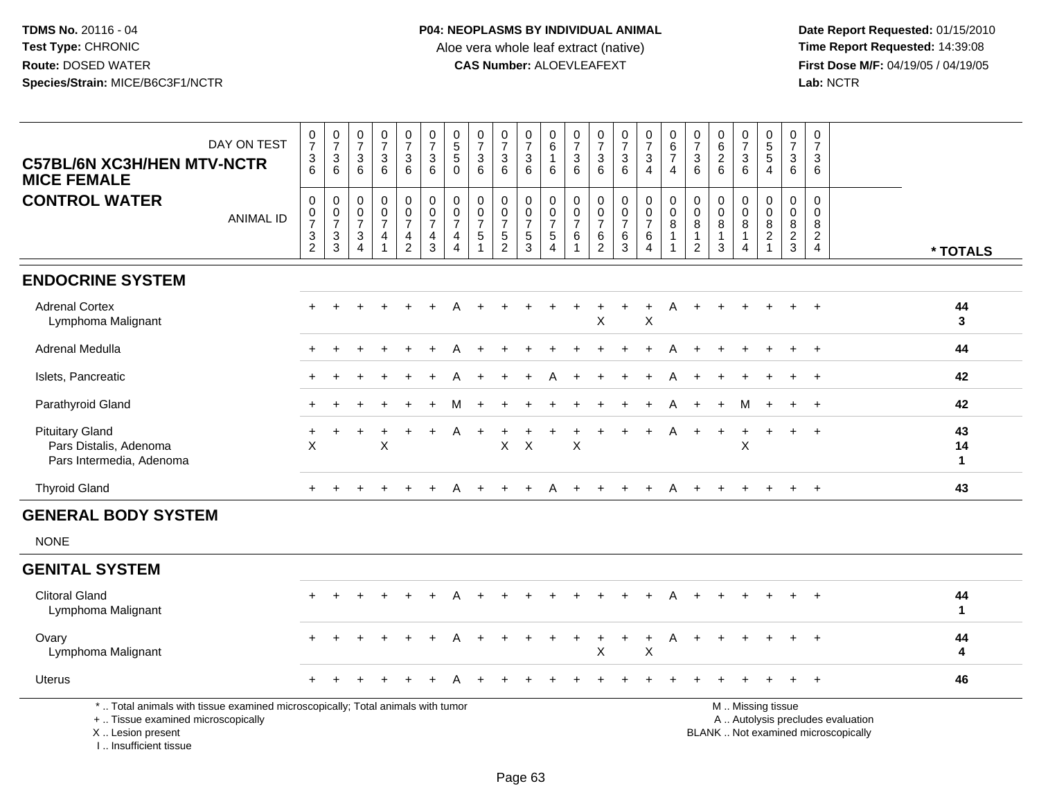**TDMS No.** 20116 - 04
**Test Type:** CHRONIC
**Route:** DOSED WATER
**Species/Strain:** MICE/B6C3F1/NCTR

**P04: NEOPLASMS BY INDIVIDUAL ANIMAL**
Aloe vera whole leaf extract (native)
**CAS Number:** ALOEVLEAFEXT

**Date Report Requested:** 01/15/2010
**Time Report Requested:** 14:39:08
**First Dose M/F:** 04/19/05 / 04/19/05
**Lab:** NCTR

**C57BL/6N XC3H/HEN MTV-NCTR MICE FEMALE**
**CONTROL WATER**

| DAY ON TEST | 0736 | 0736 | 0736 | 0736 | 0736 | 0736 | 0550 | 0736 | 0736 | 0736 | 0616 | 0736 | 0736 | 0736 | 0734 | 0674 | 0736 | 0626 | 0736 | 0554 | 0736 | 0736 | |
|---|---|---|---|---|---|---|---|---|---|---|---|---|---|---|---|---|---|---|---|---|---|---|---|
| **ANIMAL ID** | 00732 | 00733 | 00734 | 00741 | 00742 | 00743 | 00744 | 00751 | 00752 | 00753 | 00754 | 00761 | 00762 | 00763 | 00764 | 00811 | 00812 | 00813 | 00814 | 00821 | 00823 | 00824 | **\* TOTALS** |
| **ENDOCRINE SYSTEM** | | | | | | | | | | | | | | | | | | | | | | | |
| Adrenal Cortex | + | + | + | + | + | + | A | + | + | + | + | + | + | + | + | A | + | + | + | + | + | + | **44** |
| Lymphoma Malignant | | | | | | | | | | | | | X | | X | | | | | | | | **3** |
| Adrenal Medulla | + | + | + | + | + | + | A | + | + | + | + | + | + | + | + | A | + | + | + | + | + | + | **44** |
| Islets, Pancreatic | + | + | + | + | + | + | A | + | + | + | A | + | + | + | + | A | + | + | + | + | + | + | **42** |
| Parathyroid Gland | + | + | + | + | + | + | M | + | + | + | + | + | + | + | + | A | + | + | M | + | + | + | **42** |
| Pituitary Gland | + | + | + | + | + | + | A | + | + | + | + | + | + | + | + | A | + | + | + | + | + | + | **43** |
| Pars Distalis, Adenoma | X | | | X | | | | | X | X | | X | | | | | | | X | | | | **14** |
| Pars Intermedia, Adenoma | | | | | | | | | | | | | | | | | | | | | | | **1** |
| Thyroid Gland | + | + | + | + | + | + | A | + | + | + | A | + | + | + | + | A | + | + | + | + | + | + | **43** |
| **GENERAL BODY SYSTEM** | | | | | | | | | | | | | | | | | | | | | | | |
| NONE | | | | | | | | | | | | | | | | | | | | | | | |
| **GENITAL SYSTEM** | | | | | | | | | | | | | | | | | | | | | | | |
| Clitoral Gland | + | + | + | + | + | + | A | + | + | + | + | + | + | + | + | A | + | + | + | + | + | + | **44** |
| Lymphoma Malignant | | | | | | | | | | | | | | | | | | | | | | | **1** |
| Ovary | + | + | + | + | + | + | A | + | + | + | + | + | + | + | + | A | + | + | + | + | + | + | **44** |
| Lymphoma Malignant | | | | | | | | | | | | | X | | X | | | | | | | | **4** |
| Uterus | + | + | + | + | + | + | A | + | + | + | + | + | + | + | + | + | + | + | + | + | + | + | **46** |

\* .. Total animals with tissue examined microscopically; Total animals with tumor
\+ .. Tissue examined microscopically
X .. Lesion present
I .. Insufficient tissue

M .. Missing tissue
A .. Autolysis precludes evaluation
BLANK .. Not examined microscopically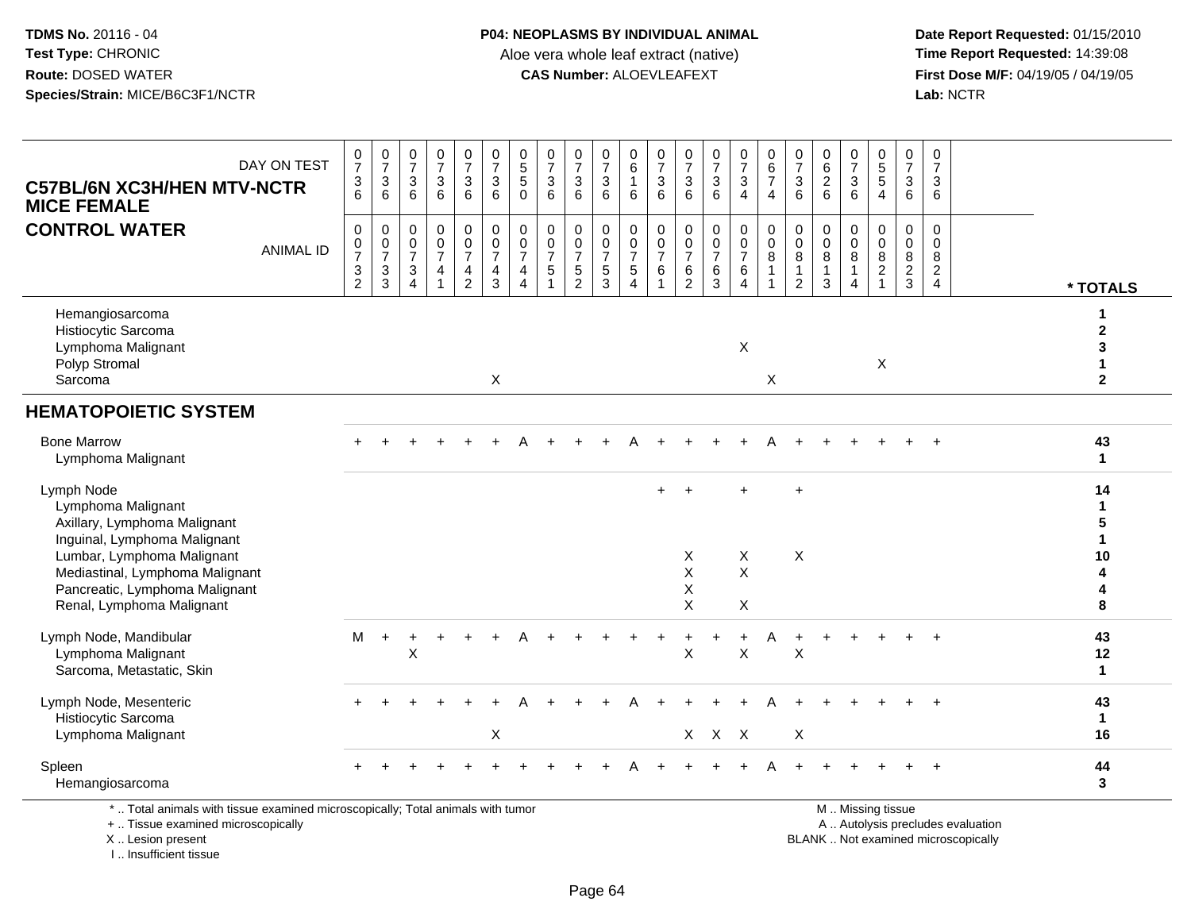TDMS No. 20116 - 04
Test Type: CHRONIC
Route: DOSED WATER
Species/Strain: MICE/B6C3F1/NCTR

**P04: NEOPLASMS BY INDIVIDUAL ANIMAL**
Aloe vera whole leaf extract (native)
**CAS Number:** ALOEVLEAFEXT

Date Report Requested: 01/15/2010
Time Report Requested: 14:39:08
First Dose M/F: 04/19/05 / 04/19/05
Lab: NCTR

**C57BL/6N XC3H/HEN MTV-NCTR MICE FEMALE**
**CONTROL WATER**

| DAY ON TEST | 0736 | 0736 | 0736 | 0736 | 0736 | 0736 | 0550 | 0736 | 0736 | 0736 | 0616 | 0736 | 0736 | 0736 | 0734 | 0674 | 0736 | 0626 | 0736 | 0554 | 0736 | 0736 | |
|---|---|---|---|---|---|---|---|---|---|---|---|---|---|---|---|---|---|---|---|---|---|---|---|
| ANIMAL ID | 00732 | 00733 | 00734 | 00741 | 00742 | 00743 | 00744 | 00751 | 00752 | 00753 | 00754 | 00761 | 00762 | 00763 | 00764 | 00811 | 00812 | 00813 | 00814 | 00821 | 00823 | 00824 | * TOTALS |
| Hemangiosarcoma | | | | | | | | | | | | | | | | | | | | | | | 1 |
| Histiocytic Sarcoma | | | | | | | | | | | | | | | | | | | | | | | 2 |
| Lymphoma Malignant | | | | | | | | | | | | | | | X | | | | | | | | 3 |
| Polyp Stromal | | | | | | | | | | | | | | | | | | | | X | | | 1 |
| Sarcoma | | | | | | X | | | | | | | | | | X | | | | | | | 2 |
| **HEMATOPOIETIC SYSTEM** | | | | | | | | | | | | | | | | | | | | | | | |
| Bone Marrow | + | + | + | + | + | + | A | + | + | + | A | + | + | + | + | A | + | + | + | + | + | + | 43 |
| Lymphoma Malignant | | | | | | | | | | | | | | | | | | | | | | | 1 |
| Lymph Node | | | | | | | | | | | | + | + | | + | | + | | | | | | 14 |
| Lymphoma Malignant | | | | | | | | | | | | | | | | | | | | | | | 1 |
| Axillary, Lymphoma Malignant | | | | | | | | | | | | | | | | | | | | | | | 5 |
| Inguinal, Lymphoma Malignant | | | | | | | | | | | | | | | | | | | | | | | 1 |
| Lumbar, Lymphoma Malignant | | | | | | | | | | | | | X | | X | | X | | | | | | 10 |
| Mediastinal, Lymphoma Malignant | | | | | | | | | | | | | X | | X | | | | | | | | 4 |
| Pancreatic, Lymphoma Malignant | | | | | | | | | | | | | X | | | | | | | | | | 4 |
| Renal, Lymphoma Malignant | | | | | | | | | | | | | X | | X | | | | | | | | 8 |
| Lymph Node, Mandibular | M | + | + | + | + | + | A | + | + | + | + | + | + | + | + | A | + | + | + | + | + | + | 43 |
| Lymphoma Malignant | | | X | | | | | | | | | | X | | X | | X | | | | | | 12 |
| Sarcoma, Metastatic, Skin | | | | | | | | | | | | | | | | | | | | | | | 1 |
| Lymph Node, Mesenteric | + | + | + | + | + | + | A | + | + | + | A | + | + | + | + | A | + | + | + | + | + | + | 43 |
| Histiocytic Sarcoma | | | | | | | | | | | | | | | | | | | | | | | 1 |
| Lymphoma Malignant | | | | | | X | | | | | | | X | X | X | | X | | | | | | 16 |
| Spleen | + | + | + | + | + | + | + | + | + | + | A | + | + | + | + | A | + | + | + | + | + | + | 44 |
| Hemangiosarcoma | | | | | | | | | | | | | | | | | | | | | | | 3 |

\* .. Total animals with tissue examined microscopically; Total animals with tumor
\+ .. Tissue examined microscopically
X .. Lesion present
I .. Insufficient tissue

M .. Missing tissue
A .. Autolysis precludes evaluation
BLANK .. Not examined microscopically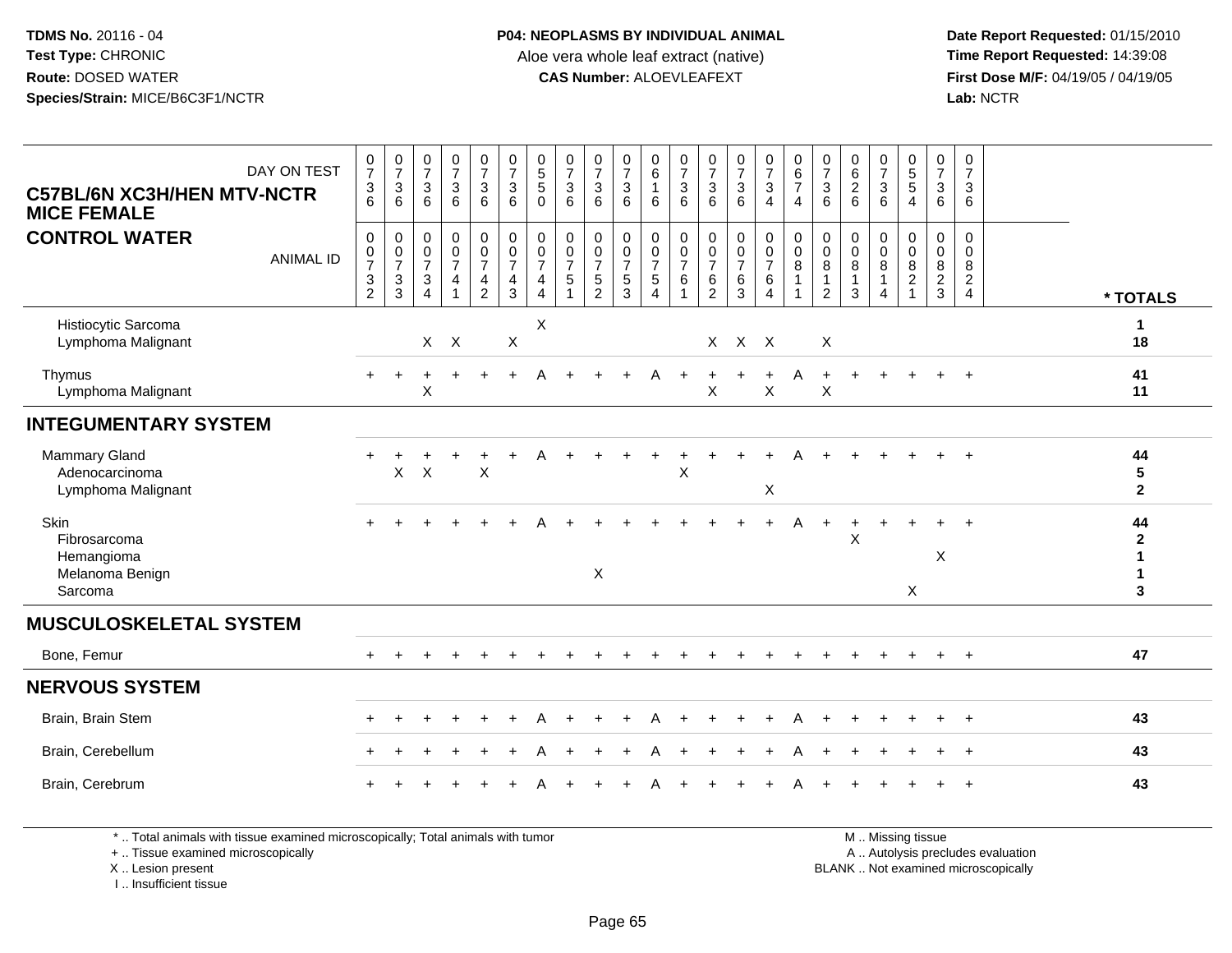**TDMS No.** 20116 - 04
**Test Type:** CHRONIC
**Route:** DOSED WATER
**Species/Strain:** MICE/B6C3F1/NCTR

**P04: NEOPLASMS BY INDIVIDUAL ANIMAL**
Aloe vera whole leaf extract (native)
**CAS Number:** ALOEVLEAFEXT

**Date Report Requested:** 01/15/2010
**Time Report Requested:** 14:39:08
**First Dose M/F:** 04/19/05 / 04/19/05
**Lab:** NCTR

**C57BL/6N XC3H/HEN MTV-NCTR MICE FEMALE**
**CONTROL WATER**

| DAY ON TEST | 0736 | 0736 | 0736 | 0736 | 0736 | 0736 | 0550 | 0736 | 0736 | 0736 | 0616 | 0736 | 0736 | 0736 | 0734 | 0674 | 0736 | 0626 | 0736 | 0554 | 0736 | 0736 | |
|---|---|---|---|---|---|---|---|---|---|---|---|---|---|---|---|---|---|---|---|---|---|---|---|
| **ANIMAL ID** | 00732 | 00733 | 00734 | 00741 | 00742 | 00743 | 00744 | 00751 | 00752 | 00753 | 00754 | 00761 | 00762 | 00763 | 00764 | 00811 | 00812 | 00813 | 00814 | 00821 | 00823 | 00824 | *** TOTALS** |
| Histiocytic Sarcoma | | | | | | | X | | | | | | | | | | | | | | | | 1 |
| Lymphoma Malignant | | | X | X | | X | | | | | | | X | X | X | | X | | | | | | 18 |
| Thymus | + | + | + | + | + | + | A | + | + | + | A | + | + | + | + | A | + | + | + | + | + | + | 41 |
| Lymphoma Malignant | | | X | | | | | | | | | | X | | X | | X | | | | | | 11 |
| **INTEGUMENTARY SYSTEM** | | | | | | | | | | | | | | | | | | | | | | | |
| Mammary Gland | + | + | + | + | + | + | A | + | + | + | + | + | + | + | + | A | + | + | + | + | + | + | 44 |
| Adenocarcinoma | | X | X | | X | | | | | | | X | | | | | | | | | | | 5 |
| Lymphoma Malignant | | | | | | | | | | | | | | | X | | | | | | | | 2 |
| Skin | + | + | + | + | + | + | A | + | + | + | + | + | + | + | + | A | + | + | + | + | + | + | 44 |
| Fibrosarcoma | | | | | | | | | | | | | | | | | | X | | | | | 2 |
| Hemangioma | | | | | | | | | | | | | | | | | | | | | X | | 1 |
| Melanoma Benign | | | | | | | | | X | | | | | | | | | | | | | | 1 |
| Sarcoma | | | | | | | | | | | | | | | | | | | | X | | | 3 |
| **MUSCULOSKELETAL SYSTEM** | | | | | | | | | | | | | | | | | | | | | | | |
| Bone, Femur | + | + | + | + | + | + | + | + | + | + | + | + | + | + | + | + | + | + | + | + | + | + | 47 |
| **NERVOUS SYSTEM** | | | | | | | | | | | | | | | | | | | | | | | |
| Brain, Brain Stem | + | + | + | + | + | + | A | + | + | + | A | + | + | + | + | A | + | + | + | + | + | + | 43 |
| Brain, Cerebellum | + | + | + | + | + | + | A | + | + | + | A | + | + | + | + | A | + | + | + | + | + | + | 43 |
| Brain, Cerebrum | + | + | + | + | + | + | A | + | + | + | A | + | + | + | + | A | + | + | + | + | + | + | 43 |

* .. Total animals with tissue examined microscopically; Total animals with tumor
+ .. Tissue examined microscopically
X .. Lesion present
I .. Insufficient tissue

M .. Missing tissue
A .. Autolysis precludes evaluation
BLANK .. Not examined microscopically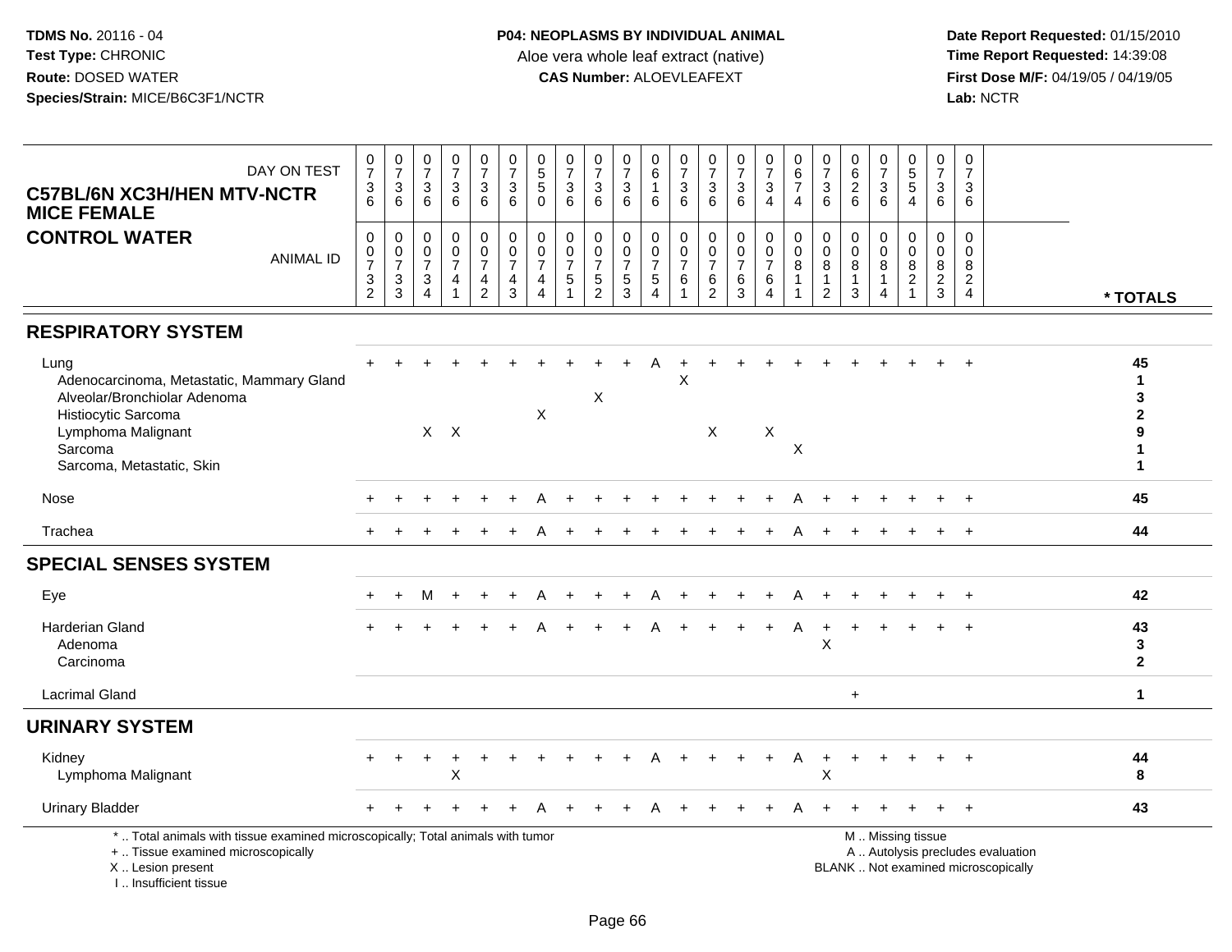**TDMS No.** 20116 - 04
**Test Type:** CHRONIC
**Route:** DOSED WATER
**Species/Strain:** MICE/B6C3F1/NCTR

**P04: NEOPLASMS BY INDIVIDUAL ANIMAL**
Aloe vera whole leaf extract (native)
**CAS Number:** ALOEVLEAFEXT

**Date Report Requested:** 01/15/2010
**Time Report Requested:** 14:39:08
**First Dose M/F:** 04/19/05 / 04/19/05
**Lab:** NCTR

## C57BL/6N XC3H/HEN MTV-NCTR MICE FEMALE
## CONTROL WATER

| DAY ON TEST | 0736 | 0736 | 0736 | 0736 | 0736 | 0736 | 0550 | 0736 | 0736 | 0736 | 0616 | 0736 | 0736 | 0736 | 0734 | 0674 | 0736 | 0626 | 0736 | 0554 | 0736 | 0736 | |
|---|---|---|---|---|---|---|---|---|---|---|---|---|---|---|---|---|---|---|---|---|---|---|---|
| **ANIMAL ID** | 00732 | 00733 | 00734 | 00741 | 00742 | 00743 | 00744 | 00751 | 00752 | 00753 | 00754 | 00761 | 00762 | 00763 | 00764 | 00811 | 00812 | 00813 | 00814 | 00821 | 00823 | 00824 | *** TOTALS** |
| **RESPIRATORY SYSTEM** | | | | | | | | | | | | | | | | | | | | | | | |
| Lung | + | + | + | + | + | + | + | + | + | + | A | + | + | + | + | + | + | + | + | + | + | + | 45 |
| Adenocarcinoma, Metastatic, Mammary Gland | | | | | | | | | | | | X | | | | | | | | | | | 1 |
| Alveolar/Bronchiolar Adenoma | | | | | | | | | X | | | | | | | | | | | | | | 3 |
| Histiocytic Sarcoma | | | | | | | X | | | | | | | | | | | | | | | | 2 |
| Lymphoma Malignant | | | X | X | | | | | | | | | X | | X | | | | | | | | 9 |
| Sarcoma | | | | | | | | | | | | | | | | X | | | | | | | 1 |
| Sarcoma, Metastatic, Skin | | | | | | | | | | | | | | | | | | | | | | | 1 |
| Nose | + | + | + | + | + | + | A | + | + | + | + | + | + | + | + | A | + | + | + | + | + | + | 45 |
| Trachea | + | + | + | + | + | + | A | + | + | + | + | + | + | + | + | A | + | + | + | + | + | + | 44 |
| **SPECIAL SENSES SYSTEM** | | | | | | | | | | | | | | | | | | | | | | | |
| Eye | + | + | M | + | + | + | A | + | + | + | A | + | + | + | + | A | + | + | + | + | + | + | 42 |
| Harderian Gland | + | + | + | + | + | + | A | + | + | + | A | + | + | + | + | A | + | + | + | + | + | + | 43 |
| Adenoma | | | | | | | | | | | | | | | | | X | | | | | | 3 |
| Carcinoma | | | | | | | | | | | | | | | | | | | | | | | 2 |
| Lacrimal Gland | | | | | | | | | | | | | | | | | | + | | | | | 1 |
| **URINARY SYSTEM** | | | | | | | | | | | | | | | | | | | | | | | |
| Kidney | + | + | + | + | + | + | + | + | + | + | A | + | + | + | + | A | + | + | + | + | + | + | 44 |
| Lymphoma Malignant | | | | X | | | | | | | | | | | | | X | | | | | | 8 |
| Urinary Bladder | + | + | + | + | + | + | A | + | + | + | A | + | + | + | + | A | + | + | + | + | + | + | 43 |

\* .. Total animals with tissue examined microscopically; Total animals with tumor
+ .. Tissue examined microscopically
X .. Lesion present
I .. Insufficient tissue

M .. Missing tissue
A .. Autolysis precludes evaluation
BLANK .. Not examined microscopically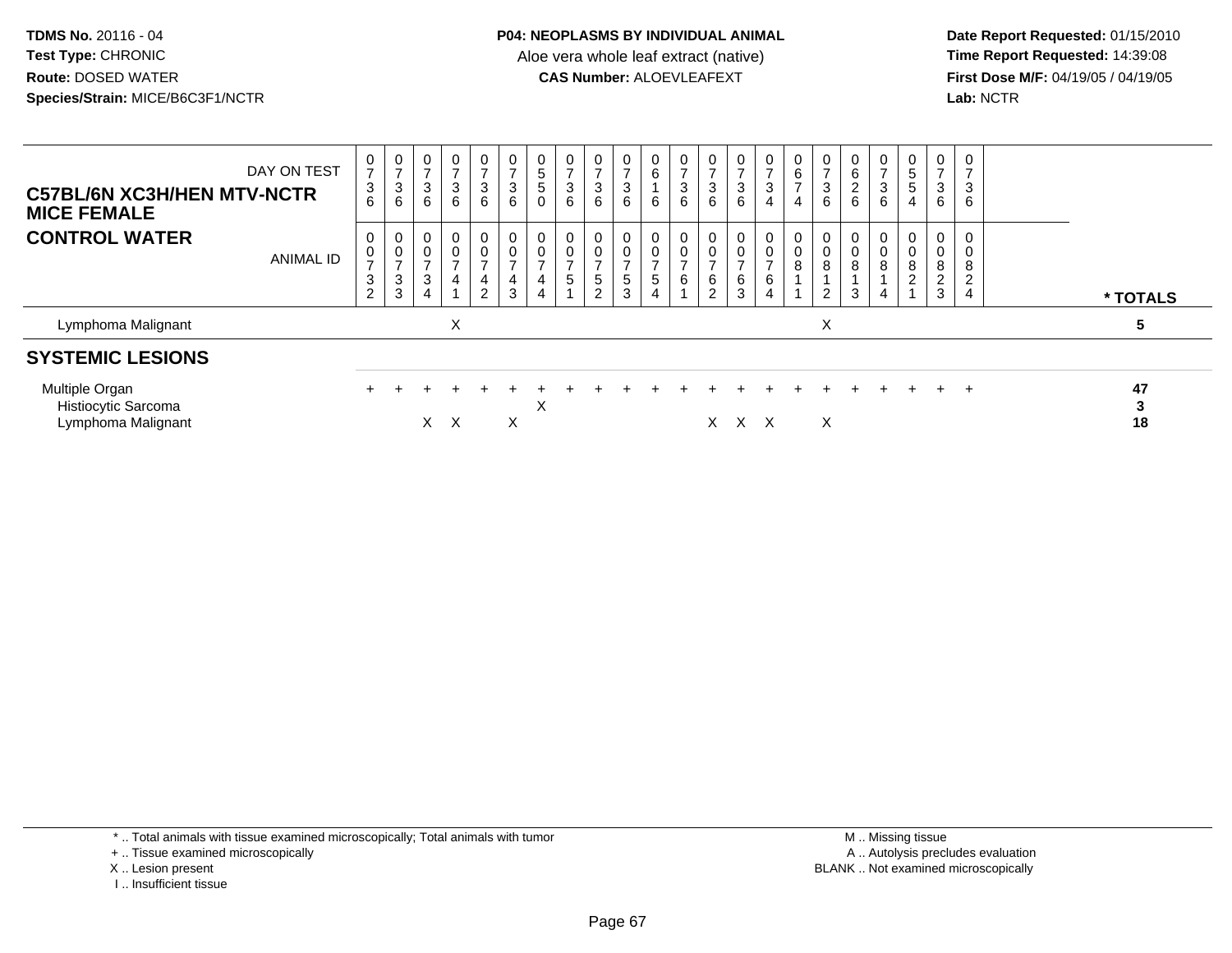**TDMS No.** 20116 - 04
**Test Type:** CHRONIC
**Route:** DOSED WATER
**Species/Strain:** MICE/B6C3F1/NCTR

**P04: NEOPLASMS BY INDIVIDUAL ANIMAL**
Aloe vera whole leaf extract (native)
**CAS Number:** ALOEVLEAFEXT

**Date Report Requested:** 01/15/2010
**Time Report Requested:** 14:39:08
**First Dose M/F:** 04/19/05 / 04/19/05
**Lab:** NCTR

**C57BL/6N XC3H/HEN MTV-NCTR MICE FEMALE**
**CONTROL WATER**

| DAY ON TEST | 0736 | 0736 | 0736 | 0736 | 0736 | 0736 | 0550 | 0736 | 0736 | 0736 | 0616 | 0736 | 0736 | 0736 | 0734 | 0674 | 0736 | 0626 | 0736 | 0554 | 0736 | 0736 | |
|---|---|---|---|---|---|---|---|---|---|---|---|---|---|---|---|---|---|---|---|---|---|---|---|
| **ANIMAL ID** | 00732 | 00733 | 00734 | 00741 | 00742 | 00743 | 00744 | 00751 | 00752 | 00753 | 00754 | 00761 | 00762 | 00763 | 00764 | 00811 | 00812 | 00813 | 00814 | 00821 | 00823 | 00824 | *** TOTALS** |
| Lymphoma Malignant | | | | X | | | | | | | | | | | | | X | | | | | | 5 |
| **SYSTEMIC LESIONS** | | | | | | | | | | | | | | | | | | | | | | | |
| Multiple Organ | + | + | + | + | + | + | + | + | + | + | + | + | + | + | + | + | + | + | + | + | + | + | 47 |
| Histiocytic Sarcoma | | | | | | | X | | | | | | | | | | | | | | | | 3 |
| Lymphoma Malignant | | | X | X | | X | | | | | | | X | X | X | | X | | | | | | 18 |

\* .. Total animals with tissue examined microscopically; Total animals with tumor
\+ .. Tissue examined microscopically
X .. Lesion present
I .. Insufficient tissue

M .. Missing tissue
A .. Autolysis precludes evaluation
BLANK .. Not examined microscopically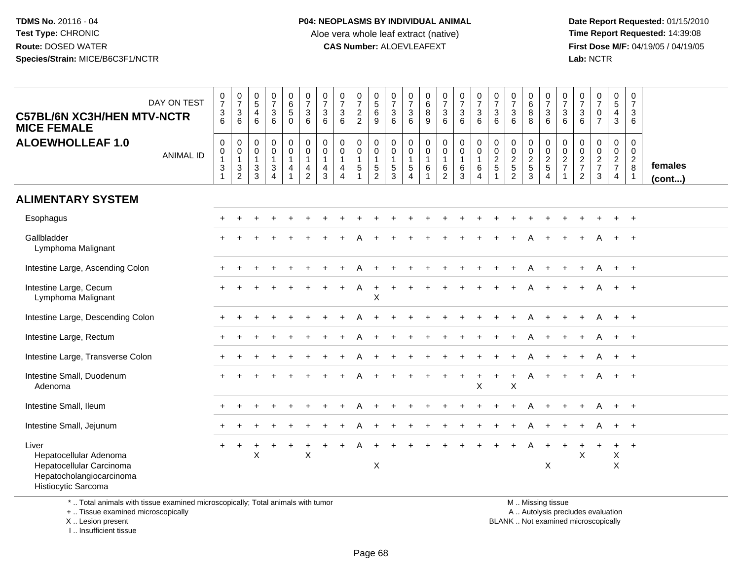TDMS No. 20116 - 04
Test Type: CHRONIC
Route: DOSED WATER
Species/Strain: MICE/B6C3F1/NCTR

**P04: NEOPLASMS BY INDIVIDUAL ANIMAL**
Aloe vera whole leaf extract (native)
**CAS Number:** ALOEVLEAFEXT

Date Report Requested: 01/15/2010
Time Report Requested: 14:39:08
First Dose M/F: 04/19/05 / 04/19/05
Lab: NCTR

**C57BL/6N XC3H/HEN MTV-NCTR MICE FEMALE**
**ALOEWHOLLEAF 1.0**

| DAY ON TEST | 0736 | 0736 | 0546 | 0736 | 0650 | 0736 | 0736 | 0736 | 0722 | 0569 | 0736 | 0736 | 0689 | 0736 | 0736 | 0736 | 0736 | 0736 | 0688 | 0736 | 0736 | 0736 | 0707 | 0543 | 0736 | |
|---|---|---|---|---|---|---|---|---|---|---|---|---|---|---|---|---|---|---|---|---|---|---|---|---|---|---|
| **ANIMAL ID** | 00131 | 00132 | 00133 | 00134 | 00141 | 00142 | 00143 | 00144 | 00151 | 00152 | 00153 | 00154 | 00161 | 00162 | 00163 | 00164 | 00251 | 00252 | 00253 | 00254 | 00271 | 00272 | 00273 | 00274 | 00281 | **females (cont...)** |
| **ALIMENTARY SYSTEM** | | | | | | | | | | | | | | | | | | | | | | | | | | |
| Esophagus | + | + | + | + | + | + | + | + | + | + | + | + | + | + | + | + | + | + | + | + | + | + | + | + | + | |
| Gallbladder | + | + | + | + | + | + | + | + | A | + | + | + | + | + | + | + | + | + | A | + | + | + | A | + | + | |
| Lymphoma Malignant | | | | | | | | | | | | | | | | | | | | | | | | | | |
| Intestine Large, Ascending Colon | + | + | + | + | + | + | + | + | A | + | + | + | + | + | + | + | + | + | A | + | + | + | A | + | + | |
| Intestine Large, Cecum | + | + | + | + | + | + | + | + | A | + | + | + | + | + | + | + | + | + | A | + | + | + | A | + | + | |
| Lymphoma Malignant | | | | | | | | | | X | | | | | | | | | | | | | | | | |
| Intestine Large, Descending Colon | + | + | + | + | + | + | + | + | A | + | + | + | + | + | + | + | + | + | A | + | + | + | A | + | + | |
| Intestine Large, Rectum | + | + | + | + | + | + | + | + | A | + | + | + | + | + | + | + | + | + | A | + | + | + | A | + | + | |
| Intestine Large, Transverse Colon | + | + | + | + | + | + | + | + | A | + | + | + | + | + | + | + | + | + | A | + | + | + | A | + | + | |
| Intestine Small, Duodenum | + | + | + | + | + | + | + | + | A | + | + | + | + | + | + | + | + | + | A | + | + | + | A | + | + | |
| Adenoma | | | | | | | | | | | | | | | | X | | X | | | | | | | | |
| Intestine Small, Ileum | + | + | + | + | + | + | + | + | A | + | + | + | + | + | + | + | + | + | A | + | + | + | A | + | + | |
| Intestine Small, Jejunum | + | + | + | + | + | + | + | + | A | + | + | + | + | + | + | + | + | + | A | + | + | + | A | + | + | |
| Liver | + | + | + | + | + | + | + | + | A | + | + | + | + | + | + | + | + | + | A | + | + | + | + | + | + | |
| Hepatocellular Adenoma | | | X | | | X | | | | | | | | | | | | | | | | X | | X | | |
| Hepatocellular Carcinoma | | | | | | | | | | X | | | | | | | | | | X | | | | X | | |
| Hepatocholangiocarcinoma | | | | | | | | | | | | | | | | | | | | | | | | | | |
| Histiocytic Sarcoma | | | | | | | | | | | | | | | | | | | | | | | | | | |

\* .. Total animals with tissue examined microscopically; Total animals with tumor
\+ .. Tissue examined microscopically
X .. Lesion present
I .. Insufficient tissue

M .. Missing tissue
A .. Autolysis precludes evaluation
BLANK .. Not examined microscopically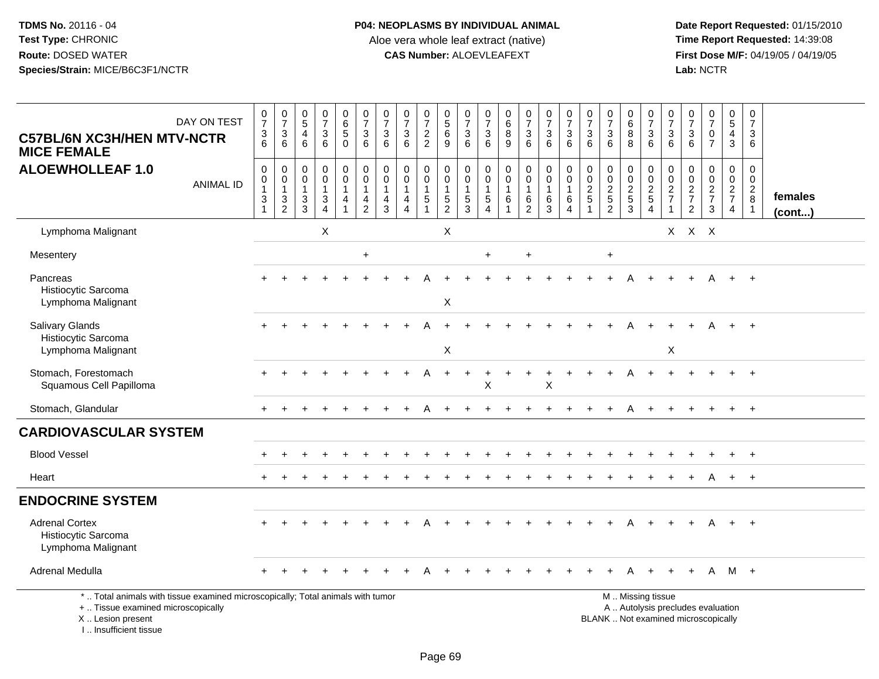**TDMS No.** 20116 - 04
**Test Type:** CHRONIC
**Route:** DOSED WATER
**Species/Strain:** MICE/B6C3F1/NCTR

**P04: NEOPLASMS BY INDIVIDUAL ANIMAL**
Aloe vera whole leaf extract (native)
**CAS Number:** ALOEVLEAFEXT

**Date Report Requested:** 01/15/2010
**Time Report Requested:** 14:39:08
**First Dose M/F:** 04/19/05 / 04/19/05
**Lab:** NCTR

## C57BL/6N XC3H/HEN MTV-NCTR MICE FEMALE
## ALOEWHOLLEAF 1.0

| DAY ON TEST | 0736 | 0736 | 0546 | 0736 | 0650 | 0736 | 0736 | 0736 | 0722 | 0569 | 0736 | 0736 | 0689 | 0736 | 0736 | 0736 | 0736 | 0736 | 0688 | 0736 | 0736 | 0736 | 0707 | 0543 | 0736 | |
|---|---|---|---|---|---|---|---|---|---|---|---|---|---|---|---|---|---|---|---|---|---|---|---|---|---|---|
| **ANIMAL ID** | 00131 | 00132 | 00133 | 00134 | 00141 | 00142 | 00143 | 00144 | 00151 | 00152 | 00153 | 00154 | 00161 | 00162 | 00163 | 00164 | 00251 | 00252 | 00253 | 00254 | 00271 | 00272 | 00273 | 00274 | 00281 | **females (cont...)** |
| Lymphoma Malignant | | | | X | | | | | | X | | | | | | | | | | | X | X | X | | | |
| Mesentery | | | | | | + | | | | | | + | | + | | | | + | | | | | | | | |
| Pancreas | + | + | + | + | + | + | + | + | A | + | + | + | + | + | + | + | + | + | A | + | + | + | A | + | + | |
| Histiocytic Sarcoma | | | | | | | | | | | | | | | | | | | | | | | | | | |
| Lymphoma Malignant | | | | | | | | | | X | | | | | | | | | | | | | | | | |
| Salivary Glands | + | + | + | + | + | + | + | + | A | + | + | + | + | + | + | + | + | + | A | + | + | + | A | + | + | |
| Histiocytic Sarcoma | | | | | | | | | | | | | | | | | | | | | | | | | | |
| Lymphoma Malignant | | | | | | | | | | X | | | | | | | | | | | X | | | | | |
| Stomach, Forestomach | + | + | + | + | + | + | + | + | A | + | + | + | + | + | + | + | + | + | A | + | + | + | + | + | + | |
| Squamous Cell Papilloma | | | | | | | | | | | | X | | | X | | | | | | | | | | | |
| Stomach, Glandular | + | + | + | + | + | + | + | + | A | + | + | + | + | + | + | + | + | + | A | + | + | + | + | + | + | |
| **CARDIOVASCULAR SYSTEM** | | | | | | | | | | | | | | | | | | | | | | | | | | |
| Blood Vessel | + | + | + | + | + | + | + | + | + | + | + | + | + | + | + | + | + | + | + | + | + | + | + | + | + | |
| Heart | + | + | + | + | + | + | + | + | + | + | + | + | + | + | + | + | + | + | + | + | + | + | A | + | + | |
| **ENDOCRINE SYSTEM** | | | | | | | | | | | | | | | | | | | | | | | | | | |
| Adrenal Cortex | + | + | + | + | + | + | + | + | A | + | + | + | + | + | + | + | + | + | A | + | + | + | A | + | + | |
| Histiocytic Sarcoma | | | | | | | | | | | | | | | | | | | | | | | | | | |
| Lymphoma Malignant | | | | | | | | | | | | | | | | | | | | | | | | | | |
| Adrenal Medulla | + | + | + | + | + | + | + | + | A | + | + | + | + | + | + | + | + | + | A | + | + | + | A | M | + | |

\* .. Total animals with tissue examined microscopically; Total animals with tumor
\+ .. Tissue examined microscopically
X .. Lesion present
I .. Insufficient tissue

M .. Missing tissue
A .. Autolysis precludes evaluation
BLANK .. Not examined microscopically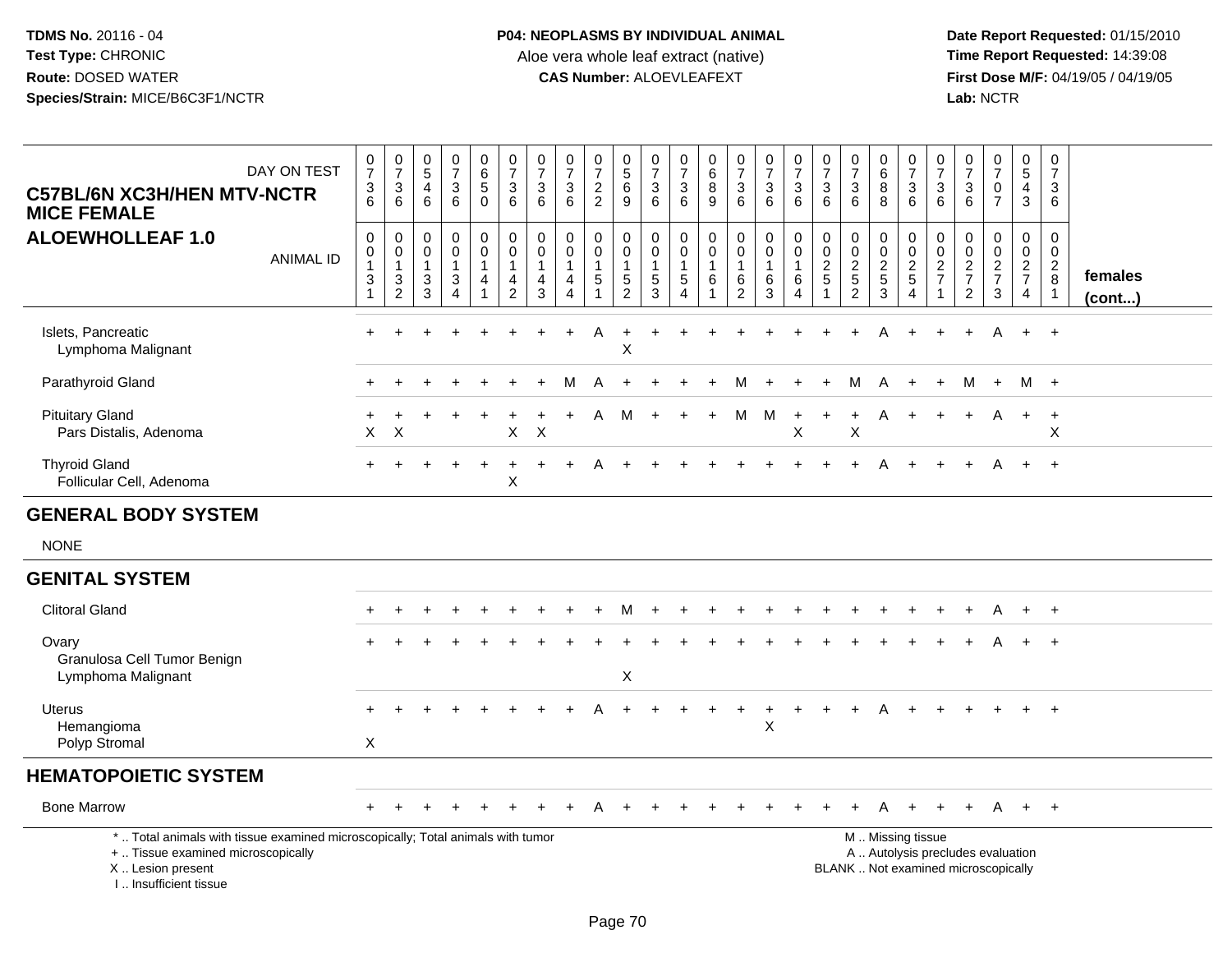**TDMS No.** 20116 - 04
**Test Type:** CHRONIC
**Route:** DOSED WATER
**Species/Strain:** MICE/B6C3F1/NCTR

**P04: NEOPLASMS BY INDIVIDUAL ANIMAL**
Aloe vera whole leaf extract (native)
**CAS Number:** ALOEVLEAFEXT

**Date Report Requested:** 01/15/2010
**Time Report Requested:** 14:39:08
**First Dose M/F:** 04/19/05 / 04/19/05
**Lab:** NCTR

**C57BL/6N XC3H/HEN MTV-NCTR MICE FEMALE**
**ALOEWHOLLEAF 1.0**

| DAY ON TEST | 0736 | 0736 | 0546 | 0736 | 0650 | 0736 | 0736 | 0736 | 0722 | 0569 | 0736 | 0736 | 0689 | 0736 | 0736 | 0736 | 0736 | 0736 | 0688 | 0736 | 0736 | 0736 | 0707 | 0543 | 0736 | |
|---|---|---|---|---|---|---|---|---|---|---|---|---|---|---|---|---|---|---|---|---|---|---|---|---|---|---|
| **ANIMAL ID** | 00131 | 00132 | 00133 | 00134 | 00141 | 00142 | 00143 | 00144 | 00151 | 00152 | 00153 | 00154 | 00161 | 00162 | 00163 | 00164 | 00251 | 00252 | 00253 | 00254 | 00271 | 00272 | 00273 | 00274 | 00281 | **females (cont...)** |
| Islets, Pancreatic | + | + | + | + | + | + | + | + | A | + | + | + | + | + | + | + | + | + | A | + | + | + | A | + | + | |
| Lymphoma Malignant | | | | | | | | | | X | | | | | | | | | | | | | | | | |
| Parathyroid Gland | + | + | + | + | + | + | + | M | A | + | + | + | + | M | + | + | + | M | A | + | + | M | + | M | + | |
| Pituitary Gland | + | + | + | + | + | + | + | + | A | M | + | + | + | M | M | + | + | + | A | + | + | + | A | + | + | |
| Pars Distalis, Adenoma | X | X | | | | X | X | | | | | | | | | X | | X | | | | | | | X | |
| Thyroid Gland | + | + | + | + | + | + | + | + | A | + | + | + | + | + | + | + | + | + | A | + | + | + | A | + | + | |
| Follicular Cell, Adenoma | | | | | | X | | | | | | | | | | | | | | | | | | | | |

## GENERAL BODY SYSTEM

NONE

## GENITAL SYSTEM

| | | | | | | | | | | | | | | | | | | | | | | | | | | |
|---|---|---|---|---|---|---|---|---|---|---|---|---|---|---|---|---|---|---|---|---|---|---|---|---|---|---|
| Clitoral Gland | + | + | + | + | + | + | + | + | + | M | + | + | + | + | + | + | + | + | + | + | + | + | A | + | + | |
| Ovary | + | + | + | + | + | + | + | + | + | + | + | + | + | + | + | + | + | + | + | + | + | + | A | + | + | |
| Granulosa Cell Tumor Benign | | | | | | | | | | | | | | | | | | | | | | | | | | |
| Lymphoma Malignant | | | | | | | | | | X | | | | | | | | | | | | | | | | |
| Uterus | + | + | + | + | + | + | + | + | A | + | + | + | + | + | + | + | + | + | A | + | + | + | + | + | + | |
| Hemangioma | | | | | | | | | | | | | | | X | | | | | | | | | | | |
| Polyp Stromal | X | | | | | | | | | | | | | | | | | | | | | | | | | |

## HEMATOPOIETIC SYSTEM

| | | | | | | | | | | | | | | | | | | | | | | | | | | |
|---|---|---|---|---|---|---|---|---|---|---|---|---|---|---|---|---|---|---|---|---|---|---|---|---|---|---|
| Bone Marrow | + | + | + | + | + | + | + | + | A | + | + | + | + | + | + | + | + | + | A | + | + | + | A | + | + | |

\* .. Total animals with tissue examined microscopically; Total animals with tumor
\+ .. Tissue examined microscopically
X .. Lesion present
I .. Insufficient tissue

M .. Missing tissue
A .. Autolysis precludes evaluation
BLANK .. Not examined microscopically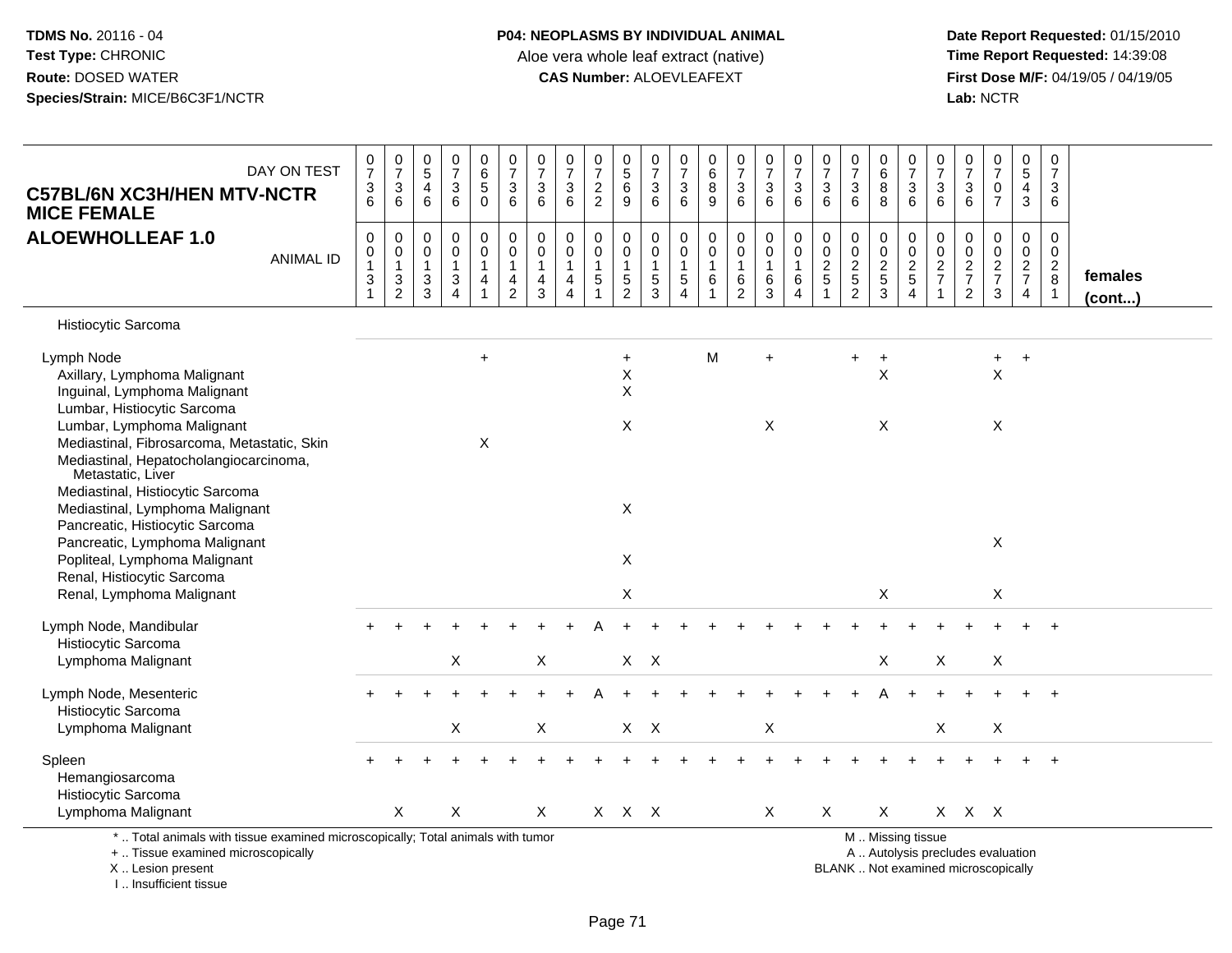**TDMS No.** 20116 - 04
**Test Type:** CHRONIC
**Route:** DOSED WATER
**Species/Strain:** MICE/B6C3F1/NCTR

**P04: NEOPLASMS BY INDIVIDUAL ANIMAL**
Aloe vera whole leaf extract (native)
**CAS Number:** ALOEVLEAFEXT

**Date Report Requested:** 01/15/2010
**Time Report Requested:** 14:39:08
**First Dose M/F:** 04/19/05 / 04/19/05
**Lab:** NCTR

## C57BL/6N XC3H/HEN MTV-NCTR MICE FEMALE
## ALOEWHOLLEAF 1.0

| DAY ON TEST | 0736 | 0736 | 0546 | 0736 | 0650 | 0736 | 0736 | 0736 | 0722 | 0569 | 0736 | 0736 | 0689 | 0736 | 0736 | 0736 | 0736 | 0736 | 0688 | 0736 | 0736 | 0736 | 0707 | 0543 | 0736 | |
|---|---|---|---|---|---|---|---|---|---|---|---|---|---|---|---|---|---|---|---|---|---|---|---|---|---|---|
| **ANIMAL ID** | 00131 | 00132 | 00133 | 00134 | 00141 | 00142 | 00143 | 00144 | 00151 | 00152 | 00153 | 00154 | 00161 | 00162 | 00163 | 00164 | 00251 | 00252 | 00253 | 00254 | 00271 | 00272 | 00273 | 00274 | 00281 | **females (cont...)** |
| Histiocytic Sarcoma | | | | | | | | | | | | | | | | | | | | | | | | | | |
| Lymph Node | | | | | + | | | | | + | | | M | | + | | | + | + | | | | + | + | | |
| Axillary, Lymphoma Malignant | | | | | | | | | | X | | | | | | | | | X | | | | X | | | |
| Inguinal, Lymphoma Malignant | | | | | | | | | | X | | | | | | | | | | | | | | | | |
| Lumbar, Histiocytic Sarcoma | | | | | | | | | | | | | | | | | | | | | | | | | | |
| Lumbar, Lymphoma Malignant | | | | | | | | | | X | | | | | X | | | | X | | | | X | | | |
| Mediastinal, Fibrosarcoma, Metastatic, Skin | | | | | X | | | | | | | | | | | | | | | | | | | | | |
| Mediastinal, Hepatocholangiocarcinoma, Metastatic, Liver | | | | | | | | | | | | | | | | | | | | | | | | | | |
| Mediastinal, Histiocytic Sarcoma | | | | | | | | | | | | | | | | | | | | | | | | | | |
| Mediastinal, Lymphoma Malignant | | | | | | | | | | X | | | | | | | | | | | | | | | | |
| Pancreatic, Histiocytic Sarcoma | | | | | | | | | | | | | | | | | | | | | | | | | | |
| Pancreatic, Lymphoma Malignant | | | | | | | | | | | | | | | | | | | | | | | X | | | |
| Popliteal, Lymphoma Malignant | | | | | | | | | | X | | | | | | | | | | | | | | | | |
| Renal, Histiocytic Sarcoma | | | | | | | | | | | | | | | | | | | | | | | | | | |
| Renal, Lymphoma Malignant | | | | | | | | | | X | | | | | | | | | X | | | | X | | | |
| Lymph Node, Mandibular | + | + | + | + | + | + | + | + | A | + | + | + | + | + | + | + | + | + | + | + | + | + | + | + | + | |
| Histiocytic Sarcoma | | | | | | | | | | | | | | | | | | | | | | | | | | |
| Lymphoma Malignant | | | | X | | | X | | | X | X | | | | | | | | X | | X | | X | | | |
| Lymph Node, Mesenteric | + | + | + | + | + | + | + | + | A | + | + | + | + | + | + | + | + | + | A | + | + | + | + | + | + | |
| Histiocytic Sarcoma | | | | | | | | | | | | | | | | | | | | | | | | | | |
| Lymphoma Malignant | | | | X | | | X | | | X | X | | | | X | | | | | | X | | X | | | |
| Spleen | + | + | + | + | + | + | + | + | + | + | + | + | + | + | + | + | + | + | + | + | + | + | + | + | + | |
| Hemangiosarcoma | | | | | | | | | | | | | | | | | | | | | | | | | | |
| Histiocytic Sarcoma | | | | | | | | | | | | | | | | | | | | | | | | | | |
| Lymphoma Malignant | | X | | X | | | X | | X | X | X | | | | X | | X | | X | | X | X | X | | | |

\* .. Total animals with tissue examined microscopically; Total animals with tumor
\+ .. Tissue examined microscopically
X .. Lesion present
I .. Insufficient tissue

M .. Missing tissue
A .. Autolysis precludes evaluation
BLANK .. Not examined microscopically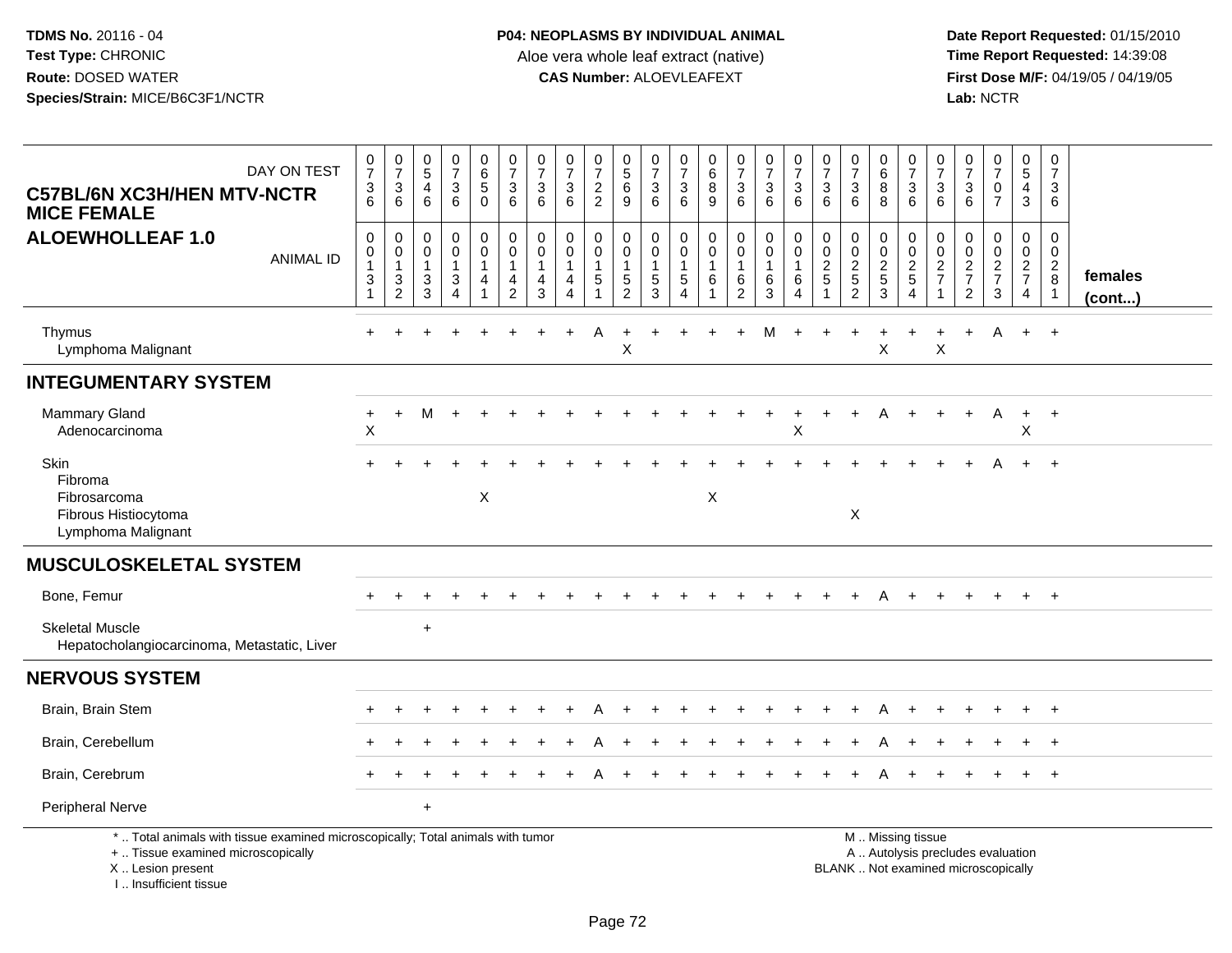**TDMS No.** 20116 - 04
**Test Type:** CHRONIC
**Route:** DOSED WATER
**Species/Strain:** MICE/B6C3F1/NCTR

**P04: NEOPLASMS BY INDIVIDUAL ANIMAL**
Aloe vera whole leaf extract (native)
**CAS Number:** ALOEVLEAFEXT

**Date Report Requested:** 01/15/2010
**Time Report Requested:** 14:39:08
**First Dose M/F:** 04/19/05 / 04/19/05
**Lab:** NCTR

| C57BL/6N XC3H/HEN MTV-NCTR MICE FEMALE ALOEWHOLLEAF 1.0 — DAY ON TEST | 0736 | 0736 | 0546 | 0736 | 0650 | 0736 | 0736 | 0736 | 0722 | 0569 | 0736 | 0736 | 0689 | 0736 | 0736 | 0736 | 0736 | 0736 | 0688 | 0736 | 0736 | 0736 | 0707 | 0543 | 0736 | |
|---|---|---|---|---|---|---|---|---|---|---|---|---|---|---|---|---|---|---|---|---|---|---|---|---|---|---|
| ANIMAL ID | 0013 1 | 0013 2 | 0013 3 | 0013 4 | 0014 1 | 0014 2 | 0014 3 | 0014 4 | 0015 1 | 0015 2 | 0015 3 | 0015 4 | 0016 1 | 0016 2 | 0016 3 | 0016 4 | 0025 1 | 0025 2 | 0025 3 | 0025 4 | 0027 1 | 0027 2 | 0027 3 | 0027 4 | 0028 1 | females (cont...) |
| Thymus | + | + | + | + | + | + | + | + | A | + | + | + | + | + | M | + | + | + | + | + | + | + | A | + | + | |
| Lymphoma Malignant | | | | | | | | | | X | | | | | | | | | X | | X | | | | | |
| **INTEGUMENTARY SYSTEM** | | | | | | | | | | | | | | | | | | | | | | | | | | |
| Mammary Gland | + | + | M | + | + | + | + | + | + | + | + | + | + | + | + | + | + | + | A | + | + | + | A | + | + | |
| Adenocarcinoma | X | | | | | | | | | | | | | | | X | | | | | | | | X | | |
| Skin | + | + | + | + | + | + | + | + | + | + | + | + | + | + | + | + | + | + | + | + | + | + | A | + | + | |
| Fibroma | | | | | | | | | | | | | | | | | | | | | | | | | | |
| Fibrosarcoma | | | | | X | | | | | | | | X | | | | | | | | | | | | | |
| Fibrous Histiocytoma | | | | | | | | | | | | | | | | | | X | | | | | | | | |
| Lymphoma Malignant | | | | | | | | | | | | | | | | | | | | | | | | | | |
| **MUSCULOSKELETAL SYSTEM** | | | | | | | | | | | | | | | | | | | | | | | | | | |
| Bone, Femur | + | + | + | + | + | + | + | + | + | + | + | + | + | + | + | + | + | + | A | + | + | + | + | + | + | |
| Skeletal Muscle | | | + | | | | | | | | | | | | | | | | | | | | | | | |
| Hepatocholangiocarcinoma, Metastatic, Liver | | | | | | | | | | | | | | | | | | | | | | | | | | |
| **NERVOUS SYSTEM** | | | | | | | | | | | | | | | | | | | | | | | | | | |
| Brain, Brain Stem | + | + | + | + | + | + | + | + | A | + | + | + | + | + | + | + | + | + | A | + | + | + | + | + | + | |
| Brain, Cerebellum | + | + | + | + | + | + | + | + | A | + | + | + | + | + | + | + | + | + | A | + | + | + | + | + | + | |
| Brain, Cerebrum | + | + | + | + | + | + | + | + | A | + | + | + | + | + | + | + | + | + | A | + | + | + | + | + | + | |
| Peripheral Nerve | | | + | | | | | | | | | | | | | | | | | | | | | | | |

\* .. Total animals with tissue examined microscopically; Total animals with tumor
\+ .. Tissue examined microscopically
X .. Lesion present
I .. Insufficient tissue

M .. Missing tissue
A .. Autolysis precludes evaluation
BLANK .. Not examined microscopically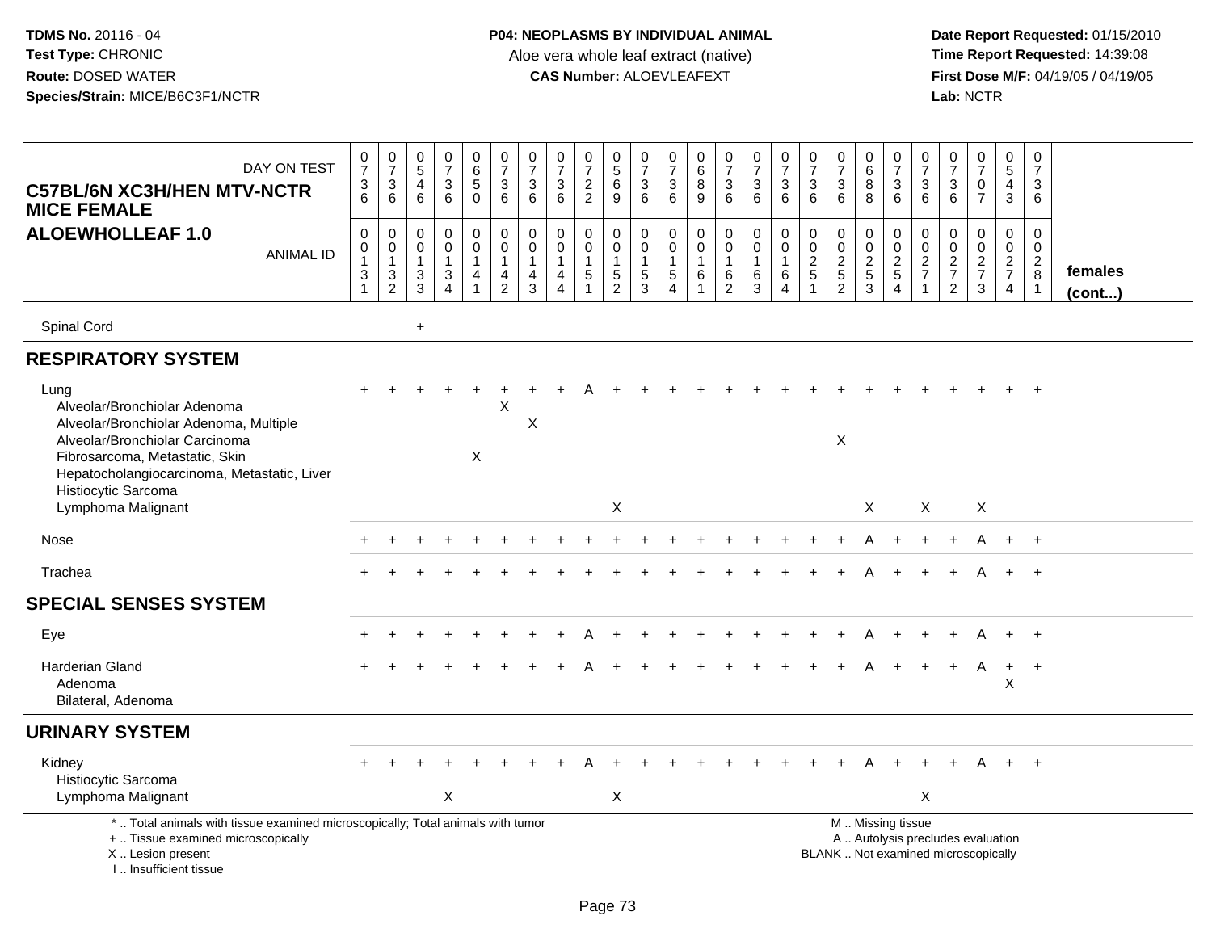**TDMS No.** 20116 - 04
**Test Type:** CHRONIC
**Route:** DOSED WATER
**Species/Strain:** MICE/B6C3F1/NCTR

**P04: NEOPLASMS BY INDIVIDUAL ANIMAL**
Aloe vera whole leaf extract (native)
**CAS Number:** ALOEVLEAFEXT

**Date Report Requested:** 01/15/2010
**Time Report Requested:** 14:39:08
**First Dose M/F:** 04/19/05 / 04/19/05
**Lab:** NCTR

**C57BL/6N XC3H/HEN MTV-NCTR MICE FEMALE**
**ALOEWHOLLEAF 1.0**

| DAY ON TEST | 0736 | 0736 | 0546 | 0736 | 0650 | 0736 | 0736 | 0736 | 0722 | 0569 | 0736 | 0736 | 0689 | 0736 | 0736 | 0736 | 0736 | 0736 | 0688 | 0736 | 0736 | 0736 | 0707 | 0543 | 0736 | |
|---|---|---|---|---|---|---|---|---|---|---|---|---|---|---|---|---|---|---|---|---|---|---|---|---|---|---|
| **ANIMAL ID** | 00131 | 00132 | 00133 | 00134 | 00141 | 00142 | 00143 | 00144 | 00151 | 00152 | 00153 | 00154 | 00161 | 00162 | 00163 | 00164 | 00251 | 00252 | 00253 | 00254 | 00271 | 00272 | 00273 | 00274 | 00281 | **females (cont...)** |
| Spinal Cord | | | + | | | | | | | | | | | | | | | | | | | | | | | |
| **RESPIRATORY SYSTEM** | | | | | | | | | | | | | | | | | | | | | | | | | | |
| Lung | + | + | + | + | + | + | + | + | A | + | + | + | + | + | + | + | + | + | + | + | + | + | + | + | + | |
| Alveolar/Bronchiolar Adenoma | | | | | | X | | | | | | | | | | | | | | | | | | | | |
| Alveolar/Bronchiolar Adenoma, Multiple | | | | | | | X | | | | | | | | | | | | | | | | | | | |
| Alveolar/Bronchiolar Carcinoma | | | | | | | | | | | | | | | | | | X | | | | | | | | |
| Fibrosarcoma, Metastatic, Skin | | | | | X | | | | | | | | | | | | | | | | | | | | | |
| Hepatocholangiocarcinoma, Metastatic, Liver | | | | | | | | | | | | | | | | | | | | | | | | | | |
| Histiocytic Sarcoma | | | | | | | | | | | | | | | | | | | | | | | | | | |
| Lymphoma Malignant | | | | | | | | | | X | | | | | | | | | X | | X | | X | | | |
| Nose | + | + | + | + | + | + | + | + | + | + | + | + | + | + | + | + | + | + | A | + | + | + | A | + | + | |
| Trachea | + | + | + | + | + | + | + | + | + | + | + | + | + | + | + | + | + | + | A | + | + | + | A | + | + | |
| **SPECIAL SENSES SYSTEM** | | | | | | | | | | | | | | | | | | | | | | | | | | |
| Eye | + | + | + | + | + | + | + | + | A | + | + | + | + | + | + | + | + | + | A | + | + | + | A | + | + | |
| Harderian Gland | + | + | + | + | + | + | + | + | A | + | + | + | + | + | + | + | + | + | A | + | + | + | A | + | + | |
| Adenoma | | | | | | | | | | | | | | | | | | | | | | | | X | | |
| Bilateral, Adenoma | | | | | | | | | | | | | | | | | | | | | | | | | | |
| **URINARY SYSTEM** | | | | | | | | | | | | | | | | | | | | | | | | | | |
| Kidney | + | + | + | + | + | + | + | + | A | + | + | + | + | + | + | + | + | + | A | + | + | + | A | + | + | |
| Histiocytic Sarcoma | | | | | | | | | | | | | | | | | | | | | | | | | | |
| Lymphoma Malignant | | | | X | | | | | | X | | | | | | | | | | | X | | | | | |

\* .. Total animals with tissue examined microscopically; Total animals with tumor
\+ .. Tissue examined microscopically
X .. Lesion present
I .. Insufficient tissue

M .. Missing tissue
A .. Autolysis precludes evaluation
BLANK .. Not examined microscopically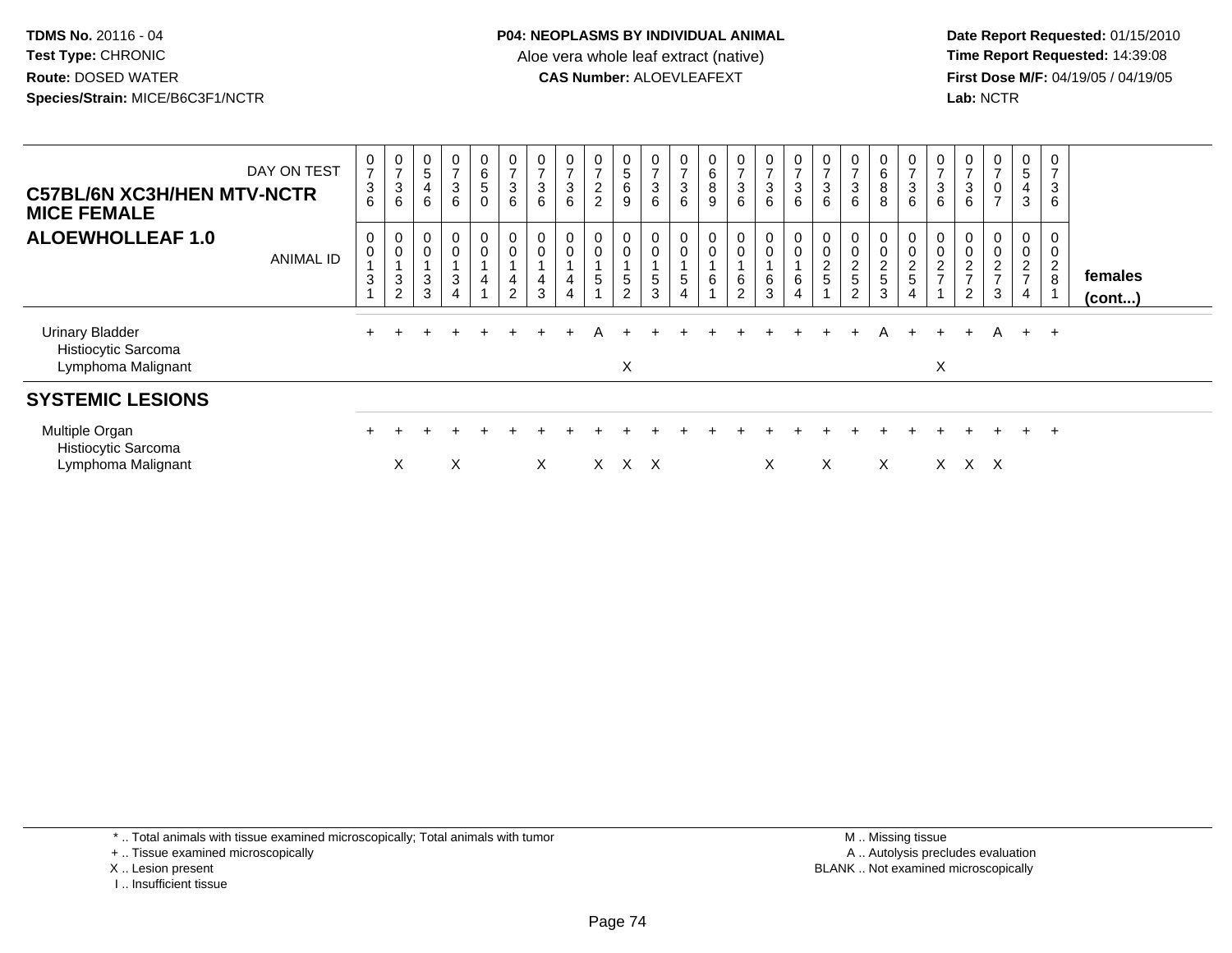**TDMS No.** 20116 - 04
**Test Type:** CHRONIC
**Route:** DOSED WATER
**Species/Strain:** MICE/B6C3F1/NCTR

**P04: NEOPLASMS BY INDIVIDUAL ANIMAL**
Aloe vera whole leaf extract (native)
**CAS Number:** ALOEVLEAFEXT

**Date Report Requested:** 01/15/2010
**Time Report Requested:** 14:39:08
**First Dose M/F:** 04/19/05 / 04/19/05
**Lab:** NCTR

| C57BL/6N XC3H/HEN MTV-NCTR MICE FEMALE ALOEWHOLLEAF 1.0 — DAY ON TEST | 0736 | 0736 | 0546 | 0736 | 0650 | 0736 | 0736 | 0736 | 0722 | 0569 | 0736 | 0736 | 0689 | 0736 | 0736 | 0736 | 0736 | 0736 | 0688 | 0736 | 0736 | 0736 | 0707 | 0543 | 0736 | |
|---|---|---|---|---|---|---|---|---|---|---|---|---|---|---|---|---|---|---|---|---|---|---|---|---|---|---|
| ANIMAL ID | 00131 | 00132 | 00133 | 00134 | 00141 | 00142 | 00143 | 00144 | 00151 | 00152 | 00153 | 00154 | 00161 | 00162 | 00163 | 00164 | 00251 | 00252 | 00253 | 00254 | 00271 | 00272 | 00273 | 00274 | 00281 | **females (cont...)** |
| Urinary Bladder | + | + | + | + | + | + | + | + | A | + | + | + | + | + | + | + | + | + | A | + | + | + | A | + | + | |
| Histiocytic Sarcoma | | | | | | | | | | | | | | | | | | | | | | | | | | |
| Lymphoma Malignant | | | | | | | | | | X | | | | | | | | | | | X | | | | | |
| **SYSTEMIC LESIONS** | | | | | | | | | | | | | | | | | | | | | | | | | | |
| Multiple Organ | + | + | + | + | + | + | + | + | + | + | + | + | + | + | + | + | + | + | + | + | + | + | + | + | + | |
| Histiocytic Sarcoma | | | | | | | | | | | | | | | | | | | | | | | | | | |
| Lymphoma Malignant | | X | | X | | | X | | X | X | X | | | | X | | X | | X | | X | X | X | | | |

\* .. Total animals with tissue examined microscopically; Total animals with tumor
\+ .. Tissue examined microscopically
X .. Lesion present
I .. Insufficient tissue

M .. Missing tissue
A .. Autolysis precludes evaluation
BLANK .. Not examined microscopically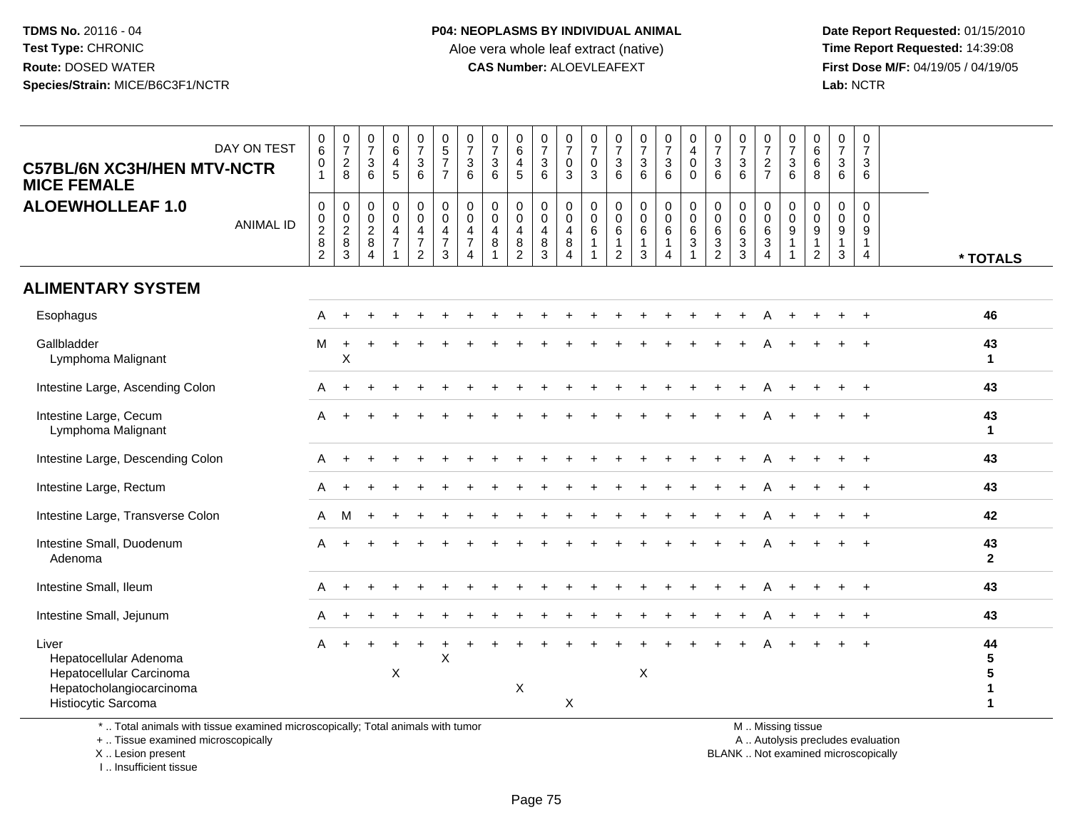**TDMS No.** 20116 - 04
**Test Type:** CHRONIC
**Route:** DOSED WATER
**Species/Strain:** MICE/B6C3F1/NCTR

**P04: NEOPLASMS BY INDIVIDUAL ANIMAL**
Aloe vera whole leaf extract (native)
**CAS Number:** ALOEVLEAFEXT

**Date Report Requested:** 01/15/2010
**Time Report Requested:** 14:39:08
**First Dose M/F:** 04/19/05 / 04/19/05
**Lab:** NCTR

**C57BL/6N XC3H/HEN MTV-NCTR MICE FEMALE**
**ALOEWHOLLEAF 1.0**

| DAY ON TEST | 0601 | 0728 | 0736 | 0645 | 0736 | 0577 | 0736 | 0736 | 0645 | 0736 | 0703 | 0703 | 0736 | 0736 | 0736 | 0400 | 0736 | 0736 | 0727 | 0736 | 0668 | 0736 | 0736 | |
|---|---|---|---|---|---|---|---|---|---|---|---|---|---|---|---|---|---|---|---|---|---|---|---|---|
| **ANIMAL ID** | 00282 | 00283 | 00284 | 00471 | 00472 | 00473 | 00474 | 00481 | 00482 | 00483 | 00484 | 00611 | 00612 | 00613 | 00614 | 00631 | 00632 | 00633 | 00634 | 00911 | 00912 | 00913 | 00914 | *** TOTALS** |
| **ALIMENTARY SYSTEM** | | | | | | | | | | | | | | | | | | | | | | | | |
| Esophagus | A | + | + | + | + | + | + | + | + | + | + | + | + | + | + | + | + | + | A | + | + | + | + | 46 |
| Gallbladder | M | + | + | + | + | + | + | + | + | + | + | + | + | + | + | + | + | + | A | + | + | + | + | 43 |
| Lymphoma Malignant | | X | | | | | | | | | | | | | | | | | | | | | | 1 |
| Intestine Large, Ascending Colon | A | + | + | + | + | + | + | + | + | + | + | + | + | + | + | + | + | + | A | + | + | + | + | 43 |
| Intestine Large, Cecum | A | + | + | + | + | + | + | + | + | + | + | + | + | + | + | + | + | + | A | + | + | + | + | 43 |
| Lymphoma Malignant | | | | | | | | | | | | | | | | | | | | | | | | 1 |
| Intestine Large, Descending Colon | A | + | + | + | + | + | + | + | + | + | + | + | + | + | + | + | + | + | A | + | + | + | + | 43 |
| Intestine Large, Rectum | A | + | + | + | + | + | + | + | + | + | + | + | + | + | + | + | + | + | A | + | + | + | + | 43 |
| Intestine Large, Transverse Colon | A | M | + | + | + | + | + | + | + | + | + | + | + | + | + | + | + | + | A | + | + | + | + | 42 |
| Intestine Small, Duodenum | A | + | + | + | + | + | + | + | + | + | + | + | + | + | + | + | + | + | A | + | + | + | + | 43 |
| Adenoma | | | | | | | | | | | | | | | | | | | | | | | | 2 |
| Intestine Small, Ileum | A | + | + | + | + | + | + | + | + | + | + | + | + | + | + | + | + | + | A | + | + | + | + | 43 |
| Intestine Small, Jejunum | A | + | + | + | + | + | + | + | + | + | + | + | + | + | + | + | + | + | A | + | + | + | + | 43 |
| Liver | A | + | + | + | + | + | + | + | + | + | + | + | + | + | + | + | + | + | A | + | + | + | + | 44 |
| Hepatocellular Adenoma | | | | | | X | | | | | | | | | | | | | | | | | | 5 |
| Hepatocellular Carcinoma | | | | X | | | | | | | | | | X | | | | | | | | | | 5 |
| Hepatocholangiocarcinoma | | | | | | | | | X | | | | | | | | | | | | | | | 1 |
| Histiocytic Sarcoma | | | | | | | | | | | X | | | | | | | | | | | | | 1 |

\* .. Total animals with tissue examined microscopically; Total animals with tumor
\+ .. Tissue examined microscopically
X .. Lesion present
I .. Insufficient tissue

M .. Missing tissue
A .. Autolysis precludes evaluation
BLANK .. Not examined microscopically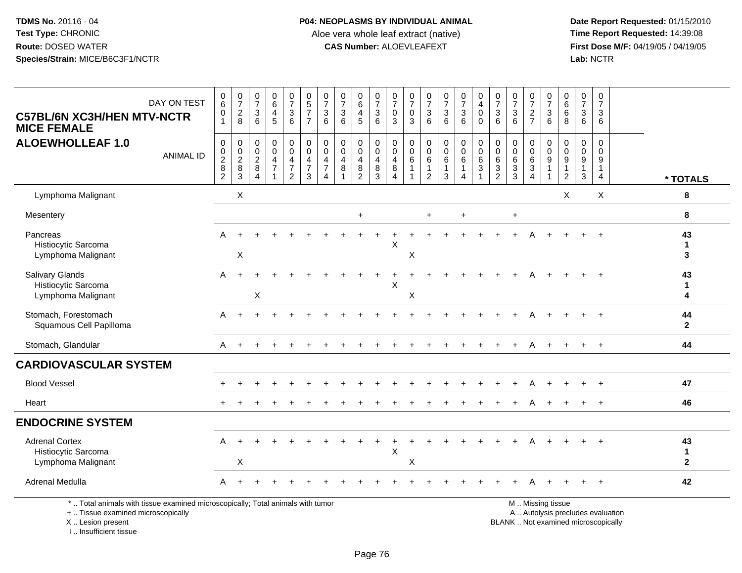**TDMS No.** 20116 - 04
**Test Type:** CHRONIC
**Route:** DOSED WATER
**Species/Strain:** MICE/B6C3F1/NCTR

**P04: NEOPLASMS BY INDIVIDUAL ANIMAL**
Aloe vera whole leaf extract (native)
**CAS Number:** ALOEVLEAFEXT

**Date Report Requested:** 01/15/2010
**Time Report Requested:** 14:39:08
**First Dose M/F:** 04/19/05 / 04/19/05
**Lab:** NCTR

## C57BL/6N XC3H/HEN MTV-NCTR MICE FEMALE
## ALOEWHOLLEAF 1.0

| DAY ON TEST | 0601 | 0728 | 0736 | 0645 | 0736 | 0577 | 0736 | 0736 | 0645 | 0736 | 0703 | 0703 | 0736 | 0736 | 0736 | 0400 | 0736 | 0736 | 0727 | 0736 | 0668 | 0736 | 0736 | |
|---|---|---|---|---|---|---|---|---|---|---|---|---|---|---|---|---|---|---|---|---|---|---|---|---|
| **ANIMAL ID** | 00282 | 00283 | 00284 | 00471 | 00472 | 00473 | 00474 | 00481 | 00482 | 00483 | 00484 | 00611 | 00612 | 00613 | 00614 | 00631 | 00632 | 00633 | 00634 | 00911 | 00912 | 00913 | 00914 | *** TOTALS** |
| Lymphoma Malignant | | X | | | | | | | | | | | | | | | | | | | X | | X | 8 |
| Mesentery | | | | | | | | | + | | | | + | | + | | | + | | | | | | 8 |
| Pancreas | A | + | + | + | + | + | + | + | + | + | + | + | + | + | + | + | + | + | A | + | + | + | + | 43 |
| Histiocytic Sarcoma | | | | | | | | | | | X | | | | | | | | | | | | | 1 |
| Lymphoma Malignant | | X | | | | | | | | | | X | | | | | | | | | | | | 3 |
| Salivary Glands | A | + | + | + | + | + | + | + | + | + | + | + | + | + | + | + | + | + | A | + | + | + | + | 43 |
| Histiocytic Sarcoma | | | | | | | | | | | X | | | | | | | | | | | | | 1 |
| Lymphoma Malignant | | | X | | | | | | | | | X | | | | | | | | | | | | 4 |
| Stomach, Forestomach | A | + | + | + | + | + | + | + | + | + | + | + | + | + | + | + | + | + | A | + | + | + | + | 44 |
| Squamous Cell Papilloma | | | | | | | | | | | | | | | | | | | | | | | | 2 |
| Stomach, Glandular | A | + | + | + | + | + | + | + | + | + | + | + | + | + | + | + | + | + | A | + | + | + | + | 44 |
| **CARDIOVASCULAR SYSTEM** | | | | | | | | | | | | | | | | | | | | | | | | |
| Blood Vessel | + | + | + | + | + | + | + | + | + | + | + | + | + | + | + | + | + | + | A | + | + | + | + | 47 |
| Heart | + | + | + | + | + | + | + | + | + | + | + | + | + | + | + | + | + | + | A | + | + | + | + | 46 |
| **ENDOCRINE SYSTEM** | | | | | | | | | | | | | | | | | | | | | | | | |
| Adrenal Cortex | A | + | + | + | + | + | + | + | + | + | + | + | + | + | + | + | + | + | A | + | + | + | + | 43 |
| Histiocytic Sarcoma | | | | | | | | | | | X | | | | | | | | | | | | | 1 |
| Lymphoma Malignant | | X | | | | | | | | | | X | | | | | | | | | | | | 2 |
| Adrenal Medulla | A | + | + | + | + | + | + | + | + | + | + | + | + | + | + | + | + | + | A | + | + | + | + | 42 |

\* .. Total animals with tissue examined microscopically; Total animals with tumor
\+ .. Tissue examined microscopically
X .. Lesion present
I .. Insufficient tissue

M .. Missing tissue
A .. Autolysis precludes evaluation
BLANK .. Not examined microscopically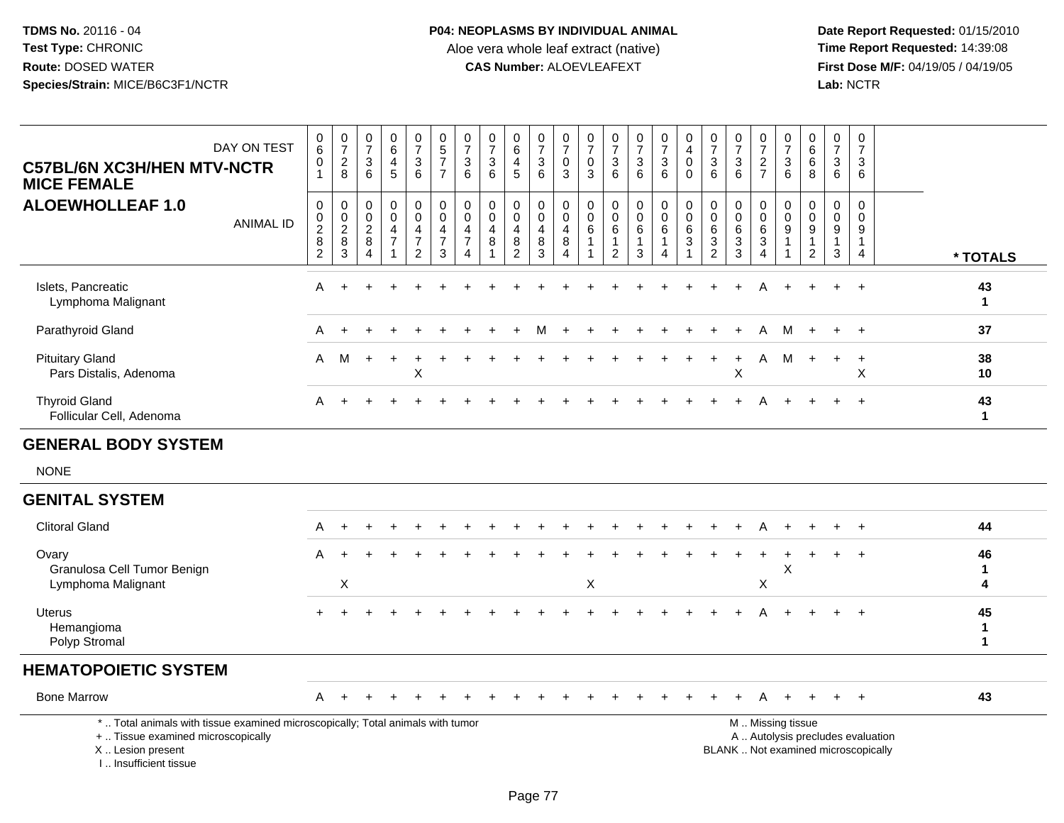**TDMS No.** 20116 - 04
**Test Type:** CHRONIC
**Route:** DOSED WATER
**Species/Strain:** MICE/B6C3F1/NCTR

**P04: NEOPLASMS BY INDIVIDUAL ANIMAL**
Aloe vera whole leaf extract (native)
**CAS Number:** ALOEVLEAFEXT

**Date Report Requested:** 01/15/2010
**Time Report Requested:** 14:39:08
**First Dose M/F:** 04/19/05 / 04/19/05
**Lab:** NCTR

## C57BL/6N XC3H/HEN MTV-NCTR MICE FEMALE
## ALOEWHOLLEAF 1.0

| DAY ON TEST | 0601 | 0728 | 0736 | 0645 | 0736 | 0577 | 0736 | 0736 | 0645 | 0736 | 0703 | 0703 | 0736 | 0736 | 0736 | 0400 | 0736 | 0736 | 0727 | 0736 | 0668 | 0736 | 0736 | |
|---|---|---|---|---|---|---|---|---|---|---|---|---|---|---|---|---|---|---|---|---|---|---|---|---|
| ANIMAL ID | 00282 | 00283 | 00284 | 00471 | 00472 | 00473 | 00474 | 00481 | 00482 | 00483 | 00484 | 00611 | 00612 | 00613 | 00614 | 00631 | 00632 | 00633 | 00634 | 00911 | 00912 | 00913 | 00914 | * TOTALS |
| Islets, Pancreatic | A | + | + | + | + | + | + | + | + | + | + | + | + | + | + | + | + | + | A | + | + | + | + | 43 |
| Lymphoma Malignant | | | | | | | | | | | | | | | | | | | | | | | | 1 |
| Parathyroid Gland | A | + | + | + | + | + | + | + | + | M | + | + | + | + | + | + | + | + | A | M | + | + | + | 37 |
| Pituitary Gland | A | M | + | + | + | + | + | + | + | + | + | + | + | + | + | + | + | + | A | M | + | + | + | 38 |
| Pars Distalis, Adenoma | | | | | X | | | | | | | | | | | | | X | | | | | X | 10 |
| Thyroid Gland | A | + | + | + | + | + | + | + | + | + | + | + | + | + | + | + | + | + | A | + | + | + | + | 43 |
| Follicular Cell, Adenoma | | | | | | | | | | | | | | | | | | | | | | | | 1 |

## GENERAL BODY SYSTEM

NONE

## GENITAL SYSTEM

| | | | | | | | | | | | | | | | | | | | | | | | | * TOTALS |
|---|---|---|---|---|---|---|---|---|---|---|---|---|---|---|---|---|---|---|---|---|---|---|---|---|
| Clitoral Gland | A | + | + | + | + | + | + | + | + | + | + | + | + | + | + | + | + | + | A | + | + | + | + | 44 |
| Ovary | A | + | + | + | + | + | + | + | + | + | + | + | + | + | + | + | + | + | + | + | + | + | + | 46 |
| Granulosa Cell Tumor Benign | | | | | | | | | | | | | | | | | | | | X | | | | 1 |
| Lymphoma Malignant | | X | | | | | | | | | | X | | | | | | | X | | | | | 4 |
| Uterus | + | + | + | + | + | + | + | + | + | + | + | + | + | + | + | + | + | + | A | + | + | + | + | 45 |
| Hemangioma | | | | | | | | | | | | | | | | | | | | | | | | 1 |
| Polyp Stromal | | | | | | | | | | | | | | | | | | | | | | | | 1 |

## HEMATOPOIETIC SYSTEM

| | | | | | | | | | | | | | | | | | | | | | | | | * TOTALS |
|---|---|---|---|---|---|---|---|---|---|---|---|---|---|---|---|---|---|---|---|---|---|---|---|---|
| Bone Marrow | A | + | + | + | + | + | + | + | + | + | + | + | + | + | + | + | + | + | A | + | + | + | + | 43 |

* .. Total animals with tissue examined microscopically; Total animals with tumor
+ .. Tissue examined microscopically
X .. Lesion present
I .. Insufficient tissue

M .. Missing tissue
A .. Autolysis precludes evaluation
BLANK .. Not examined microscopically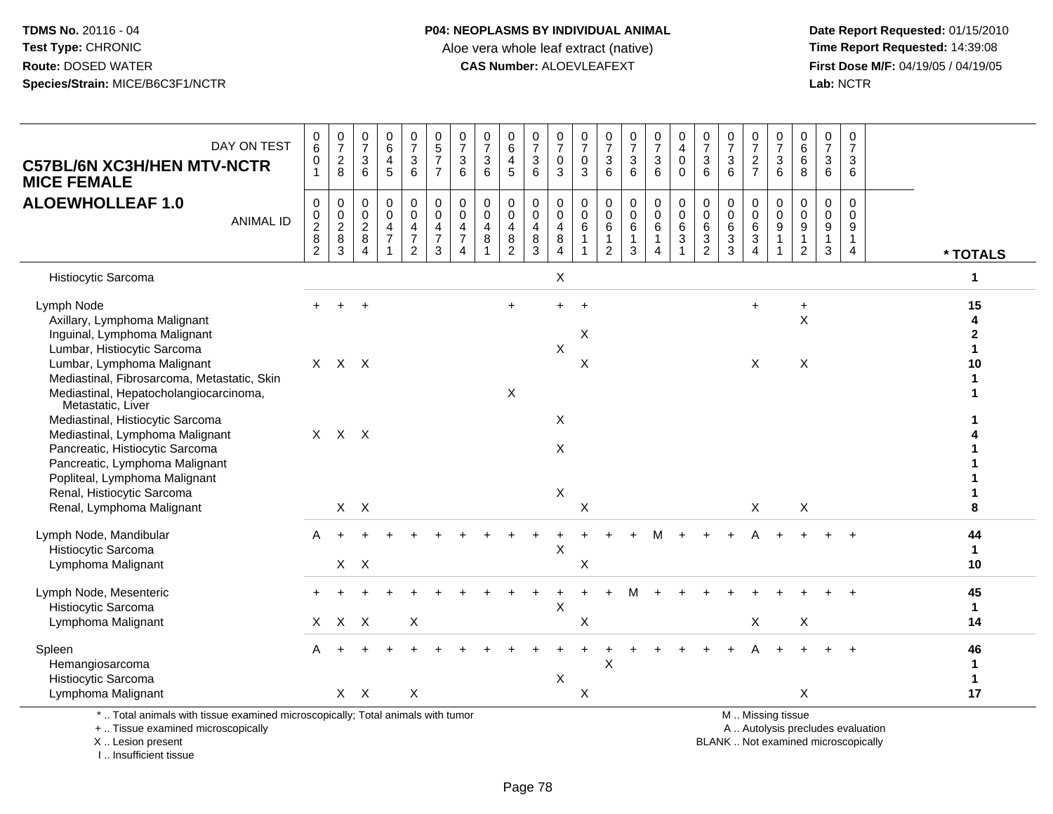**TDMS No.** 20116 - 04
**Test Type:** CHRONIC
**Route:** DOSED WATER
**Species/Strain:** MICE/B6C3F1/NCTR

**P04: NEOPLASMS BY INDIVIDUAL ANIMAL**
Aloe vera whole leaf extract (native)
**CAS Number:** ALOEVLEAFEXT

**Date Report Requested:** 01/15/2010
**Time Report Requested:** 14:39:08
**First Dose M/F:** 04/19/05 / 04/19/05
**Lab:** NCTR

**C57BL/6N XC3H/HEN MTV-NCTR MICE FEMALE**
**ALOEWHOLLEAF 1.0**

| DAY ON TEST | 0601 | 0728 | 0736 | 0645 | 0736 | 0577 | 0736 | 0736 | 0645 | 0736 | 0703 | 0703 | 0736 | 0736 | 0736 | 0400 | 0736 | 0736 | 0727 | 0736 | 0668 | 0736 | 0736 | |
|---|---|---|---|---|---|---|---|---|---|---|---|---|---|---|---|---|---|---|---|---|---|---|---|---|
| **ANIMAL ID** | 00282 | 00283 | 00284 | 00471 | 00472 | 00473 | 00474 | 00481 | 00482 | 00483 | 00484 | 00611 | 00612 | 00613 | 00614 | 00631 | 00632 | 00633 | 00634 | 00911 | 00912 | 00913 | 00914 | *** TOTALS** |
| Histiocytic Sarcoma | | | | | | | | | | | X | | | | | | | | | | | | | 1 |
| Lymph Node | + | + | + | | | | | | + | | + | + | | | | | | | + | | + | | | 15 |
| Axillary, Lymphoma Malignant | | | | | | | | | | | | | | | | | | | | | X | | | 4 |
| Inguinal, Lymphoma Malignant | | | | | | | | | | | | X | | | | | | | | | | | | 2 |
| Lumbar, Histiocytic Sarcoma | | | | | | | | | | | X | | | | | | | | | | | | | 1 |
| Lumbar, Lymphoma Malignant | X | X | X | | | | | | | | | X | | | | | | | X | | X | | | 10 |
| Mediastinal, Fibrosarcoma, Metastatic, Skin | | | | | | | | | | | | | | | | | | | | | | | | 1 |
| Mediastinal, Hepatocholangiocarcinoma, Metastatic, Liver | | | | | | | | | X | | | | | | | | | | | | | | | 1 |
| Mediastinal, Histiocytic Sarcoma | | | | | | | | | | | X | | | | | | | | | | | | | 1 |
| Mediastinal, Lymphoma Malignant | X | X | X | | | | | | | | | | | | | | | | | | | | | 4 |
| Pancreatic, Histiocytic Sarcoma | | | | | | | | | | | X | | | | | | | | | | | | | 1 |
| Pancreatic, Lymphoma Malignant | | | | | | | | | | | | | | | | | | | | | | | | 1 |
| Popliteal, Lymphoma Malignant | | | | | | | | | | | | | | | | | | | | | | | | 1 |
| Renal, Histiocytic Sarcoma | | | | | | | | | | | X | | | | | | | | | | | | | 1 |
| Renal, Lymphoma Malignant | | X | X | | | | | | | | | X | | | | | | | X | | X | | | 8 |
| Lymph Node, Mandibular | A | + | + | + | + | + | + | + | + | + | + | + | + | + | M | + | + | + | A | + | + | + | + | 44 |
| Histiocytic Sarcoma | | | | | | | | | | | X | | | | | | | | | | | | | 1 |
| Lymphoma Malignant | | X | X | | | | | | | | | X | | | | | | | | | | | | 10 |
| Lymph Node, Mesenteric | + | + | + | + | + | + | + | + | + | + | + | + | + | M | + | + | + | + | + | + | + | + | + | 45 |
| Histiocytic Sarcoma | | | | | | | | | | | X | | | | | | | | | | | | | 1 |
| Lymphoma Malignant | X | X | X | | X | | | | | | | X | | | | | | | X | | X | | | 14 |
| Spleen | A | + | + | + | + | + | + | + | + | + | + | + | + | + | + | + | + | + | A | + | + | + | + | 46 |
| Hemangiosarcoma | | | | | | | | | | | | | X | | | | | | | | | | | 1 |
| Histiocytic Sarcoma | | | | | | | | | | | X | | | | | | | | | | | | | 1 |
| Lymphoma Malignant | | X | X | | X | | | | | | | X | | | | | | | | | X | | | 17 |

\* .. Total animals with tissue examined microscopically; Total animals with tumor
\+ .. Tissue examined microscopically
X .. Lesion present
I .. Insufficient tissue

M .. Missing tissue
A .. Autolysis precludes evaluation
BLANK .. Not examined microscopically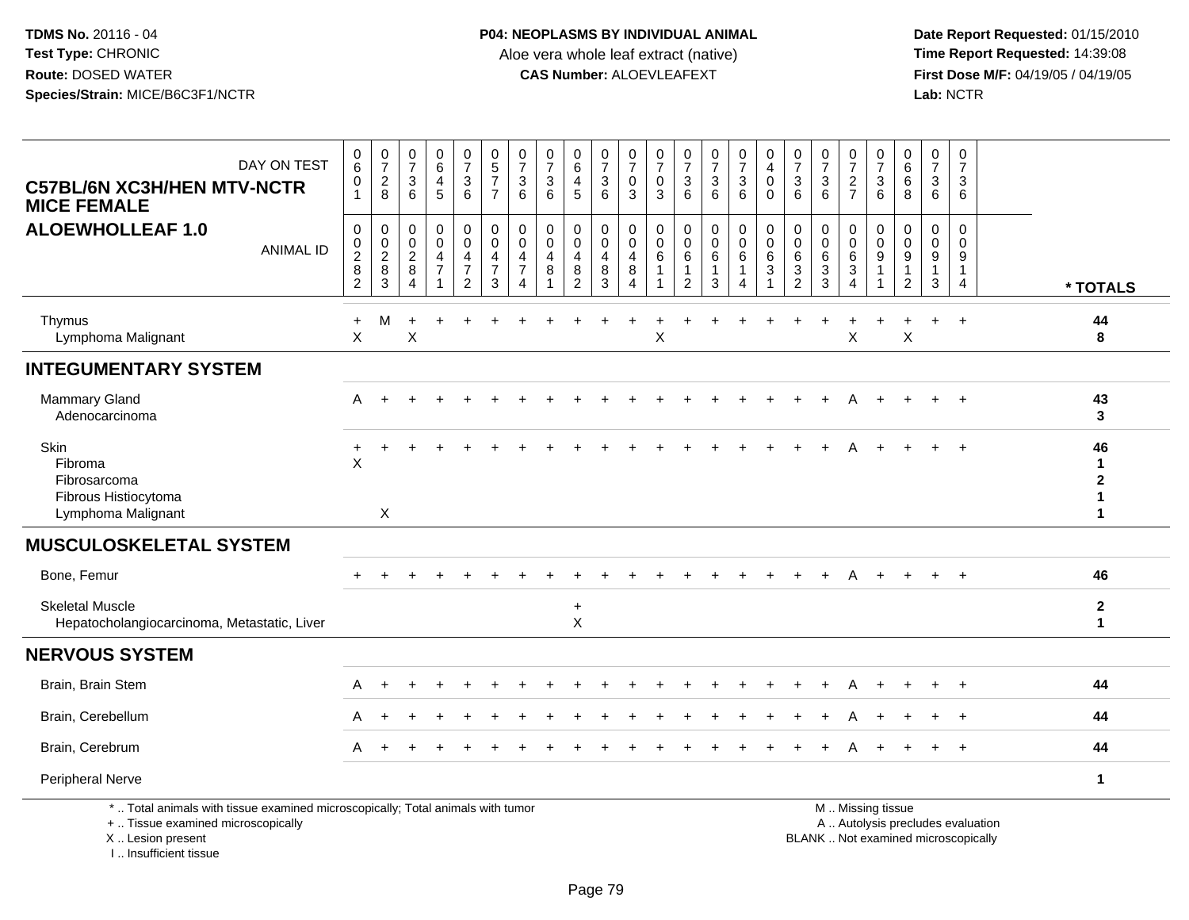**TDMS No.** 20116 - 04
**Test Type:** CHRONIC
**Route:** DOSED WATER
**Species/Strain:** MICE/B6C3F1/NCTR

**P04: NEOPLASMS BY INDIVIDUAL ANIMAL**
Aloe vera whole leaf extract (native)
**CAS Number:** ALOEVLEAFEXT

**Date Report Requested:** 01/15/2010
**Time Report Requested:** 14:39:08
**First Dose M/F:** 04/19/05 / 04/19/05
**Lab:** NCTR

## C57BL/6N XC3H/HEN MTV-NCTR MICE FEMALE
## ALOEWHOLLEAF 1.0

| DAY ON TEST | 0601 | 0728 | 0736 | 0645 | 0736 | 0577 | 0736 | 0736 | 0645 | 0736 | 0703 | 0703 | 0736 | 0736 | 0736 | 0400 | 0736 | 0736 | 0727 | 0736 | 0668 | 0736 | 0736 | |
|---|---|---|---|---|---|---|---|---|---|---|---|---|---|---|---|---|---|---|---|---|---|---|---|---|
| ANIMAL ID | 00282 | 00283 | 00284 | 00471 | 00472 | 00473 | 00474 | 00481 | 00482 | 00483 | 00484 | 00611 | 00612 | 00613 | 00614 | 00631 | 00632 | 00633 | 00634 | 00911 | 00912 | 00913 | 00914 | * TOTALS |
| Thymus | + | M | + | + | + | + | + | + | + | + | + | + | + | + | + | + | + | + | + | + | + | + | + | 44 |
| Lymphoma Malignant | X | | X | | | | | | | | | X | | | | | | | X | | X | | | 8 |
| **INTEGUMENTARY SYSTEM** | | | | | | | | | | | | | | | | | | | | | | | | |
| Mammary Gland | A | + | + | + | + | + | + | + | + | + | + | + | + | + | + | + | + | + | A | + | + | + | + | 43 |
| Adenocarcinoma | | | | | | | | | | | | | | | | | | | | | | | | 3 |
| Skin | + | + | + | + | + | + | + | + | + | + | + | + | + | + | + | + | + | + | A | + | + | + | + | 46 |
| Fibroma | X | | | | | | | | | | | | | | | | | | | | | | | 1 |
| Fibrosarcoma | | | | | | | | | | | | | | | | | | | | | | | | 2 |
| Fibrous Histiocytoma | | | | | | | | | | | | | | | | | | | | | | | | 1 |
| Lymphoma Malignant | | X | | | | | | | | | | | | | | | | | | | | | | 1 |
| **MUSCULOSKELETAL SYSTEM** | | | | | | | | | | | | | | | | | | | | | | | | |
| Bone, Femur | + | + | + | + | + | + | + | + | + | + | + | + | + | + | + | + | + | + | A | + | + | + | + | 46 |
| Skeletal Muscle | | | | | | | | | + | | | | | | | | | | | | | | | 2 |
| Hepatocholangiocarcinoma, Metastatic, Liver | | | | | | | | | X | | | | | | | | | | | | | | | 1 |
| **NERVOUS SYSTEM** | | | | | | | | | | | | | | | | | | | | | | | | |
| Brain, Brain Stem | A | + | + | + | + | + | + | + | + | + | + | + | + | + | + | + | + | + | A | + | + | + | + | 44 |
| Brain, Cerebellum | A | + | + | + | + | + | + | + | + | + | + | + | + | + | + | + | + | + | A | + | + | + | + | 44 |
| Brain, Cerebrum | A | + | + | + | + | + | + | + | + | + | + | + | + | + | + | + | + | + | A | + | + | + | + | 44 |
| Peripheral Nerve | | | | | | | | | | | | | | | | | | | | | | | | 1 |

\* .. Total animals with tissue examined microscopically; Total animals with tumor
+ .. Tissue examined microscopically
X .. Lesion present
I .. Insufficient tissue

M .. Missing tissue
A .. Autolysis precludes evaluation
BLANK .. Not examined microscopically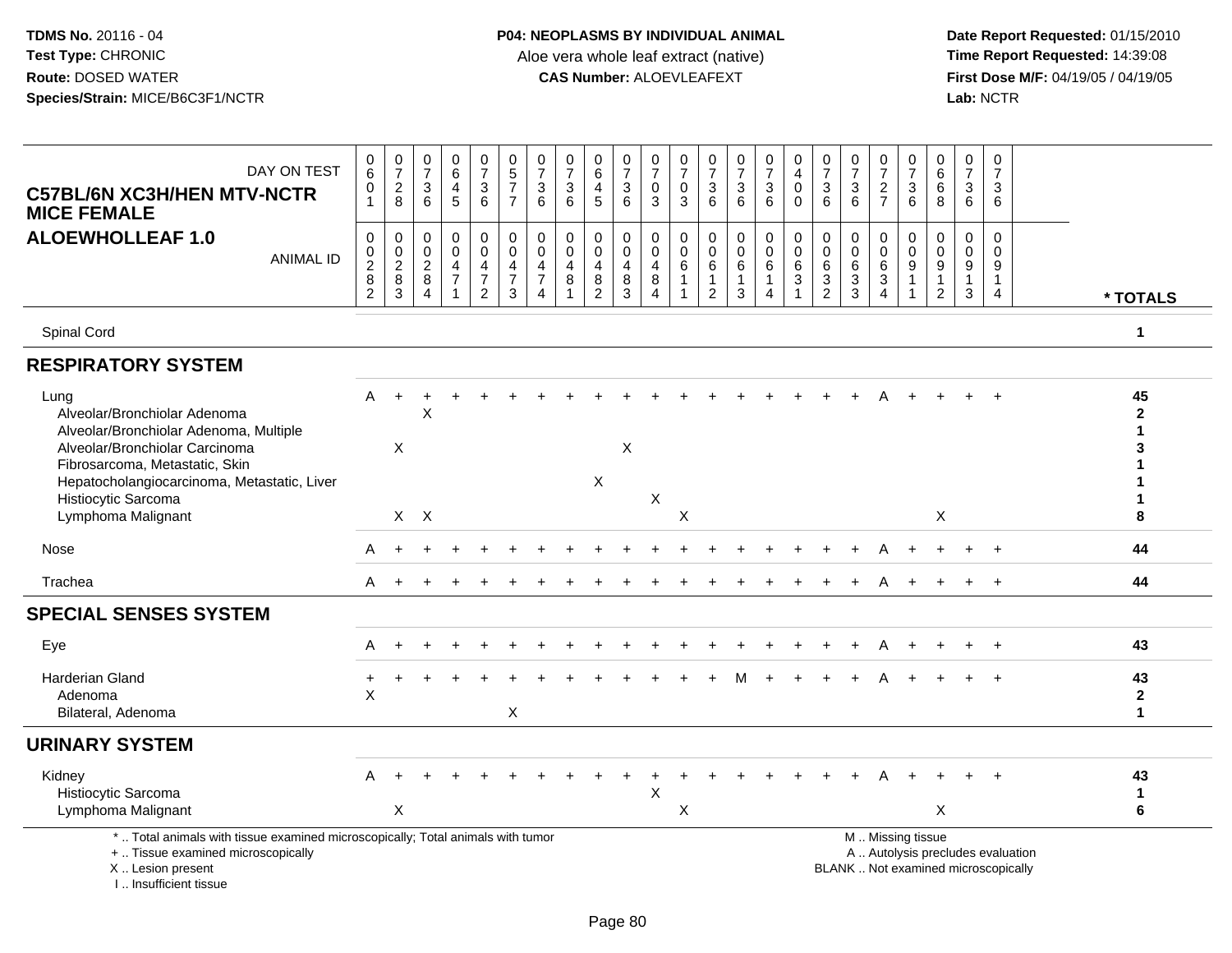TDMS No. 20116 - 04
Test Type: CHRONIC
Route: DOSED WATER
Species/Strain: MICE/B6C3F1/NCTR

**P04: NEOPLASMS BY INDIVIDUAL ANIMAL**
Aloe vera whole leaf extract (native)
**CAS Number:** ALOEVLEAFEXT

Date Report Requested: 01/15/2010
Time Report Requested: 14:39:08
First Dose M/F: 04/19/05 / 04/19/05
Lab: NCTR

**C57BL/6N XC3H/HEN MTV-NCTR MICE FEMALE**
**ALOEWHOLLEAF 1.0**

| DAY ON TEST | 0601 | 0728 | 0736 | 0645 | 0736 | 0577 | 0736 | 0736 | 0645 | 0736 | 0703 | 0703 | 0736 | 0736 | 0736 | 0400 | 0736 | 0736 | 0727 | 0736 | 0668 | 0736 | 0736 | |
|---|---|---|---|---|---|---|---|---|---|---|---|---|---|---|---|---|---|---|---|---|---|---|---|---|
| ANIMAL ID | 00282 | 00283 | 00284 | 00471 | 00472 | 00473 | 00474 | 00481 | 00482 | 00483 | 00484 | 00611 | 00612 | 00613 | 00614 | 00631 | 00632 | 00633 | 00634 | 00911 | 00912 | 00913 | 00914 | * TOTALS |
| Spinal Cord | | | | | | | | | | | | | | | | | | | | | | | | 1 |
| **RESPIRATORY SYSTEM** | | | | | | | | | | | | | | | | | | | | | | | | |
| Lung | A | + | + | + | + | + | + | + | + | + | + | + | + | + | + | + | + | + | A | + | + | + | + | 45 |
| Alveolar/Bronchiolar Adenoma | | | X | | | | | | | | | | | | | | | | | | | | | 2 |
| Alveolar/Bronchiolar Adenoma, Multiple | | | | | | | | | | | | | | | | | | | | | | | | 1 |
| Alveolar/Bronchiolar Carcinoma | | X | | | | | | | | X | | | | | | | | | | | | | | 3 |
| Fibrosarcoma, Metastatic, Skin | | | | | | | | | | | | | | | | | | | | | | | | 1 |
| Hepatocholangiocarcinoma, Metastatic, Liver | | | | | | | | | X | | | | | | | | | | | | | | | 1 |
| Histiocytic Sarcoma | | | | | | | | | | | X | | | | | | | | | | | | | 1 |
| Lymphoma Malignant | | X | X | | | | | | | | | X | | | | | | | | | X | | | 8 |
| Nose | A | + | + | + | + | + | + | + | + | + | + | + | + | + | + | + | + | + | A | + | + | + | + | 44 |
| Trachea | A | + | + | + | + | + | + | + | + | + | + | + | + | + | + | + | + | + | A | + | + | + | + | 44 |
| **SPECIAL SENSES SYSTEM** | | | | | | | | | | | | | | | | | | | | | | | | |
| Eye | A | + | + | + | + | + | + | + | + | + | + | + | + | + | + | + | + | + | A | + | + | + | + | 43 |
| Harderian Gland | + | + | + | + | + | + | + | + | + | + | + | + | + | M | + | + | + | + | A | + | + | + | + | 43 |
| Adenoma | X | | | | | | | | | | | | | | | | | | | | | | | 2 |
| Bilateral, Adenoma | | | | | | X | | | | | | | | | | | | | | | | | | 1 |
| **URINARY SYSTEM** | | | | | | | | | | | | | | | | | | | | | | | | |
| Kidney | A | + | + | + | + | + | + | + | + | + | + | + | + | + | + | + | + | + | A | + | + | + | + | 43 |
| Histiocytic Sarcoma | | | | | | | | | | | X | | | | | | | | | | | | | 1 |
| Lymphoma Malignant | | X | | | | | | | | | | X | | | | | | | | | X | | | 6 |

\* .. Total animals with tissue examined microscopically; Total animals with tumor
\+ .. Tissue examined microscopically
X .. Lesion present
I .. Insufficient tissue

M .. Missing tissue
A .. Autolysis precludes evaluation
BLANK .. Not examined microscopically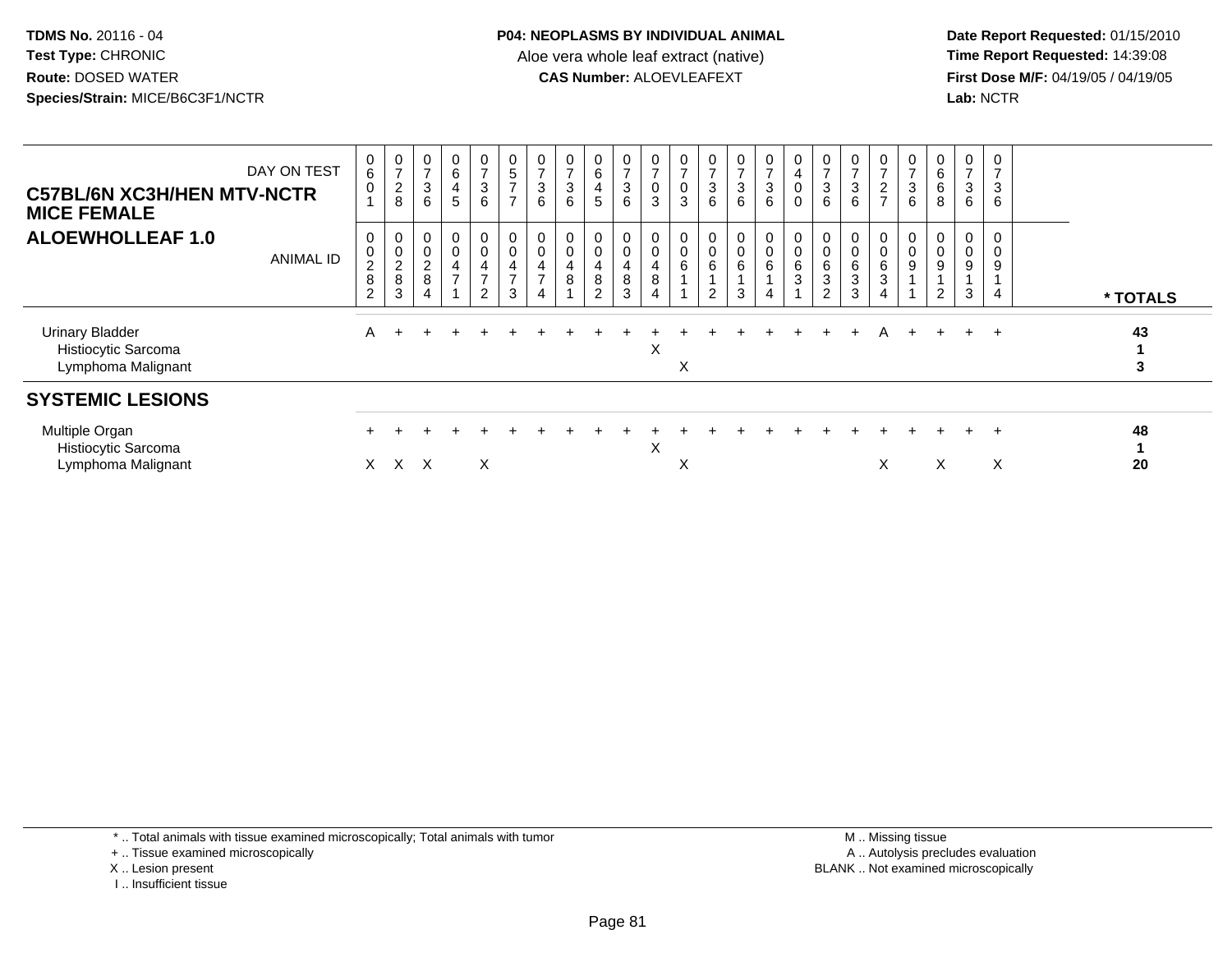**TDMS No.** 20116 - 04
**Test Type:** CHRONIC
**Route:** DOSED WATER
**Species/Strain:** MICE/B6C3F1/NCTR

**P04: NEOPLASMS BY INDIVIDUAL ANIMAL**
Aloe vera whole leaf extract (native)
**CAS Number:** ALOEVLEAFEXT

**Date Report Requested:** 01/15/2010
**Time Report Requested:** 14:39:08
**First Dose M/F:** 04/19/05 / 04/19/05
**Lab:** NCTR

## C57BL/6N XC3H/HEN MTV-NCTR MICE FEMALE
## ALOEWHOLLEAF 1.0

| DAY ON TEST | 0601 | 0728 | 0736 | 0645 | 0736 | 0577 | 0736 | 0736 | 0645 | 0736 | 0703 | 0703 | 0736 | 0736 | 0736 | 0400 | 0736 | 0736 | 0727 | 0736 | 0668 | 0736 | 0736 | |
|---|---|---|---|---|---|---|---|---|---|---|---|---|---|---|---|---|---|---|---|---|---|---|---|---|
| **ANIMAL ID** | 0282 | 0283 | 0284 | 0471 | 0472 | 0473 | 0474 | 0481 | 0482 | 0483 | 0484 | 0611 | 0612 | 0613 | 0614 | 0631 | 0632 | 0633 | 0634 | 0911 | 0912 | 0913 | 0914 | *** TOTALS** |
| Urinary Bladder | A | + | + | + | + | + | + | + | + | + | + | + | + | + | + | + | + | + | A | + | + | + | + | **43** |
| Histiocytic Sarcoma | | | | | | | | | | | X | | | | | | | | | | | | | **1** |
| Lymphoma Malignant | | | | | | | | | | | | X | | | | | | | | | | | | **3** |
| **SYSTEMIC LESIONS** | | | | | | | | | | | | | | | | | | | | | | | | |
| Multiple Organ | + | + | + | + | + | + | + | + | + | + | + | + | + | + | + | + | + | + | + | + | + | + | + | **48** |
| Histiocytic Sarcoma | | | | | | | | | | | X | | | | | | | | | | | | | **1** |
| Lymphoma Malignant | X | X | X | | X | | | | | | | X | | | | | | | X | | X | | X | **20** |

\* .. Total animals with tissue examined microscopically; Total animals with tumor
\+ .. Tissue examined microscopically
X .. Lesion present
I .. Insufficient tissue

M .. Missing tissue
A .. Autolysis precludes evaluation
BLANK .. Not examined microscopically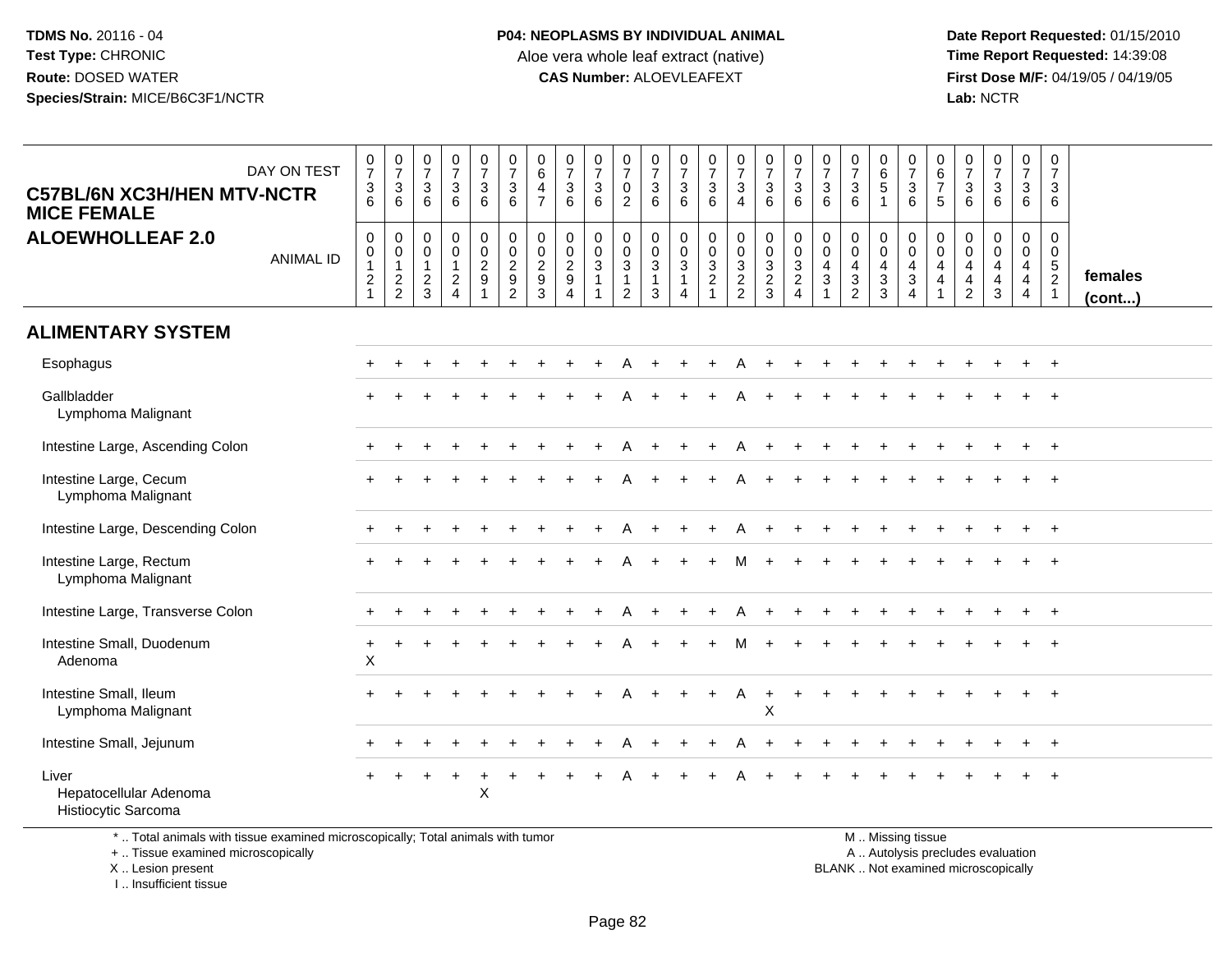**TDMS No.** 20116 - 04
**Test Type:** CHRONIC
**Route:** DOSED WATER
**Species/Strain:** MICE/B6C3F1/NCTR

**P04: NEOPLASMS BY INDIVIDUAL ANIMAL**
Aloe vera whole leaf extract (native)
**CAS Number:** ALOEVLEAFEXT

**Date Report Requested:** 01/15/2010
**Time Report Requested:** 14:39:08
**First Dose M/F:** 04/19/05 / 04/19/05
**Lab:** NCTR

## C57BL/6N XC3H/HEN MTV-NCTR MICE FEMALE
## ALOEWHOLLEAF 2.0

| DAY ON TEST | 0736 | 0736 | 0736 | 0736 | 0736 | 0736 | 0647 | 0736 | 0736 | 0702 | 0736 | 0736 | 0736 | 0734 | 0736 | 0736 | 0736 | 0736 | 0651 | 0736 | 0675 | 0736 | 0736 | 0736 | 0736 | |
|---|---|---|---|---|---|---|---|---|---|---|---|---|---|---|---|---|---|---|---|---|---|---|---|---|---|---|
| **ANIMAL ID** | 0012 1 | 0012 2 | 0012 3 | 0012 4 | 0029 1 | 0029 2 | 0029 3 | 0029 4 | 0031 1 | 0031 2 | 0031 3 | 0031 4 | 0032 1 | 0032 2 | 0032 3 | 0032 4 | 0043 1 | 0043 2 | 0043 3 | 0043 4 | 0044 1 | 0044 2 | 0044 3 | 0044 4 | 0052 1 | **females (cont...)** |
| **ALIMENTARY SYSTEM** | | | | | | | | | | | | | | | | | | | | | | | | | | |
| Esophagus | + | + | + | + | + | + | + | + | + | A | + | + | + | A | + | + | + | + | + | + | + | + | + | + | + | |
| Gallbladder | + | + | + | + | + | + | + | + | + | A | + | + | + | A | + | + | + | + | + | + | + | + | + | + | + | |
| Lymphoma Malignant | | | | | | | | | | | | | | | | | | | | | | | | | | |
| Intestine Large, Ascending Colon | + | + | + | + | + | + | + | + | + | A | + | + | + | A | + | + | + | + | + | + | + | + | + | + | + | |
| Intestine Large, Cecum | + | + | + | + | + | + | + | + | + | A | + | + | + | A | + | + | + | + | + | + | + | + | + | + | + | |
| Lymphoma Malignant | | | | | | | | | | | | | | | | | | | | | | | | | | |
| Intestine Large, Descending Colon | + | + | + | + | + | + | + | + | + | A | + | + | + | A | + | + | + | + | + | + | + | + | + | + | + | |
| Intestine Large, Rectum | + | + | + | + | + | + | + | + | + | A | + | + | + | M | + | + | + | + | + | + | + | + | + | + | + | |
| Lymphoma Malignant | | | | | | | | | | | | | | | | | | | | | | | | | | |
| Intestine Large, Transverse Colon | + | + | + | + | + | + | + | + | + | A | + | + | + | A | + | + | + | + | + | + | + | + | + | + | + | |
| Intestine Small, Duodenum | + | + | + | + | + | + | + | + | + | A | + | + | + | M | + | + | + | + | + | + | + | + | + | + | + | |
| Adenoma | X | | | | | | | | | | | | | | | | | | | | | | | | | |
| Intestine Small, Ileum | + | + | + | + | + | + | + | + | + | A | + | + | + | A | + | + | + | + | + | + | + | + | + | + | + | |
| Lymphoma Malignant | | | | | | | | | | | | | | | X | | | | | | | | | | | |
| Intestine Small, Jejunum | + | + | + | + | + | + | + | + | + | A | + | + | + | A | + | + | + | + | + | + | + | + | + | + | + | |
| Liver | + | + | + | + | + | + | + | + | + | A | + | + | + | A | + | + | + | + | + | + | + | + | + | + | + | |
| Hepatocellular Adenoma | | | | | X | | | | | | | | | | | | | | | | | | | | | |
| Histiocytic Sarcoma | | | | | | | | | | | | | | | | | | | | | | | | | | |

\* .. Total animals with tissue examined microscopically; Total animals with tumor
\+ .. Tissue examined microscopically
X .. Lesion present
I .. Insufficient tissue

M .. Missing tissue
A .. Autolysis precludes evaluation
BLANK .. Not examined microscopically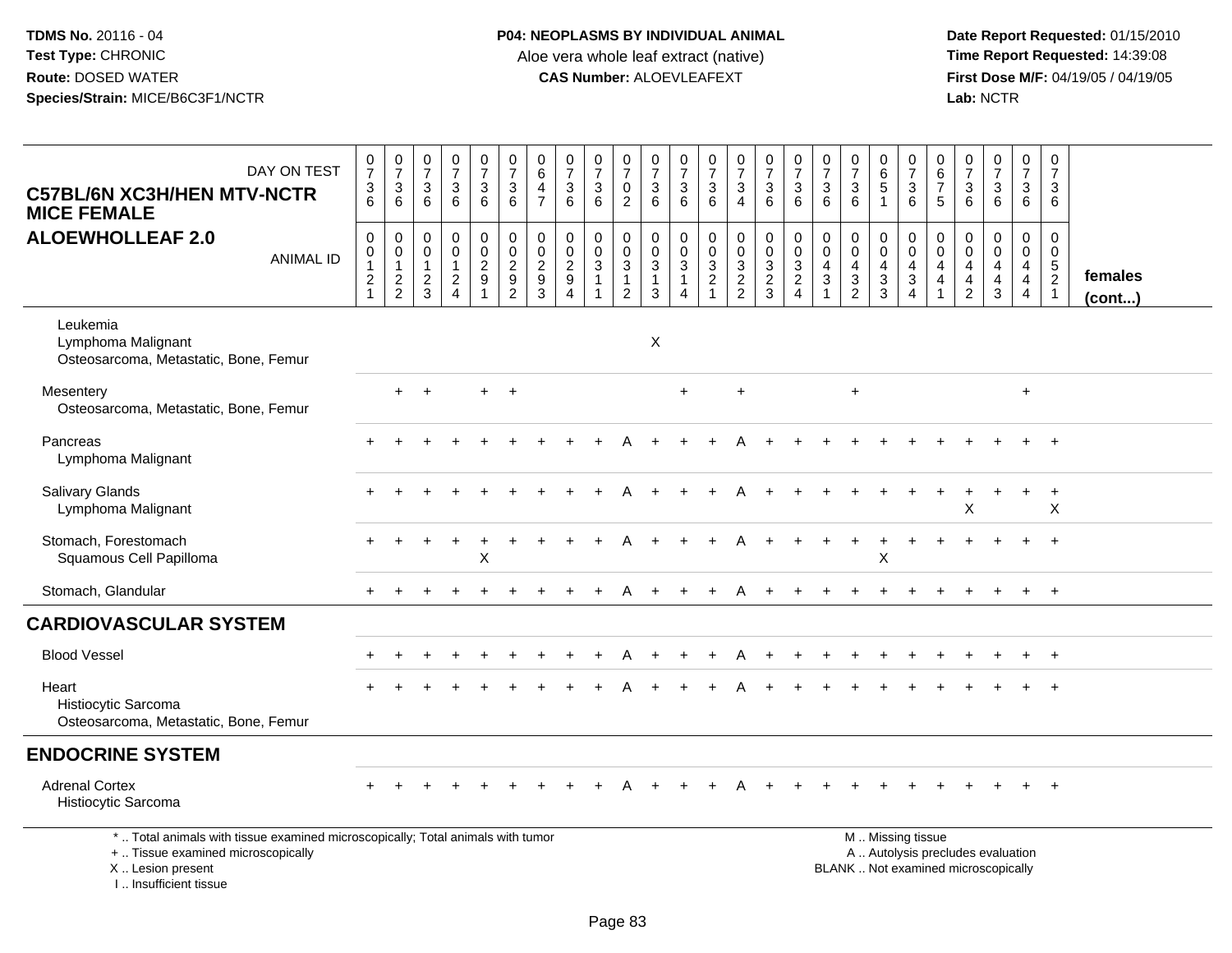**TDMS No.** 20116 - 04
**Test Type:** CHRONIC
**Route:** DOSED WATER
**Species/Strain:** MICE/B6C3F1/NCTR

**P04: NEOPLASMS BY INDIVIDUAL ANIMAL**
Aloe vera whole leaf extract (native)
**CAS Number:** ALOEVLEAFEXT

**Date Report Requested:** 01/15/2010
**Time Report Requested:** 14:39:08
**First Dose M/F:** 04/19/05 / 04/19/05
**Lab:** NCTR

| C57BL/6N XC3H/HEN MTV-NCTR MICE FEMALE ALOEWHOLLEAF 2.0 — DAY ON TEST | 0736 | 0736 | 0736 | 0736 | 0736 | 0736 | 0647 | 0736 | 0736 | 0702 | 0736 | 0736 | 0736 | 0734 | 0736 | 0736 | 0736 | 0736 | 0651 | 0736 | 0675 | 0736 | 0736 | 0736 | 0736 | |
|---|---|---|---|---|---|---|---|---|---|---|---|---|---|---|---|---|---|---|---|---|---|---|---|---|---|---|
| ANIMAL ID | 00121 | 00122 | 00123 | 00124 | 00291 | 00292 | 00293 | 00294 | 00311 | 00312 | 00313 | 00314 | 00321 | 00322 | 00323 | 00324 | 00431 | 00432 | 00433 | 00434 | 00441 | 00442 | 00443 | 00444 | 00521 | females (cont...) |
| Leukemia | | | | | | | | | | | | | | | | | | | | | | | | | | |
| Lymphoma Malignant | | | | | | | | | | | X | | | | | | | | | | | | | | | |
| Osteosarcoma, Metastatic, Bone, Femur | | | | | | | | | | | | | | | | | | | | | | | | | | |
| Mesentery | | + | + | | + | + | | | | | | + | | + | | | | + | | | | | | + | | |
| Osteosarcoma, Metastatic, Bone, Femur | | | | | | | | | | | | | | | | | | | | | | | | | | |
| Pancreas | + | + | + | + | + | + | + | + | + | A | + | + | + | A | + | + | + | + | + | + | + | + | + | + | + | |
| Lymphoma Malignant | | | | | | | | | | | | | | | | | | | | | | | | | | |
| Salivary Glands | + | + | + | + | + | + | + | + | + | A | + | + | + | A | + | + | + | + | + | + | + | + | + | + | + | |
| Lymphoma Malignant | | | | | | | | | | | | | | | | | | | | | | X | | | X | |
| Stomach, Forestomach | + | + | + | + | + | + | + | + | + | A | + | + | + | A | + | + | + | + | + | + | + | + | + | + | + | |
| Squamous Cell Papilloma | | | | | X | | | | | | | | | | | | | | X | | | | | | | |
| Stomach, Glandular | + | + | + | + | + | + | + | + | + | A | + | + | + | A | + | + | + | + | + | + | + | + | + | + | + | |
| **CARDIOVASCULAR SYSTEM** | | | | | | | | | | | | | | | | | | | | | | | | | | |
| Blood Vessel | + | + | + | + | + | + | + | + | + | A | + | + | + | A | + | + | + | + | + | + | + | + | + | + | + | |
| Heart | + | + | + | + | + | + | + | + | + | A | + | + | + | A | + | + | + | + | + | + | + | + | + | + | + | |
| Histiocytic Sarcoma | | | | | | | | | | | | | | | | | | | | | | | | | | |
| Osteosarcoma, Metastatic, Bone, Femur | | | | | | | | | | | | | | | | | | | | | | | | | | |
| **ENDOCRINE SYSTEM** | | | | | | | | | | | | | | | | | | | | | | | | | | |
| Adrenal Cortex | + | + | + | + | + | + | + | + | + | A | + | + | + | A | + | + | + | + | + | + | + | + | + | + | + | |
| Histiocytic Sarcoma | | | | | | | | | | | | | | | | | | | | | | | | | | |

\* .. Total animals with tissue examined microscopically; Total animals with tumor
\+ .. Tissue examined microscopically
X .. Lesion present
I .. Insufficient tissue

M .. Missing tissue
A .. Autolysis precludes evaluation
BLANK .. Not examined microscopically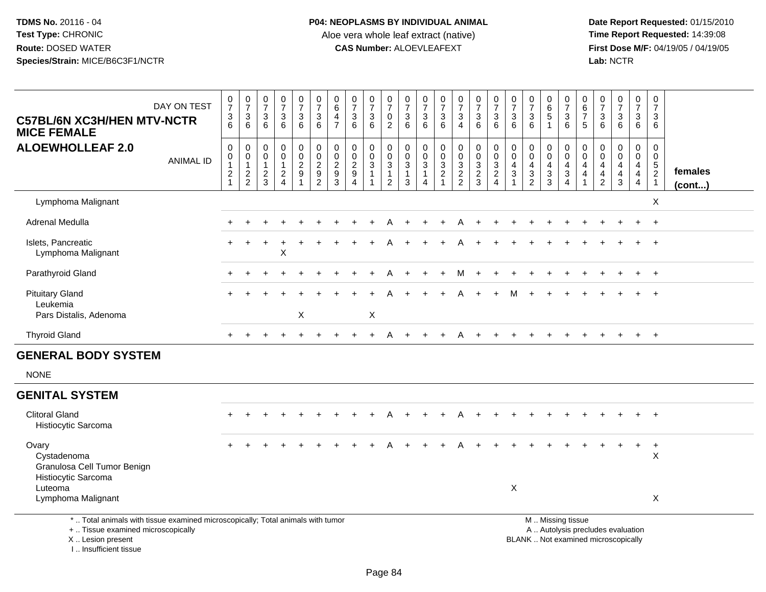**TDMS No.** 20116 - 04
**Test Type:** CHRONIC
**Route:** DOSED WATER
**Species/Strain:** MICE/B6C3F1/NCTR

**P04: NEOPLASMS BY INDIVIDUAL ANIMAL**
Aloe vera whole leaf extract (native)
**CAS Number:** ALOEVLEAFEXT

**Date Report Requested:** 01/15/2010
**Time Report Requested:** 14:39:08
**First Dose M/F:** 04/19/05 / 04/19/05
**Lab:** NCTR

## C57BL/6N XC3H/HEN MTV-NCTR MICE FEMALE
## ALOEWHOLLEAF 2.0

| DAY ON TEST | 0736 | 0736 | 0736 | 0736 | 0736 | 0736 | 0647 | 0736 | 0736 | 0702 | 0736 | 0736 | 0736 | 0734 | 0736 | 0736 | 0736 | 0736 | 0651 | 0736 | 0675 | 0736 | 0736 | 0736 | 0736 | |
|---|---|---|---|---|---|---|---|---|---|---|---|---|---|---|---|---|---|---|---|---|---|---|---|---|---|---|
| **ANIMAL ID** | 00121 | 00122 | 00123 | 00124 | 00291 | 00292 | 00293 | 00294 | 00311 | 00312 | 00313 | 00314 | 00321 | 00322 | 00323 | 00324 | 00431 | 00432 | 00433 | 00434 | 00441 | 00442 | 00443 | 00444 | 00521 | **females (cont...)** |
| Lymphoma Malignant | | | | | | | | | | | | | | | | | | | | | | | | | X | |
| Adrenal Medulla | + | + | + | + | + | + | + | + | + | A | + | + | + | A | + | + | + | + | + | + | + | + | + | + | + | |
| Islets, Pancreatic | + | + | + | + | + | + | + | + | + | A | + | + | + | A | + | + | + | + | + | + | + | + | + | + | + | |
| Lymphoma Malignant | | | | X | | | | | | | | | | | | | | | | | | | | | | |
| Parathyroid Gland | + | + | + | + | + | + | + | + | + | A | + | + | + | M | + | + | + | + | + | + | + | + | + | + | + | |
| Pituitary Gland | + | + | + | + | + | + | + | + | + | A | + | + | + | A | + | + | M | + | + | + | + | + | + | + | + | |
| Leukemia | | | | | | | | | | | | | | | | | | | | | | | | | | |
| Pars Distalis, Adenoma | | | | | X | | | | X | | | | | | | | | | | | | | | | | |
| Thyroid Gland | + | + | + | + | + | + | + | + | + | A | + | + | + | A | + | + | + | + | + | + | + | + | + | + | + | |

## GENERAL BODY SYSTEM

NONE

## GENITAL SYSTEM

| | 00121 | 00122 | 00123 | 00124 | 00291 | 00292 | 00293 | 00294 | 00311 | 00312 | 00313 | 00314 | 00321 | 00322 | 00323 | 00324 | 00431 | 00432 | 00433 | 00434 | 00441 | 00442 | 00443 | 00444 | 00521 |
|---|---|---|---|---|---|---|---|---|---|---|---|---|---|---|---|---|---|---|---|---|---|---|---|---|---|
| Clitoral Gland | + | + | + | + | + | + | + | + | + | A | + | + | + | A | + | + | + | + | + | + | + | + | + | + | + |
| Histiocytic Sarcoma | | | | | | | | | | | | | | | | | | | | | | | | | |
| Ovary | + | + | + | + | + | + | + | + | + | A | + | + | + | A | + | + | + | + | + | + | + | + | + | + | + |
| Cystadenoma | | | | | | | | | | | | | | | | | | | | | | | | | X |
| Granulosa Cell Tumor Benign | | | | | | | | | | | | | | | | | | | | | | | | | |
| Histiocytic Sarcoma | | | | | | | | | | | | | | | | | | | | | | | | | |
| Luteoma | | | | | | | | | | | | | | | | | X | | | | | | | | |
| Lymphoma Malignant | | | | | | | | | | | | | | | | | | | | | | | | | X |

\* .. Total animals with tissue examined microscopically; Total animals with tumor
+ .. Tissue examined microscopically
X .. Lesion present
I .. Insufficient tissue

M .. Missing tissue
A .. Autolysis precludes evaluation
BLANK .. Not examined microscopically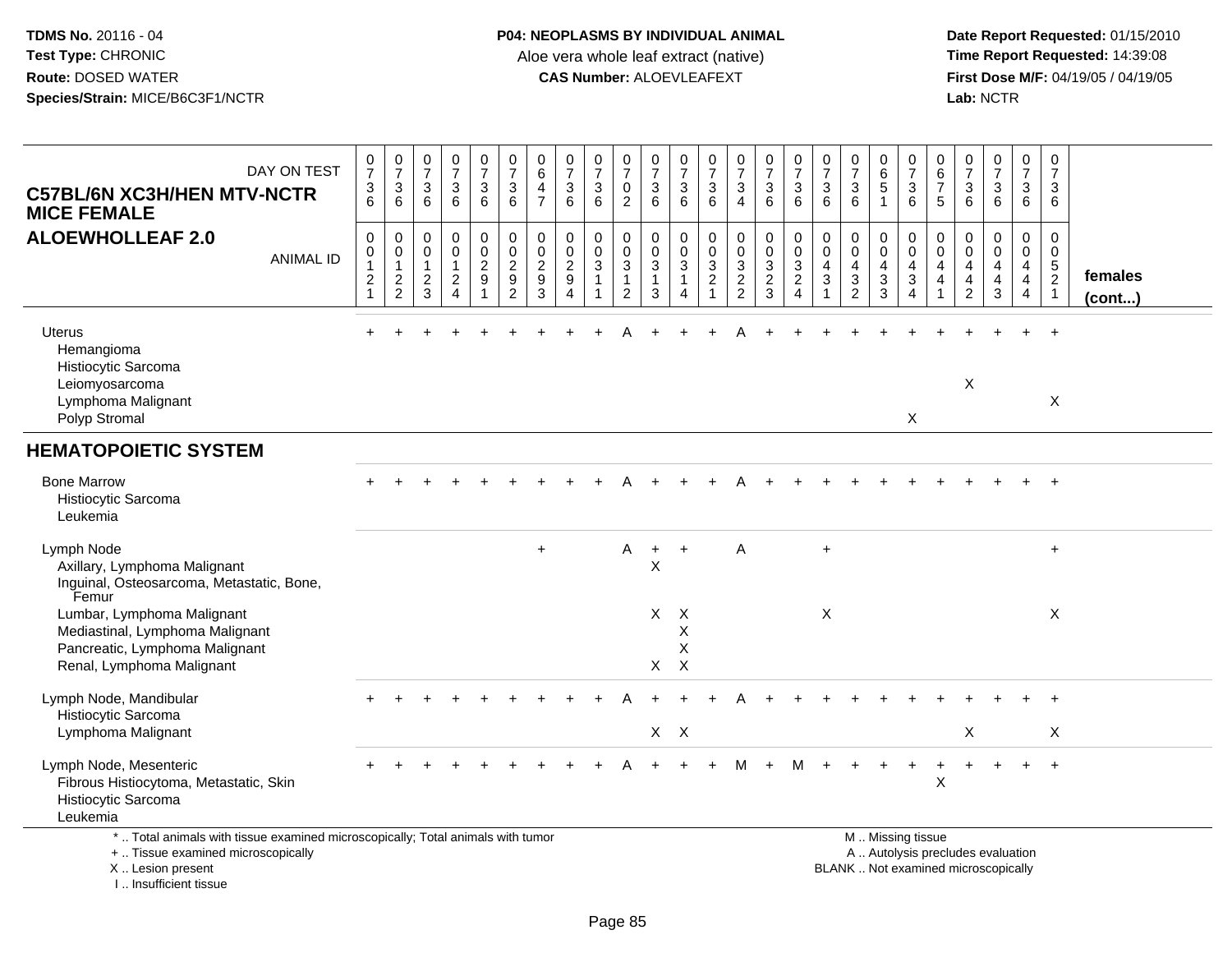**TDMS No.** 20116 - 04
**Test Type:** CHRONIC
**Route:** DOSED WATER
**Species/Strain:** MICE/B6C3F1/NCTR

**P04: NEOPLASMS BY INDIVIDUAL ANIMAL**
Aloe vera whole leaf extract (native)
**CAS Number:** ALOEVLEAFEXT

**Date Report Requested:** 01/15/2010
**Time Report Requested:** 14:39:08
**First Dose M/F:** 04/19/05 / 04/19/05
**Lab:** NCTR

## C57BL/6N XC3H/HEN MTV-NCTR MICE FEMALE
## ALOEWHOLLEAF 2.0

| DAY ON TEST | 0736 | 0736 | 0736 | 0736 | 0736 | 0736 | 0647 | 0736 | 0736 | 0702 | 0736 | 0736 | 0736 | 0734 | 0736 | 0736 | 0736 | 0736 | 0651 | 0736 | 0675 | 0736 | 0736 | 0736 | 0736 | |
|---|---|---|---|---|---|---|---|---|---|---|---|---|---|---|---|---|---|---|---|---|---|---|---|---|---|---|
| ANIMAL ID | 00121 | 00122 | 00123 | 00124 | 00291 | 00292 | 00293 | 00294 | 00311 | 00312 | 00313 | 00314 | 00321 | 00322 | 00323 | 00324 | 00431 | 00432 | 00433 | 00434 | 00441 | 00442 | 00443 | 00444 | 00521 | females (cont...) |
| Uterus | + | + | + | + | + | + | + | + | + | A | + | + | + | A | + | + | + | + | + | + | + | + | + | + | + | |
| Hemangioma | | | | | | | | | | | | | | | | | | | | | | | | | | |
| Histiocytic Sarcoma | | | | | | | | | | | | | | | | | | | | | | | | | | |
| Leiomyosarcoma | | | | | | | | | | | | | | | | | | | | | | X | | | | |
| Lymphoma Malignant | | | | | | | | | | | | | | | | | | | | | | | | | X | |
| Polyp Stromal | | | | | | | | | | | | | | | | | | | | X | | | | | | |
| **HEMATOPOIETIC SYSTEM** | | | | | | | | | | | | | | | | | | | | | | | | | | |
| Bone Marrow | + | + | + | + | + | + | + | + | + | A | + | + | + | A | + | + | + | + | + | + | + | + | + | + | + | |
| Histiocytic Sarcoma | | | | | | | | | | | | | | | | | | | | | | | | | | |
| Leukemia | | | | | | | | | | | | | | | | | | | | | | | | | | |
| Lymph Node | | | | | | | + | | | A | + | + | | A | | | + | | | | | | | | + | |
| Axillary, Lymphoma Malignant | | | | | | | | | | | X | | | | | | | | | | | | | | | |
| Inguinal, Osteosarcoma, Metastatic, Bone, Femur | | | | | | | | | | | | | | | | | | | | | | | | | | |
| Lumbar, Lymphoma Malignant | | | | | | | | | | | X | X | | | | | X | | | | | | | | X | |
| Mediastinal, Lymphoma Malignant | | | | | | | | | | | | X | | | | | | | | | | | | | | |
| Pancreatic, Lymphoma Malignant | | | | | | | | | | | | X | | | | | | | | | | | | | | |
| Renal, Lymphoma Malignant | | | | | | | | | | | X | X | | | | | | | | | | | | | | |
| Lymph Node, Mandibular | + | + | + | + | + | + | + | + | + | A | + | + | + | A | + | + | + | + | + | + | + | + | + | + | + | |
| Histiocytic Sarcoma | | | | | | | | | | | | | | | | | | | | | | | | | | |
| Lymphoma Malignant | | | | | | | | | | | X | X | | | | | | | | | | X | | | X | |
| Lymph Node, Mesenteric | + | + | + | + | + | + | + | + | + | A | + | + | + | M | + | M | + | + | + | + | + | + | + | + | + | |
| Fibrous Histiocytoma, Metastatic, Skin | | | | | | | | | | | | | | | | | | | | | X | | | | | |
| Histiocytic Sarcoma | | | | | | | | | | | | | | | | | | | | | | | | | | |
| Leukemia | | | | | | | | | | | | | | | | | | | | | | | | | | |

\* .. Total animals with tissue examined microscopically; Total animals with tumor
\+ .. Tissue examined microscopically
X .. Lesion present
I .. Insufficient tissue

M .. Missing tissue
A .. Autolysis precludes evaluation
BLANK .. Not examined microscopically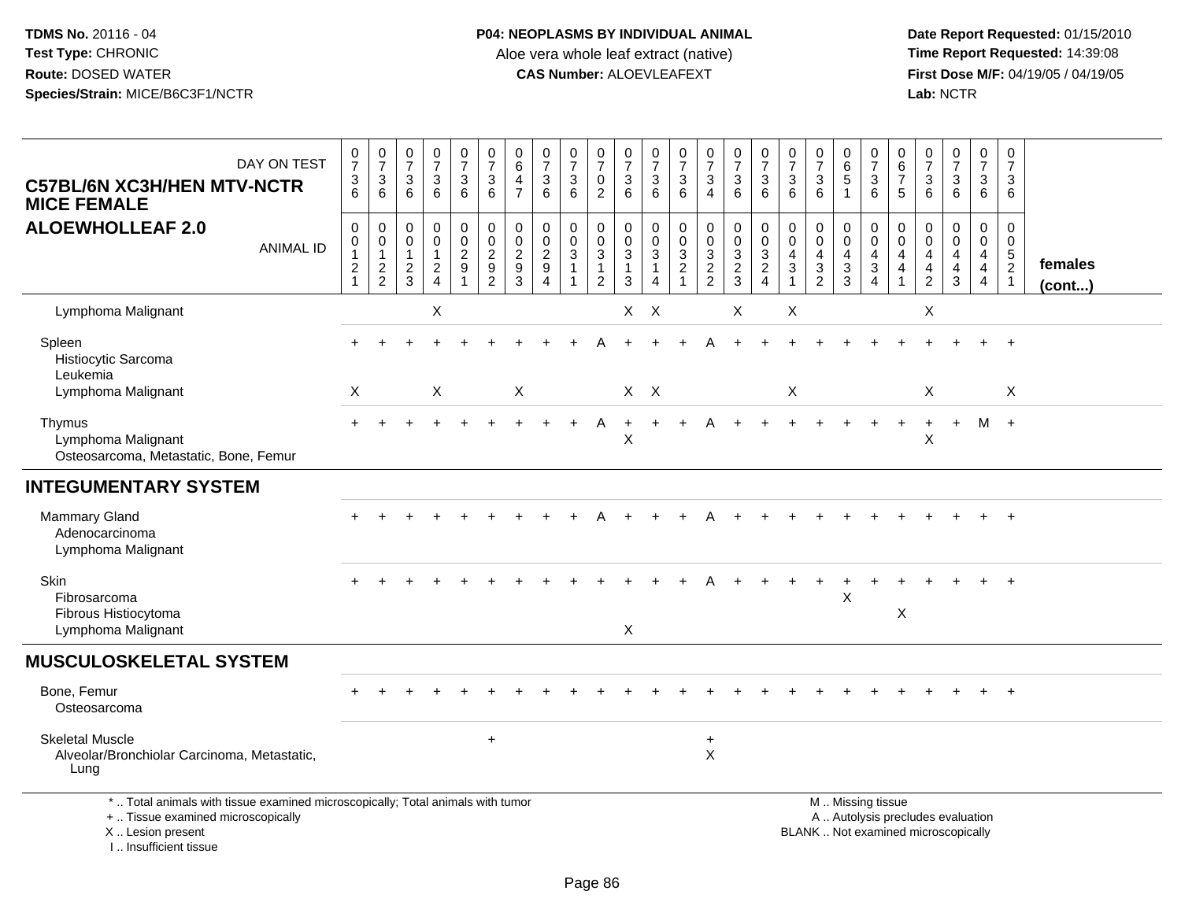**TDMS No.** 20116 - 04
**Test Type:** CHRONIC
**Route:** DOSED WATER
**Species/Strain:** MICE/B6C3F1/NCTR

**P04: NEOPLASMS BY INDIVIDUAL ANIMAL**
Aloe vera whole leaf extract (native)
**CAS Number:** ALOEVLEAFEXT

**Date Report Requested:** 01/15/2010
**Time Report Requested:** 14:39:08
**First Dose M/F:** 04/19/05 / 04/19/05
**Lab:** NCTR

**C57BL/6N XC3H/HEN MTV-NCTR MICE FEMALE**
**ALOEWHOLLEAF 2.0**

| DAY ON TEST | 0736 | 0736 | 0736 | 0736 | 0736 | 0736 | 0647 | 0736 | 0736 | 0702 | 0736 | 0736 | 0736 | 0734 | 0736 | 0736 | 0736 | 0736 | 0651 | 0736 | 0675 | 0736 | 0736 | 0736 | 0736 | |
|---|---|---|---|---|---|---|---|---|---|---|---|---|---|---|---|---|---|---|---|---|---|---|---|---|---|---|
| **ANIMAL ID** | 00121 | 00122 | 00123 | 00124 | 00291 | 00292 | 00293 | 00294 | 00311 | 00312 | 00313 | 00314 | 00321 | 00322 | 00323 | 00324 | 00431 | 00432 | 00433 | 00434 | 00441 | 00442 | 00443 | 00444 | 00521 | **females (cont...)** |
| Lymphoma Malignant | | | | X | | | | | | | X | X | | | X | | X | | | | | X | | | | |
| Spleen | + | + | + | + | + | + | + | + | + | A | + | + | + | A | + | + | + | + | + | + | + | + | + | + | + | |
| Histiocytic Sarcoma | | | | | | | | | | | | | | | | | | | | | | | | | | |
| Leukemia | | | | | | | | | | | | | | | | | | | | | | | | | | |
| Lymphoma Malignant | X | | | X | | | X | | | | X | X | | | | | X | | | | | X | | | X | |
| Thymus | + | + | + | + | + | + | + | + | + | A | + | + | + | A | + | + | + | + | + | + | + | + | + | M | + | |
| Lymphoma Malignant | | | | | | | | | | | X | | | | | | | | | | | X | | | | |
| Osteosarcoma, Metastatic, Bone, Femur | | | | | | | | | | | | | | | | | | | | | | | | | | |
| **INTEGUMENTARY SYSTEM** | | | | | | | | | | | | | | | | | | | | | | | | | | |
| Mammary Gland | + | + | + | + | + | + | + | + | + | A | + | + | + | A | + | + | + | + | + | + | + | + | + | + | + | |
| Adenocarcinoma | | | | | | | | | | | | | | | | | | | | | | | | | | |
| Lymphoma Malignant | | | | | | | | | | | | | | | | | | | | | | | | | | |
| Skin | + | + | + | + | + | + | + | + | + | + | + | + | + | A | + | + | + | + | + | + | + | + | + | + | + | |
| Fibrosarcoma | | | | | | | | | | | | | | | | | | | X | | | | | | | |
| Fibrous Histiocytoma | | | | | | | | | | | | | | | | | | | | | X | | | | | |
| Lymphoma Malignant | | | | | | | | | | | X | | | | | | | | | | | | | | | |
| **MUSCULOSKELETAL SYSTEM** | | | | | | | | | | | | | | | | | | | | | | | | | | |
| Bone, Femur | + | + | + | + | + | + | + | + | + | + | + | + | + | + | + | + | + | + | + | + | + | + | + | + | + | |
| Osteosarcoma | | | | | | | | | | | | | | | | | | | | | | | | | | |
| Skeletal Muscle | | | | | | + | | | | | | | | + | | | | | | | | | | | | |
| Alveolar/Bronchiolar Carcinoma, Metastatic, Lung | | | | | | | | | | | | | | X | | | | | | | | | | | | |

\* .. Total animals with tissue examined microscopically; Total animals with tumor
\+ .. Tissue examined microscopically
X .. Lesion present
I .. Insufficient tissue

M .. Missing tissue
A .. Autolysis precludes evaluation
BLANK .. Not examined microscopically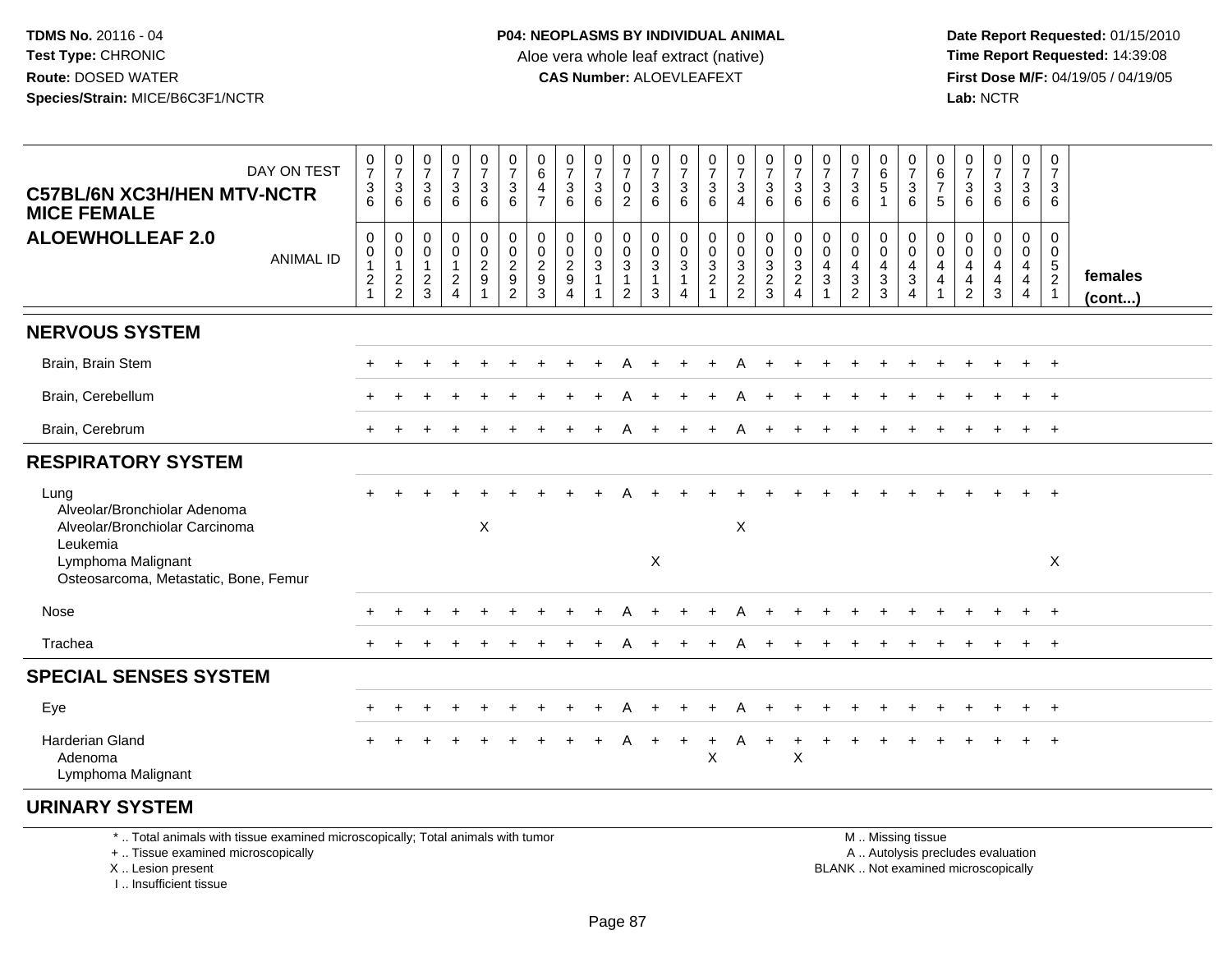**TDMS No.** 20116 - 04
**Test Type:** CHRONIC
**Route:** DOSED WATER
**Species/Strain:** MICE/B6C3F1/NCTR

**P04: NEOPLASMS BY INDIVIDUAL ANIMAL**
Aloe vera whole leaf extract (native)
**CAS Number:** ALOEVLEAFEXT

**Date Report Requested:** 01/15/2010
**Time Report Requested:** 14:39:08
**First Dose M/F:** 04/19/05 / 04/19/05
**Lab:** NCTR

**C57BL/6N XC3H/HEN MTV-NCTR MICE FEMALE**
**ALOEWHOLLEAF 2.0**

| DAY ON TEST | 0736 | 0736 | 0736 | 0736 | 0736 | 0736 | 0647 | 0736 | 0736 | 0702 | 0736 | 0736 | 0736 | 0734 | 0736 | 0736 | 0736 | 0736 | 0651 | 0736 | 0675 | 0736 | 0736 | 0736 | 0736 | |
|---|---|---|---|---|---|---|---|---|---|---|---|---|---|---|---|---|---|---|---|---|---|---|---|---|---|---|
| **ANIMAL ID** | 00121 | 00122 | 00123 | 00124 | 00291 | 00292 | 00293 | 00294 | 00311 | 00312 | 00313 | 00314 | 00321 | 00322 | 00323 | 00324 | 00431 | 00432 | 00433 | 00434 | 00441 | 00442 | 00443 | 00444 | 00521 | **females (cont...)** |
| **NERVOUS SYSTEM** | | | | | | | | | | | | | | | | | | | | | | | | | | |
| Brain, Brain Stem | + | + | + | + | + | + | + | + | + | A | + | + | + | A | + | + | + | + | + | + | + | + | + | + | + | |
| Brain, Cerebellum | + | + | + | + | + | + | + | + | + | A | + | + | + | A | + | + | + | + | + | + | + | + | + | + | + | |
| Brain, Cerebrum | + | + | + | + | + | + | + | + | + | A | + | + | + | A | + | + | + | + | + | + | + | + | + | + | + | |
| **RESPIRATORY SYSTEM** | | | | | | | | | | | | | | | | | | | | | | | | | | |
| Lung | + | + | + | + | + | + | + | + | + | A | + | + | + | + | + | + | + | + | + | + | + | + | + | + | + | |
| Alveolar/Bronchiolar Adenoma | | | | | | | | | | | | | | | | | | | | | | | | | | |
| Alveolar/Bronchiolar Carcinoma | | | | | X | | | | | | | | | X | | | | | | | | | | | | |
| Leukemia | | | | | | | | | | | | | | | | | | | | | | | | | | |
| Lymphoma Malignant | | | | | | | | | | | X | | | | | | | | | | | | | | X | |
| Osteosarcoma, Metastatic, Bone, Femur | | | | | | | | | | | | | | | | | | | | | | | | | | |
| Nose | + | + | + | + | + | + | + | + | + | A | + | + | + | A | + | + | + | + | + | + | + | + | + | + | + | |
| Trachea | + | + | + | + | + | + | + | + | + | A | + | + | + | A | + | + | + | + | + | + | + | + | + | + | + | |
| **SPECIAL SENSES SYSTEM** | | | | | | | | | | | | | | | | | | | | | | | | | | |
| Eye | + | + | + | + | + | + | + | + | + | A | + | + | + | A | + | + | + | + | + | + | + | + | + | + | + | |
| Harderian Gland | + | + | + | + | + | + | + | + | + | A | + | + | + | A | + | + | + | + | + | + | + | + | + | + | + | |
| Adenoma | | | | | | | | | | | | | X | | | X | | | | | | | | | | |
| Lymphoma Malignant | | | | | | | | | | | | | | | | | | | | | | | | | | |
| **URINARY SYSTEM** | | | | | | | | | | | | | | | | | | | | | | | | | | |

* .. Total animals with tissue examined microscopically; Total animals with tumor
+ .. Tissue examined microscopically
X .. Lesion present
I .. Insufficient tissue

M .. Missing tissue
A .. Autolysis precludes evaluation
BLANK .. Not examined microscopically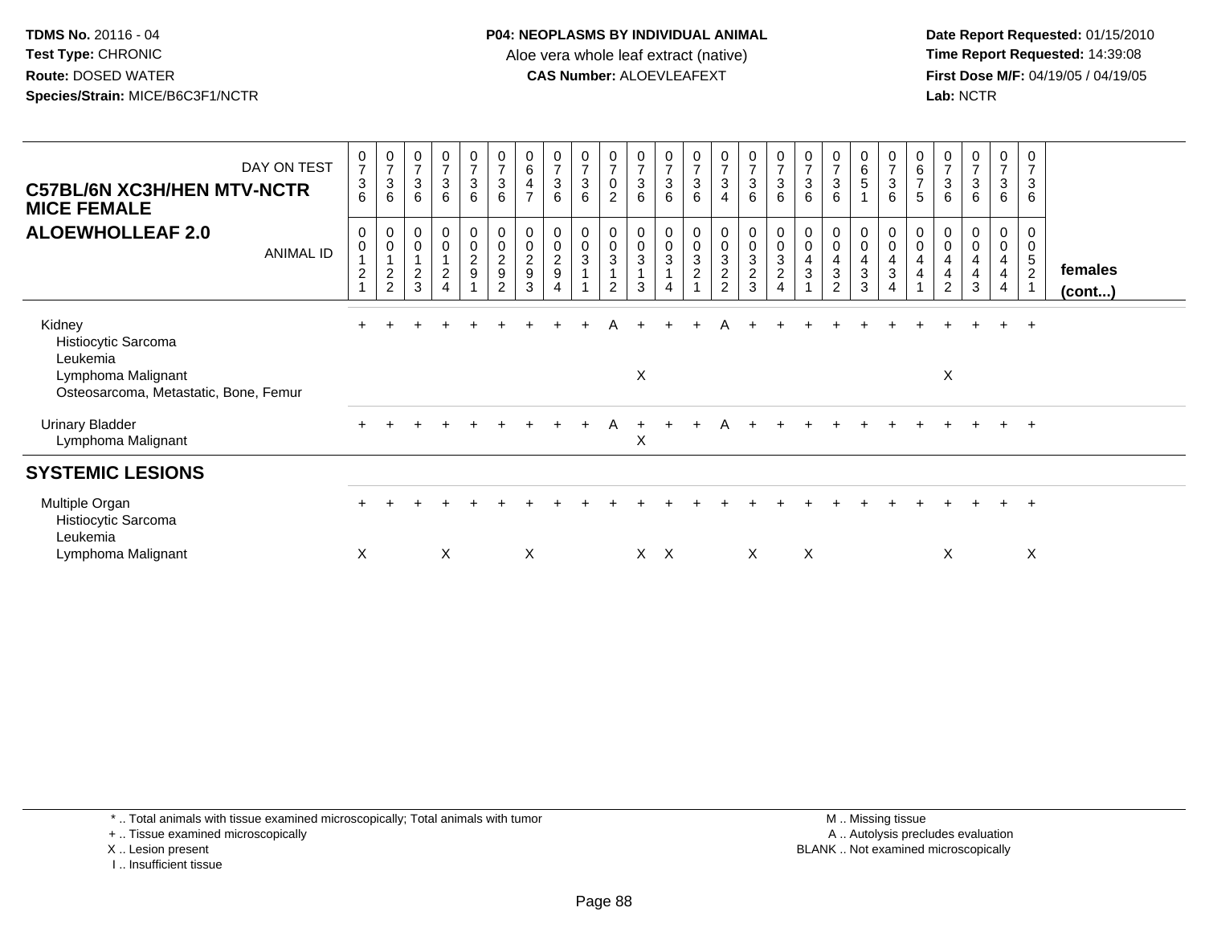**TDMS No.** 20116 - 04
**Test Type:** CHRONIC
**Route:** DOSED WATER
**Species/Strain:** MICE/B6C3F1/NCTR

**P04: NEOPLASMS BY INDIVIDUAL ANIMAL**
Aloe vera whole leaf extract (native)
**CAS Number:** ALOEVLEAFEXT

**Date Report Requested:** 01/15/2010
**Time Report Requested:** 14:39:08
**First Dose M/F:** 04/19/05 / 04/19/05
**Lab:** NCTR

## C57BL/6N XC3H/HEN MTV-NCTR MICE FEMALE
## ALOEWHOLLEAF 2.0

| DAY ON TEST | 0736 | 0736 | 0736 | 0736 | 0736 | 0736 | 0647 | 0736 | 0736 | 0702 | 0736 | 0736 | 0736 | 0734 | 0736 | 0736 | 0736 | 0736 | 0651 | 0736 | 0675 | 0736 | 0736 | 0736 | 0736 | |
|---|---|---|---|---|---|---|---|---|---|---|---|---|---|---|---|---|---|---|---|---|---|---|---|---|---|---|
| **ANIMAL ID** | 00121 | 00122 | 00123 | 00124 | 00291 | 00292 | 00293 | 00294 | 00311 | 00312 | 00313 | 00314 | 00321 | 00322 | 00323 | 00324 | 00431 | 00432 | 00433 | 00434 | 00441 | 00442 | 00443 | 00444 | 00521 | **females (cont...)** |
| Kidney | + | + | + | + | + | + | + | + | + | A | + | + | + | A | + | + | + | + | + | + | + | + | + | + | + | |
| Histiocytic Sarcoma | | | | | | | | | | | | | | | | | | | | | | | | | | |
| Leukemia | | | | | | | | | | | | | | | | | | | | | | | | | | |
| Lymphoma Malignant | | | | | | | | | | | X | | | | | | | | | | | X | | | | |
| Osteosarcoma, Metastatic, Bone, Femur | | | | | | | | | | | | | | | | | | | | | | | | | | |
| Urinary Bladder | + | + | + | + | + | + | + | + | + | A | + | + | + | A | + | + | + | + | + | + | + | + | + | + | + | |
| Lymphoma Malignant | | | | | | | | | | | X | | | | | | | | | | | | | | | |
| **SYSTEMIC LESIONS** | | | | | | | | | | | | | | | | | | | | | | | | | | |
| Multiple Organ | + | + | + | + | + | + | + | + | + | + | + | + | + | + | + | + | + | + | + | + | + | + | + | + | + | |
| Histiocytic Sarcoma | | | | | | | | | | | | | | | | | | | | | | | | | | |
| Leukemia | | | | | | | | | | | | | | | | | | | | | | | | | | |
| Lymphoma Malignant | X | | | X | | | X | | | | X | X | | | X | | X | | | | | X | | | X | |

\* .. Total animals with tissue examined microscopically; Total animals with tumor
\+ .. Tissue examined microscopically
X .. Lesion present
I .. Insufficient tissue

M .. Missing tissue
A .. Autolysis precludes evaluation
BLANK .. Not examined microscopically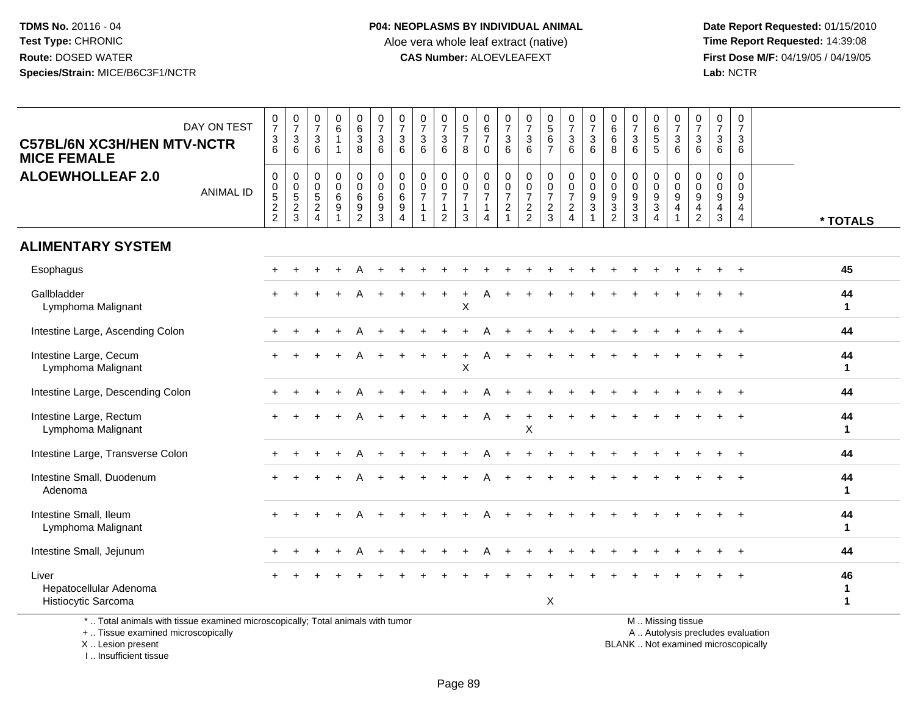**TDMS No.** 20116 - 04
**Test Type:** CHRONIC
**Route:** DOSED WATER
**Species/Strain:** MICE/B6C3F1/NCTR

**P04: NEOPLASMS BY INDIVIDUAL ANIMAL**
Aloe vera whole leaf extract (native)
**CAS Number:** ALOEVLEAFEXT

**Date Report Requested:** 01/15/2010
**Time Report Requested:** 14:39:08
**First Dose M/F:** 04/19/05 / 04/19/05
**Lab:** NCTR

## C57BL/6N XC3H/HEN MTV-NCTR MICE FEMALE
## ALOEWHOLLEAF 2.0

| DAY ON TEST | 0736 | 0736 | 0736 | 0611 | 0638 | 0736 | 0736 | 0736 | 0736 | 0578 | 0670 | 0736 | 0736 | 0567 | 0736 | 0736 | 0668 | 0736 | 0655 | 0736 | 0736 | 0736 | 0736 | |
|---|---|---|---|---|---|---|---|---|---|---|---|---|---|---|---|---|---|---|---|---|---|---|---|---|
| **ANIMAL ID** | 00522 | 00523 | 00524 | 00691 | 00692 | 00693 | 00694 | 00711 | 00712 | 00713 | 00714 | 00721 | 00722 | 00723 | 00724 | 00931 | 00932 | 00933 | 00934 | 00941 | 00942 | 00943 | 00944 | *** TOTALS** |
| **ALIMENTARY SYSTEM** | | | | | | | | | | | | | | | | | | | | | | | | |
| Esophagus | + | + | + | + | A | + | + | + | + | + | + | + | + | + | + | + | + | + | + | + | + | + | + | 45 |
| Gallbladder | + | + | + | + | A | + | + | + | + | + | A | + | + | + | + | + | + | + | + | + | + | + | + | 44 |
| Lymphoma Malignant | | | | | | | | | | X | | | | | | | | | | | | | | 1 |
| Intestine Large, Ascending Colon | + | + | + | + | A | + | + | + | + | + | A | + | + | + | + | + | + | + | + | + | + | + | + | 44 |
| Intestine Large, Cecum | + | + | + | + | A | + | + | + | + | + | A | + | + | + | + | + | + | + | + | + | + | + | + | 44 |
| Lymphoma Malignant | | | | | | | | | | X | | | | | | | | | | | | | | 1 |
| Intestine Large, Descending Colon | + | + | + | + | A | + | + | + | + | + | A | + | + | + | + | + | + | + | + | + | + | + | + | 44 |
| Intestine Large, Rectum | + | + | + | + | A | + | + | + | + | + | A | + | + | + | + | + | + | + | + | + | + | + | + | 44 |
| Lymphoma Malignant | | | | | | | | | | | | | X | | | | | | | | | | | 1 |
| Intestine Large, Transverse Colon | + | + | + | + | A | + | + | + | + | + | A | + | + | + | + | + | + | + | + | + | + | + | + | 44 |
| Intestine Small, Duodenum | + | + | + | + | A | + | + | + | + | + | A | + | + | + | + | + | + | + | + | + | + | + | + | 44 |
| Adenoma | | | | | | | | | | | | | | | | | | | | | | | | 1 |
| Intestine Small, Ileum | + | + | + | + | A | + | + | + | + | + | A | + | + | + | + | + | + | + | + | + | + | + | + | 44 |
| Lymphoma Malignant | | | | | | | | | | | | | | | | | | | | | | | | 1 |
| Intestine Small, Jejunum | + | + | + | + | A | + | + | + | + | + | A | + | + | + | + | + | + | + | + | + | + | + | + | 44 |
| Liver | + | + | + | + | + | + | + | + | + | + | + | + | + | + | + | + | + | + | + | + | + | + | + | 46 |
| Hepatocellular Adenoma | | | | | | | | | | | | | | | | | | | | | | | | 1 |
| Histiocytic Sarcoma | | | | | | | | | | | | | | X | | | | | | | | | | 1 |

\* .. Total animals with tissue examined microscopically; Total animals with tumor
\+ .. Tissue examined microscopically
X .. Lesion present
I .. Insufficient tissue

M .. Missing tissue
A .. Autolysis precludes evaluation
BLANK .. Not examined microscopically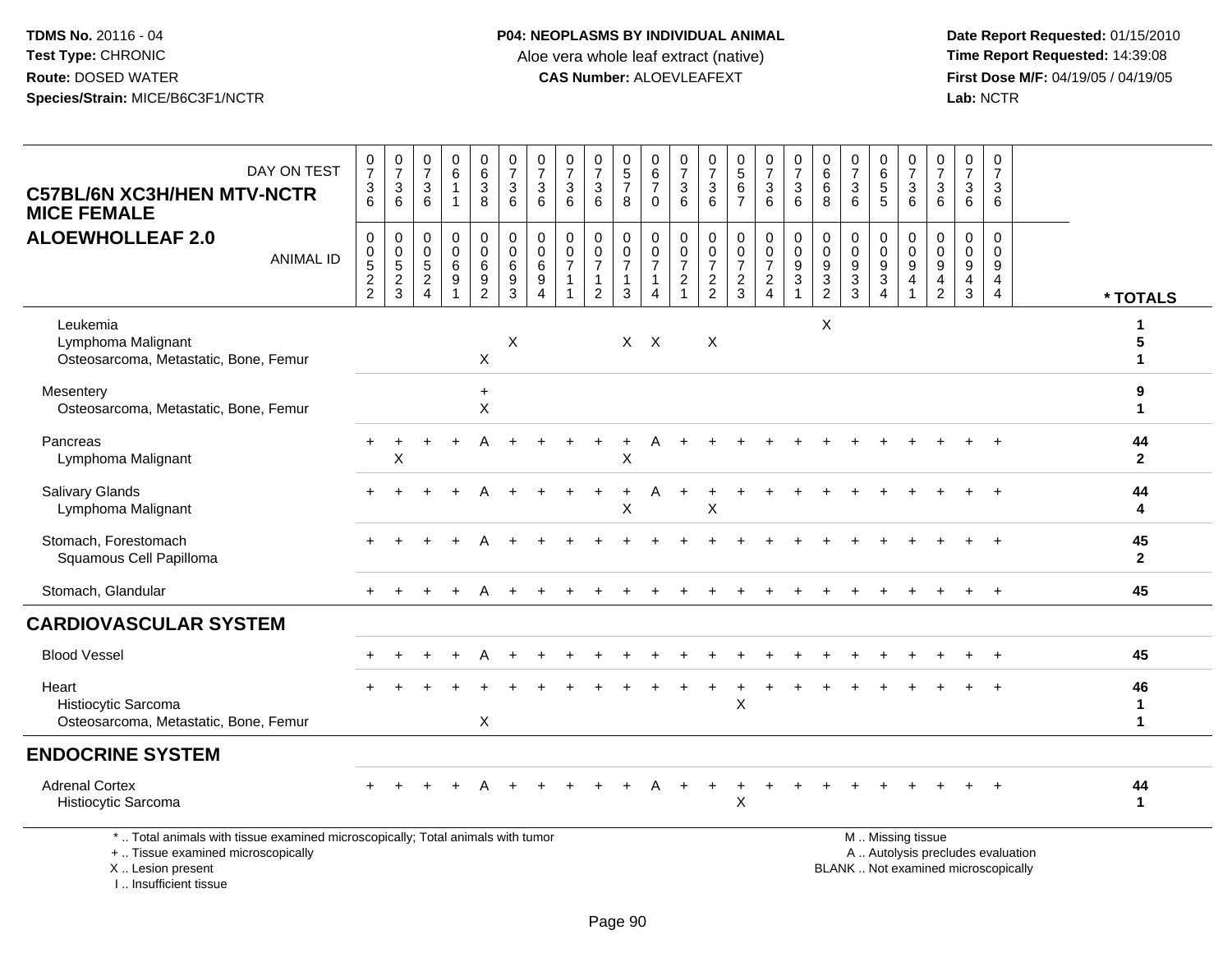**TDMS No.** 20116 - 04
**Test Type:** CHRONIC
**Route:** DOSED WATER
**Species/Strain:** MICE/B6C3F1/NCTR

**P04: NEOPLASMS BY INDIVIDUAL ANIMAL**
Aloe vera whole leaf extract (native)
**CAS Number:** ALOEVLEAFEXT

**Date Report Requested:** 01/15/2010
**Time Report Requested:** 14:39:08
**First Dose M/F:** 04/19/05 / 04/19/05
**Lab:** NCTR

**C57BL/6N XC3H/HEN MTV-NCTR MICE FEMALE**
**ALOEWHOLLEAF 2.0**

| DAY ON TEST | 0736 | 0736 | 0736 | 0611 | 0638 | 0736 | 0736 | 0736 | 0736 | 0578 | 0670 | 0736 | 0736 | 0567 | 0736 | 0736 | 0668 | 0736 | 0655 | 0736 | 0736 | 0736 | 0736 | |
|---|---|---|---|---|---|---|---|---|---|---|---|---|---|---|---|---|---|---|---|---|---|---|---|---|
| **ANIMAL ID** | 00522 | 00523 | 00524 | 00691 | 00692 | 00693 | 00694 | 00711 | 00712 | 00713 | 00714 | 00721 | 00722 | 00723 | 00724 | 00931 | 00932 | 00933 | 00934 | 00941 | 00942 | 00943 | 00944 | **\* TOTALS** |
| Leukemia | | | | | | | | | | | | | | | | | X | | | | | | | 1 |
| Lymphoma Malignant | | | | | | X | | | | X | X | | X | | | | | | | | | | | 5 |
| Osteosarcoma, Metastatic, Bone, Femur | | | | | X | | | | | | | | | | | | | | | | | | | 1 |
| Mesentery | | | | | + | | | | | | | | | | | | | | | | | | | 9 |
| Osteosarcoma, Metastatic, Bone, Femur | | | | | X | | | | | | | | | | | | | | | | | | | 1 |
| Pancreas | + | + | + | + | A | + | + | + | + | + | A | + | + | + | + | + | + | + | + | + | + | + | + | 44 |
| Lymphoma Malignant | | X | | | | | | | | X | | | | | | | | | | | | | | 2 |
| Salivary Glands | + | + | + | + | A | + | + | + | + | + | A | + | + | + | + | + | + | + | + | + | + | + | + | 44 |
| Lymphoma Malignant | | | | | | | | | | X | | | X | | | | | | | | | | | 4 |
| Stomach, Forestomach | + | + | + | + | A | + | + | + | + | + | + | + | + | + | + | + | + | + | + | + | + | + | + | 45 |
| Squamous Cell Papilloma | | | | | | | | | | | | | | | | | | | | | | | | 2 |
| Stomach, Glandular | + | + | + | + | A | + | + | + | + | + | + | + | + | + | + | + | + | + | + | + | + | + | + | 45 |
| **CARDIOVASCULAR SYSTEM** | | | | | | | | | | | | | | | | | | | | | | | | |
| Blood Vessel | + | + | + | + | A | + | + | + | + | + | + | + | + | + | + | + | + | + | + | + | + | + | + | 45 |
| Heart | + | + | + | + | + | + | + | + | + | + | + | + | + | + | + | + | + | + | + | + | + | + | + | 46 |
| Histiocytic Sarcoma | | | | | | | | | | | | | | X | | | | | | | | | | 1 |
| Osteosarcoma, Metastatic, Bone, Femur | | | | | X | | | | | | | | | | | | | | | | | | | 1 |
| **ENDOCRINE SYSTEM** | | | | | | | | | | | | | | | | | | | | | | | | |
| Adrenal Cortex | + | + | + | + | A | + | + | + | + | + | A | + | + | + | + | + | + | + | + | + | + | + | + | 44 |
| Histiocytic Sarcoma | | | | | | | | | | | | | | X | | | | | | | | | | 1 |

\* .. Total animals with tissue examined microscopically; Total animals with tumor
\+ .. Tissue examined microscopically
X .. Lesion present
I .. Insufficient tissue

M .. Missing tissue
A .. Autolysis precludes evaluation
BLANK .. Not examined microscopically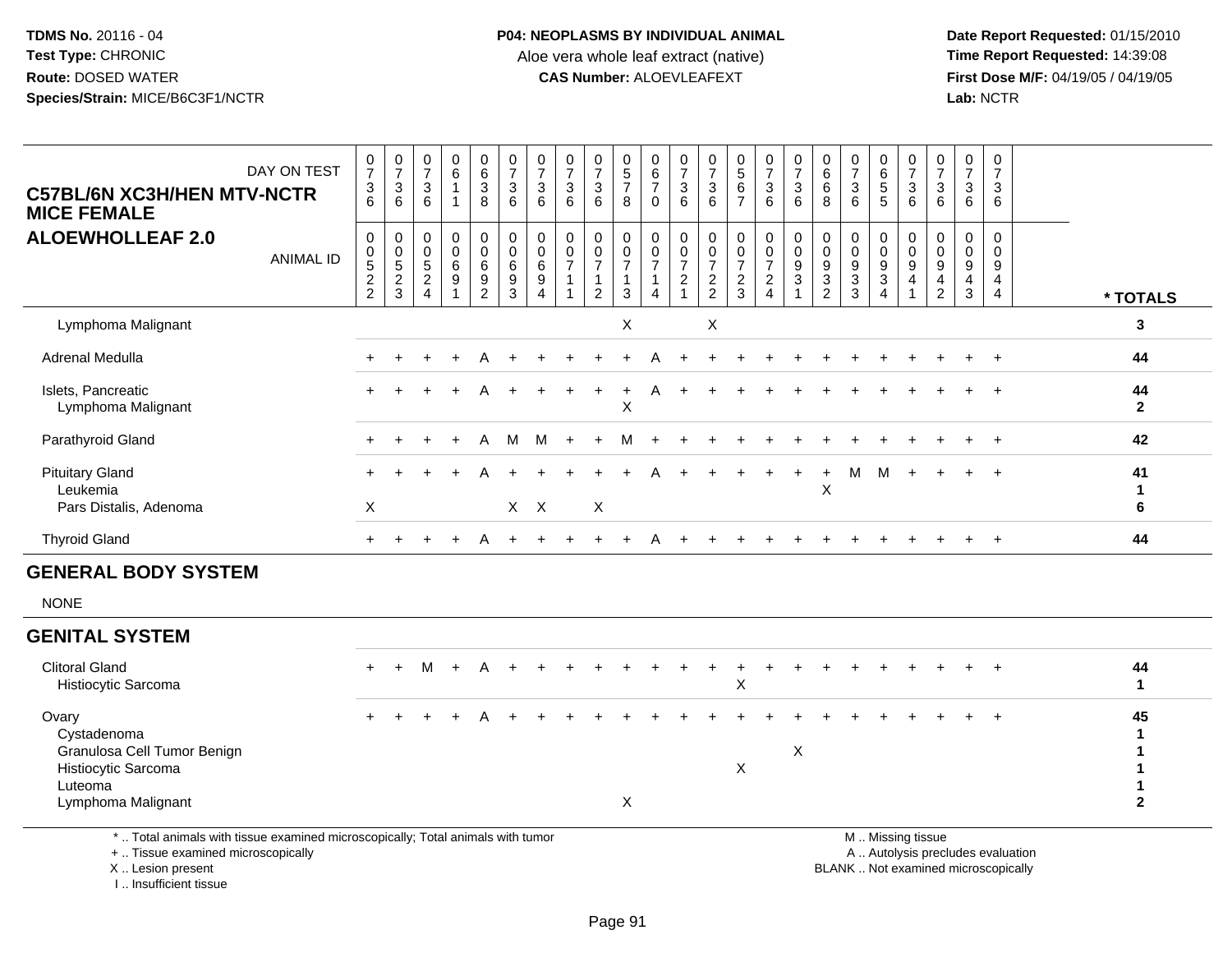TDMS No. 20116 - 04
Test Type: CHRONIC
Route: DOSED WATER
Species/Strain: MICE/B6C3F1/NCTR

**P04: NEOPLASMS BY INDIVIDUAL ANIMAL**
Aloe vera whole leaf extract (native)
**CAS Number:** ALOEVLEAFEXT

Date Report Requested: 01/15/2010
Time Report Requested: 14:39:08
First Dose M/F: 04/19/05 / 04/19/05
Lab: NCTR

## C57BL/6N XC3H/HEN MTV-NCTR MICE FEMALE
## ALOEWHOLLEAF 2.0

| DAY ON TEST | 0736 | 0736 | 0736 | 0611 | 0638 | 0736 | 0736 | 0736 | 0736 | 0578 | 0670 | 0736 | 0736 | 0567 | 0736 | 0736 | 0668 | 0736 | 0655 | 0736 | 0736 | 0736 | 0736 | |
|---|---|---|---|---|---|---|---|---|---|---|---|---|---|---|---|---|---|---|---|---|---|---|---|---|
| ANIMAL ID | 00522 | 00523 | 00524 | 00691 | 00692 | 00693 | 00694 | 00711 | 00712 | 00713 | 00714 | 00721 | 00722 | 00723 | 00724 | 00931 | 00932 | 00933 | 00934 | 00941 | 00942 | 00943 | 00944 | * TOTALS |
| Lymphoma Malignant | | | | | | | | | | X | | | X | | | | | | | | | | | 3 |
| Adrenal Medulla | + | + | + | + | A | + | + | + | + | + | A | + | + | + | + | + | + | + | + | + | + | + | + | 44 |
| Islets, Pancreatic | + | + | + | + | A | + | + | + | + | + | A | + | + | + | + | + | + | + | + | + | + | + | + | 44 |
| Lymphoma Malignant | | | | | | | | | | X | | | | | | | | | | | | | | 2 |
| Parathyroid Gland | + | + | + | + | A | M | M | + | + | M | + | + | + | + | + | + | + | + | + | + | + | + | + | 42 |
| Pituitary Gland | + | + | + | + | A | + | + | + | + | + | A | + | + | + | + | + | + | M | M | + | + | + | + | 41 |
| Leukemia | | | | | | | | | | | | | | | | | X | | | | | | | 1 |
| Pars Distalis, Adenoma | X | | | | | X | X | | X | | | | | | | | | | | | | | | 6 |
| Thyroid Gland | + | + | + | + | A | + | + | + | + | + | A | + | + | + | + | + | + | + | + | + | + | + | + | 44 |

## GENERAL BODY SYSTEM

NONE

## GENITAL SYSTEM

| | | | | | | | | | | | | | | | | | | | | | | | | |
|---|---|---|---|---|---|---|---|---|---|---|---|---|---|---|---|---|---|---|---|---|---|---|---|---|
| Clitoral Gland | + | + | M | + | A | + | + | + | + | + | + | + | + | + | + | + | + | + | + | + | + | + | + | 44 |
| Histiocytic Sarcoma | | | | | | | | | | | | | | X | | | | | | | | | | 1 |
| Ovary | + | + | + | + | A | + | + | + | + | + | + | + | + | + | + | + | + | + | + | + | + | + | + | 45 |
| Cystadenoma | | | | | | | | | | | | | | | | | | | | | | | | 1 |
| Granulosa Cell Tumor Benign | | | | | | | | | | | | | | | | X | | | | | | | | 1 |
| Histiocytic Sarcoma | | | | | | | | | | | | | | X | | | | | | | | | | 1 |
| Luteoma | | | | | | | | | | | | | | | | | | | | | | | | 1 |
| Lymphoma Malignant | | | | | | | | | | X | | | | | | | | | | | | | | 2 |

\* .. Total animals with tissue examined microscopically; Total animals with tumor
\+ .. Tissue examined microscopically
X .. Lesion present
I .. Insufficient tissue

M .. Missing tissue
A .. Autolysis precludes evaluation
BLANK .. Not examined microscopically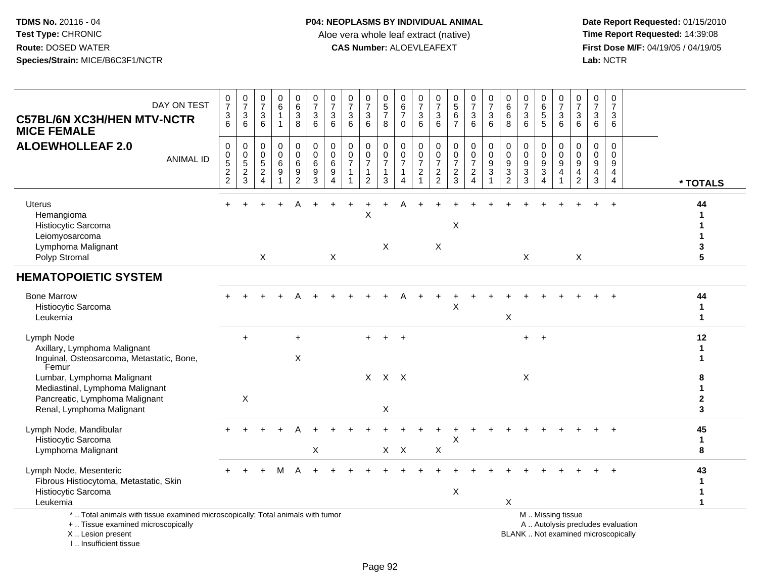**TDMS No.** 20116 - 04
**Test Type:** CHRONIC
**Route:** DOSED WATER
**Species/Strain:** MICE/B6C3F1/NCTR

**P04: NEOPLASMS BY INDIVIDUAL ANIMAL**
Aloe vera whole leaf extract (native)
**CAS Number:** ALOEVLEAFEXT

**Date Report Requested:** 01/15/2010
**Time Report Requested:** 14:39:08
**First Dose M/F:** 04/19/05 / 04/19/05
**Lab:** NCTR

**C57BL/6N XC3H/HEN MTV-NCTR MICE FEMALE**
**ALOEWHOLLEAF 2.0**

| DAY ON TEST | 0736 | 0736 | 0736 | 0611 | 0638 | 0736 | 0736 | 0736 | 0736 | 0578 | 0670 | 0736 | 0736 | 0567 | 0736 | 0736 | 0668 | 0736 | 0655 | 0736 | 0736 | 0736 | 0736 | |
|---|---|---|---|---|---|---|---|---|---|---|---|---|---|---|---|---|---|---|---|---|---|---|---|---|
| **ANIMAL ID** | 00522 | 00523 | 00524 | 00691 | 00692 | 00693 | 00694 | 00711 | 00712 | 00713 | 00714 | 00721 | 00722 | 00723 | 00724 | 00931 | 00932 | 00933 | 00934 | 00941 | 00942 | 00943 | 00944 | *** TOTALS** |
| Uterus | + | + | + | + | A | + | + | + | + | + | A | + | + | + | + | + | + | + | + | + | + | + | + | 44 |
| Hemangioma | | | | | | | | | X | | | | | | | | | | | | | | | 1 |
| Histiocytic Sarcoma | | | | | | | | | | | | | | X | | | | | | | | | | 1 |
| Leiomyosarcoma | | | | | | | | | | | | | | | | | | | | | | | | 1 |
| Lymphoma Malignant | | | | | | | | | | X | | | X | | | | | | | | | | | 3 |
| Polyp Stromal | | | X | | | | X | | | | | | | | | | | X | | | X | | | 5 |
| **HEMATOPOIETIC SYSTEM** | | | | | | | | | | | | | | | | | | | | | | | | |
| Bone Marrow | + | + | + | + | A | + | + | + | + | + | A | + | + | + | + | + | + | + | + | + | + | + | + | 44 |
| Histiocytic Sarcoma | | | | | | | | | | | | | | X | | | | | | | | | | 1 |
| Leukemia | | | | | | | | | | | | | | | | | X | | | | | | | 1 |
| Lymph Node | | + | | | + | | | | + | + | + | | | | | | | + | + | | | | | 12 |
| Axillary, Lymphoma Malignant | | | | | | | | | | | | | | | | | | | | | | | | 1 |
| Inguinal, Osteosarcoma, Metastatic, Bone, Femur | | | | | X | | | | | | | | | | | | | | | | | | | 1 |
| Lumbar, Lymphoma Malignant | | | | | | | | | X | X | X | | | | | | | X | | | | | | 8 |
| Mediastinal, Lymphoma Malignant | | | | | | | | | | | | | | | | | | | | | | | | 1 |
| Pancreatic, Lymphoma Malignant | | X | | | | | | | | | | | | | | | | | | | | | | 2 |
| Renal, Lymphoma Malignant | | | | | | | | | | X | | | | | | | | | | | | | | 3 |
| Lymph Node, Mandibular | + | + | + | + | A | + | + | + | + | + | + | + | + | + | + | + | + | + | + | + | + | + | + | 45 |
| Histiocytic Sarcoma | | | | | | | | | | | | | | X | | | | | | | | | | 1 |
| Lymphoma Malignant | | | | | | X | | | | X | X | | X | | | | | | | | | | | 8 |
| Lymph Node, Mesenteric | + | + | + | M | A | + | + | + | + | + | + | + | + | + | + | + | + | + | + | + | + | + | + | 43 |
| Fibrous Histiocytoma, Metastatic, Skin | | | | | | | | | | | | | | | | | | | | | | | | 1 |
| Histiocytic Sarcoma | | | | | | | | | | | | | | X | | | | | | | | | | 1 |
| Leukemia | | | | | | | | | | | | | | | | | X | | | | | | | 1 |

\* .. Total animals with tissue examined microscopically; Total animals with tumor
\+ .. Tissue examined microscopically
X .. Lesion present
I .. Insufficient tissue

M .. Missing tissue
A .. Autolysis precludes evaluation
BLANK .. Not examined microscopically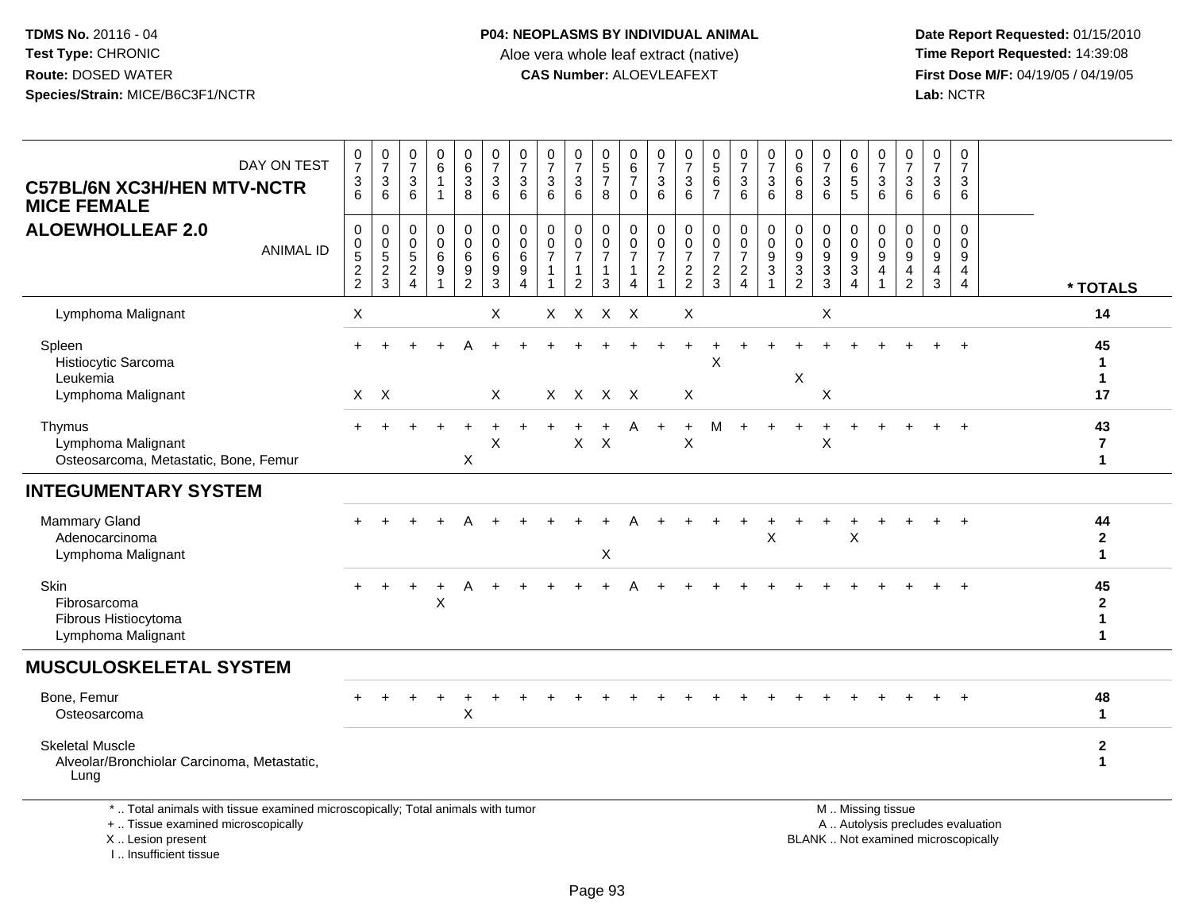TDMS No. 20116 - 04
Test Type: CHRONIC
Route: DOSED WATER
Species/Strain: MICE/B6C3F1/NCTR

**P04: NEOPLASMS BY INDIVIDUAL ANIMAL**
Aloe vera whole leaf extract (native)
**CAS Number:** ALOEVLEAFEXT

Date Report Requested: 01/15/2010
Time Report Requested: 14:39:08
First Dose M/F: 04/19/05 / 04/19/05
Lab: NCTR

**C57BL/6N XC3H/HEN MTV-NCTR MICE FEMALE**
**ALOEWHOLLEAF 2.0**

| DAY ON TEST | 0736 | 0736 | 0736 | 0611 | 0638 | 0736 | 0736 | 0736 | 0736 | 0578 | 0670 | 0736 | 0736 | 0567 | 0736 | 0736 | 0668 | 0736 | 0655 | 0736 | 0736 | 0736 | 0736 | |
|---|---|---|---|---|---|---|---|---|---|---|---|---|---|---|---|---|---|---|---|---|---|---|---|---|
| ANIMAL ID | 00522 | 00523 | 00524 | 00691 | 00692 | 00693 | 00694 | 00711 | 00712 | 00713 | 00714 | 00721 | 00722 | 00723 | 00724 | 00931 | 00932 | 00933 | 00934 | 00941 | 00942 | 00943 | 00944 | * TOTALS |
| Lymphoma Malignant | X | | | | | X | | X | X | X | X | | X | | | | | X | | | | | | 14 |
| Spleen | + | + | + | + | A | + | + | + | + | + | + | + | + | + | + | + | + | + | + | + | + | + | + | 45 |
| Histiocytic Sarcoma | | | | | | | | | | | | | | X | | | | | | | | | | 1 |
| Leukemia | | | | | | | | | | | | | | | | | X | | | | | | | 1 |
| Lymphoma Malignant | X | X | | | | X | | X | X | X | X | | X | | | | | X | | | | | | 17 |
| Thymus | + | + | + | + | + | + | + | + | + | + | A | + | + | M | + | + | + | + | + | + | + | + | + | 43 |
| Lymphoma Malignant | | | | | | X | | | X | X | | | X | | | | | X | | | | | | 7 |
| Osteosarcoma, Metastatic, Bone, Femur | | | | | X | | | | | | | | | | | | | | | | | | | 1 |
| **INTEGUMENTARY SYSTEM** | | | | | | | | | | | | | | | | | | | | | | | | |
| Mammary Gland | + | + | + | + | A | + | + | + | + | + | A | + | + | + | + | + | + | + | + | + | + | + | + | 44 |
| Adenocarcinoma | | | | | | | | | | | | | | | | X | | | X | | | | | 2 |
| Lymphoma Malignant | | | | | | | | | | X | | | | | | | | | | | | | | 1 |
| Skin | + | + | + | + | A | + | + | + | + | + | A | + | + | + | + | + | + | + | + | + | + | + | + | 45 |
| Fibrosarcoma | | | | X | | | | | | | | | | | | | | | | | | | | 2 |
| Fibrous Histiocytoma | | | | | | | | | | | | | | | | | | | | | | | | 1 |
| Lymphoma Malignant | | | | | | | | | | | | | | | | | | | | | | | | 1 |
| **MUSCULOSKELETAL SYSTEM** | | | | | | | | | | | | | | | | | | | | | | | | |
| Bone, Femur | + | + | + | + | + | + | + | + | + | + | + | + | + | + | + | + | + | + | + | + | + | + | + | 48 |
| Osteosarcoma | | | | | X | | | | | | | | | | | | | | | | | | | 1 |
| Skeletal Muscle | | | | | | | | | | | | | | | | | | | | | | | | 2 |
| Alveolar/Bronchiolar Carcinoma, Metastatic, Lung | | | | | | | | | | | | | | | | | | | | | | | | 1 |

\* .. Total animals with tissue examined microscopically; Total animals with tumor
\+ .. Tissue examined microscopically
X .. Lesion present
I .. Insufficient tissue

M .. Missing tissue
A .. Autolysis precludes evaluation
BLANK .. Not examined microscopically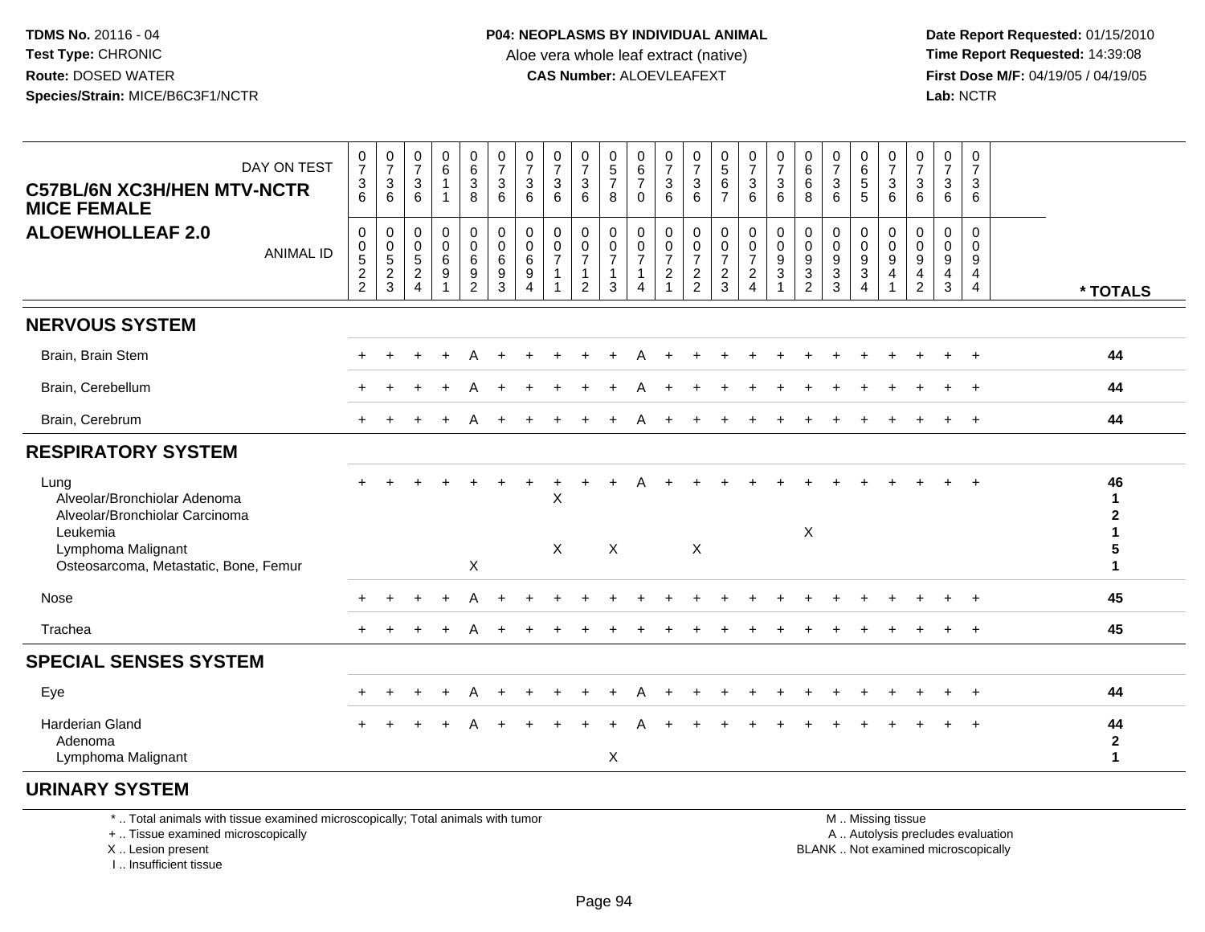**TDMS No.** 20116 - 04
**Test Type:** CHRONIC
**Route:** DOSED WATER
**Species/Strain:** MICE/B6C3F1/NCTR

**P04: NEOPLASMS BY INDIVIDUAL ANIMAL**
Aloe vera whole leaf extract (native)
**CAS Number:** ALOEVLEAFEXT

**Date Report Requested:** 01/15/2010
**Time Report Requested:** 14:39:08
**First Dose M/F:** 04/19/05 / 04/19/05
**Lab:** NCTR

**C57BL/6N XC3H/HEN MTV-NCTR MICE FEMALE**
**ALOEWHOLLEAF 2.0**

| DAY ON TEST | 0736 | 0736 | 0736 | 0611 | 0638 | 0736 | 0736 | 0736 | 0736 | 0578 | 0670 | 0736 | 0736 | 0567 | 0736 | 0736 | 0668 | 0736 | 0655 | 0736 | 0736 | 0736 | 0736 | |
|---|---|---|---|---|---|---|---|---|---|---|---|---|---|---|---|---|---|---|---|---|---|---|---|---|
| **ANIMAL ID** | 00522 | 00523 | 00524 | 00691 | 00692 | 00693 | 00694 | 00711 | 00712 | 00713 | 00714 | 00721 | 00722 | 00723 | 00724 | 00931 | 00932 | 00933 | 00934 | 00941 | 00942 | 00943 | 00944 | *** TOTALS** |
| **NERVOUS SYSTEM** | | | | | | | | | | | | | | | | | | | | | | | | |
| Brain, Brain Stem | + | + | + | + | A | + | + | + | + | + | A | + | + | + | + | + | + | + | + | + | + | + | + | **44** |
| Brain, Cerebellum | + | + | + | + | A | + | + | + | + | + | A | + | + | + | + | + | + | + | + | + | + | + | + | **44** |
| Brain, Cerebrum | + | + | + | + | A | + | + | + | + | + | A | + | + | + | + | + | + | + | + | + | + | + | + | **44** |
| **RESPIRATORY SYSTEM** | | | | | | | | | | | | | | | | | | | | | | | | |
| Lung | + | + | + | + | + | + | + | + | + | + | A | + | + | + | + | + | + | + | + | + | + | + | + | **46** |
| Alveolar/Bronchiolar Adenoma | | | | | | | | X | | | | | | | | | | | | | | | | **1** |
| Alveolar/Bronchiolar Carcinoma | | | | | | | | | | | | | | | | | | | | | | | | **2** |
| Leukemia | | | | | | | | | | | | | | | | | X | | | | | | | **1** |
| Lymphoma Malignant | | | | | | | | X | | X | | | X | | | | | | | | | | | **5** |
| Osteosarcoma, Metastatic, Bone, Femur | | | | | X | | | | | | | | | | | | | | | | | | | **1** |
| Nose | + | + | + | + | A | + | + | + | + | + | + | + | + | + | + | + | + | + | + | + | + | + | + | **45** |
| Trachea | + | + | + | + | A | + | + | + | + | + | + | + | + | + | + | + | + | + | + | + | + | + | + | **45** |
| **SPECIAL SENSES SYSTEM** | | | | | | | | | | | | | | | | | | | | | | | | |
| Eye | + | + | + | + | A | + | + | + | + | + | A | + | + | + | + | + | + | + | + | + | + | + | + | **44** |
| Harderian Gland | + | + | + | + | A | + | + | + | + | + | A | + | + | + | + | + | + | + | + | + | + | + | + | **44** |
| Adenoma | | | | | | | | | | | | | | | | | | | | | | | | **2** |
| Lymphoma Malignant | | | | | | | | | | X | | | | | | | | | | | | | | **1** |
| **URINARY SYSTEM** | | | | | | | | | | | | | | | | | | | | | | | | |

\* .. Total animals with tissue examined microscopically; Total animals with tumor
\+ .. Tissue examined microscopically
X .. Lesion present
I .. Insufficient tissue

M .. Missing tissue
A .. Autolysis precludes evaluation
BLANK .. Not examined microscopically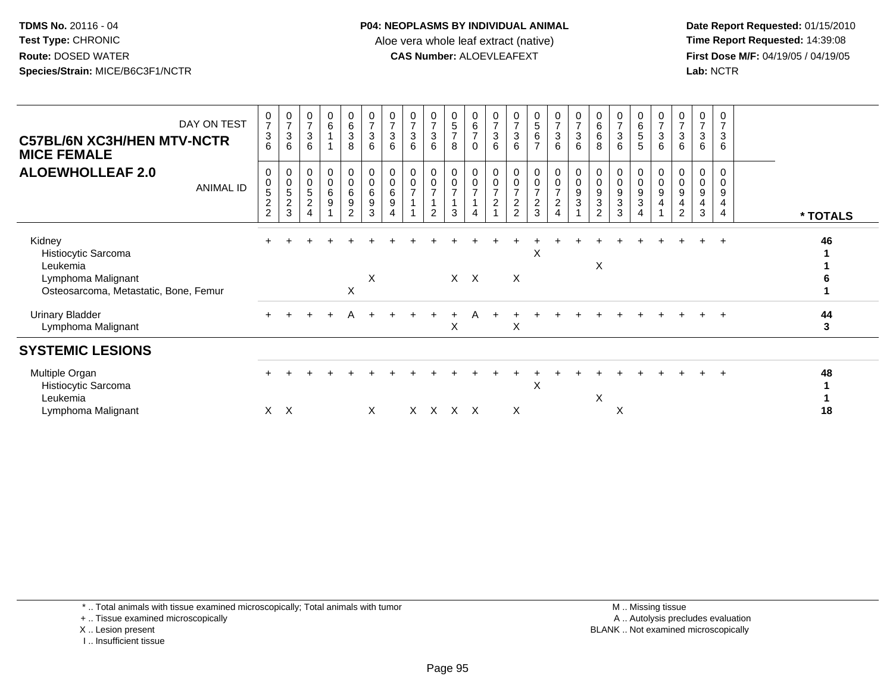**TDMS No.** 20116 - 04
**Test Type:** CHRONIC
**Route:** DOSED WATER
**Species/Strain:** MICE/B6C3F1/NCTR

**P04: NEOPLASMS BY INDIVIDUAL ANIMAL**
Aloe vera whole leaf extract (native)
**CAS Number:** ALOEVLEAFEXT

**Date Report Requested:** 01/15/2010
**Time Report Requested:** 14:39:08
**First Dose M/F:** 04/19/05 / 04/19/05
**Lab:** NCTR

## C57BL/6N XC3H/HEN MTV-NCTR MICE FEMALE
## ALOEWHOLLEAF 2.0

| DAY ON TEST | 0736 | 0736 | 0736 | 0611 | 0638 | 0736 | 0736 | 0736 | 0736 | 0578 | 0670 | 0736 | 0736 | 0567 | 0736 | 0736 | 0668 | 0736 | 0655 | 0736 | 0736 | 0736 | 0736 | |
|---|---|---|---|---|---|---|---|---|---|---|---|---|---|---|---|---|---|---|---|---|---|---|---|---|
| **ANIMAL ID** | 00522 | 00523 | 00524 | 00691 | 00692 | 00693 | 00694 | 00711 | 00712 | 00713 | 00714 | 00721 | 00722 | 00723 | 00724 | 00931 | 00932 | 00933 | 00934 | 00941 | 00942 | 00943 | 00944 | *** TOTALS** |
| Kidney | + | + | + | + | + | + | + | + | + | + | + | + | + | + | + | + | + | + | + | + | + | + | + | 46 |
| Histiocytic Sarcoma | | | | | | | | | | | | | | X | | | | | | | | | | 1 |
| Leukemia | | | | | | | | | | | | | | | | | X | | | | | | | 1 |
| Lymphoma Malignant | | | | | | X | | | | X | X | | X | | | | | | | | | | | 6 |
| Osteosarcoma, Metastatic, Bone, Femur | | | | | X | | | | | | | | | | | | | | | | | | | 1 |
| Urinary Bladder | + | + | + | + | A | + | + | + | + | + | A | + | + | + | + | + | + | + | + | + | + | + | + | 44 |
| Lymphoma Malignant | | | | | | | | | | X | | | X | | | | | | | | | | | 3 |
| **SYSTEMIC LESIONS** | | | | | | | | | | | | | | | | | | | | | | | | |
| Multiple Organ | + | + | + | + | + | + | + | + | + | + | + | + | + | + | + | + | + | + | + | + | + | + | + | 48 |
| Histiocytic Sarcoma | | | | | | | | | | | | | | X | | | | | | | | | | 1 |
| Leukemia | | | | | | | | | | | | | | | | | X | | | | | | | 1 |
| Lymphoma Malignant | X | X | | | | X | | X | X | X | X | | X | | | | | X | | | | | | 18 |

\* .. Total animals with tissue examined microscopically; Total animals with tumor
\+ .. Tissue examined microscopically
X .. Lesion present
I .. Insufficient tissue

M .. Missing tissue
A .. Autolysis precludes evaluation
BLANK .. Not examined microscopically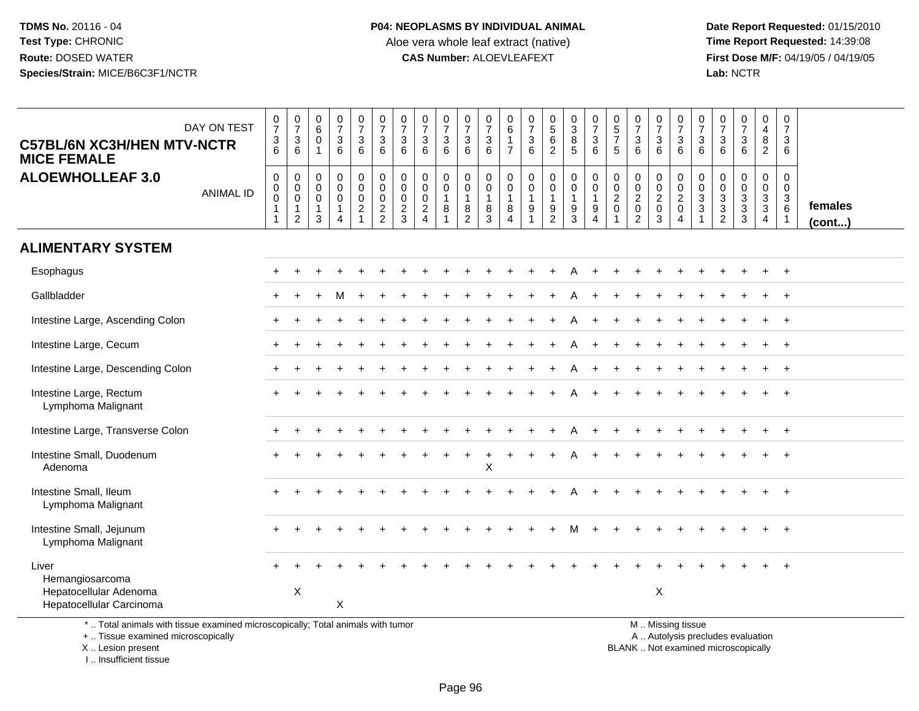**TDMS No.** 20116 - 04
**Test Type:** CHRONIC
**Route:** DOSED WATER
**Species/Strain:** MICE/B6C3F1/NCTR

**P04: NEOPLASMS BY INDIVIDUAL ANIMAL**
Aloe vera whole leaf extract (native)
**CAS Number:** ALOEVLEAFEXT

**Date Report Requested:** 01/15/2010
**Time Report Requested:** 14:39:08
**First Dose M/F:** 04/19/05 / 04/19/05
**Lab:** NCTR

## C57BL/6N XC3H/HEN MTV-NCTR MICE FEMALE
## ALOEWHOLLEAF 3.0

| DAY ON TEST | 0736 | 0736 | 0601 | 0736 | 0736 | 0736 | 0736 | 0736 | 0736 | 0736 | 0736 | 0617 | 0736 | 0562 | 0385 | 0736 | 0575 | 0736 | 0736 | 0736 | 0736 | 0736 | 0736 | 0482 | 0736 | |
|---|---|---|---|---|---|---|---|---|---|---|---|---|---|---|---|---|---|---|---|---|---|---|---|---|---|---|
| **ANIMAL ID** | 00011 | 00012 | 00013 | 00014 | 00021 | 00022 | 00023 | 00024 | 00181 | 00182 | 00183 | 00184 | 00191 | 00192 | 00193 | 00194 | 00201 | 00202 | 00203 | 00204 | 00331 | 00332 | 00333 | 00334 | 00361 | **females (cont...)** |
| **ALIMENTARY SYSTEM** | | | | | | | | | | | | | | | | | | | | | | | | | | |
| Esophagus | + | + | + | + | + | + | + | + | + | + | + | + | + | + | A | + | + | + | + | + | + | + | + | + | + | |
| Gallbladder | + | + | + | M | + | + | + | + | + | + | + | + | + | + | A | + | + | + | + | + | + | + | + | + | + | |
| Intestine Large, Ascending Colon | + | + | + | + | + | + | + | + | + | + | + | + | + | + | A | + | + | + | + | + | + | + | + | + | + | |
| Intestine Large, Cecum | + | + | + | + | + | + | + | + | + | + | + | + | + | + | A | + | + | + | + | + | + | + | + | + | + | |
| Intestine Large, Descending Colon | + | + | + | + | + | + | + | + | + | + | + | + | + | + | A | + | + | + | + | + | + | + | + | + | + | |
| Intestine Large, Rectum | + | + | + | + | + | + | + | + | + | + | + | + | + | + | A | + | + | + | + | + | + | + | + | + | + | |
| Lymphoma Malignant | | | | | | | | | | | | | | | | | | | | | | | | | | |
| Intestine Large, Transverse Colon | + | + | + | + | + | + | + | + | + | + | + | + | + | + | A | + | + | + | + | + | + | + | + | + | + | |
| Intestine Small, Duodenum | + | + | + | + | + | + | + | + | + | + | + | + | + | + | A | + | + | + | + | + | + | + | + | + | + | |
| Adenoma | | | | | | | | | | | X | | | | | | | | | | | | | | | |
| Intestine Small, Ileum | + | + | + | + | + | + | + | + | + | + | + | + | + | + | A | + | + | + | + | + | + | + | + | + | + | |
| Lymphoma Malignant | | | | | | | | | | | | | | | | | | | | | | | | | | |
| Intestine Small, Jejunum | + | + | + | + | + | + | + | + | + | + | + | + | + | + | M | + | + | + | + | + | + | + | + | + | + | |
| Lymphoma Malignant | | | | | | | | | | | | | | | | | | | | | | | | | | |
| Liver | + | + | + | + | + | + | + | + | + | + | + | + | + | + | + | + | + | + | + | + | + | + | + | + | + | |
| Hemangiosarcoma | | | | | | | | | | | | | | | | | | | | | | | | | | |
| Hepatocellular Adenoma | | X | | | | | | | | | | | | | | | | | X | | | | | | | |
| Hepatocellular Carcinoma | | | | X | | | | | | | | | | | | | | | | | | | | | | |

\* .. Total animals with tissue examined microscopically; Total animals with tumor
+ .. Tissue examined microscopically
X .. Lesion present
I .. Insufficient tissue

M .. Missing tissue
A .. Autolysis precludes evaluation
BLANK .. Not examined microscopically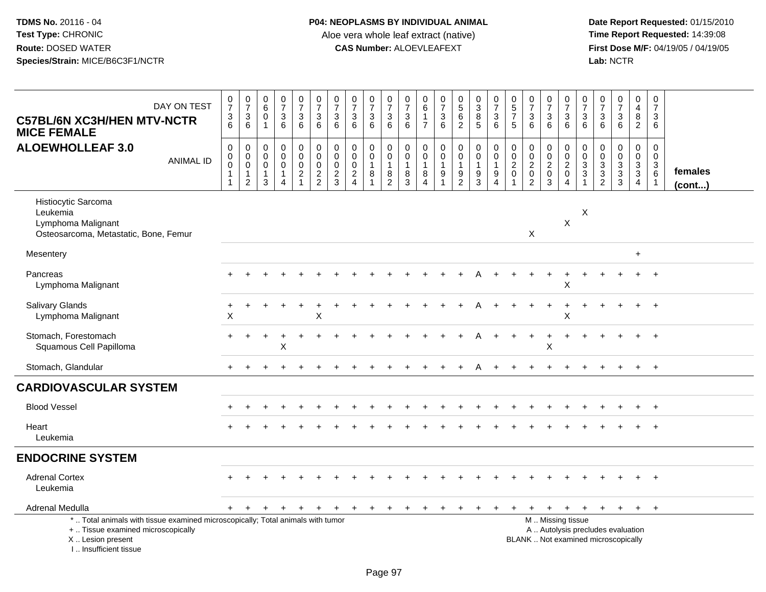**TDMS No.** 20116 - 04
**Test Type:** CHRONIC
**Route:** DOSED WATER
**Species/Strain:** MICE/B6C3F1/NCTR

**P04: NEOPLASMS BY INDIVIDUAL ANIMAL**
Aloe vera whole leaf extract (native)
**CAS Number:** ALOEVLEAFEXT

**Date Report Requested:** 01/15/2010
**Time Report Requested:** 14:39:08
**First Dose M/F:** 04/19/05 / 04/19/05
**Lab:** NCTR

**C57BL/6N XC3H/HEN MTV-NCTR MICE FEMALE**
**ALOEWHOLLEAF 3.0**

| DAY ON TEST | 0736 | 0736 | 0601 | 0736 | 0736 | 0736 | 0736 | 0736 | 0736 | 0736 | 0736 | 0617 | 0736 | 0562 | 0385 | 0736 | 0575 | 0736 | 0736 | 0736 | 0736 | 0736 | 0736 | 0482 | 0736 | |
|---|---|---|---|---|---|---|---|---|---|---|---|---|---|---|---|---|---|---|---|---|---|---|---|---|---|---|
| ANIMAL ID | 00011 | 00012 | 00013 | 00014 | 00021 | 00022 | 00023 | 00024 | 00181 | 00182 | 00183 | 00184 | 00191 | 00192 | 00193 | 00194 | 00201 | 00202 | 00203 | 00204 | 00331 | 00332 | 00333 | 00334 | 00361 | **females (cont...)** |
| Histiocytic Sarcoma | | | | | | | | | | | | | | | | | | | | | | | | | | |
| Leukemia | | | | | | | | | | | | | | | | | | | | | X | | | | | |
| Lymphoma Malignant | | | | | | | | | | | | | | | | | | | | X | | | | | | |
| Osteosarcoma, Metastatic, Bone, Femur | | | | | | | | | | | | | | | | | | X | | | | | | | | |
| Mesentery | | | | | | | | | | | | | | | | | | | | | | | | + | | |
| Pancreas | + | + | + | + | + | + | + | + | + | + | + | + | + | + | A | + | + | + | + | + | + | + | + | + | + | |
| Lymphoma Malignant | | | | | | | | | | | | | | | | | | | | X | | | | | | |
| Salivary Glands | + | + | + | + | + | + | + | + | + | + | + | + | + | + | A | + | + | + | + | + | + | + | + | + | + | |
| Lymphoma Malignant | X | | | | | X | | | | | | | | | | | | | | X | | | | | | |
| Stomach, Forestomach | + | + | + | + | + | + | + | + | + | + | + | + | + | + | A | + | + | + | + | + | + | + | + | + | + | |
| Squamous Cell Papilloma | | | | X | | | | | | | | | | | | | | | X | | | | | | | |
| Stomach, Glandular | + | + | + | + | + | + | + | + | + | + | + | + | + | + | A | + | + | + | + | + | + | + | + | + | + | |
| **CARDIOVASCULAR SYSTEM** | | | | | | | | | | | | | | | | | | | | | | | | | | |
| Blood Vessel | + | + | + | + | + | + | + | + | + | + | + | + | + | + | + | + | + | + | + | + | + | + | + | + | + | |
| Heart | + | + | + | + | + | + | + | + | + | + | + | + | + | + | + | + | + | + | + | + | + | + | + | + | + | |
| Leukemia | | | | | | | | | | | | | | | | | | | | | | | | | | |
| **ENDOCRINE SYSTEM** | | | | | | | | | | | | | | | | | | | | | | | | | | |
| Adrenal Cortex | + | + | + | + | + | + | + | + | + | + | + | + | + | + | + | + | + | + | + | + | + | + | + | + | + | |
| Leukemia | | | | | | | | | | | | | | | | | | | | | | | | | | |
| Adrenal Medulla | + | + | + | + | + | + | + | + | + | + | + | + | + | + | + | + | + | + | + | + | + | + | + | + | + | |

\* .. Total animals with tissue examined microscopically; Total animals with tumor
\+ .. Tissue examined microscopically
X .. Lesion present
I .. Insufficient tissue

M .. Missing tissue
A .. Autolysis precludes evaluation
BLANK .. Not examined microscopically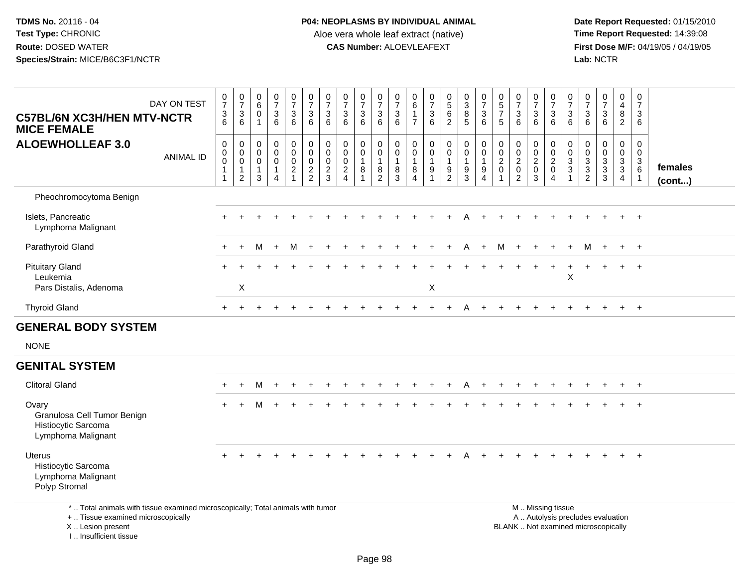**TDMS No.** 20116 - 04
**Test Type:** CHRONIC
**Route:** DOSED WATER
**Species/Strain:** MICE/B6C3F1/NCTR

**P04: NEOPLASMS BY INDIVIDUAL ANIMAL**
Aloe vera whole leaf extract (native)
**CAS Number:** ALOEVLEAFEXT

**Date Report Requested:** 01/15/2010
**Time Report Requested:** 14:39:08
**First Dose M/F:** 04/19/05 / 04/19/05
**Lab:** NCTR

**C57BL/6N XC3H/HEN MTV-NCTR MICE FEMALE**
**ALOEWHOLLEAF 3.0**

| DAY ON TEST | 0736 | 0736 | 0601 | 0736 | 0736 | 0736 | 0736 | 0736 | 0736 | 0736 | 0736 | 0617 | 0736 | 0562 | 0385 | 0736 | 0575 | 0736 | 0736 | 0736 | 0736 | 0736 | 0736 | 0482 | 0736 | |
|---|---|---|---|---|---|---|---|---|---|---|---|---|---|---|---|---|---|---|---|---|---|---|---|---|---|---|
| **ANIMAL ID** | 00011 | 00012 | 00013 | 00014 | 00021 | 00022 | 00023 | 00024 | 00181 | 00182 | 00183 | 00184 | 00191 | 00192 | 00193 | 00194 | 00201 | 00202 | 00203 | 00204 | 00331 | 00332 | 00333 | 00334 | 00361 | **females (cont...)** |
| Pheochromocytoma Benign | | | | | | | | | | | | | | | | | | | | | | | | | | |
| Islets, Pancreatic | + | + | + | + | + | + | + | + | + | + | + | + | + | + | A | + | + | + | + | + | + | + | + | + | + | |
| Lymphoma Malignant | | | | | | | | | | | | | | | | | | | | | | | | | | |
| Parathyroid Gland | + | + | M | + | M | + | + | + | + | + | + | + | + | + | A | + | M | + | + | + | + | M | + | + | + | |
| Pituitary Gland | + | + | + | + | + | + | + | + | + | + | + | + | + | + | + | + | + | + | + | + | + | + | + | + | + | |
| Leukemia | | | | | | | | | | | | | | | | | | | | | X | | | | | |
| Pars Distalis, Adenoma | | X | | | | | | | | | | | X | | | | | | | | | | | | | |
| Thyroid Gland | + | + | + | + | + | + | + | + | + | + | + | + | + | + | A | + | + | + | + | + | + | + | + | + | + | |

## GENERAL BODY SYSTEM

NONE

## GENITAL SYSTEM

| | | | | | | | | | | | | | | | | | | | | | | | | | |
|---|---|---|---|---|---|---|---|---|---|---|---|---|---|---|---|---|---|---|---|---|---|---|---|---|---|
| Clitoral Gland | + | + | M | + | + | + | + | + | + | + | + | + | + | + | A | + | + | + | + | + | + | + | + | + | + |
| Ovary | + | + | M | + | + | + | + | + | + | + | + | + | + | + | + | + | + | + | + | + | + | + | + | + | + |
| Granulosa Cell Tumor Benign | | | | | | | | | | | | | | | | | | | | | | | | | |
| Histiocytic Sarcoma | | | | | | | | | | | | | | | | | | | | | | | | | |
| Lymphoma Malignant | | | | | | | | | | | | | | | | | | | | | | | | | |
| Uterus | + | + | + | + | + | + | + | + | + | + | + | + | + | + | A | + | + | + | + | + | + | + | + | + | + |
| Histiocytic Sarcoma | | | | | | | | | | | | | | | | | | | | | | | | | |
| Lymphoma Malignant | | | | | | | | | | | | | | | | | | | | | | | | | |
| Polyp Stromal | | | | | | | | | | | | | | | | | | | | | | | | | |

\* .. Total animals with tissue examined microscopically; Total animals with tumor
\+ .. Tissue examined microscopically
X .. Lesion present
I .. Insufficient tissue

M .. Missing tissue
A .. Autolysis precludes evaluation
BLANK .. Not examined microscopically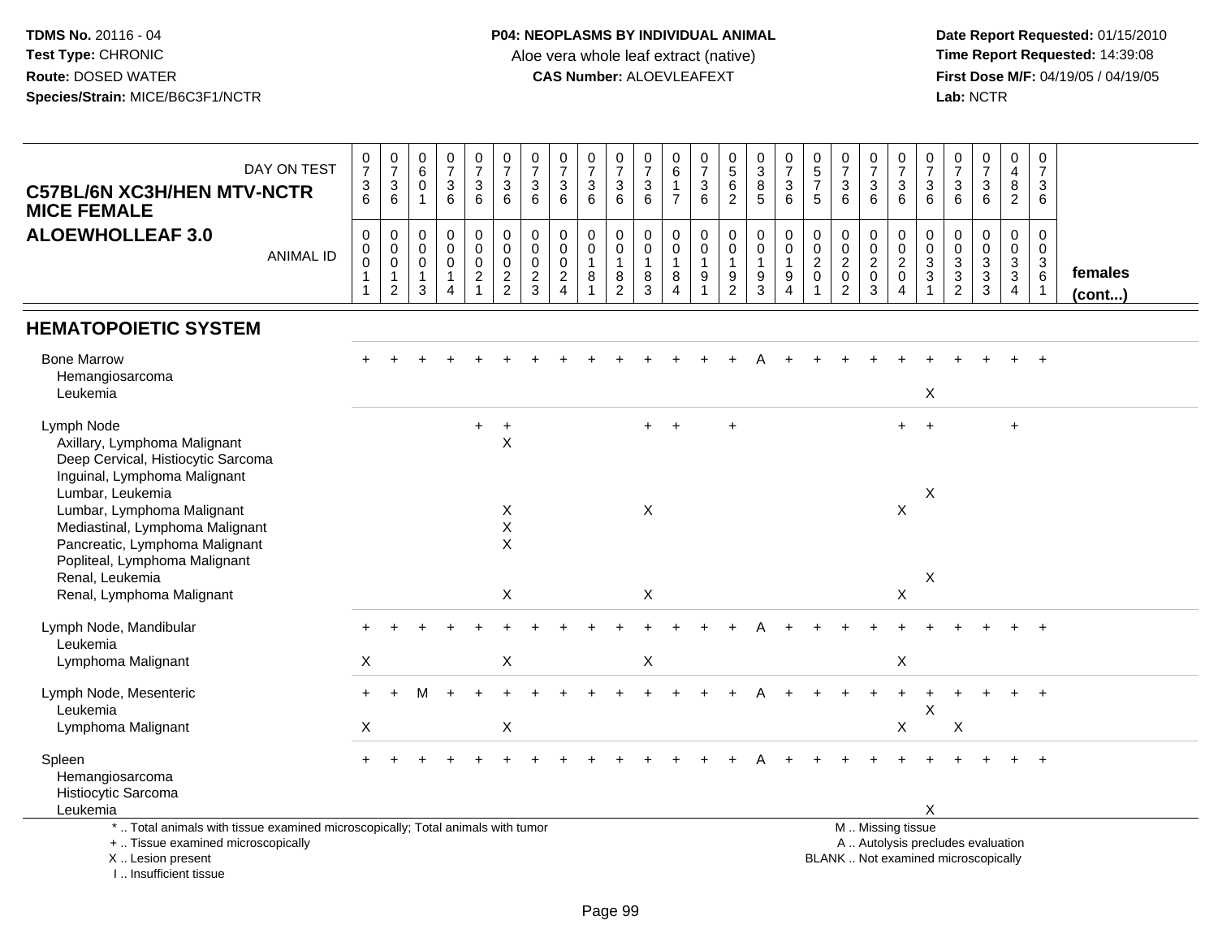**TDMS No.** 20116 - 04
**Test Type:** CHRONIC
**Route:** DOSED WATER
**Species/Strain:** MICE/B6C3F1/NCTR

**P04: NEOPLASMS BY INDIVIDUAL ANIMAL**
Aloe vera whole leaf extract (native)
**CAS Number:** ALOEVLEAFEXT

**Date Report Requested:** 01/15/2010
**Time Report Requested:** 14:39:08
**First Dose M/F:** 04/19/05 / 04/19/05
**Lab:** NCTR

**C57BL/6N XC3H/HEN MTV-NCTR MICE FEMALE**
**ALOEWHOLLEAF 3.0**

| DAY ON TEST | 0736 | 0736 | 0601 | 0736 | 0736 | 0736 | 0736 | 0736 | 0736 | 0736 | 0736 | 0617 | 0736 | 0562 | 0385 | 0736 | 0575 | 0736 | 0736 | 0736 | 0736 | 0736 | 0736 | 0482 | 0736 | |
|---|---|---|---|---|---|---|---|---|---|---|---|---|---|---|---|---|---|---|---|---|---|---|---|---|---|---|
| ANIMAL ID | 00011 | 00012 | 00013 | 00014 | 00021 | 00022 | 00023 | 00024 | 00181 | 00182 | 00183 | 00184 | 00191 | 00192 | 00193 | 00194 | 00201 | 00202 | 00203 | 00204 | 00331 | 00332 | 00333 | 00334 | 00361 | **females (cont...)** |
| **HEMATOPOIETIC SYSTEM** | | | | | | | | | | | | | | | | | | | | | | | | | | |
| Bone Marrow | + | + | + | + | + | + | + | + | + | + | + | + | + | + | A | + | + | + | + | + | + | + | + | + | + | |
| Hemangiosarcoma | | | | | | | | | | | | | | | | | | | | | | | | | | |
| Leukemia | | | | | | | | | | | | | | | | | | | | | X | | | | | |
| Lymph Node | | | | | + | + | | | | | + | + | | + | | | | | | + | + | | | + | | |
| Axillary, Lymphoma Malignant | | | | | | X | | | | | | | | | | | | | | | | | | | | |
| Deep Cervical, Histiocytic Sarcoma | | | | | | | | | | | | | | | | | | | | | | | | | | |
| Inguinal, Lymphoma Malignant | | | | | | | | | | | | | | | | | | | | | | | | | | |
| Lumbar, Leukemia | | | | | | | | | | | | | | | | | | | | | X | | | | | |
| Lumbar, Lymphoma Malignant | | | | | | X | | | | | X | | | | | | | | | X | | | | | | |
| Mediastinal, Lymphoma Malignant | | | | | | X | | | | | | | | | | | | | | | | | | | | |
| Pancreatic, Lymphoma Malignant | | | | | | X | | | | | | | | | | | | | | | | | | | | |
| Popliteal, Lymphoma Malignant | | | | | | | | | | | | | | | | | | | | | | | | | | |
| Renal, Leukemia | | | | | | | | | | | | | | | | | | | | | X | | | | | |
| Renal, Lymphoma Malignant | | | | | | X | | | | | X | | | | | | | | | X | | | | | | |
| Lymph Node, Mandibular | + | + | + | + | + | + | + | + | + | + | + | + | + | + | A | + | + | + | + | + | + | + | + | + | + | |
| Leukemia | | | | | | | | | | | | | | | | | | | | | | | | | | |
| Lymphoma Malignant | X | | | | | X | | | | | X | | | | | | | | | X | | | | | | |
| Lymph Node, Mesenteric | + | + | M | + | + | + | + | + | + | + | + | + | + | + | A | + | + | + | + | + | + | + | + | + | + | |
| Leukemia | | | | | | | | | | | | | | | | | | | | | X | | | | | |
| Lymphoma Malignant | X | | | | | X | | | | | | | | | | | | | | X | | X | | | | |
| Spleen | + | + | + | + | + | + | + | + | + | + | + | + | + | + | A | + | + | + | + | + | + | + | + | + | + | |
| Hemangiosarcoma | | | | | | | | | | | | | | | | | | | | | | | | | | |
| Histiocytic Sarcoma | | | | | | | | | | | | | | | | | | | | | | | | | | |
| Leukemia | | | | | | | | | | | | | | | | | | | | | X | | | | | |

* .. Total animals with tissue examined microscopically; Total animals with tumor
+ .. Tissue examined microscopically
X .. Lesion present
I .. Insufficient tissue

M .. Missing tissue
A .. Autolysis precludes evaluation
BLANK .. Not examined microscopically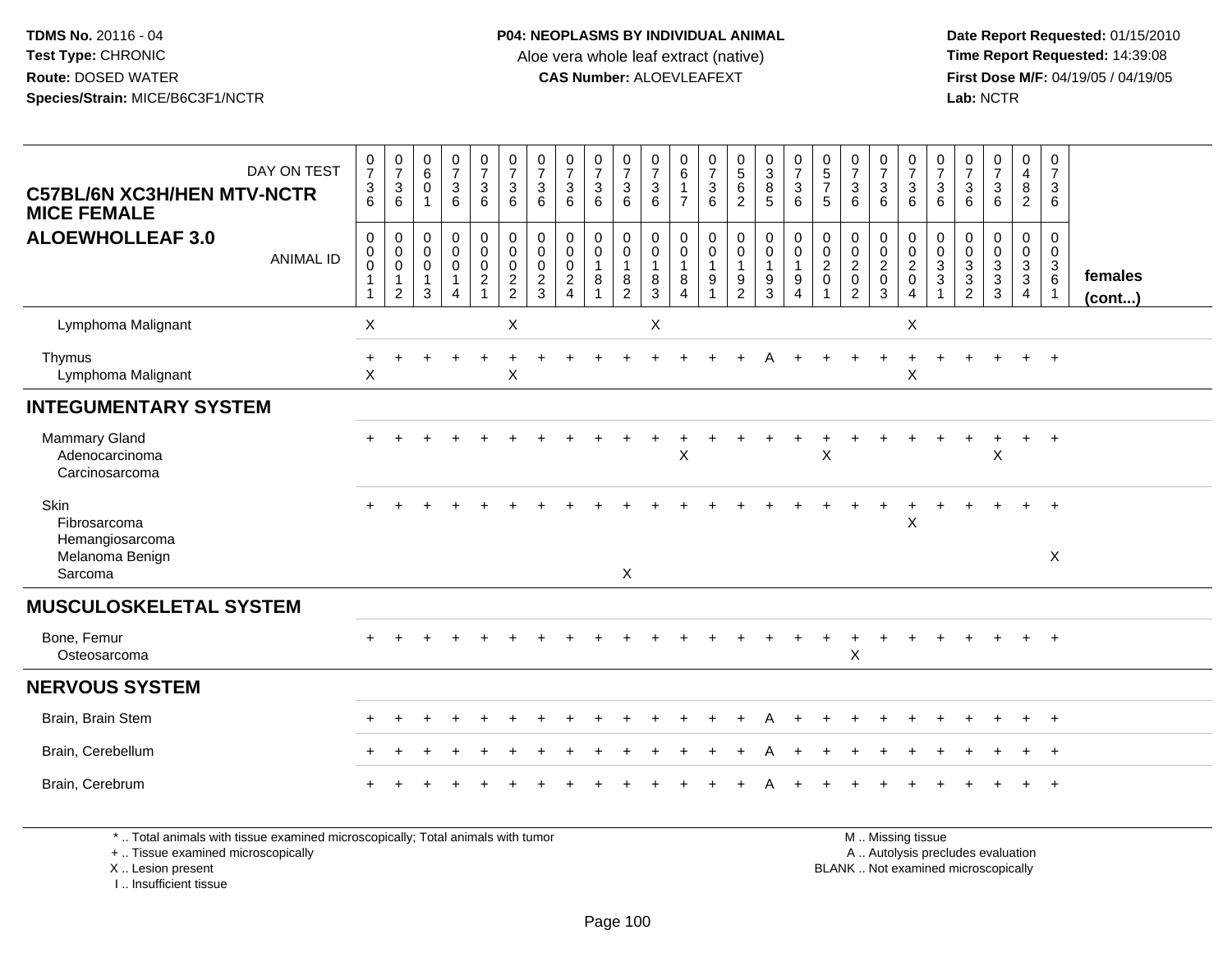**TDMS No.** 20116 - 04
**Test Type:** CHRONIC
**Route:** DOSED WATER
**Species/Strain:** MICE/B6C3F1/NCTR

**P04: NEOPLASMS BY INDIVIDUAL ANIMAL**
Aloe vera whole leaf extract (native)
**CAS Number:** ALOEVLEAFEXT

**Date Report Requested:** 01/15/2010
**Time Report Requested:** 14:39:08
**First Dose M/F:** 04/19/05 / 04/19/05
**Lab:** NCTR

| C57BL/6N XC3H/HEN MTV-NCTR MICE FEMALE ALOEWHOLLEAF 3.0 | 0736 | 0736 | 0601 | 0736 | 0736 | 0736 | 0736 | 0736 | 0736 | 0736 | 0736 | 0617 | 0736 | 0562 | 0385 | 0736 | 0575 | 0736 | 0736 | 0736 | 0736 | 0736 | 0736 | 0482 | 0736 | |
|---|---|---|---|---|---|---|---|---|---|---|---|---|---|---|---|---|---|---|---|---|---|---|---|---|---|---|
| ANIMAL ID | 00011 | 00012 | 00013 | 00014 | 00021 | 00022 | 00023 | 00024 | 00181 | 00182 | 00183 | 00184 | 00191 | 00192 | 00193 | 00194 | 00201 | 00202 | 00203 | 00204 | 00331 | 00332 | 00333 | 00334 | 00361 | females (cont...) |
| Lymphoma Malignant | X | | | | | X | | | | | X | | | | | | | | | X | | | | | | |
| Thymus | + | + | + | + | + | + | + | + | + | + | + | + | + | + | A | + | + | + | + | + | + | + | + | + | + | |
| Lymphoma Malignant | X | | | | | X | | | | | | | | | | | | | | X | | | | | | |
| **INTEGUMENTARY SYSTEM** | | | | | | | | | | | | | | | | | | | | | | | | | | |
| Mammary Gland | + | + | + | + | + | + | + | + | + | + | + | + | + | + | + | + | + | + | + | + | + | + | + | + | + | |
| Adenocarcinoma | | | | | | | | | | | | X | | | | | X | | | | | | X | | | |
| Carcinosarcoma | | | | | | | | | | | | | | | | | | | | | | | | | | |
| Skin | + | + | + | + | + | + | + | + | + | + | + | + | + | + | + | + | + | + | + | + | + | + | + | + | + | |
| Fibrosarcoma | | | | | | | | | | | | | | | | | | | | X | | | | | | |
| Hemangiosarcoma | | | | | | | | | | | | | | | | | | | | | | | | | | |
| Melanoma Benign | | | | | | | | | | | | | | | | | | | | | | | | | X | |
| Sarcoma | | | | | | | | | | X | | | | | | | | | | | | | | | | |
| **MUSCULOSKELETAL SYSTEM** | | | | | | | | | | | | | | | | | | | | | | | | | | |
| Bone, Femur | + | + | + | + | + | + | + | + | + | + | + | + | + | + | + | + | + | + | + | + | + | + | + | + | + | |
| Osteosarcoma | | | | | | | | | | | | | | | | | | X | | | | | | | | |
| **NERVOUS SYSTEM** | | | | | | | | | | | | | | | | | | | | | | | | | | |
| Brain, Brain Stem | + | + | + | + | + | + | + | + | + | + | + | + | + | + | A | + | + | + | + | + | + | + | + | + | + | |
| Brain, Cerebellum | + | + | + | + | + | + | + | + | + | + | + | + | + | + | A | + | + | + | + | + | + | + | + | + | + | |
| Brain, Cerebrum | + | + | + | + | + | + | + | + | + | + | + | + | + | + | A | + | + | + | + | + | + | + | + | + | + | |

\* .. Total animals with tissue examined microscopically; Total animals with tumor
+ .. Tissue examined microscopically
X .. Lesion present
I .. Insufficient tissue

M .. Missing tissue
A .. Autolysis precludes evaluation
BLANK .. Not examined microscopically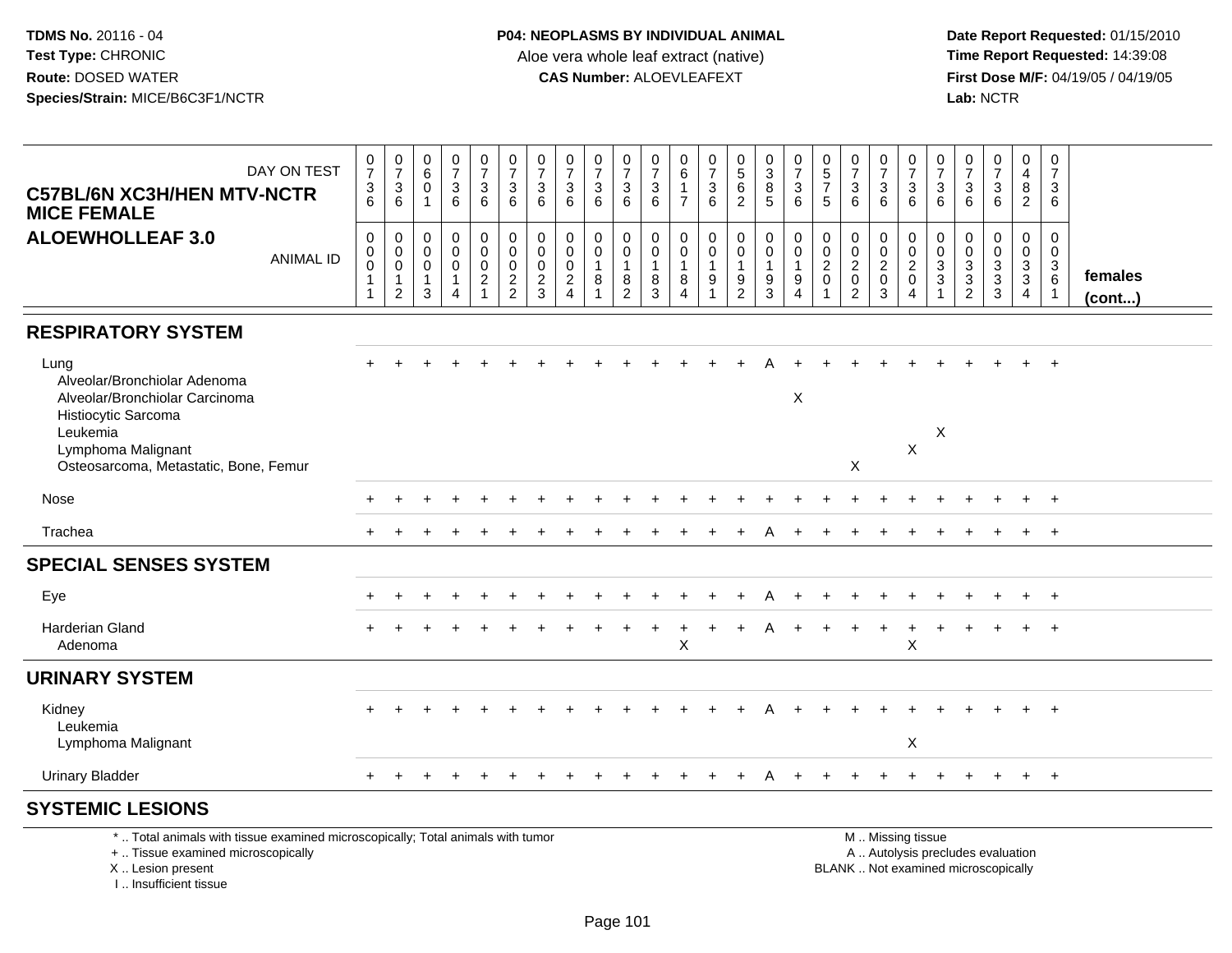**TDMS No.** 20116 - 04
**Test Type:** CHRONIC
**Route:** DOSED WATER
**Species/Strain:** MICE/B6C3F1/NCTR

**P04: NEOPLASMS BY INDIVIDUAL ANIMAL**
Aloe vera whole leaf extract (native)
**CAS Number:** ALOEVLEAFEXT

**Date Report Requested:** 01/15/2010
**Time Report Requested:** 14:39:08
**First Dose M/F:** 04/19/05 / 04/19/05
**Lab:** NCTR

**C57BL/6N XC3H/HEN MTV-NCTR MICE FEMALE**
**ALOEWHOLLEAF 3.0**

| DAY ON TEST | 0736 | 0736 | 0601 | 0736 | 0736 | 0736 | 0736 | 0736 | 0736 | 0736 | 0736 | 0617 | 0736 | 0562 | 0385 | 0736 | 0575 | 0736 | 0736 | 0736 | 0736 | 0736 | 0736 | 0482 | 0736 | |
|---|---|---|---|---|---|---|---|---|---|---|---|---|---|---|---|---|---|---|---|---|---|---|---|---|---|---|
| **ANIMAL ID** | 00011 | 00012 | 00013 | 00014 | 00021 | 00022 | 00023 | 00024 | 00181 | 00182 | 00183 | 00184 | 00191 | 00192 | 00193 | 00194 | 00201 | 00202 | 00203 | 00204 | 00331 | 00332 | 00333 | 00334 | 00361 | **females (cont...)** |
| **RESPIRATORY SYSTEM** | | | | | | | | | | | | | | | | | | | | | | | | | | |
| Lung | + | + | + | + | + | + | + | + | + | + | + | + | + | + | A | + | + | + | + | + | + | + | + | + | + | |
| Alveolar/Bronchiolar Adenoma | | | | | | | | | | | | | | | | | | | | | | | | | | |
| Alveolar/Bronchiolar Carcinoma | | | | | | | | | | | | | | | | X | | | | | | | | | | |
| Histiocytic Sarcoma | | | | | | | | | | | | | | | | | | | | | | | | | | |
| Leukemia | | | | | | | | | | | | | | | | | | | | | X | | | | | |
| Lymphoma Malignant | | | | | | | | | | | | | | | | | | | | X | | | | | | |
| Osteosarcoma, Metastatic, Bone, Femur | | | | | | | | | | | | | | | | | | X | | | | | | | | |
| Nose | + | + | + | + | + | + | + | + | + | + | + | + | + | + | + | + | + | + | + | + | + | + | + | + | + | |
| Trachea | + | + | + | + | + | + | + | + | + | + | + | + | + | + | A | + | + | + | + | + | + | + | + | + | + | |
| **SPECIAL SENSES SYSTEM** | | | | | | | | | | | | | | | | | | | | | | | | | | |
| Eye | + | + | + | + | + | + | + | + | + | + | + | + | + | + | A | + | + | + | + | + | + | + | + | + | + | |
| Harderian Gland | + | + | + | + | + | + | + | + | + | + | + | + | + | + | A | + | + | + | + | + | + | + | + | + | + | |
| Adenoma | | | | | | | | | | | | X | | | | | | | | X | | | | | | |
| **URINARY SYSTEM** | | | | | | | | | | | | | | | | | | | | | | | | | | |
| Kidney | + | + | + | + | + | + | + | + | + | + | + | + | + | + | A | + | + | + | + | + | + | + | + | + | + | |
| Leukemia | | | | | | | | | | | | | | | | | | | | | | | | | | |
| Lymphoma Malignant | | | | | | | | | | | | | | | | | | | | X | | | | | | |
| Urinary Bladder | + | + | + | + | + | + | + | + | + | + | + | + | + | + | A | + | + | + | + | + | + | + | + | + | + | |
| **SYSTEMIC LESIONS** | | | | | | | | | | | | | | | | | | | | | | | | | | |

\* .. Total animals with tissue examined microscopically; Total animals with tumor
\+ .. Tissue examined microscopically
X .. Lesion present
I .. Insufficient tissue

M .. Missing tissue
A .. Autolysis precludes evaluation
BLANK .. Not examined microscopically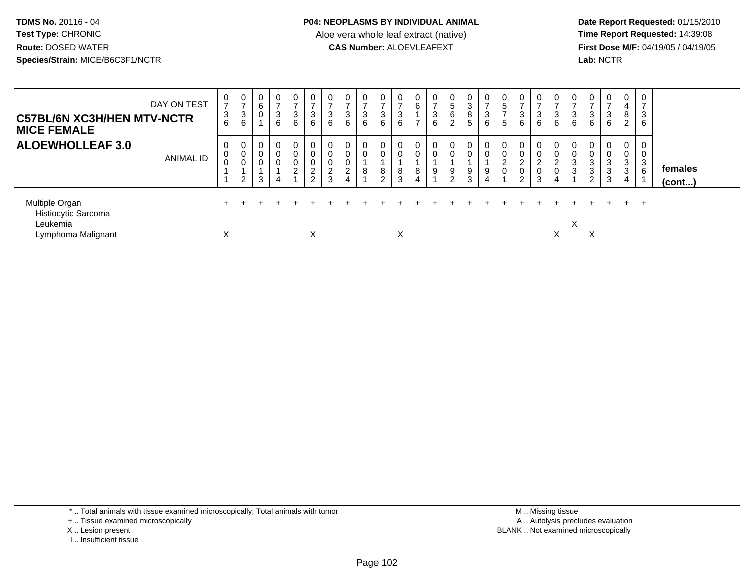**TDMS No.** 20116 - 04
**Test Type:** CHRONIC
**Route:** DOSED WATER
**Species/Strain:** MICE/B6C3F1/NCTR

**P04: NEOPLASMS BY INDIVIDUAL ANIMAL**
Aloe vera whole leaf extract (native)
**CAS Number:** ALOEVLEAFEXT

**Date Report Requested:** 01/15/2010
**Time Report Requested:** 14:39:08
**First Dose M/F:** 04/19/05 / 04/19/05
**Lab:** NCTR

**C57BL/6N XC3H/HEN MTV-NCTR MICE FEMALE**
**ALOEWHOLLEAF 3.0**

| DAY ON TEST | 0736 | 0736 | 0601 | 0736 | 0736 | 0736 | 0736 | 0736 | 0736 | 0736 | 0736 | 0617 | 0736 | 0562 | 0385 | 0736 | 0575 | 0736 | 0736 | 0736 | 0736 | 0736 | 0736 | 0482 | 0736 | |
|---|---|---|---|---|---|---|---|---|---|---|---|---|---|---|---|---|---|---|---|---|---|---|---|---|---|---|
| ANIMAL ID | 00011 | 00012 | 00013 | 00014 | 00021 | 00022 | 00023 | 00024 | 00181 | 00182 | 00183 | 00184 | 00191 | 00192 | 00193 | 00194 | 00201 | 00202 | 00203 | 00204 | 00331 | 00332 | 00333 | 00334 | 00361 | **females (cont...)** |
| Multiple Organ | + | + | + | + | + | + | + | + | + | + | + | + | + | + | + | + | + | + | + | + | + | + | + | + | + | |
| Histiocytic Sarcoma | | | | | | | | | | | | | | | | | | | | | | | | | | |
| Leukemia | | | | | | | | | | | | | | | | | | | | | X | | | | | |
| Lymphoma Malignant | X | | | | | X | | | | | X | | | | | | | | | X | | X | | | | |

\* .. Total animals with tissue examined microscopically; Total animals with tumor
\+ .. Tissue examined microscopically
X .. Lesion present
I .. Insufficient tissue

M .. Missing tissue
A .. Autolysis precludes evaluation
BLANK .. Not examined microscopically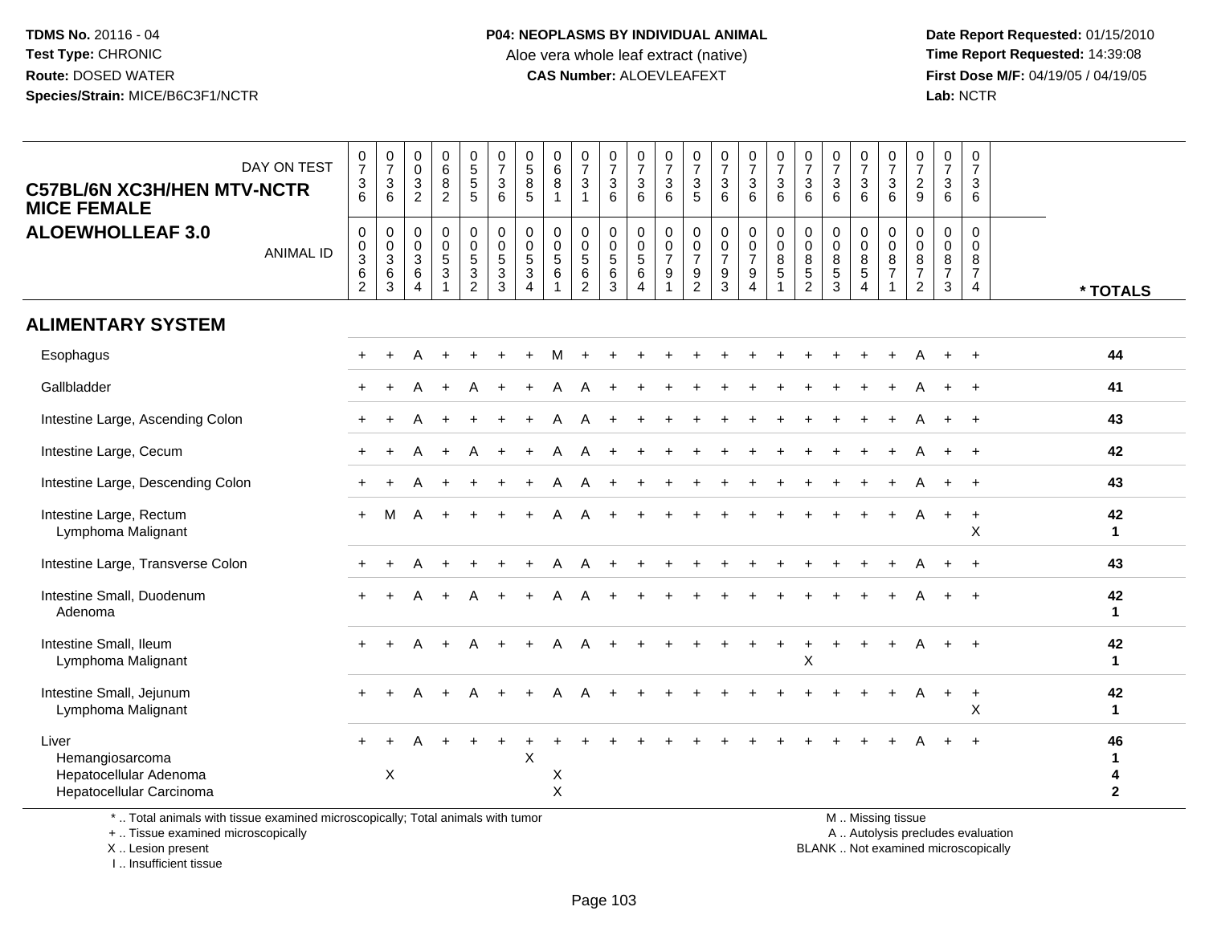**TDMS No.** 20116 - 04
**Test Type:** CHRONIC
**Route:** DOSED WATER
**Species/Strain:** MICE/B6C3F1/NCTR

**P04: NEOPLASMS BY INDIVIDUAL ANIMAL**
Aloe vera whole leaf extract (native)
**CAS Number:** ALOEVLEAFEXT

**Date Report Requested:** 01/15/2010
**Time Report Requested:** 14:39:08
**First Dose M/F:** 04/19/05 / 04/19/05
**Lab:** NCTR

**C57BL/6N XC3H/HEN MTV-NCTR MICE FEMALE**
**ALOEWHOLLEAF 3.0**

| DAY ON TEST | 0736 | 0736 | 0032 | 0682 | 0555 | 0736 | 0585 | 0681 | 0731 | 0736 | 0736 | 0736 | 0735 | 0736 | 0736 | 0736 | 0736 | 0736 | 0736 | 0736 | 0729 | 0736 | 0736 | |
|---|---|---|---|---|---|---|---|---|---|---|---|---|---|---|---|---|---|---|---|---|---|---|---|---|
| **ANIMAL ID** | 00362 | 00363 | 00364 | 00531 | 00532 | 00533 | 00534 | 00561 | 00562 | 00563 | 00564 | 00791 | 00792 | 00793 | 00794 | 00851 | 00852 | 00853 | 00854 | 00871 | 00872 | 00873 | 00874 | *** TOTALS** |
| **ALIMENTARY SYSTEM** | | | | | | | | | | | | | | | | | | | | | | | | |
| Esophagus | + | + | A | + | + | + | + | M | + | + | + | + | + | + | + | + | + | + | + | + | A | + | + | 44 |
| Gallbladder | + | + | A | + | A | + | + | A | A | + | + | + | + | + | + | + | + | + | + | + | A | + | + | 41 |
| Intestine Large, Ascending Colon | + | + | A | + | + | + | + | A | A | + | + | + | + | + | + | + | + | + | + | + | A | + | + | 43 |
| Intestine Large, Cecum | + | + | A | + | A | + | + | A | A | + | + | + | + | + | + | + | + | + | + | + | A | + | + | 42 |
| Intestine Large, Descending Colon | + | + | A | + | + | + | + | A | A | + | + | + | + | + | + | + | + | + | + | + | A | + | + | 43 |
| Intestine Large, Rectum | + | M | A | + | + | + | + | A | A | + | + | + | + | + | + | + | + | + | + | + | A | + | + | 42 |
| Lymphoma Malignant | | | | | | | | | | | | | | | | | | | | | | | X | 1 |
| Intestine Large, Transverse Colon | + | + | A | + | + | + | + | A | A | + | + | + | + | + | + | + | + | + | + | + | A | + | + | 43 |
| Intestine Small, Duodenum | + | + | A | + | A | + | + | A | A | + | + | + | + | + | + | + | + | + | + | + | A | + | + | 42 |
| Adenoma | | | | | | | | | | | | | | | | | | | | | | | | 1 |
| Intestine Small, Ileum | + | + | A | + | A | + | + | A | A | + | + | + | + | + | + | + | + | + | + | + | A | + | + | 42 |
| Lymphoma Malignant | | | | | | | | | | | | | | | | | X | | | | | | | 1 |
| Intestine Small, Jejunum | + | + | A | + | A | + | + | A | A | + | + | + | + | + | + | + | + | + | + | + | A | + | + | 42 |
| Lymphoma Malignant | | | | | | | | | | | | | | | | | | | | | | | X | 1 |
| Liver | + | + | A | + | + | + | + | + | + | + | + | + | + | + | + | + | + | + | + | + | A | + | + | 46 |
| Hemangiosarcoma | | | | | | | X | | | | | | | | | | | | | | | | | 1 |
| Hepatocellular Adenoma | | X | | | | | | X | | | | | | | | | | | | | | | | 4 |
| Hepatocellular Carcinoma | | | | | | | | X | | | | | | | | | | | | | | | | 2 |

* .. Total animals with tissue examined microscopically; Total animals with tumor
+ .. Tissue examined microscopically
X .. Lesion present
I .. Insufficient tissue

M .. Missing tissue
A .. Autolysis precludes evaluation
BLANK .. Not examined microscopically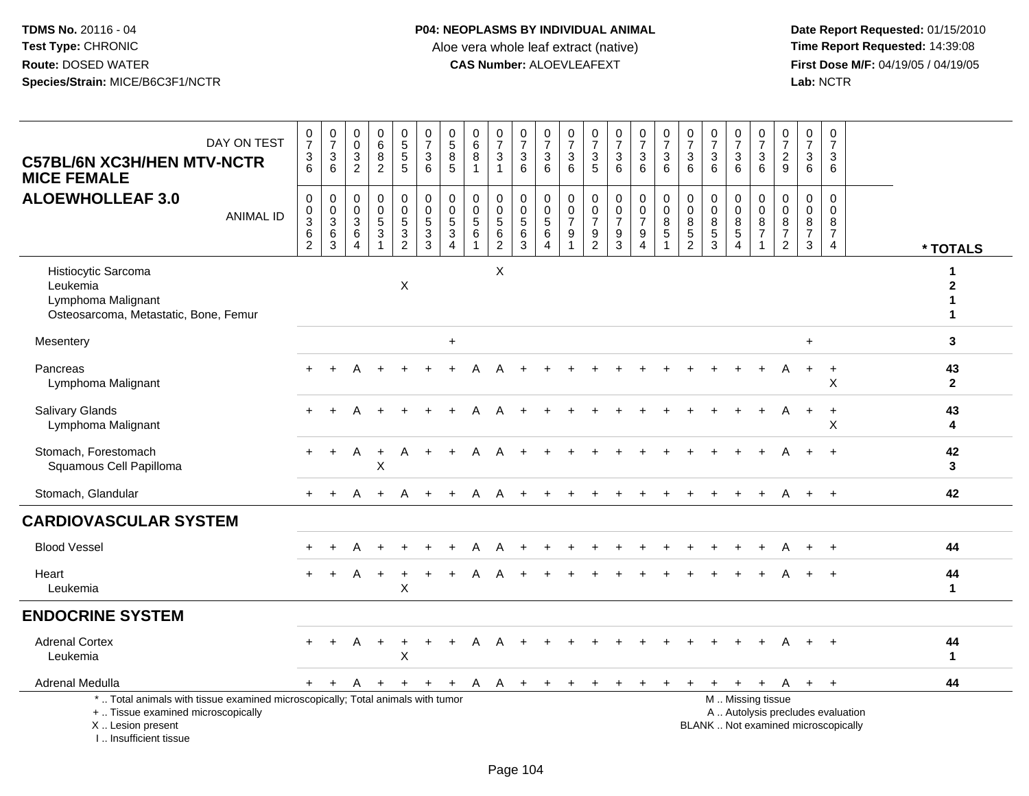**TDMS No.** 20116 - 04
**Test Type:** CHRONIC
**Route:** DOSED WATER
**Species/Strain:** MICE/B6C3F1/NCTR

**P04: NEOPLASMS BY INDIVIDUAL ANIMAL**
Aloe vera whole leaf extract (native)
**CAS Number:** ALOEVLEAFEXT

**Date Report Requested:** 01/15/2010
**Time Report Requested:** 14:39:08
**First Dose M/F:** 04/19/05 / 04/19/05
**Lab:** NCTR

## C57BL/6N XC3H/HEN MTV-NCTR MICE FEMALE ALOEWHOLLEAF 3.0

| DAY ON TEST | 0736 | 0736 | 0032 | 0682 | 0555 | 0736 | 0585 | 0681 | 0731 | 0736 | 0736 | 0736 | 0735 | 0736 | 0736 | 0736 | 0736 | 0736 | 0736 | 0736 | 0729 | 0736 | 0736 | |
|---|---|---|---|---|---|---|---|---|---|---|---|---|---|---|---|---|---|---|---|---|---|---|---|---|
| **ANIMAL ID** | 00362 | 00363 | 00364 | 00531 | 00532 | 00533 | 00534 | 00561 | 00562 | 00563 | 00564 | 00791 | 00792 | 00793 | 00794 | 00851 | 00852 | 00853 | 00854 | 00871 | 00872 | 00873 | 00874 | *** TOTALS** |
| Histiocytic Sarcoma | | | | | | | | | X | | | | | | | | | | | | | | | 1 |
| Leukemia | | | | | X | | | | | | | | | | | | | | | | | | | 2 |
| Lymphoma Malignant | | | | | | | | | | | | | | | | | | | | | | | | 1 |
| Osteosarcoma, Metastatic, Bone, Femur | | | | | | | | | | | | | | | | | | | | | | | | 1 |
| Mesentery | | | | | | | + | | | | | | | | | | | | | | | + | | 3 |
| Pancreas | + | + | A | + | + | + | + | A | A | + | + | + | + | + | + | + | + | + | + | + | A | + | + | 43 |
| Lymphoma Malignant | | | | | | | | | | | | | | | | | | | | | | | X | 2 |
| Salivary Glands | + | + | A | + | + | + | + | A | A | + | + | + | + | + | + | + | + | + | + | + | A | + | + | 43 |
| Lymphoma Malignant | | | | | | | | | | | | | | | | | | | | | | | X | 4 |
| Stomach, Forestomach | + | + | A | + | A | + | + | A | A | + | + | + | + | + | + | + | + | + | + | + | A | + | + | 42 |
| Squamous Cell Papilloma | | | | X | | | | | | | | | | | | | | | | | | | | 3 |
| Stomach, Glandular | + | + | A | + | A | + | + | A | A | + | + | + | + | + | + | + | + | + | + | + | A | + | + | 42 |
| **CARDIOVASCULAR SYSTEM** | | | | | | | | | | | | | | | | | | | | | | | | |
| Blood Vessel | + | + | A | + | + | + | + | A | A | + | + | + | + | + | + | + | + | + | + | + | A | + | + | 44 |
| Heart | + | + | A | + | + | + | + | A | A | + | + | + | + | + | + | + | + | + | + | + | A | + | + | 44 |
| Leukemia | | | | | X | | | | | | | | | | | | | | | | | | | 1 |
| **ENDOCRINE SYSTEM** | | | | | | | | | | | | | | | | | | | | | | | | |
| Adrenal Cortex | + | + | A | + | + | + | + | A | A | + | + | + | + | + | + | + | + | + | + | + | A | + | + | 44 |
| Leukemia | | | | | X | | | | | | | | | | | | | | | | | | | 1 |
| Adrenal Medulla | + | + | A | + | + | + | + | A | A | + | + | + | + | + | + | + | + | + | + | + | A | + | + | 44 |

\* .. Total animals with tissue examined microscopically; Total animals with tumor
\+ .. Tissue examined microscopically
X .. Lesion present
I .. Insufficient tissue

M .. Missing tissue
A .. Autolysis precludes evaluation
BLANK .. Not examined microscopically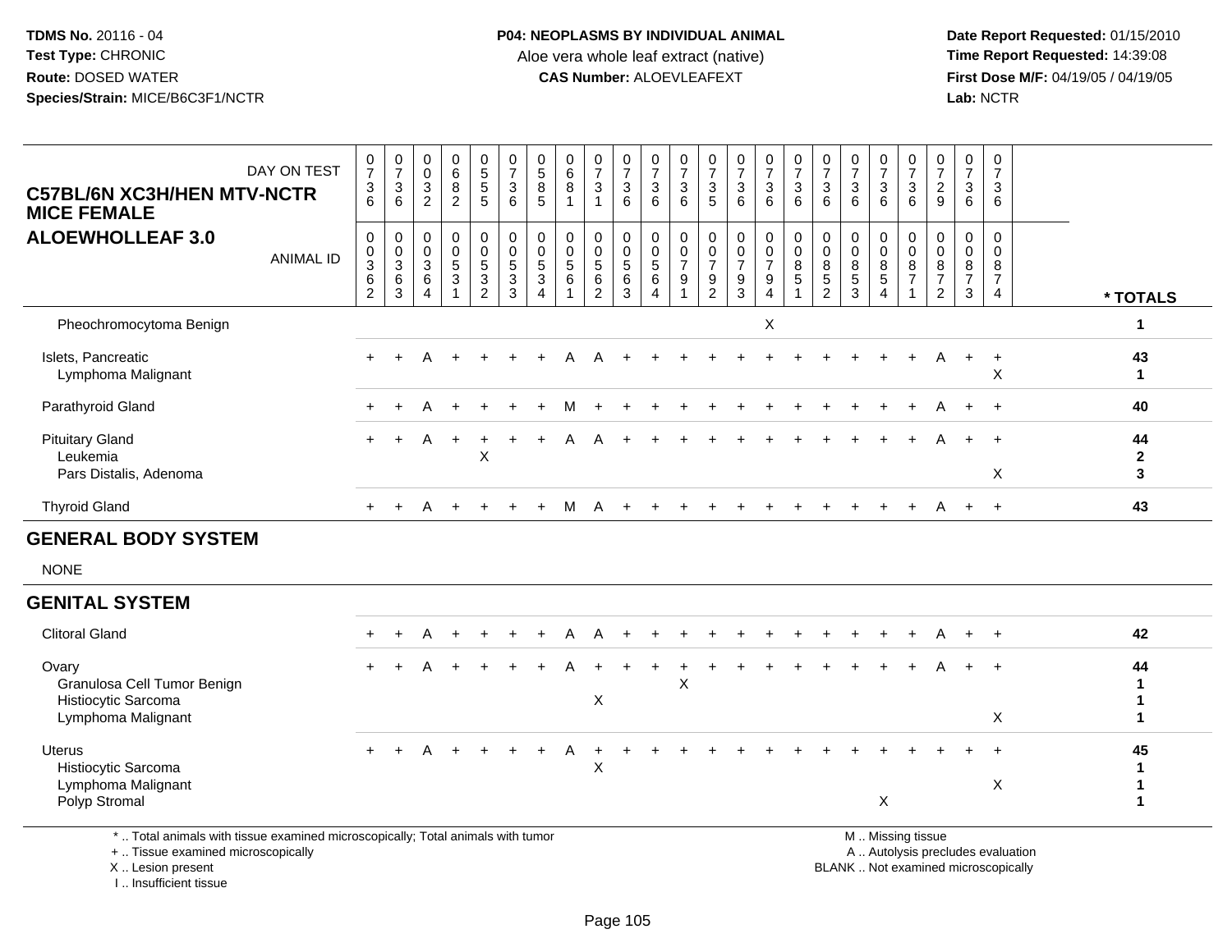**TDMS No.** 20116 - 04
**Test Type:** CHRONIC
**Route:** DOSED WATER
**Species/Strain:** MICE/B6C3F1/NCTR

**P04: NEOPLASMS BY INDIVIDUAL ANIMAL**
Aloe vera whole leaf extract (native)
**CAS Number:** ALOEVLEAFEXT

**Date Report Requested:** 01/15/2010
**Time Report Requested:** 14:39:08
**First Dose M/F:** 04/19/05 / 04/19/05
**Lab:** NCTR

## C57BL/6N XC3H/HEN MTV-NCTR MICE FEMALE
## ALOEWHOLLEAF 3.0

| DAY ON TEST | 0736 | 0736 | 0032 | 0682 | 0555 | 0736 | 0585 | 0681 | 0731 | 0736 | 0736 | 0736 | 0735 | 0736 | 0736 | 0736 | 0736 | 0736 | 0736 | 0736 | 0729 | 0736 | 0736 | |
|---|---|---|---|---|---|---|---|---|---|---|---|---|---|---|---|---|---|---|---|---|---|---|---|---|
| **ANIMAL ID** | 00362 | 00363 | 00364 | 00531 | 00532 | 00533 | 00534 | 00561 | 00562 | 00563 | 00564 | 00791 | 00792 | 00793 | 00794 | 00851 | 00852 | 00853 | 00854 | 00871 | 00872 | 00873 | 00874 | **\* TOTALS** |
| Pheochromocytoma Benign | | | | | | | | | | | | | | | X | | | | | | | | | 1 |
| Islets, Pancreatic | + | + | A | + | + | + | + | A | A | + | + | + | + | + | + | + | + | + | + | + | A | + | + | 43 |
| Lymphoma Malignant | | | | | | | | | | | | | | | | | | | | | | | X | 1 |
| Parathyroid Gland | + | + | A | + | + | + | + | M | + | + | + | + | + | + | + | + | + | + | + | + | A | + | + | 40 |
| Pituitary Gland | + | + | A | + | + | + | + | A | A | + | + | + | + | + | + | + | + | + | + | + | A | + | + | 44 |
| Leukemia | | | | | X | | | | | | | | | | | | | | | | | | | 2 |
| Pars Distalis, Adenoma | | | | | | | | | | | | | | | | | | | | | | | X | 3 |
| Thyroid Gland | + | + | A | + | + | + | + | M | A | + | + | + | + | + | + | + | + | + | + | + | A | + | + | 43 |
| **GENERAL BODY SYSTEM** | | | | | | | | | | | | | | | | | | | | | | | | |
| NONE | | | | | | | | | | | | | | | | | | | | | | | | |
| **GENITAL SYSTEM** | | | | | | | | | | | | | | | | | | | | | | | | |
| Clitoral Gland | + | + | A | + | + | + | + | A | A | + | + | + | + | + | + | + | + | + | + | + | A | + | + | 42 |
| Ovary | + | + | A | + | + | + | + | A | + | + | + | + | + | + | + | + | + | + | + | + | A | + | + | 44 |
| Granulosa Cell Tumor Benign | | | | | | | | | | | | X | | | | | | | | | | | | 1 |
| Histiocytic Sarcoma | | | | | | | | | X | | | | | | | | | | | | | | | 1 |
| Lymphoma Malignant | | | | | | | | | | | | | | | | | | | | | | | X | 1 |
| Uterus | + | + | A | + | + | + | + | A | + | + | + | + | + | + | + | + | + | + | + | + | + | + | + | 45 |
| Histiocytic Sarcoma | | | | | | | | | X | | | | | | | | | | | | | | | 1 |
| Lymphoma Malignant | | | | | | | | | | | | | | | | | | | | | | | X | 1 |
| Polyp Stromal | | | | | | | | | | | | | | | | | | | X | | | | | 1 |

\* .. Total animals with tissue examined microscopically; Total animals with tumor
\+ .. Tissue examined microscopically
X .. Lesion present
I .. Insufficient tissue

M .. Missing tissue
A .. Autolysis precludes evaluation
BLANK .. Not examined microscopically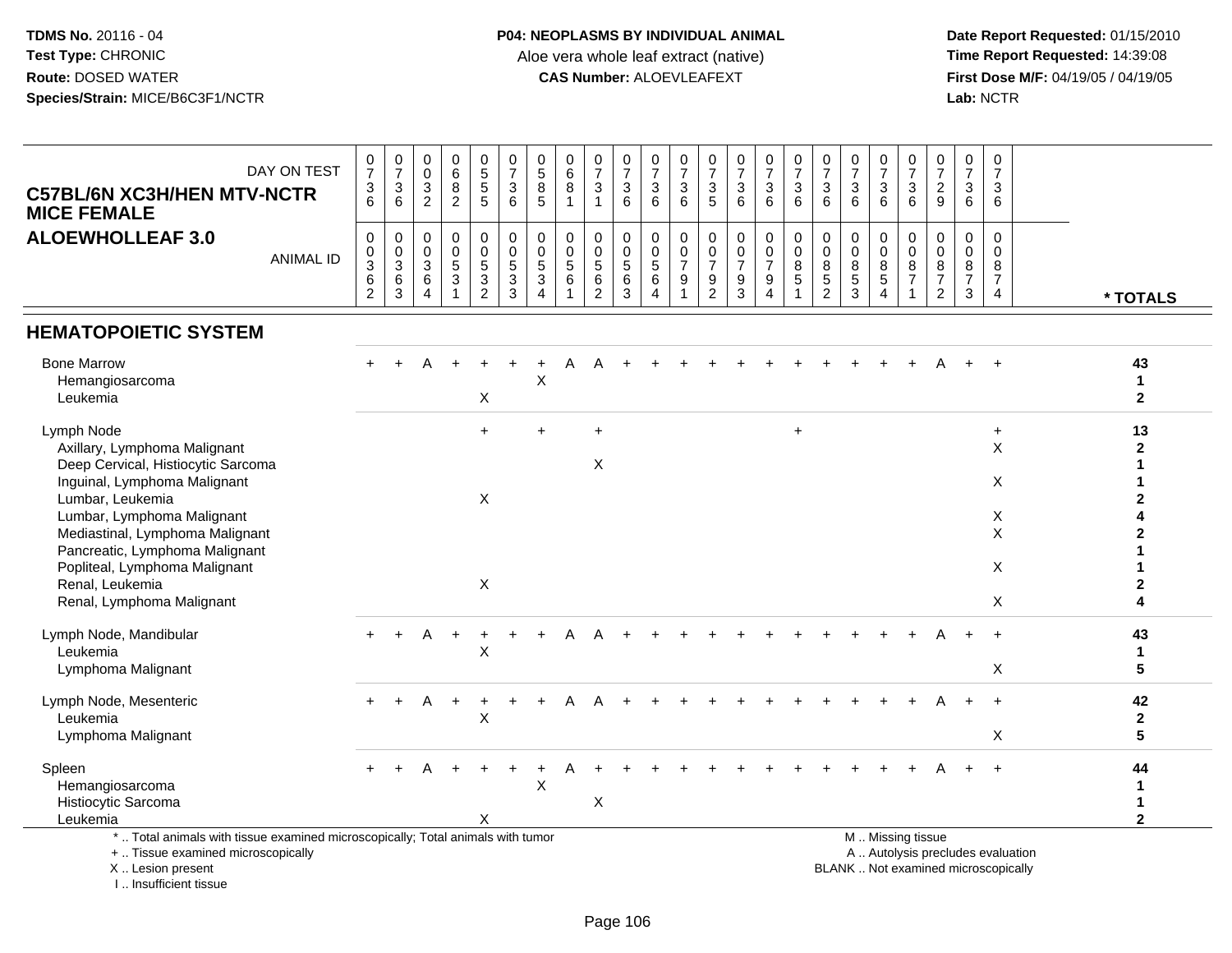**TDMS No.** 20116 - 04
**Test Type:** CHRONIC
**Route:** DOSED WATER
**Species/Strain:** MICE/B6C3F1/NCTR

**P04: NEOPLASMS BY INDIVIDUAL ANIMAL**
Aloe vera whole leaf extract (native)
**CAS Number:** ALOEVLEAFEXT

**Date Report Requested:** 01/15/2010
**Time Report Requested:** 14:39:08
**First Dose M/F:** 04/19/05 / 04/19/05
**Lab:** NCTR

**C57BL/6N XC3H/HEN MTV-NCTR MICE FEMALE**
**ALOEWHOLLEAF 3.0**

| DAY ON TEST | 0736 | 0736 | 0032 | 0682 | 0555 | 0736 | 0585 | 0681 | 0731 | 0736 | 0736 | 0736 | 0735 | 0736 | 0736 | 0736 | 0736 | 0736 | 0736 | 0736 | 0729 | 0736 | 0736 | |
|---|---|---|---|---|---|---|---|---|---|---|---|---|---|---|---|---|---|---|---|---|---|---|---|---|
| **ANIMAL ID** | 00362 | 00363 | 00364 | 00531 | 00532 | 00533 | 00534 | 00561 | 00562 | 00563 | 00564 | 00791 | 00792 | 00793 | 00794 | 00851 | 00852 | 00853 | 00854 | 00871 | 00872 | 00873 | 00874 | *** TOTALS** |
| **HEMATOPOIETIC SYSTEM** | | | | | | | | | | | | | | | | | | | | | | | | |
| Bone Marrow | + | + | A | + | + | + | + | A | A | + | + | + | + | + | + | + | + | + | + | + | A | + | + | 43 |
| Hemangiosarcoma | | | | | | | X | | | | | | | | | | | | | | | | | 1 |
| Leukemia | | | | | X | | | | | | | | | | | | | | | | | | | 2 |
| Lymph Node | | | | | + | | + | | + | | | | | | | + | | | | | | | + | 13 |
| Axillary, Lymphoma Malignant | | | | | | | | | | | | | | | | | | | | | | | X | 2 |
| Deep Cervical, Histiocytic Sarcoma | | | | | | | | | X | | | | | | | | | | | | | | | 1 |
| Inguinal, Lymphoma Malignant | | | | | | | | | | | | | | | | | | | | | | | X | 1 |
| Lumbar, Leukemia | | | | | X | | | | | | | | | | | | | | | | | | | 2 |
| Lumbar, Lymphoma Malignant | | | | | | | | | | | | | | | | | | | | | | | X | 4 |
| Mediastinal, Lymphoma Malignant | | | | | | | | | | | | | | | | | | | | | | | X | 2 |
| Pancreatic, Lymphoma Malignant | | | | | | | | | | | | | | | | | | | | | | | | 1 |
| Popliteal, Lymphoma Malignant | | | | | | | | | | | | | | | | | | | | | | | X | 1 |
| Renal, Leukemia | | | | | X | | | | | | | | | | | | | | | | | | | 2 |
| Renal, Lymphoma Malignant | | | | | | | | | | | | | | | | | | | | | | | X | 4 |
| Lymph Node, Mandibular | + | + | A | + | + | + | + | A | A | + | + | + | + | + | + | + | + | + | + | + | A | + | + | 43 |
| Leukemia | | | | | X | | | | | | | | | | | | | | | | | | | 1 |
| Lymphoma Malignant | | | | | | | | | | | | | | | | | | | | | | | X | 5 |
| Lymph Node, Mesenteric | + | + | A | + | + | + | + | A | A | + | + | + | + | + | + | + | + | + | + | + | A | + | + | 42 |
| Leukemia | | | | | X | | | | | | | | | | | | | | | | | | | 2 |
| Lymphoma Malignant | | | | | | | | | | | | | | | | | | | | | | | X | 5 |
| Spleen | + | + | A | + | + | + | + | A | + | + | + | + | + | + | + | + | + | + | + | + | A | + | + | 44 |
| Hemangiosarcoma | | | | | | | X | | | | | | | | | | | | | | | | | 1 |
| Histiocytic Sarcoma | | | | | | | | | X | | | | | | | | | | | | | | | 1 |
| Leukemia | | | | | X | | | | | | | | | | | | | | | | | | | 2 |

\* .. Total animals with tissue examined microscopically; Total animals with tumor
\+ .. Tissue examined microscopically
X .. Lesion present
I .. Insufficient tissue

M .. Missing tissue
A .. Autolysis precludes evaluation
BLANK .. Not examined microscopically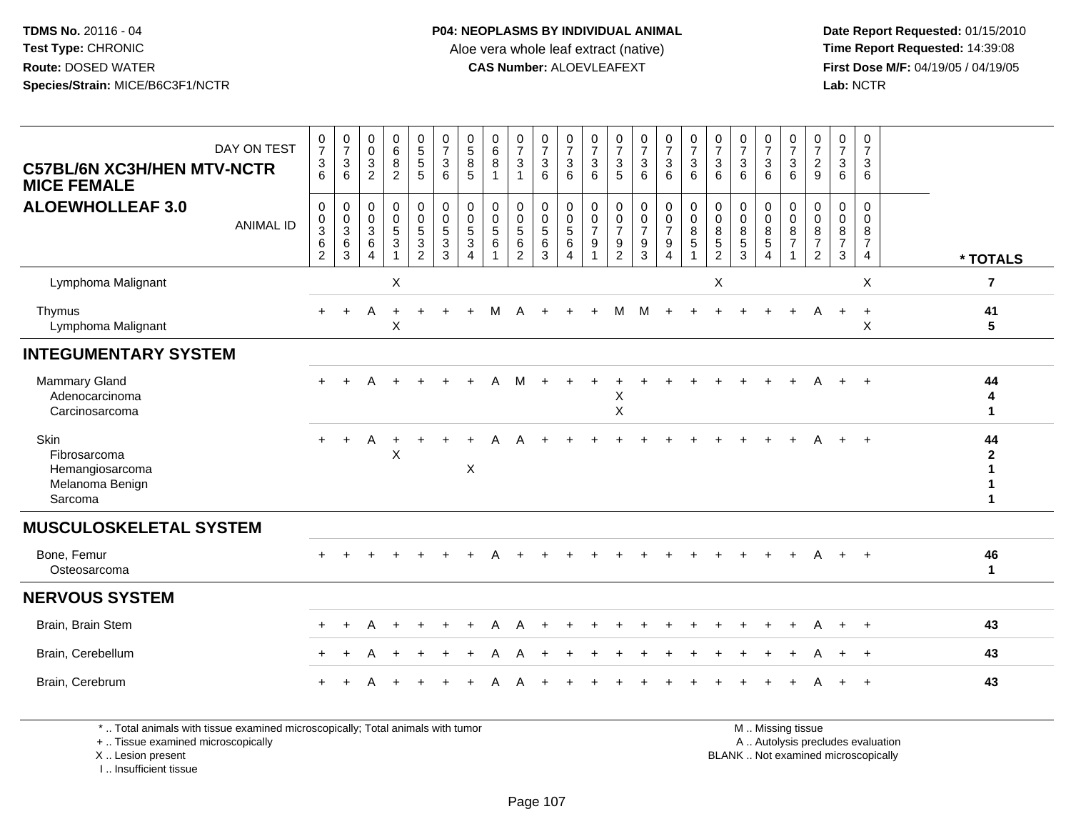**TDMS No.** 20116 - 04
**Test Type:** CHRONIC
**Route:** DOSED WATER
**Species/Strain:** MICE/B6C3F1/NCTR

**P04: NEOPLASMS BY INDIVIDUAL ANIMAL**
Aloe vera whole leaf extract (native)
**CAS Number:** ALOEVLEAFEXT

**Date Report Requested:** 01/15/2010
**Time Report Requested:** 14:39:08
**First Dose M/F:** 04/19/05 / 04/19/05
**Lab:** NCTR

## C57BL/6N XC3H/HEN MTV-NCTR MICE FEMALE
## ALOEWHOLLEAF 3.0

| DAY ON TEST | 0736 | 0736 | 0032 | 0682 | 0555 | 0736 | 0585 | 0681 | 0731 | 0736 | 0736 | 0736 | 0735 | 0736 | 0736 | 0736 | 0736 | 0736 | 0736 | 0736 | 0729 | 0736 | 0736 | |
|---|---|---|---|---|---|---|---|---|---|---|---|---|---|---|---|---|---|---|---|---|---|---|---|---|
| **ANIMAL ID** | 00362 | 00363 | 00364 | 00531 | 00532 | 00533 | 00534 | 00561 | 00562 | 00563 | 00564 | 00791 | 00792 | 00793 | 00794 | 00851 | 00852 | 00853 | 00854 | 00871 | 00872 | 00873 | 00874 | **\* TOTALS** |
| Lymphoma Malignant | | | | X | | | | | | | | | | | | | X | | | | | | X | 7 |
| Thymus | + | + | A | + | + | + | + | M | A | + | + | + | M | M | + | + | + | + | + | + | A | + | + | 41 |
| Lymphoma Malignant | | | | X | | | | | | | | | | | | | | | | | | | X | 5 |
| **INTEGUMENTARY SYSTEM** | | | | | | | | | | | | | | | | | | | | | | | | |
| Mammary Gland | + | + | A | + | + | + | + | A | M | + | + | + | + | + | + | + | + | + | + | + | A | + | + | 44 |
| Adenocarcinoma | | | | | | | | | | | | | X | | | | | | | | | | | 4 |
| Carcinosarcoma | | | | | | | | | | | | | X | | | | | | | | | | | 1 |
| Skin | + | + | A | + | + | + | + | A | A | + | + | + | + | + | + | + | + | + | + | + | A | + | + | 44 |
| Fibrosarcoma | | | | X | | | | | | | | | | | | | | | | | | | | 2 |
| Hemangiosarcoma | | | | | | | X | | | | | | | | | | | | | | | | | 1 |
| Melanoma Benign | | | | | | | | | | | | | | | | | | | | | | | | 1 |
| Sarcoma | | | | | | | | | | | | | | | | | | | | | | | | 1 |
| **MUSCULOSKELETAL SYSTEM** | | | | | | | | | | | | | | | | | | | | | | | | |
| Bone, Femur | + | + | + | + | + | + | + | A | + | + | + | + | + | + | + | + | + | + | + | + | A | + | + | 46 |
| Osteosarcoma | | | | | | | | | | | | | | | | | | | | | | | | 1 |
| **NERVOUS SYSTEM** | | | | | | | | | | | | | | | | | | | | | | | | |
| Brain, Brain Stem | + | + | A | + | + | + | + | A | A | + | + | + | + | + | + | + | + | + | + | + | A | + | + | 43 |
| Brain, Cerebellum | + | + | A | + | + | + | + | A | A | + | + | + | + | + | + | + | + | + | + | + | A | + | + | 43 |
| Brain, Cerebrum | + | + | A | + | + | + | + | A | A | + | + | + | + | + | + | + | + | + | + | + | A | + | + | 43 |

\* .. Total animals with tissue examined microscopically; Total animals with tumor
\+ .. Tissue examined microscopically
X .. Lesion present
I .. Insufficient tissue

M .. Missing tissue
A .. Autolysis precludes evaluation
BLANK .. Not examined microscopically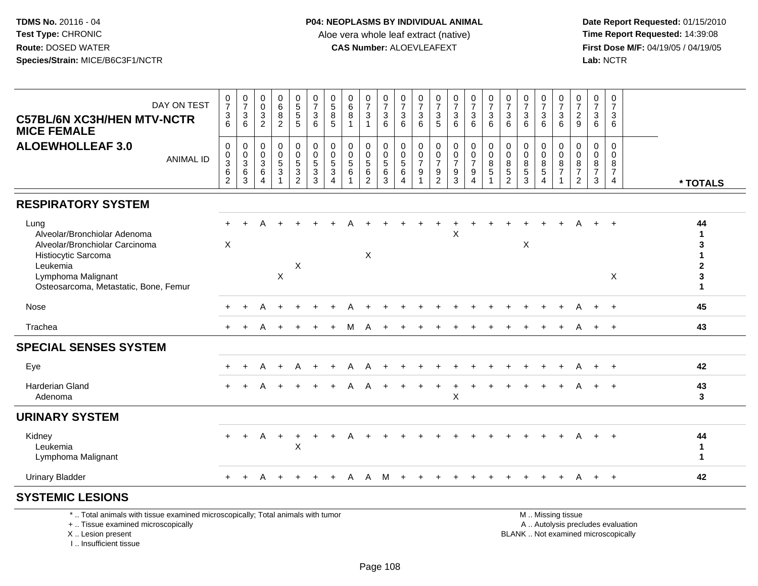**TDMS No.** 20116 - 04
**Test Type:** CHRONIC
**Route:** DOSED WATER
**Species/Strain:** MICE/B6C3F1/NCTR

**P04: NEOPLASMS BY INDIVIDUAL ANIMAL**
Aloe vera whole leaf extract (native)
**CAS Number:** ALOEVLEAFEXT

**Date Report Requested:** 01/15/2010
**Time Report Requested:** 14:39:08
**First Dose M/F:** 04/19/05 / 04/19/05
**Lab:** NCTR

**C57BL/6N XC3H/HEN MTV-NCTR MICE FEMALE**
**ALOEWHOLLEAF 3.0**

| DAY ON TEST | 0736 | 0736 | 0032 | 0682 | 0555 | 0736 | 0585 | 0681 | 0731 | 0736 | 0736 | 0736 | 0735 | 0736 | 0736 | 0736 | 0736 | 0736 | 0736 | 0736 | 0729 | 0736 | 0736 | |
|---|---|---|---|---|---|---|---|---|---|---|---|---|---|---|---|---|---|---|---|---|---|---|---|---|
| ANIMAL ID | 00362 | 00363 | 00364 | 00531 | 00532 | 00533 | 00534 | 00561 | 00562 | 00563 | 00564 | 00791 | 00792 | 00793 | 00794 | 00851 | 00852 | 00853 | 00854 | 00871 | 00872 | 00873 | 00874 | * TOTALS |
| **RESPIRATORY SYSTEM** | | | | | | | | | | | | | | | | | | | | | | | | |
| Lung | + | + | A | + | + | + | + | A | + | + | + | + | + | + | + | + | + | + | + | + | A | + | + | 44 |
| Alveolar/Bronchiolar Adenoma | | | | | | | | | | | | | | X | | | | | | | | | | 1 |
| Alveolar/Bronchiolar Carcinoma | X | | | | | | | | | | | | | | | | | X | | | | | | 3 |
| Histiocytic Sarcoma | | | | | | | | | X | | | | | | | | | | | | | | | 1 |
| Leukemia | | | | | X | | | | | | | | | | | | | | | | | | | 2 |
| Lymphoma Malignant | | | | X | | | | | | | | | | | | | | | | | | | X | 3 |
| Osteosarcoma, Metastatic, Bone, Femur | | | | | | | | | | | | | | | | | | | | | | | | 1 |
| Nose | + | + | A | + | + | + | + | A | + | + | + | + | + | + | + | + | + | + | + | + | A | + | + | 45 |
| Trachea | + | + | A | + | + | + | + | M | A | + | + | + | + | + | + | + | + | + | + | + | A | + | + | 43 |
| **SPECIAL SENSES SYSTEM** | | | | | | | | | | | | | | | | | | | | | | | | |
| Eye | + | + | A | + | A | + | + | A | A | + | + | + | + | + | + | + | + | + | + | + | A | + | + | 42 |
| Harderian Gland | + | + | A | + | + | + | + | A | A | + | + | + | + | + | + | + | + | + | + | + | A | + | + | 43 |
| Adenoma | | | | | | | | | | | | | | X | | | | | | | | | | 3 |
| **URINARY SYSTEM** | | | | | | | | | | | | | | | | | | | | | | | | |
| Kidney | + | + | A | + | + | + | + | A | + | + | + | + | + | + | + | + | + | + | + | + | A | + | + | 44 |
| Leukemia | | | | | X | | | | | | | | | | | | | | | | | | | 1 |
| Lymphoma Malignant | | | | | | | | | | | | | | | | | | | | | | | | 1 |
| Urinary Bladder | + | + | A | + | + | + | + | A | A | M | + | + | + | + | + | + | + | + | + | + | A | + | + | 42 |
| **SYSTEMIC LESIONS** | | | | | | | | | | | | | | | | | | | | | | | | |

\* .. Total animals with tissue examined microscopically; Total animals with tumor
\+ .. Tissue examined microscopically
X .. Lesion present
I .. Insufficient tissue

M .. Missing tissue
A .. Autolysis precludes evaluation
BLANK .. Not examined microscopically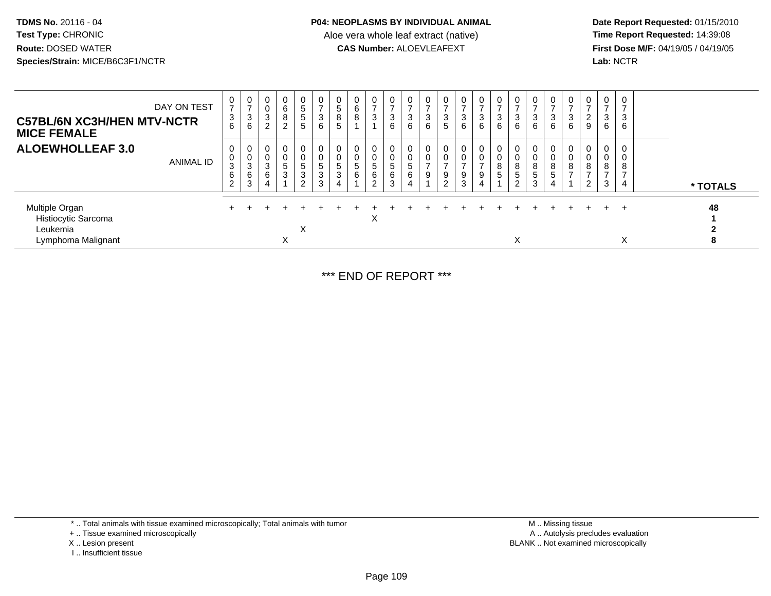**TDMS No.** 20116 - 04
**Test Type:** CHRONIC
**Route:** DOSED WATER
**Species/Strain:** MICE/B6C3F1/NCTR

**P04: NEOPLASMS BY INDIVIDUAL ANIMAL**
Aloe vera whole leaf extract (native)
**CAS Number:** ALOEVLEAFEXT

**Date Report Requested:** 01/15/2010
**Time Report Requested:** 14:39:08
**First Dose M/F:** 04/19/05 / 04/19/05
**Lab:** NCTR

| C57BL/6N XC3H/HEN MTV-NCTR MICE FEMALE ALOEWHOLLEAF 3.0 | | | | | | | | | | | | | | | | | | | | | | | | | |
|---|---|---|---|---|---|---|---|---|---|---|---|---|---|---|---|---|---|---|---|---|---|---|---|---|---|
| DAY ON TEST | 0736 | 0736 | 0032 | 0682 | 0555 | 0736 | 0585 | 0681 | 0731 | 0736 | 0736 | 0736 | 0735 | 0736 | 0736 | 0736 | 0736 | 0736 | 0736 | 0736 | 0729 | 0736 | 0736 | |
| ANIMAL ID | 00362 | 00363 | 00364 | 00531 | 00532 | 00533 | 00534 | 00561 | 00562 | 00563 | 00564 | 00791 | 00792 | 00793 | 00794 | 00851 | 00852 | 00853 | 00854 | 00871 | 00872 | 00873 | 00874 | * TOTALS |
| Multiple Organ | + | + | + | + | + | + | + | + | + | + | + | + | + | + | + | + | + | + | + | + | + | + | + | 48 |
| Histiocytic Sarcoma | | | | | | | | | X | | | | | | | | | | | | | | | 1 |
| Leukemia | | | | | X | | | | | | | | | | | | | | | | | | | 2 |
| Lymphoma Malignant | | | | X | | | | | | | | | | | | | X | | | | | | X | 8 |

*** END OF REPORT ***

* .. Total animals with tissue examined microscopically; Total animals with tumor
+ .. Tissue examined microscopically
X .. Lesion present
I .. Insufficient tissue

M .. Missing tissue
A .. Autolysis precludes evaluation
BLANK .. Not examined microscopically